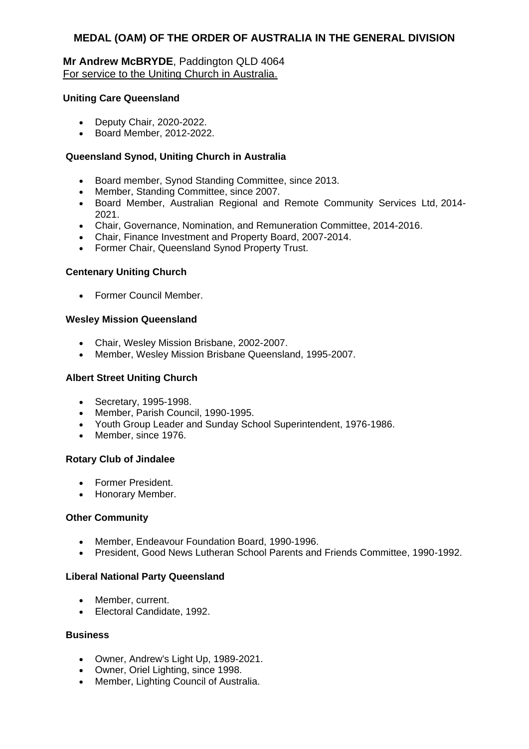# MEDAL (OAM) OF THE ORDER OF AUSTRALIA IN THE GENERAL DIVISION

**Mr Andrew McBRYDE**, Paddington QLD 4064
For service to the Uniting Church in Australia.

### Uniting Care Queensland

- Deputy Chair, 2020-2022.
- Board Member, 2012-2022.

### Queensland Synod, Uniting Church in Australia

- Board member, Synod Standing Committee, since 2013.
- Member, Standing Committee, since 2007.
- Board Member, Australian Regional and Remote Community Services Ltd, 2014-2021.
- Chair, Governance, Nomination, and Remuneration Committee, 2014-2016.
- Chair, Finance Investment and Property Board, 2007-2014.
- Former Chair, Queensland Synod Property Trust.

### Centenary Uniting Church

- Former Council Member.

### Wesley Mission Queensland

- Chair, Wesley Mission Brisbane, 2002-2007.
- Member, Wesley Mission Brisbane Queensland, 1995-2007.

### Albert Street Uniting Church

- Secretary, 1995-1998.
- Member, Parish Council, 1990-1995.
- Youth Group Leader and Sunday School Superintendent, 1976-1986.
- Member, since 1976.

### Rotary Club of Jindalee

- Former President.
- Honorary Member.

### Other Community

- Member, Endeavour Foundation Board, 1990-1996.
- President, Good News Lutheran School Parents and Friends Committee, 1990-1992.

### Liberal National Party Queensland

- Member, current.
- Electoral Candidate, 1992.

### Business

- Owner, Andrew's Light Up, 1989-2021.
- Owner, Oriel Lighting, since 1998.
- Member, Lighting Council of Australia.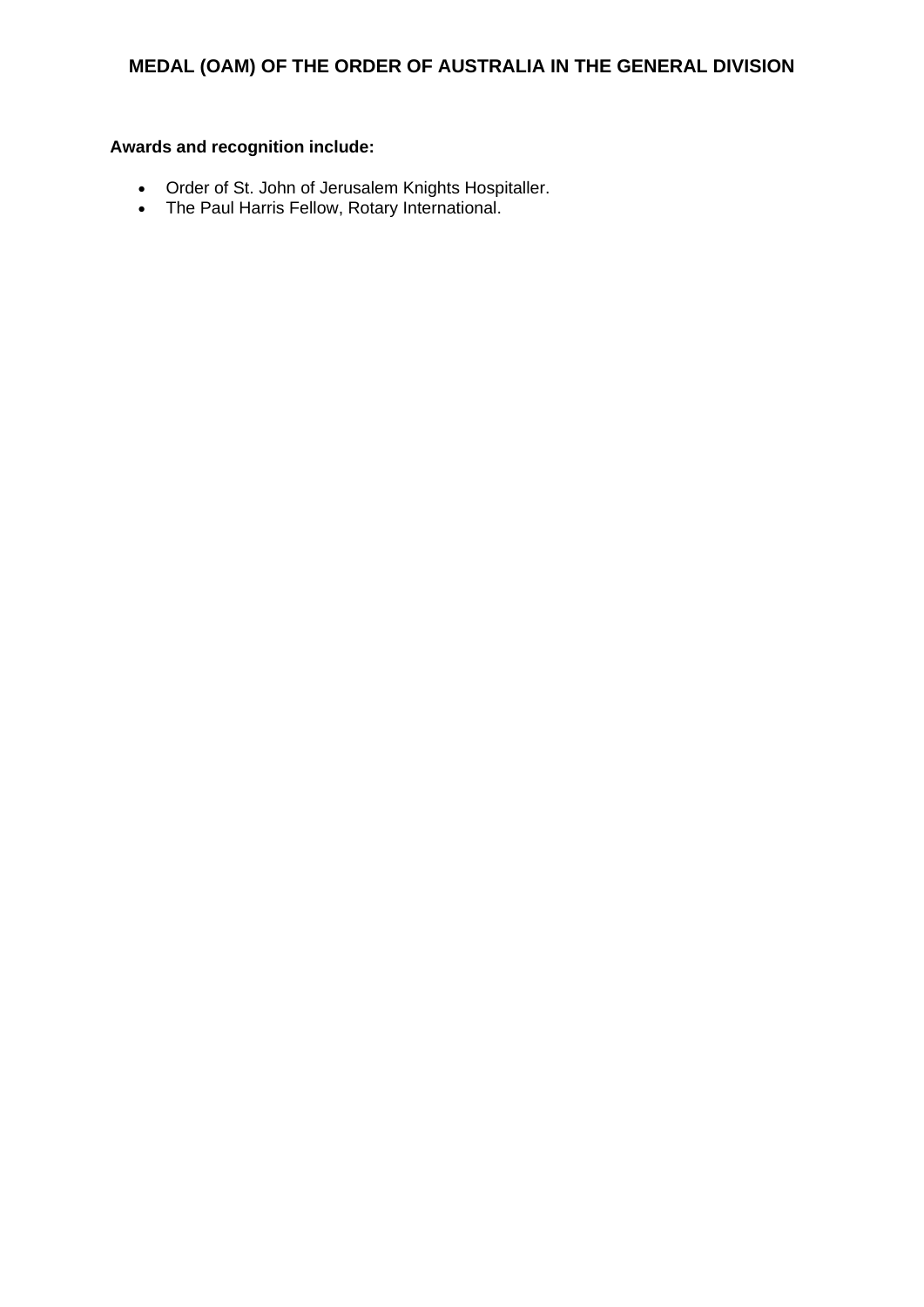## MEDAL (OAM) OF THE ORDER OF AUSTRALIA IN THE GENERAL DIVISION

**Awards and recognition include:**

- Order of St. John of Jerusalem Knights Hospitaller.
- The Paul Harris Fellow, Rotary International.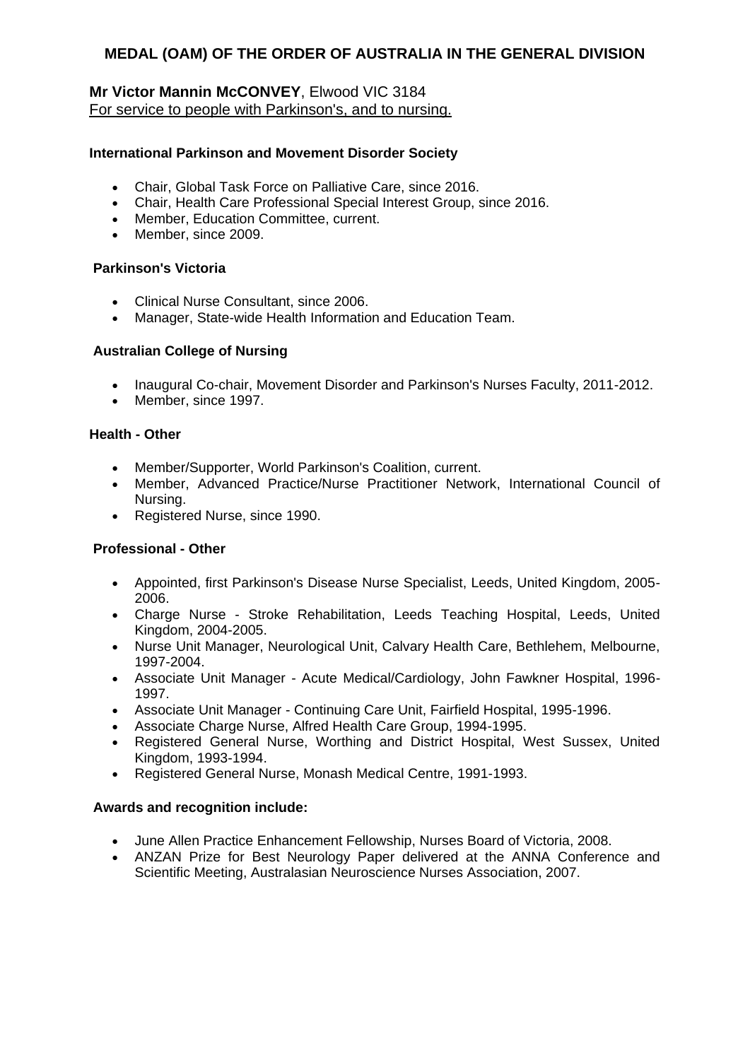## MEDAL (OAM) OF THE ORDER OF AUSTRALIA IN THE GENERAL DIVISION

**Mr Victor Mannin McCONVEY**, Elwood VIC 3184
For service to people with Parkinson's, and to nursing.

**International Parkinson and Movement Disorder Society**

- Chair, Global Task Force on Palliative Care, since 2016.
- Chair, Health Care Professional Special Interest Group, since 2016.
- Member, Education Committee, current.
- Member, since 2009.

**Parkinson's Victoria**

- Clinical Nurse Consultant, since 2006.
- Manager, State-wide Health Information and Education Team.

**Australian College of Nursing**

- Inaugural Co-chair, Movement Disorder and Parkinson's Nurses Faculty, 2011-2012.
- Member, since 1997.

**Health - Other**

- Member/Supporter, World Parkinson's Coalition, current.
- Member, Advanced Practice/Nurse Practitioner Network, International Council of Nursing.
- Registered Nurse, since 1990.

**Professional - Other**

- Appointed, first Parkinson's Disease Nurse Specialist, Leeds, United Kingdom, 2005-2006.
- Charge Nurse - Stroke Rehabilitation, Leeds Teaching Hospital, Leeds, United Kingdom, 2004-2005.
- Nurse Unit Manager, Neurological Unit, Calvary Health Care, Bethlehem, Melbourne, 1997-2004.
- Associate Unit Manager - Acute Medical/Cardiology, John Fawkner Hospital, 1996-1997.
- Associate Unit Manager - Continuing Care Unit, Fairfield Hospital, 1995-1996.
- Associate Charge Nurse, Alfred Health Care Group, 1994-1995.
- Registered General Nurse, Worthing and District Hospital, West Sussex, United Kingdom, 1993-1994.
- Registered General Nurse, Monash Medical Centre, 1991-1993.

**Awards and recognition include:**

- June Allen Practice Enhancement Fellowship, Nurses Board of Victoria, 2008.
- ANZAN Prize for Best Neurology Paper delivered at the ANNA Conference and Scientific Meeting, Australasian Neuroscience Nurses Association, 2007.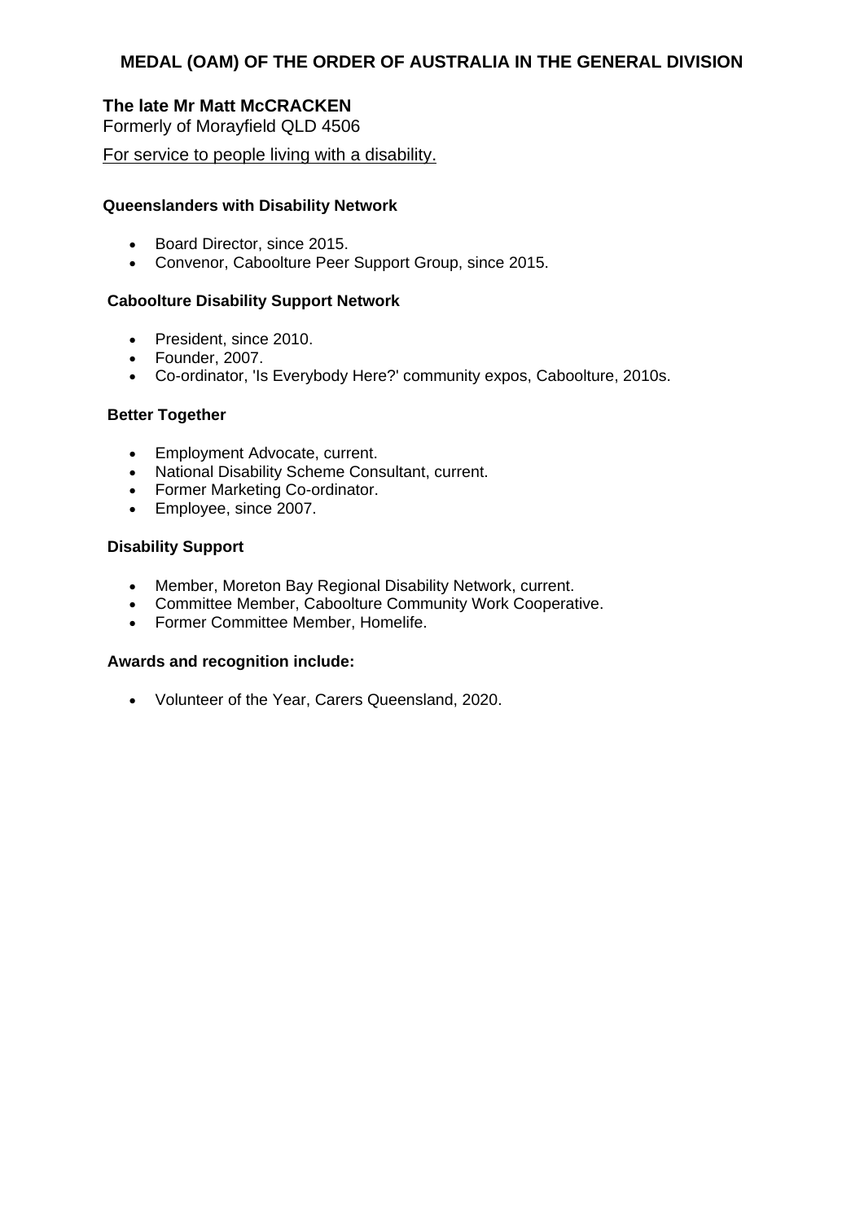## MEDAL (OAM) OF THE ORDER OF AUSTRALIA IN THE GENERAL DIVISION

### The late Mr Matt McCRACKEN

Formerly of Morayfield QLD 4506

For service to people living with a disability.

**Queenslanders with Disability Network**

- Board Director, since 2015.
- Convenor, Caboolture Peer Support Group, since 2015.

**Caboolture Disability Support Network**

- President, since 2010.
- Founder, 2007.
- Co-ordinator, 'Is Everybody Here?' community expos, Caboolture, 2010s.

**Better Together**

- Employment Advocate, current.
- National Disability Scheme Consultant, current.
- Former Marketing Co-ordinator.
- Employee, since 2007.

**Disability Support**

- Member, Moreton Bay Regional Disability Network, current.
- Committee Member, Caboolture Community Work Cooperative.
- Former Committee Member, Homelife.

**Awards and recognition include:**

- Volunteer of the Year, Carers Queensland, 2020.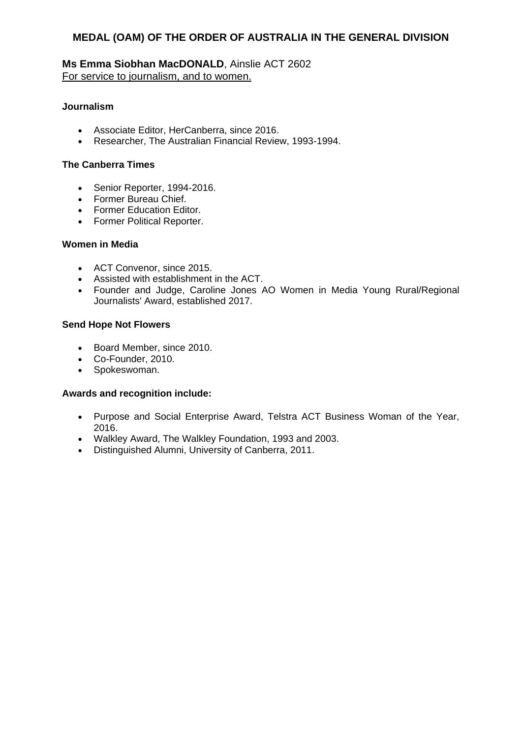## MEDAL (OAM) OF THE ORDER OF AUSTRALIA IN THE GENERAL DIVISION

**Ms Emma Siobhan MacDONALD**, Ainslie ACT 2602
For service to journalism, and to women.

**Journalism**

- Associate Editor, HerCanberra, since 2016.
- Researcher, The Australian Financial Review, 1993-1994.

**The Canberra Times**

- Senior Reporter, 1994-2016.
- Former Bureau Chief.
- Former Education Editor.
- Former Political Reporter.

**Women in Media**

- ACT Convenor, since 2015.
- Assisted with establishment in the ACT.
- Founder and Judge, Caroline Jones AO Women in Media Young Rural/Regional Journalists' Award, established 2017.

**Send Hope Not Flowers**

- Board Member, since 2010.
- Co-Founder, 2010.
- Spokeswoman.

**Awards and recognition include:**

- Purpose and Social Enterprise Award, Telstra ACT Business Woman of the Year, 2016.
- Walkley Award, The Walkley Foundation, 1993 and 2003.
- Distinguished Alumni, University of Canberra, 2011.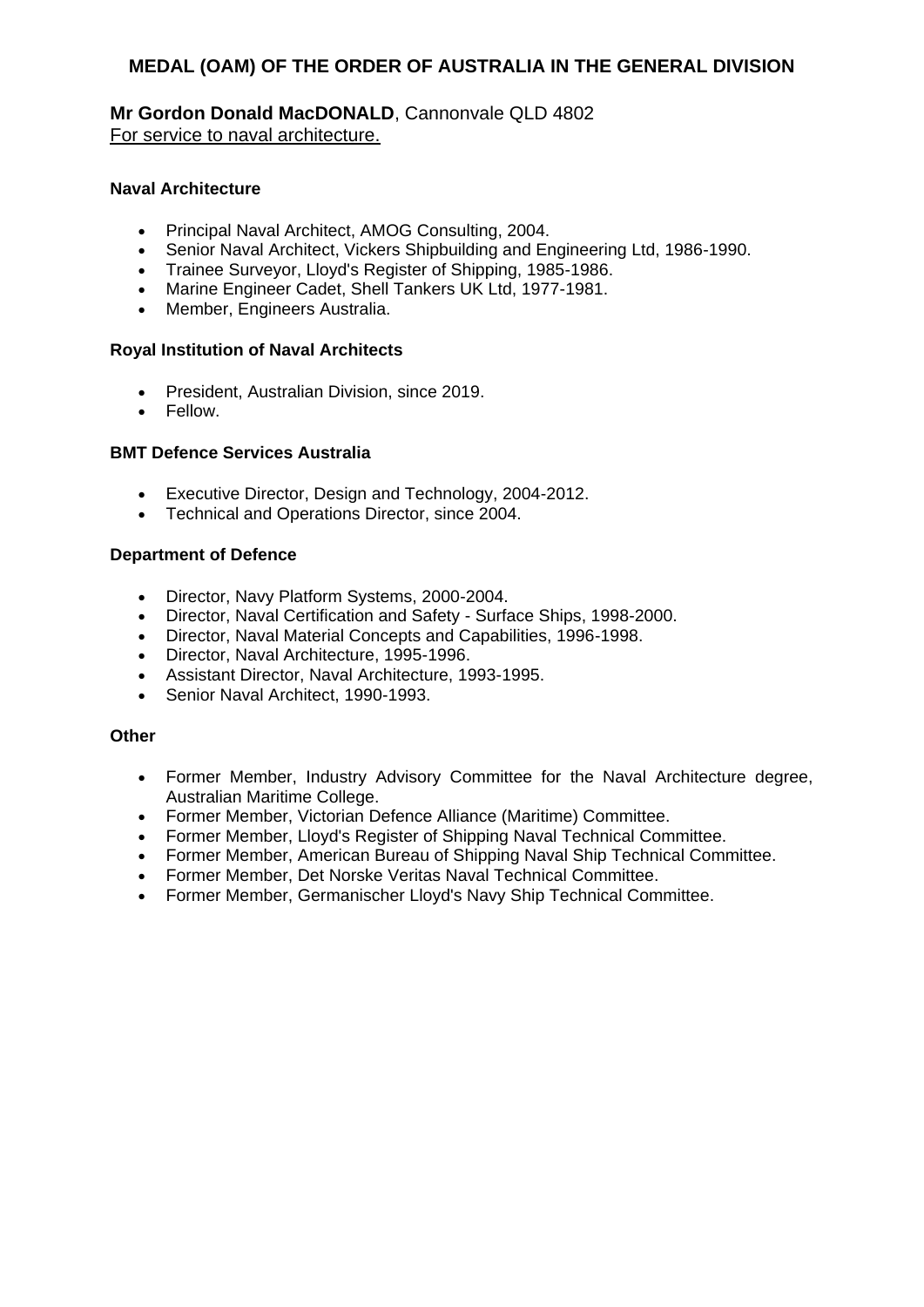## MEDAL (OAM) OF THE ORDER OF AUSTRALIA IN THE GENERAL DIVISION

**Mr Gordon Donald MacDONALD**, Cannonvale QLD 4802
<u>For service to naval architecture.</u>

**Naval Architecture**

- Principal Naval Architect, AMOG Consulting, 2004.
- Senior Naval Architect, Vickers Shipbuilding and Engineering Ltd, 1986-1990.
- Trainee Surveyor, Lloyd's Register of Shipping, 1985-1986.
- Marine Engineer Cadet, Shell Tankers UK Ltd, 1977-1981.
- Member, Engineers Australia.

**Royal Institution of Naval Architects**

- President, Australian Division, since 2019.
- Fellow.

**BMT Defence Services Australia**

- Executive Director, Design and Technology, 2004-2012.
- Technical and Operations Director, since 2004.

**Department of Defence**

- Director, Navy Platform Systems, 2000-2004.
- Director, Naval Certification and Safety - Surface Ships, 1998-2000.
- Director, Naval Material Concepts and Capabilities, 1996-1998.
- Director, Naval Architecture, 1995-1996.
- Assistant Director, Naval Architecture, 1993-1995.
- Senior Naval Architect, 1990-1993.

**Other**

- Former Member, Industry Advisory Committee for the Naval Architecture degree, Australian Maritime College.
- Former Member, Victorian Defence Alliance (Maritime) Committee.
- Former Member, Lloyd's Register of Shipping Naval Technical Committee.
- Former Member, American Bureau of Shipping Naval Ship Technical Committee.
- Former Member, Det Norske Veritas Naval Technical Committee.
- Former Member, Germanischer Lloyd's Navy Ship Technical Committee.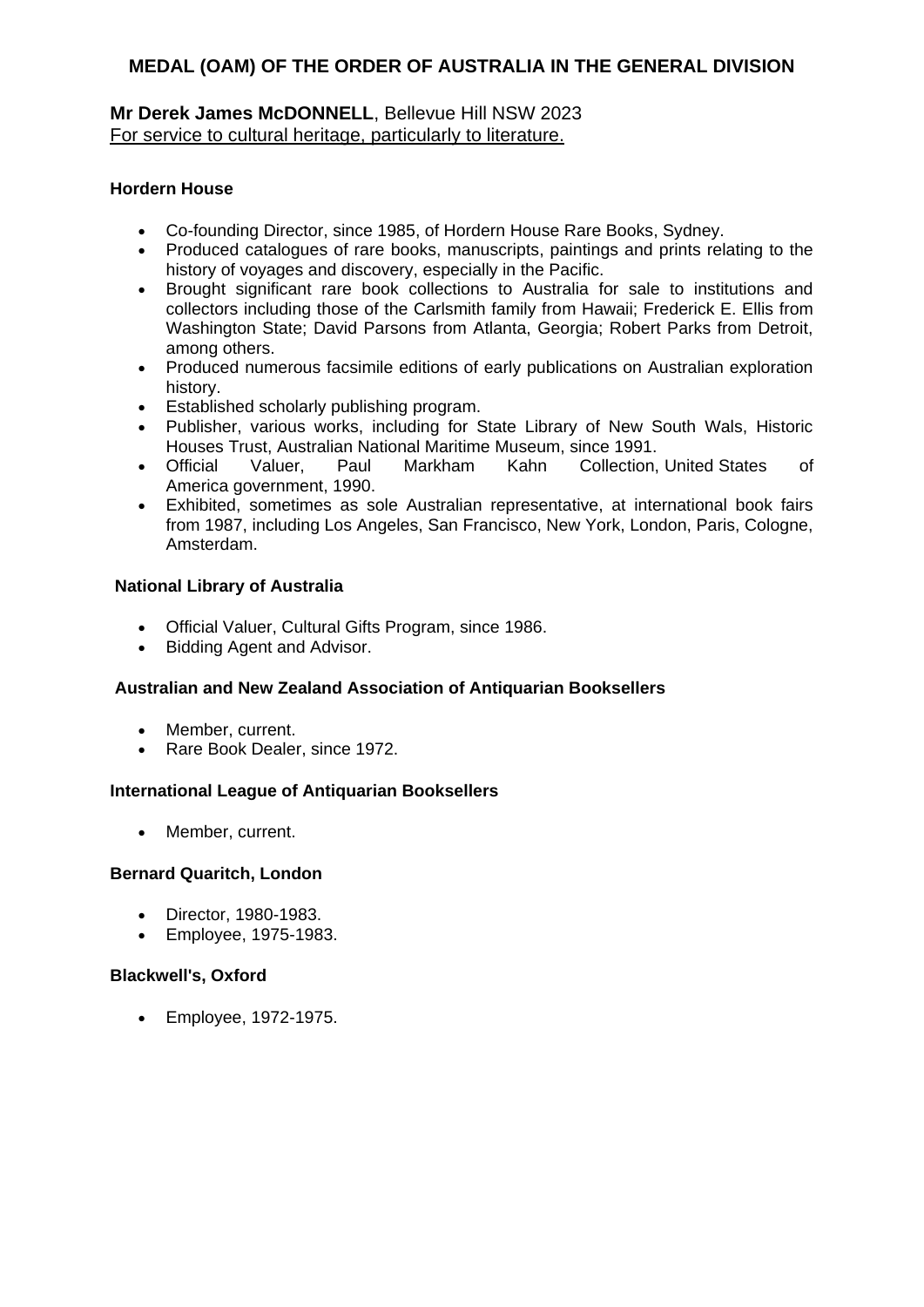## MEDAL (OAM) OF THE ORDER OF AUSTRALIA IN THE GENERAL DIVISION

**Mr Derek James McDONNELL**, Bellevue Hill NSW 2023
For service to cultural heritage, particularly to literature.

**Hordern House**

- Co-founding Director, since 1985, of Hordern House Rare Books, Sydney.
- Produced catalogues of rare books, manuscripts, paintings and prints relating to the history of voyages and discovery, especially in the Pacific.
- Brought significant rare book collections to Australia for sale to institutions and collectors including those of the Carlsmith family from Hawaii; Frederick E. Ellis from Washington State; David Parsons from Atlanta, Georgia; Robert Parks from Detroit, among others.
- Produced numerous facsimile editions of early publications on Australian exploration history.
- Established scholarly publishing program.
- Publisher, various works, including for State Library of New South Wals, Historic Houses Trust, Australian National Maritime Museum, since 1991.
- Official Valuer, Paul Markham Kahn Collection, United States of America government, 1990.
- Exhibited, sometimes as sole Australian representative, at international book fairs from 1987, including Los Angeles, San Francisco, New York, London, Paris, Cologne, Amsterdam.

**National Library of Australia**

- Official Valuer, Cultural Gifts Program, since 1986.
- Bidding Agent and Advisor.

**Australian and New Zealand Association of Antiquarian Booksellers**

- Member, current.
- Rare Book Dealer, since 1972.

**International League of Antiquarian Booksellers**

- Member, current.

**Bernard Quaritch, London**

- Director, 1980-1983.
- Employee, 1975-1983.

**Blackwell's, Oxford**

- Employee, 1972-1975.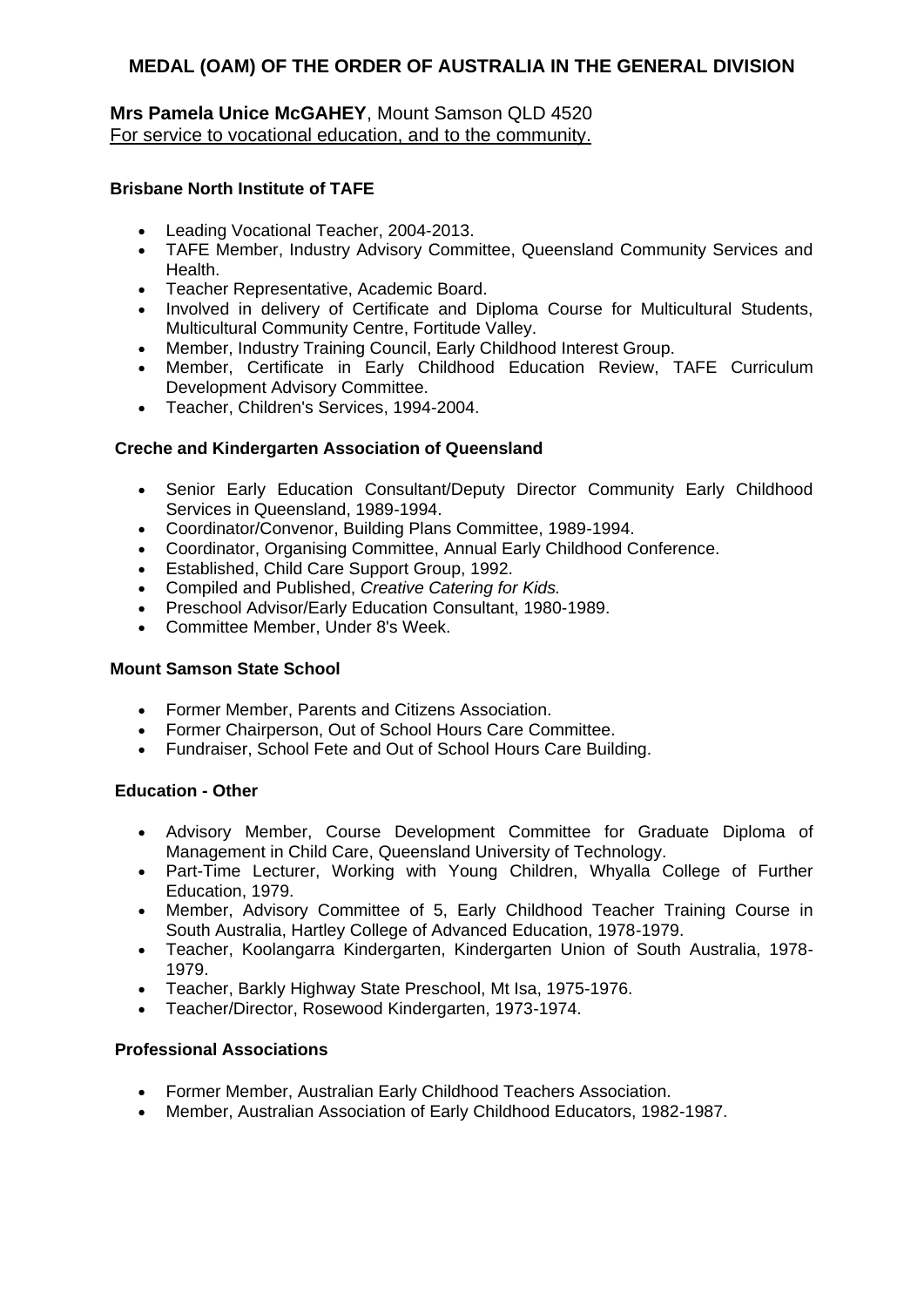## MEDAL (OAM) OF THE ORDER OF AUSTRALIA IN THE GENERAL DIVISION

**Mrs Pamela Unice McGAHEY**, Mount Samson QLD 4520
For service to vocational education, and to the community.

**Brisbane North Institute of TAFE**

- Leading Vocational Teacher, 2004-2013.
- TAFE Member, Industry Advisory Committee, Queensland Community Services and Health.
- Teacher Representative, Academic Board.
- Involved in delivery of Certificate and Diploma Course for Multicultural Students, Multicultural Community Centre, Fortitude Valley.
- Member, Industry Training Council, Early Childhood Interest Group.
- Member, Certificate in Early Childhood Education Review, TAFE Curriculum Development Advisory Committee.
- Teacher, Children's Services, 1994-2004.

**Creche and Kindergarten Association of Queensland**

- Senior Early Education Consultant/Deputy Director Community Early Childhood Services in Queensland, 1989-1994.
- Coordinator/Convenor, Building Plans Committee, 1989-1994.
- Coordinator, Organising Committee, Annual Early Childhood Conference.
- Established, Child Care Support Group, 1992.
- Compiled and Published, *Creative Catering for Kids.*
- Preschool Advisor/Early Education Consultant, 1980-1989.
- Committee Member, Under 8's Week.

**Mount Samson State School**

- Former Member, Parents and Citizens Association.
- Former Chairperson, Out of School Hours Care Committee.
- Fundraiser, School Fete and Out of School Hours Care Building.

**Education - Other**

- Advisory Member, Course Development Committee for Graduate Diploma of Management in Child Care, Queensland University of Technology.
- Part-Time Lecturer, Working with Young Children, Whyalla College of Further Education, 1979.
- Member, Advisory Committee of 5, Early Childhood Teacher Training Course in South Australia, Hartley College of Advanced Education, 1978-1979.
- Teacher, Koolangarra Kindergarten, Kindergarten Union of South Australia, 1978-1979.
- Teacher, Barkly Highway State Preschool, Mt Isa, 1975-1976.
- Teacher/Director, Rosewood Kindergarten, 1973-1974.

**Professional Associations**

- Former Member, Australian Early Childhood Teachers Association.
- Member, Australian Association of Early Childhood Educators, 1982-1987.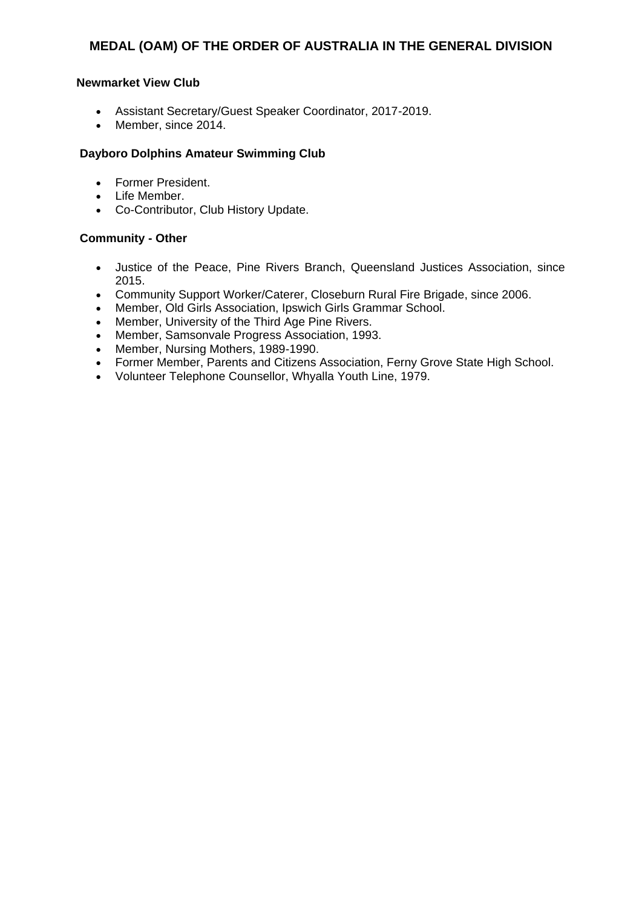# MEDAL (OAM) OF THE ORDER OF AUSTRALIA IN THE GENERAL DIVISION

**Newmarket View Club**

- Assistant Secretary/Guest Speaker Coordinator, 2017-2019.
- Member, since 2014.

**Dayboro Dolphins Amateur Swimming Club**

- Former President.
- Life Member.
- Co-Contributor, Club History Update.

**Community - Other**

- Justice of the Peace, Pine Rivers Branch, Queensland Justices Association, since 2015.
- Community Support Worker/Caterer, Closeburn Rural Fire Brigade, since 2006.
- Member, Old Girls Association, Ipswich Girls Grammar School.
- Member, University of the Third Age Pine Rivers.
- Member, Samsonvale Progress Association, 1993.
- Member, Nursing Mothers, 1989-1990.
- Former Member, Parents and Citizens Association, Ferny Grove State High School.
- Volunteer Telephone Counsellor, Whyalla Youth Line, 1979.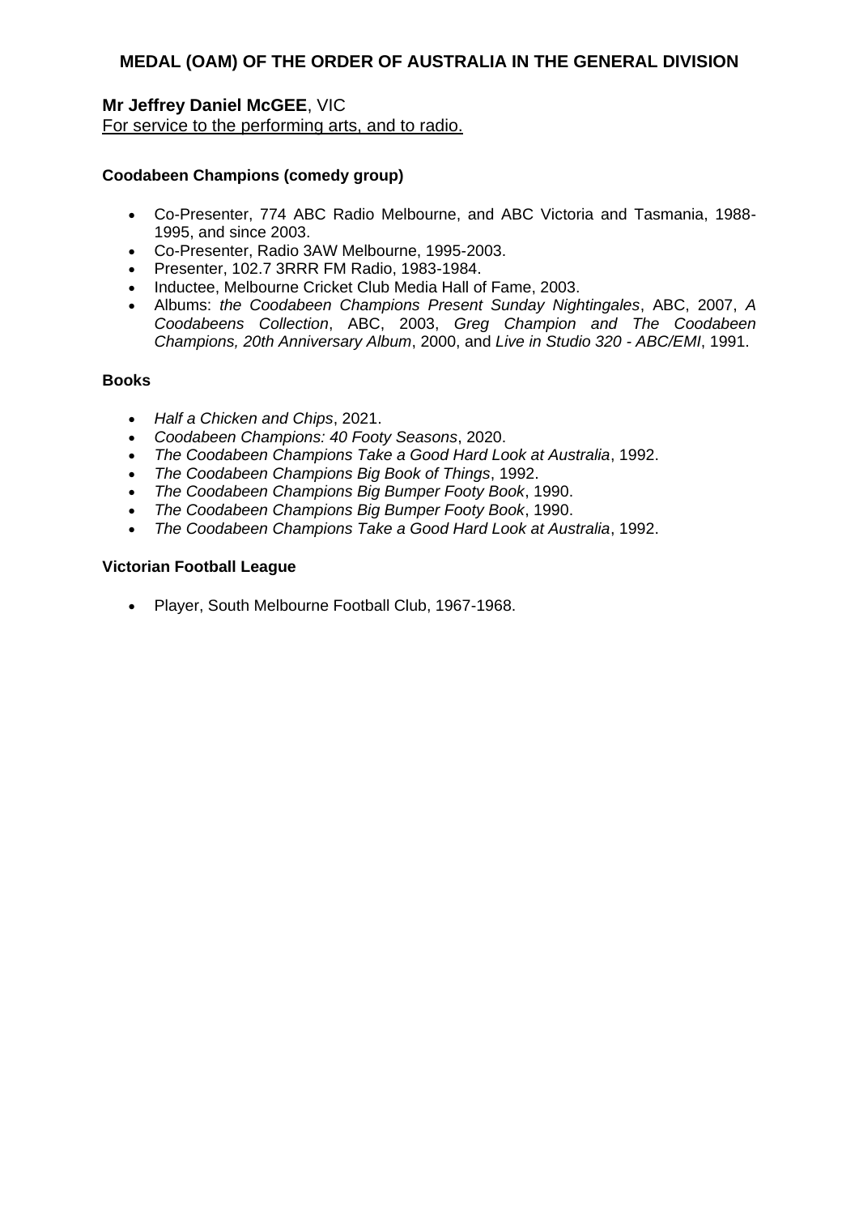## MEDAL (OAM) OF THE ORDER OF AUSTRALIA IN THE GENERAL DIVISION

**Mr Jeffrey Daniel McGEE**, VIC
For service to the performing arts, and to radio.

**Coodabeen Champions (comedy group)**

- Co-Presenter, 774 ABC Radio Melbourne, and ABC Victoria and Tasmania, 1988-1995, and since 2003.
- Co-Presenter, Radio 3AW Melbourne, 1995-2003.
- Presenter, 102.7 3RRR FM Radio, 1983-1984.
- Inductee, Melbourne Cricket Club Media Hall of Fame, 2003.
- Albums: *the Coodabeen Champions Present Sunday Nightingales*, ABC, 2007, *A Coodabeens Collection*, ABC, 2003, *Greg Champion and The Coodabeen Champions, 20th Anniversary Album*, 2000, and *Live in Studio 320 - ABC/EMI*, 1991.

**Books**

- *Half a Chicken and Chips*, 2021.
- *Coodabeen Champions: 40 Footy Seasons*, 2020.
- *The Coodabeen Champions Take a Good Hard Look at Australia*, 1992.
- *The Coodabeen Champions Big Book of Things*, 1992.
- *The Coodabeen Champions Big Bumper Footy Book*, 1990.
- *The Coodabeen Champions Big Bumper Footy Book*, 1990.
- *The Coodabeen Champions Take a Good Hard Look at Australia*, 1992.

**Victorian Football League**

- Player, South Melbourne Football Club, 1967-1968.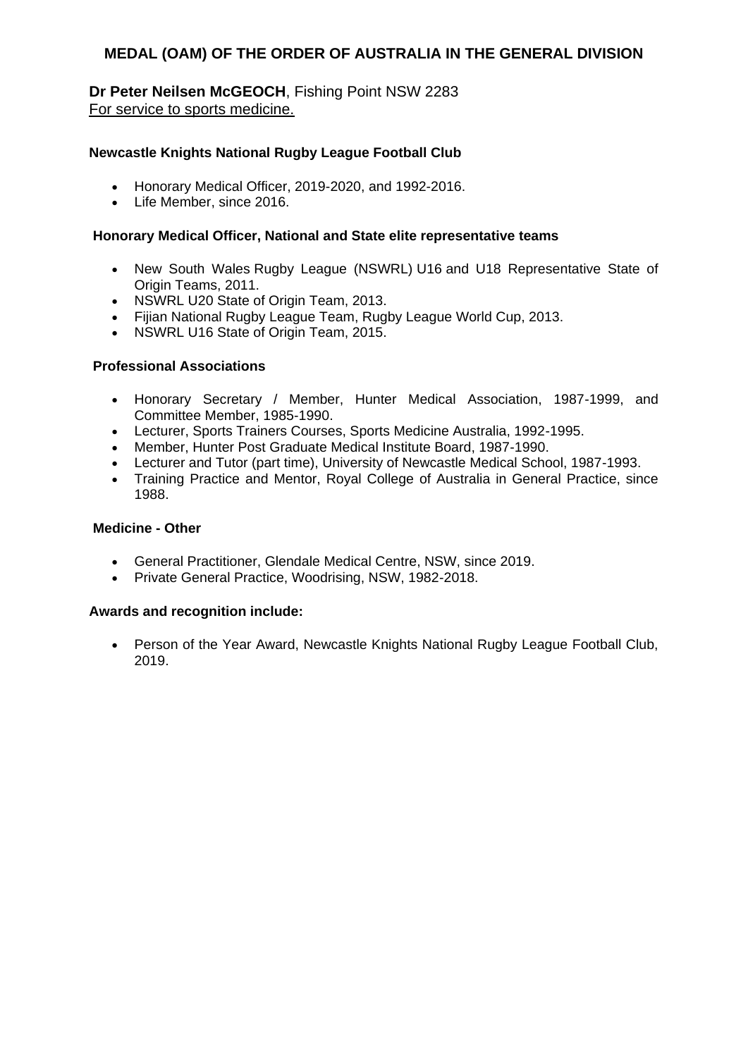## MEDAL (OAM) OF THE ORDER OF AUSTRALIA IN THE GENERAL DIVISION

**Dr Peter Neilsen McGEOCH**, Fishing Point NSW 2283
For service to sports medicine.

**Newcastle Knights National Rugby League Football Club**

- Honorary Medical Officer, 2019-2020, and 1992-2016.
- Life Member, since 2016.

**Honorary Medical Officer, National and State elite representative teams**

- New South Wales Rugby League (NSWRL) U16 and U18 Representative State of Origin Teams, 2011.
- NSWRL U20 State of Origin Team, 2013.
- Fijian National Rugby League Team, Rugby League World Cup, 2013.
- NSWRL U16 State of Origin Team, 2015.

**Professional Associations**

- Honorary Secretary / Member, Hunter Medical Association, 1987-1999, and Committee Member, 1985-1990.
- Lecturer, Sports Trainers Courses, Sports Medicine Australia, 1992-1995.
- Member, Hunter Post Graduate Medical Institute Board, 1987-1990.
- Lecturer and Tutor (part time), University of Newcastle Medical School, 1987-1993.
- Training Practice and Mentor, Royal College of Australia in General Practice, since 1988.

**Medicine - Other**

- General Practitioner, Glendale Medical Centre, NSW, since 2019.
- Private General Practice, Woodrising, NSW, 1982-2018.

**Awards and recognition include:**

- Person of the Year Award, Newcastle Knights National Rugby League Football Club, 2019.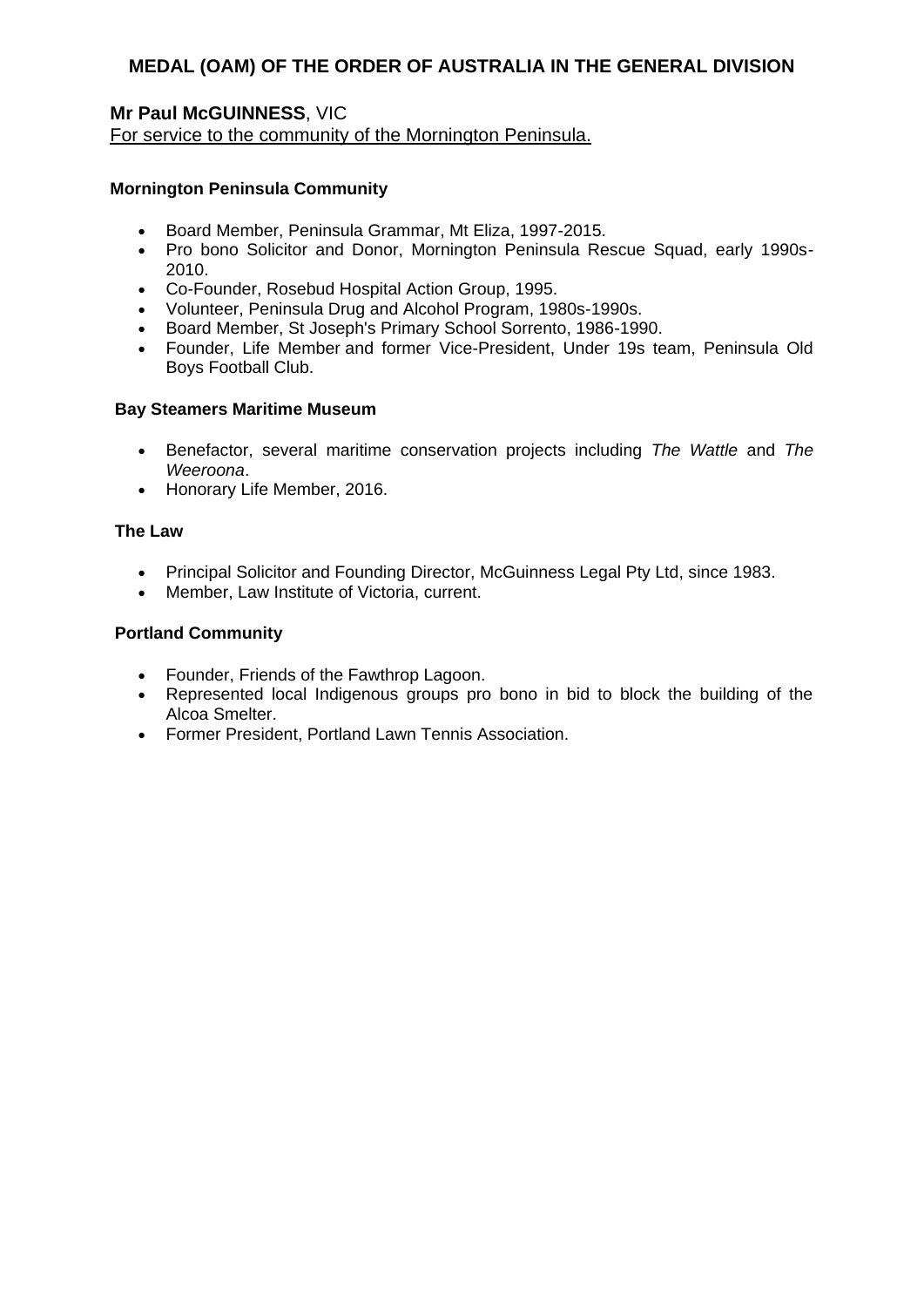## MEDAL (OAM) OF THE ORDER OF AUSTRALIA IN THE GENERAL DIVISION

**Mr Paul McGUINNESS**, VIC
For service to the community of the Mornington Peninsula.

**Mornington Peninsula Community**

- Board Member, Peninsula Grammar, Mt Eliza, 1997-2015.
- Pro bono Solicitor and Donor, Mornington Peninsula Rescue Squad, early 1990s-2010.
- Co-Founder, Rosebud Hospital Action Group, 1995.
- Volunteer, Peninsula Drug and Alcohol Program, 1980s-1990s.
- Board Member, St Joseph's Primary School Sorrento, 1986-1990.
- Founder, Life Member and former Vice-President, Under 19s team, Peninsula Old Boys Football Club.

**Bay Steamers Maritime Museum**

- Benefactor, several maritime conservation projects including *The Wattle* and *The Weeroona*.
- Honorary Life Member, 2016.

**The Law**

- Principal Solicitor and Founding Director, McGuinness Legal Pty Ltd, since 1983.
- Member, Law Institute of Victoria, current.

**Portland Community**

- Founder, Friends of the Fawthrop Lagoon.
- Represented local Indigenous groups pro bono in bid to block the building of the Alcoa Smelter.
- Former President, Portland Lawn Tennis Association.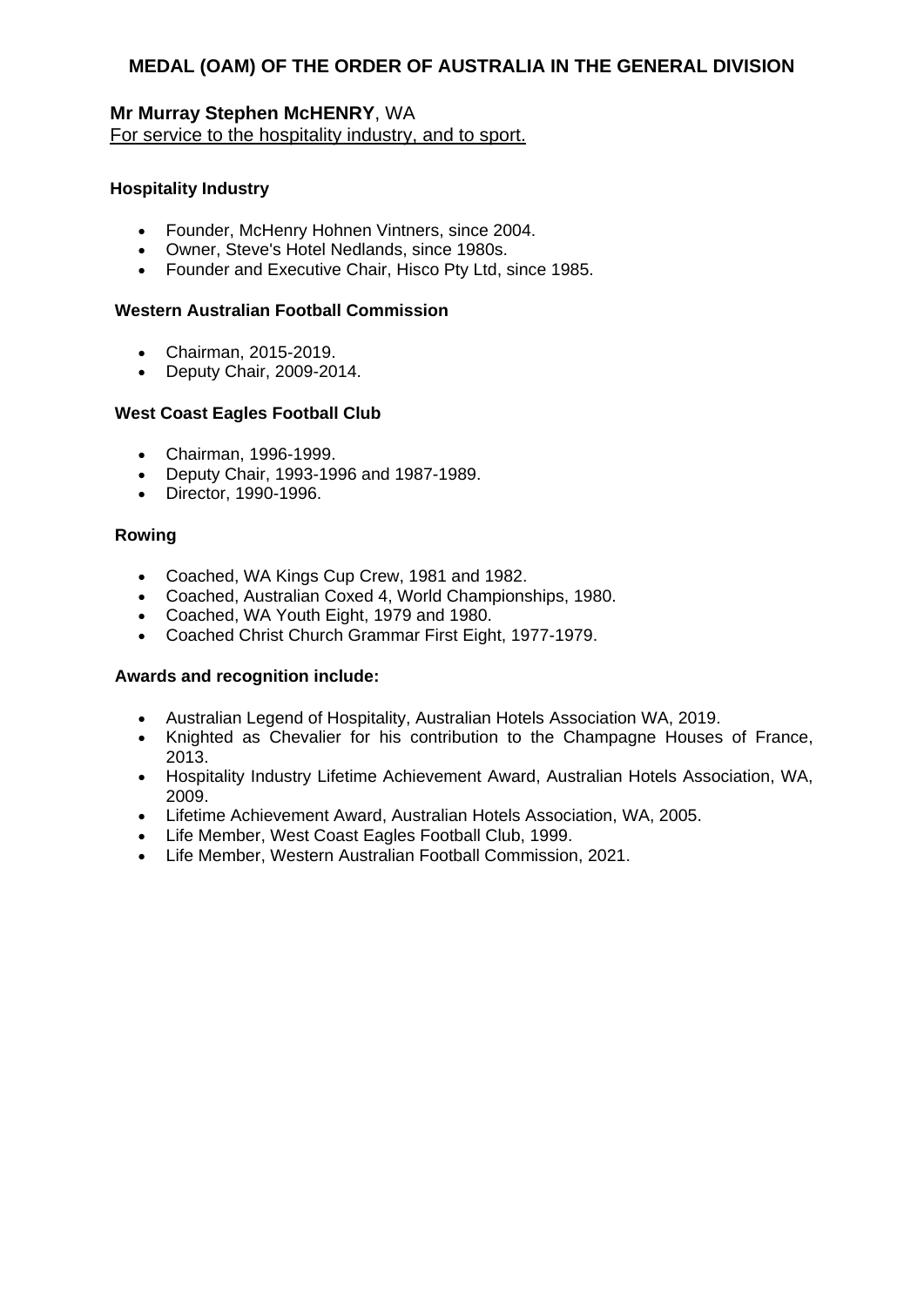## MEDAL (OAM) OF THE ORDER OF AUSTRALIA IN THE GENERAL DIVISION

**Mr Murray Stephen McHENRY**, WA
For service to the hospitality industry, and to sport.

**Hospitality Industry**

- Founder, McHenry Hohnen Vintners, since 2004.
- Owner, Steve's Hotel Nedlands, since 1980s.
- Founder and Executive Chair, Hisco Pty Ltd, since 1985.

**Western Australian Football Commission**

- Chairman, 2015-2019.
- Deputy Chair, 2009-2014.

**West Coast Eagles Football Club**

- Chairman, 1996-1999.
- Deputy Chair, 1993-1996 and 1987-1989.
- Director, 1990-1996.

**Rowing**

- Coached, WA Kings Cup Crew, 1981 and 1982.
- Coached, Australian Coxed 4, World Championships, 1980.
- Coached, WA Youth Eight, 1979 and 1980.
- Coached Christ Church Grammar First Eight, 1977-1979.

**Awards and recognition include:**

- Australian Legend of Hospitality, Australian Hotels Association WA, 2019.
- Knighted as Chevalier for his contribution to the Champagne Houses of France, 2013.
- Hospitality Industry Lifetime Achievement Award, Australian Hotels Association, WA, 2009.
- Lifetime Achievement Award, Australian Hotels Association, WA, 2005.
- Life Member, West Coast Eagles Football Club, 1999.
- Life Member, Western Australian Football Commission, 2021.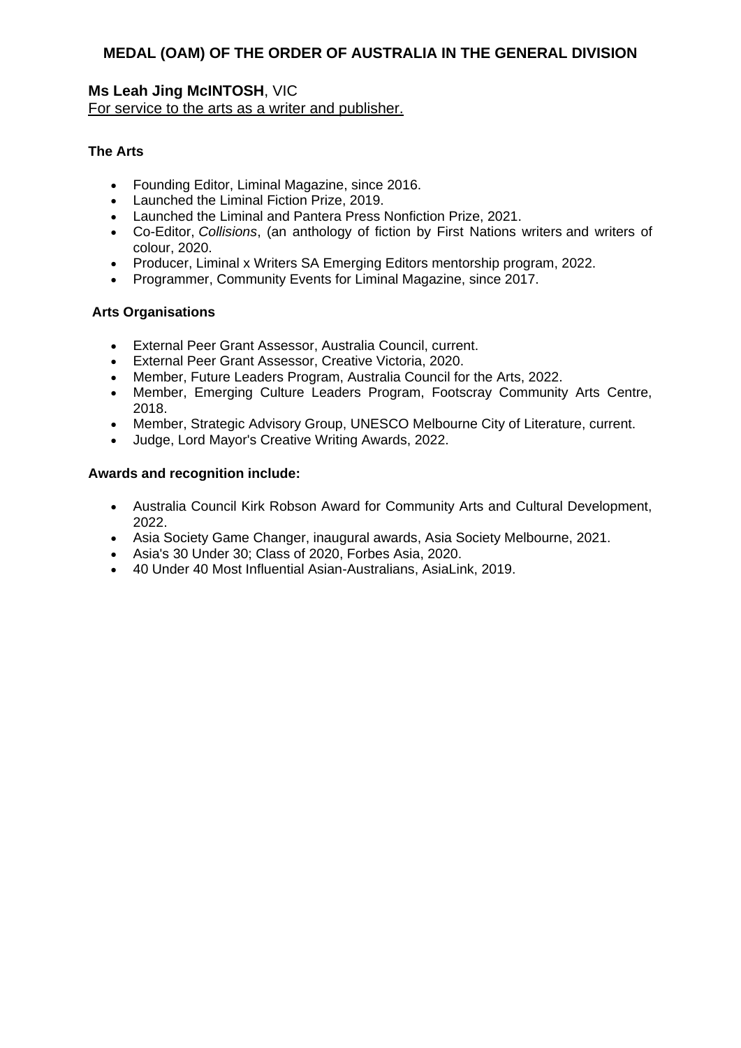## MEDAL (OAM) OF THE ORDER OF AUSTRALIA IN THE GENERAL DIVISION

**Ms Leah Jing McINTOSH**, VIC
For service to the arts as a writer and publisher.

**The Arts**

- Founding Editor, Liminal Magazine, since 2016.
- Launched the Liminal Fiction Prize, 2019.
- Launched the Liminal and Pantera Press Nonfiction Prize, 2021.
- Co-Editor, *Collisions*, (an anthology of fiction by First Nations writers and writers of colour, 2020.
- Producer, Liminal x Writers SA Emerging Editors mentorship program, 2022.
- Programmer, Community Events for Liminal Magazine, since 2017.

**Arts Organisations**

- External Peer Grant Assessor, Australia Council, current.
- External Peer Grant Assessor, Creative Victoria, 2020.
- Member, Future Leaders Program, Australia Council for the Arts, 2022.
- Member, Emerging Culture Leaders Program, Footscray Community Arts Centre, 2018.
- Member, Strategic Advisory Group, UNESCO Melbourne City of Literature, current.
- Judge, Lord Mayor's Creative Writing Awards, 2022.

**Awards and recognition include:**

- Australia Council Kirk Robson Award for Community Arts and Cultural Development, 2022.
- Asia Society Game Changer, inaugural awards, Asia Society Melbourne, 2021.
- Asia's 30 Under 30; Class of 2020, Forbes Asia, 2020.
- 40 Under 40 Most Influential Asian-Australians, AsiaLink, 2019.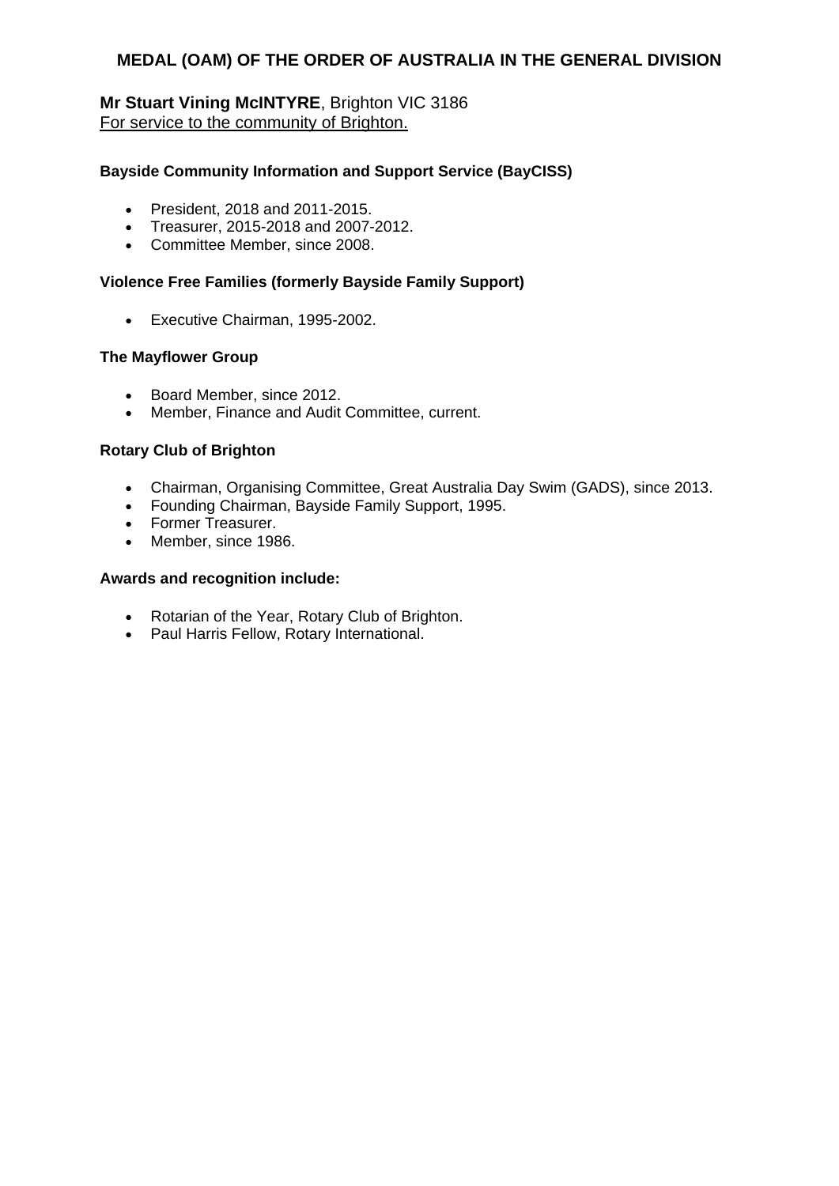## MEDAL (OAM) OF THE ORDER OF AUSTRALIA IN THE GENERAL DIVISION

**Mr Stuart Vining McINTYRE**, Brighton VIC 3186
For service to the community of Brighton.

**Bayside Community Information and Support Service (BayCISS)**

- President, 2018 and 2011-2015.
- Treasurer, 2015-2018 and 2007-2012.
- Committee Member, since 2008.

**Violence Free Families (formerly Bayside Family Support)**

- Executive Chairman, 1995-2002.

**The Mayflower Group**

- Board Member, since 2012.
- Member, Finance and Audit Committee, current.

**Rotary Club of Brighton**

- Chairman, Organising Committee, Great Australia Day Swim (GADS), since 2013.
- Founding Chairman, Bayside Family Support, 1995.
- Former Treasurer.
- Member, since 1986.

**Awards and recognition include:**

- Rotarian of the Year, Rotary Club of Brighton.
- Paul Harris Fellow, Rotary International.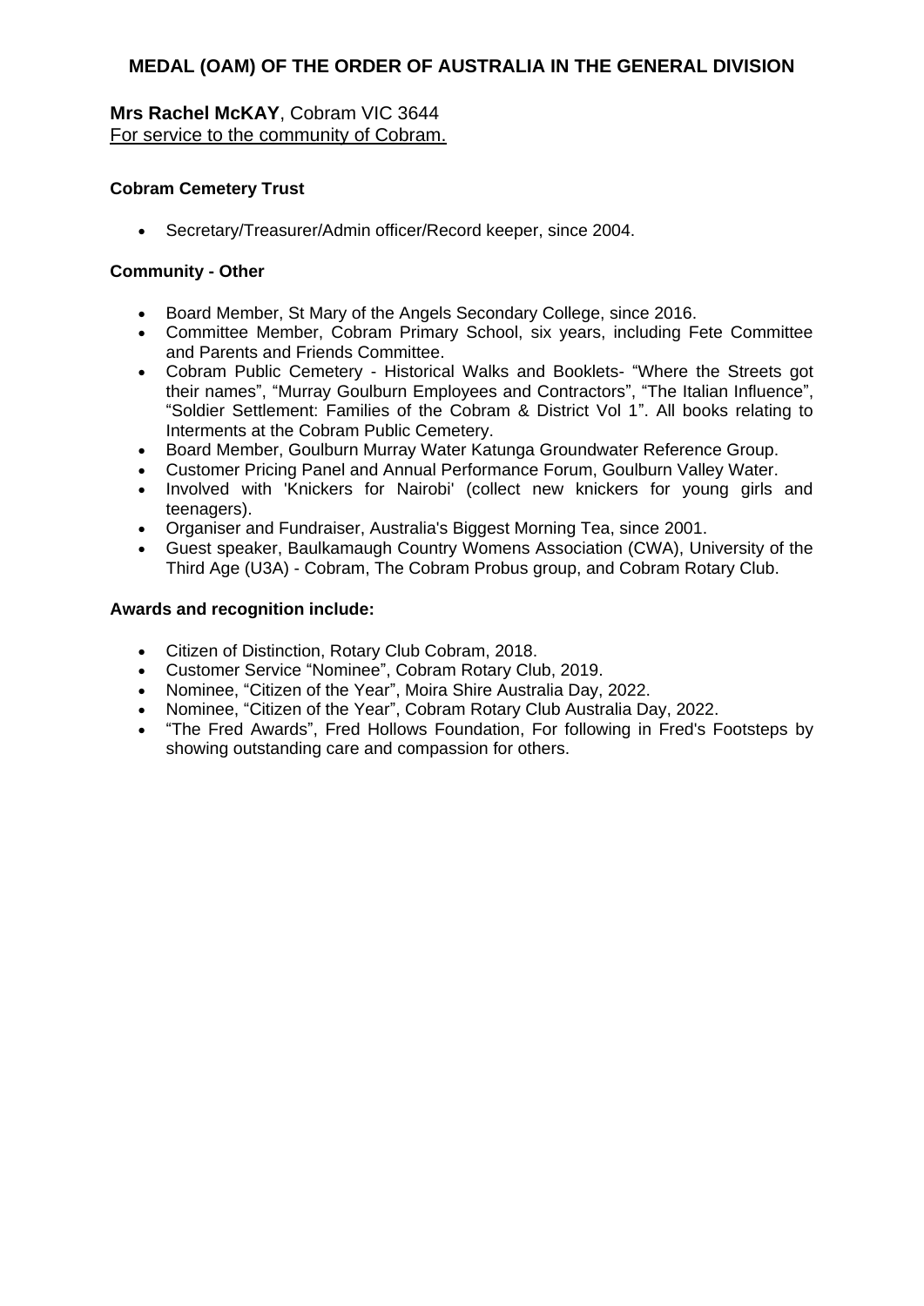## MEDAL (OAM) OF THE ORDER OF AUSTRALIA IN THE GENERAL DIVISION

**Mrs Rachel McKAY**, Cobram VIC 3644
For service to the community of Cobram.

**Cobram Cemetery Trust**

- Secretary/Treasurer/Admin officer/Record keeper, since 2004.

**Community - Other**

- Board Member, St Mary of the Angels Secondary College, since 2016.
- Committee Member, Cobram Primary School, six years, including Fete Committee and Parents and Friends Committee.
- Cobram Public Cemetery - Historical Walks and Booklets- "Where the Streets got their names", "Murray Goulburn Employees and Contractors", "The Italian Influence", "Soldier Settlement: Families of the Cobram & District Vol 1". All books relating to Interments at the Cobram Public Cemetery.
- Board Member, Goulburn Murray Water Katunga Groundwater Reference Group.
- Customer Pricing Panel and Annual Performance Forum, Goulburn Valley Water.
- Involved with 'Knickers for Nairobi' (collect new knickers for young girls and teenagers).
- Organiser and Fundraiser, Australia's Biggest Morning Tea, since 2001.
- Guest speaker, Baulkamaugh Country Womens Association (CWA), University of the Third Age (U3A) - Cobram, The Cobram Probus group, and Cobram Rotary Club.

**Awards and recognition include:**

- Citizen of Distinction, Rotary Club Cobram, 2018.
- Customer Service "Nominee", Cobram Rotary Club, 2019.
- Nominee, "Citizen of the Year", Moira Shire Australia Day, 2022.
- Nominee, "Citizen of the Year", Cobram Rotary Club Australia Day, 2022.
- "The Fred Awards", Fred Hollows Foundation, For following in Fred's Footsteps by showing outstanding care and compassion for others.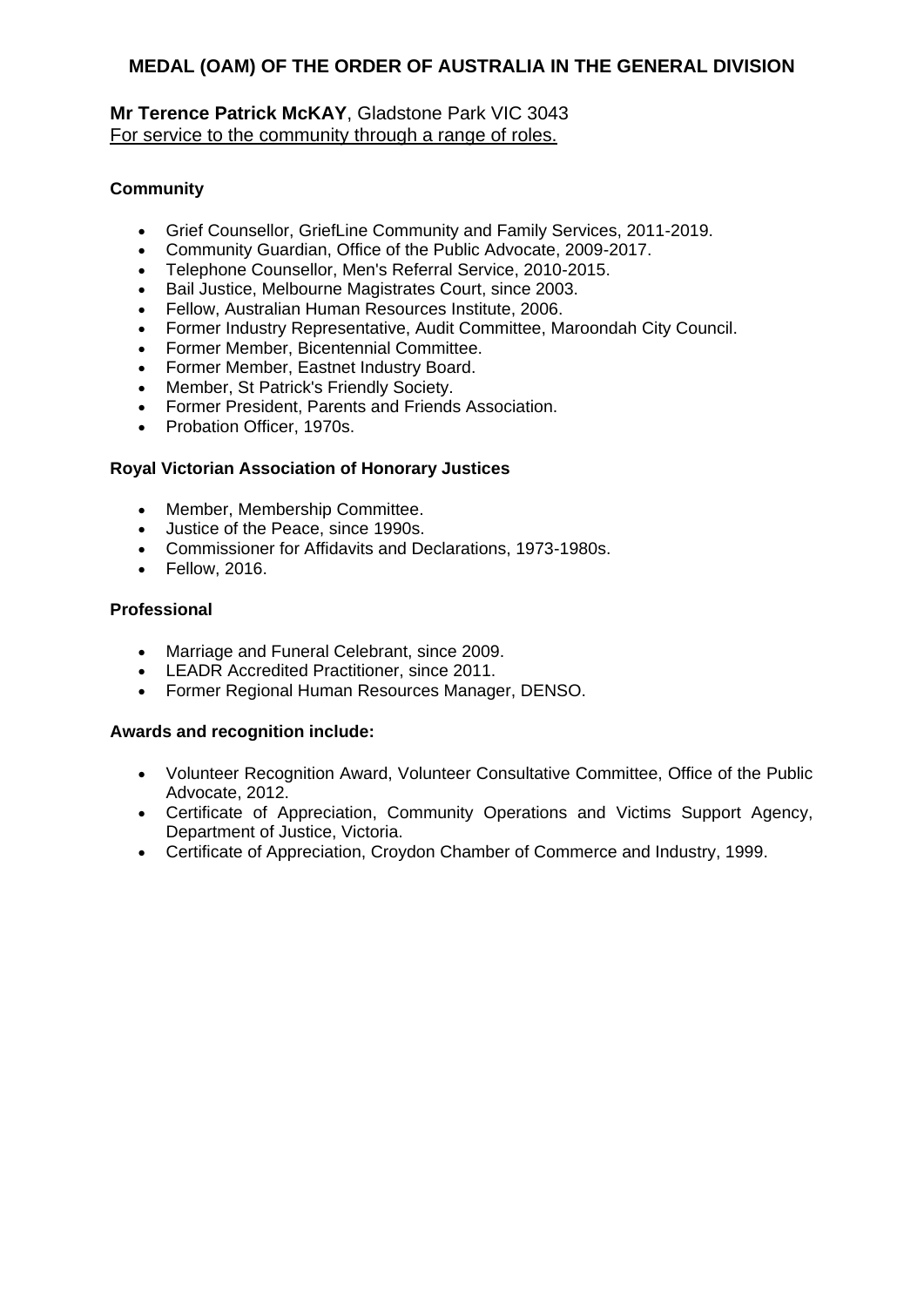## MEDAL (OAM) OF THE ORDER OF AUSTRALIA IN THE GENERAL DIVISION

**Mr Terence Patrick McKAY**, Gladstone Park VIC 3043
For service to the community through a range of roles.

**Community**

- Grief Counsellor, GriefLine Community and Family Services, 2011-2019.
- Community Guardian, Office of the Public Advocate, 2009-2017.
- Telephone Counsellor, Men's Referral Service, 2010-2015.
- Bail Justice, Melbourne Magistrates Court, since 2003.
- Fellow, Australian Human Resources Institute, 2006.
- Former Industry Representative, Audit Committee, Maroondah City Council.
- Former Member, Bicentennial Committee.
- Former Member, Eastnet Industry Board.
- Member, St Patrick's Friendly Society.
- Former President, Parents and Friends Association.
- Probation Officer, 1970s.

**Royal Victorian Association of Honorary Justices**

- Member, Membership Committee.
- Justice of the Peace, since 1990s.
- Commissioner for Affidavits and Declarations, 1973-1980s.
- Fellow, 2016.

**Professional**

- Marriage and Funeral Celebrant, since 2009.
- LEADR Accredited Practitioner, since 2011.
- Former Regional Human Resources Manager, DENSO.

**Awards and recognition include:**

- Volunteer Recognition Award, Volunteer Consultative Committee, Office of the Public Advocate, 2012.
- Certificate of Appreciation, Community Operations and Victims Support Agency, Department of Justice, Victoria.
- Certificate of Appreciation, Croydon Chamber of Commerce and Industry, 1999.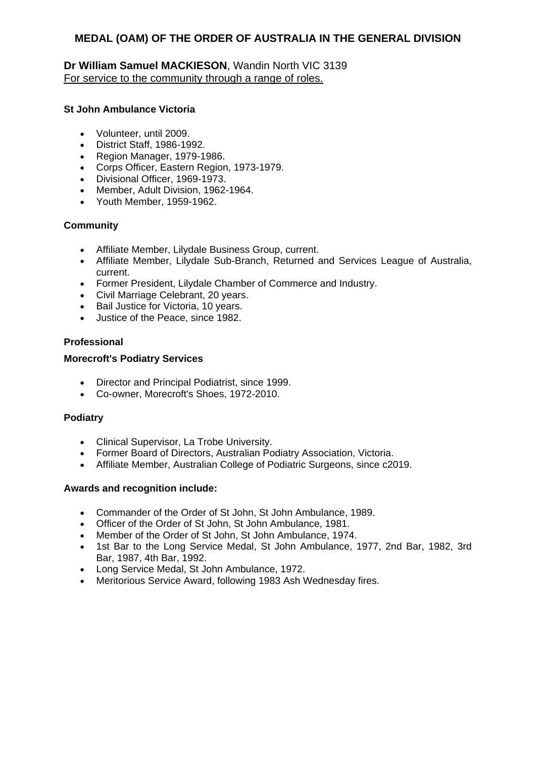## MEDAL (OAM) OF THE ORDER OF AUSTRALIA IN THE GENERAL DIVISION

**Dr William Samuel MACKIESON**, Wandin North VIC 3139
For service to the community through a range of roles.

**St John Ambulance Victoria**

- Volunteer, until 2009.
- District Staff, 1986-1992.
- Region Manager, 1979-1986.
- Corps Officer, Eastern Region, 1973-1979.
- Divisional Officer, 1969-1973.
- Member, Adult Division, 1962-1964.
- Youth Member, 1959-1962.

**Community**

- Affiliate Member, Lilydale Business Group, current.
- Affiliate Member, Lilydale Sub-Branch, Returned and Services League of Australia, current.
- Former President, Lilydale Chamber of Commerce and Industry.
- Civil Marriage Celebrant, 20 years.
- Bail Justice for Victoria, 10 years.
- Justice of the Peace, since 1982.

**Professional**

**Morecroft's Podiatry Services**

- Director and Principal Podiatrist, since 1999.
- Co-owner, Morecroft's Shoes, 1972-2010.

**Podiatry**

- Clinical Supervisor, La Trobe University.
- Former Board of Directors, Australian Podiatry Association, Victoria.
- Affiliate Member, Australian College of Podiatric Surgeons, since c2019.

**Awards and recognition include:**

- Commander of the Order of St John, St John Ambulance, 1989.
- Officer of the Order of St John, St John Ambulance, 1981.
- Member of the Order of St John, St John Ambulance, 1974.
- 1st Bar to the Long Service Medal, St John Ambulance, 1977, 2nd Bar, 1982, 3rd Bar, 1987, 4th Bar, 1992.
- Long Service Medal, St John Ambulance, 1972.
- Meritorious Service Award, following 1983 Ash Wednesday fires.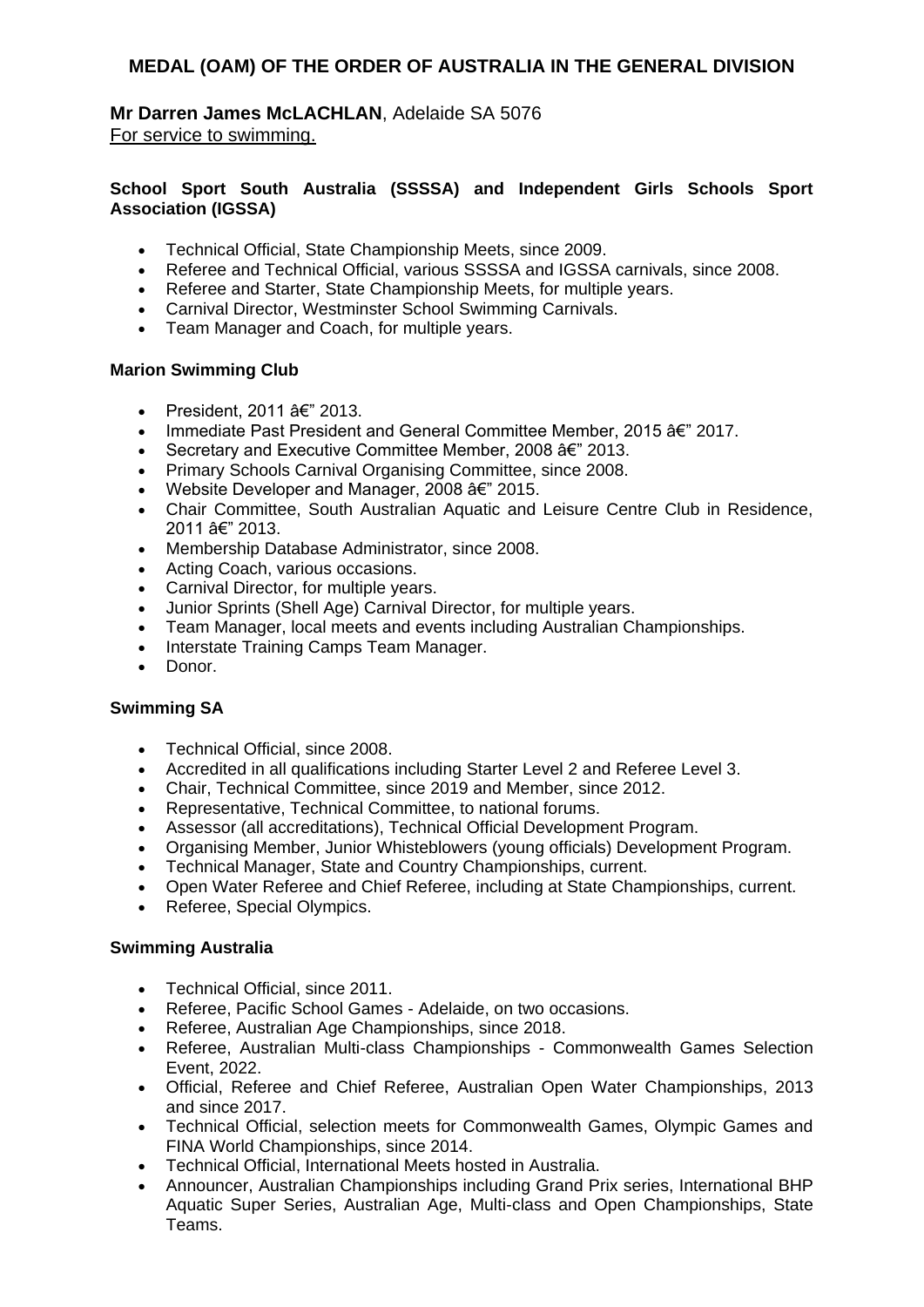## MEDAL (OAM) OF THE ORDER OF AUSTRALIA IN THE GENERAL DIVISION

**Mr Darren James McLACHLAN**, Adelaide SA 5076
For service to swimming.

**School Sport South Australia (SSSSA) and Independent Girls Schools Sport Association (IGSSA)**

- Technical Official, State Championship Meets, since 2009.
- Referee and Technical Official, various SSSSA and IGSSA carnivals, since 2008.
- Referee and Starter, State Championship Meets, for multiple years.
- Carnival Director, Westminster School Swimming Carnivals.
- Team Manager and Coach, for multiple years.

**Marion Swimming Club**

- President, 2011 â€” 2013.
- Immediate Past President and General Committee Member, 2015 â€” 2017.
- Secretary and Executive Committee Member, 2008 â€” 2013.
- Primary Schools Carnival Organising Committee, since 2008.
- Website Developer and Manager, 2008 â€” 2015.
- Chair Committee, South Australian Aquatic and Leisure Centre Club in Residence, 2011 â€” 2013.
- Membership Database Administrator, since 2008.
- Acting Coach, various occasions.
- Carnival Director, for multiple years.
- Junior Sprints (Shell Age) Carnival Director, for multiple years.
- Team Manager, local meets and events including Australian Championships.
- Interstate Training Camps Team Manager.
- Donor.

**Swimming SA**

- Technical Official, since 2008.
- Accredited in all qualifications including Starter Level 2 and Referee Level 3.
- Chair, Technical Committee, since 2019 and Member, since 2012.
- Representative, Technical Committee, to national forums.
- Assessor (all accreditations), Technical Official Development Program.
- Organising Member, Junior Whisteblowers (young officials) Development Program.
- Technical Manager, State and Country Championships, current.
- Open Water Referee and Chief Referee, including at State Championships, current.
- Referee, Special Olympics.

**Swimming Australia**

- Technical Official, since 2011.
- Referee, Pacific School Games - Adelaide, on two occasions.
- Referee, Australian Age Championships, since 2018.
- Referee, Australian Multi-class Championships - Commonwealth Games Selection Event, 2022.
- Official, Referee and Chief Referee, Australian Open Water Championships, 2013 and since 2017.
- Technical Official, selection meets for Commonwealth Games, Olympic Games and FINA World Championships, since 2014.
- Technical Official, International Meets hosted in Australia.
- Announcer, Australian Championships including Grand Prix series, International BHP Aquatic Super Series, Australian Age, Multi-class and Open Championships, State Teams.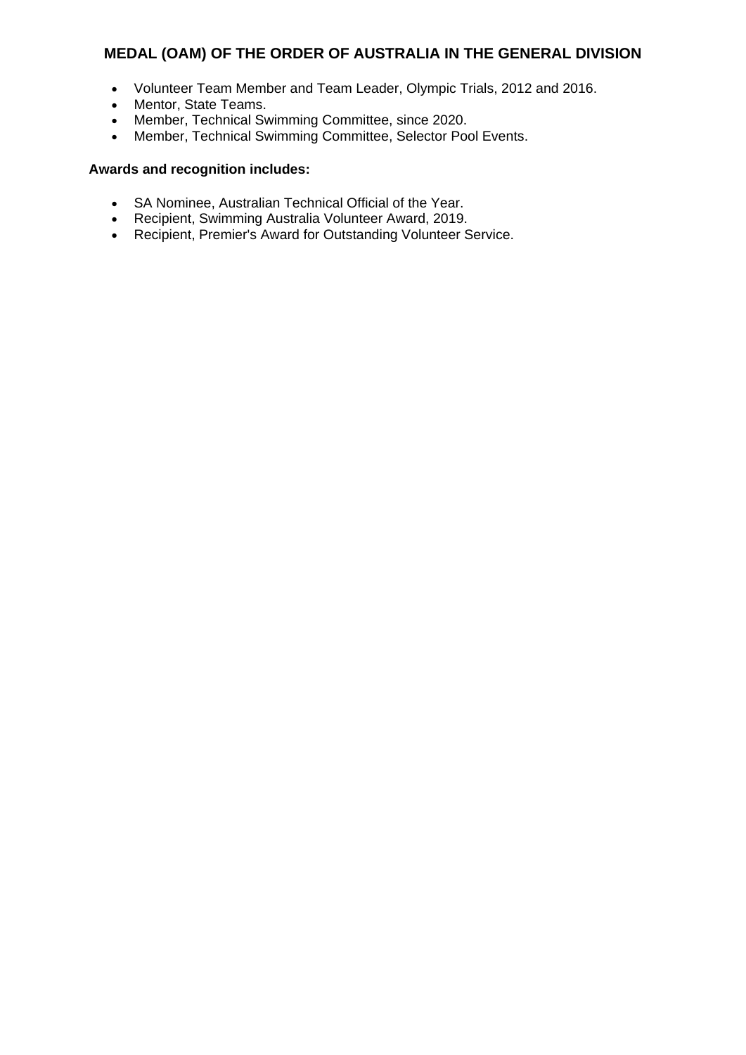## MEDAL (OAM) OF THE ORDER OF AUSTRALIA IN THE GENERAL DIVISION

- Volunteer Team Member and Team Leader, Olympic Trials, 2012 and 2016.
- Mentor, State Teams.
- Member, Technical Swimming Committee, since 2020.
- Member, Technical Swimming Committee, Selector Pool Events.

**Awards and recognition includes:**

- SA Nominee, Australian Technical Official of the Year.
- Recipient, Swimming Australia Volunteer Award, 2019.
- Recipient, Premier's Award for Outstanding Volunteer Service.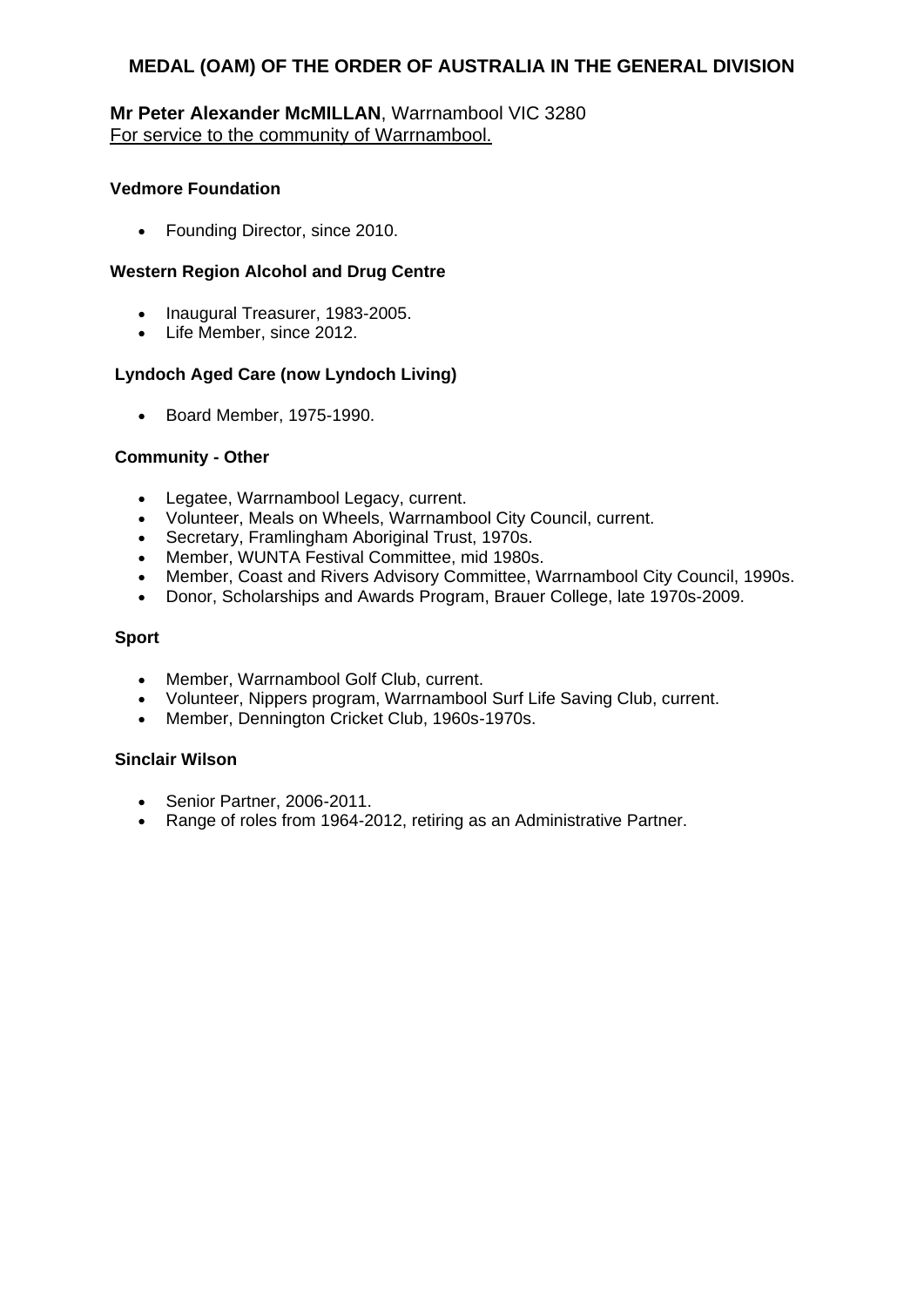## MEDAL (OAM) OF THE ORDER OF AUSTRALIA IN THE GENERAL DIVISION

**Mr Peter Alexander McMILLAN**, Warrnambool VIC 3280
For service to the community of Warrnambool.

**Vedmore Foundation**

- Founding Director, since 2010.

**Western Region Alcohol and Drug Centre**

- Inaugural Treasurer, 1983-2005.
- Life Member, since 2012.

**Lyndoch Aged Care (now Lyndoch Living)**

- Board Member, 1975-1990.

**Community - Other**

- Legatee, Warrnambool Legacy, current.
- Volunteer, Meals on Wheels, Warrnambool City Council, current.
- Secretary, Framlingham Aboriginal Trust, 1970s.
- Member, WUNTA Festival Committee, mid 1980s.
- Member, Coast and Rivers Advisory Committee, Warrnambool City Council, 1990s.
- Donor, Scholarships and Awards Program, Brauer College, late 1970s-2009.

**Sport**

- Member, Warrnambool Golf Club, current.
- Volunteer, Nippers program, Warrnambool Surf Life Saving Club, current.
- Member, Dennington Cricket Club, 1960s-1970s.

**Sinclair Wilson**

- Senior Partner, 2006-2011.
- Range of roles from 1964-2012, retiring as an Administrative Partner.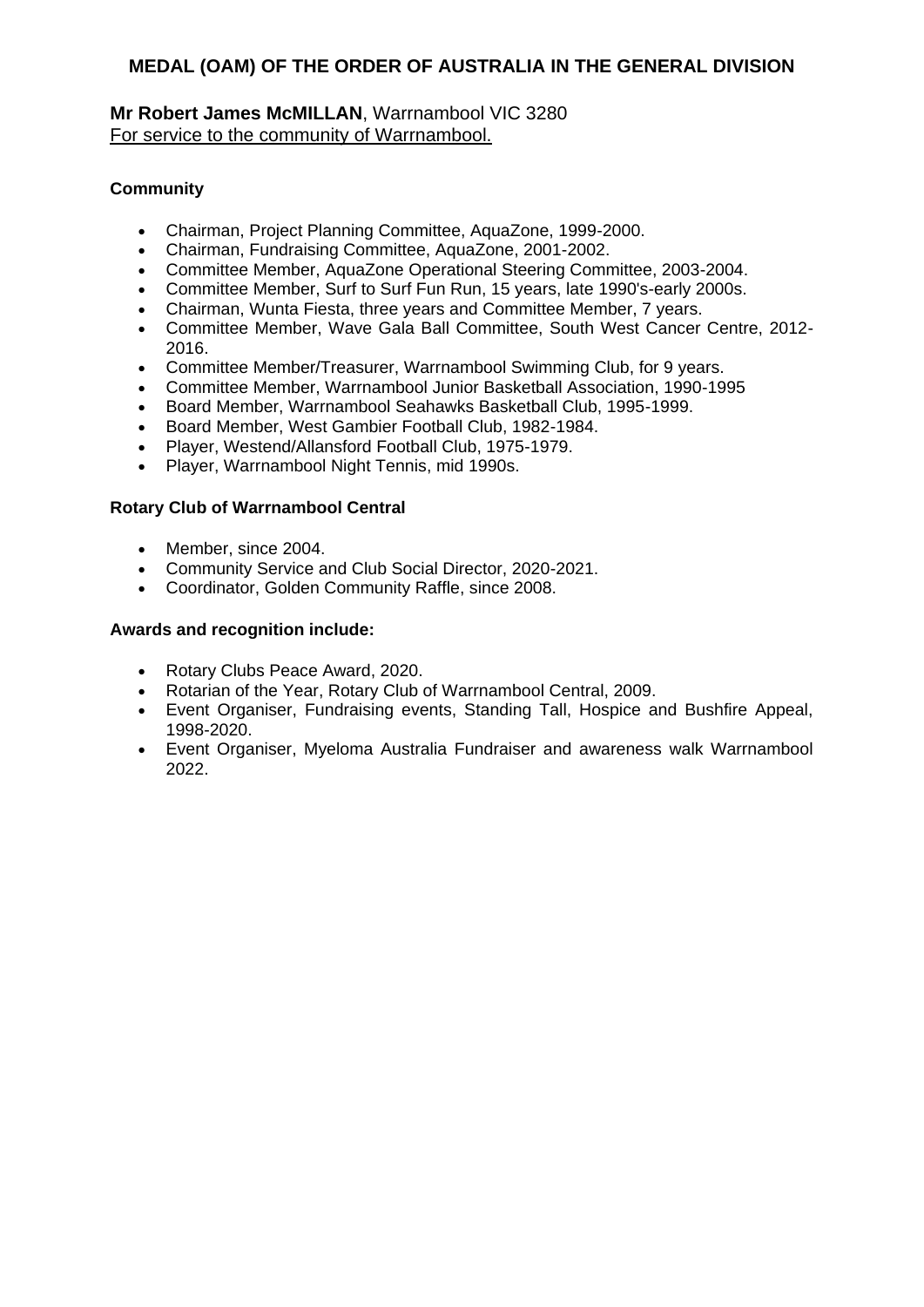## MEDAL (OAM) OF THE ORDER OF AUSTRALIA IN THE GENERAL DIVISION

**Mr Robert James McMILLAN**, Warrnambool VIC 3280
For service to the community of Warrnambool.

**Community**

- Chairman, Project Planning Committee, AquaZone, 1999-2000.
- Chairman, Fundraising Committee, AquaZone, 2001-2002.
- Committee Member, AquaZone Operational Steering Committee, 2003-2004.
- Committee Member, Surf to Surf Fun Run, 15 years, late 1990's-early 2000s.
- Chairman, Wunta Fiesta, three years and Committee Member, 7 years.
- Committee Member, Wave Gala Ball Committee, South West Cancer Centre, 2012-2016.
- Committee Member/Treasurer, Warrnambool Swimming Club, for 9 years.
- Committee Member, Warrnambool Junior Basketball Association, 1990-1995
- Board Member, Warrnambool Seahawks Basketball Club, 1995-1999.
- Board Member, West Gambier Football Club, 1982-1984.
- Player, Westend/Allansford Football Club, 1975-1979.
- Player, Warrnambool Night Tennis, mid 1990s.

**Rotary Club of Warrnambool Central**

- Member, since 2004.
- Community Service and Club Social Director, 2020-2021.
- Coordinator, Golden Community Raffle, since 2008.

**Awards and recognition include:**

- Rotary Clubs Peace Award, 2020.
- Rotarian of the Year, Rotary Club of Warrnambool Central, 2009.
- Event Organiser, Fundraising events, Standing Tall, Hospice and Bushfire Appeal, 1998-2020.
- Event Organiser, Myeloma Australia Fundraiser and awareness walk Warrnambool 2022.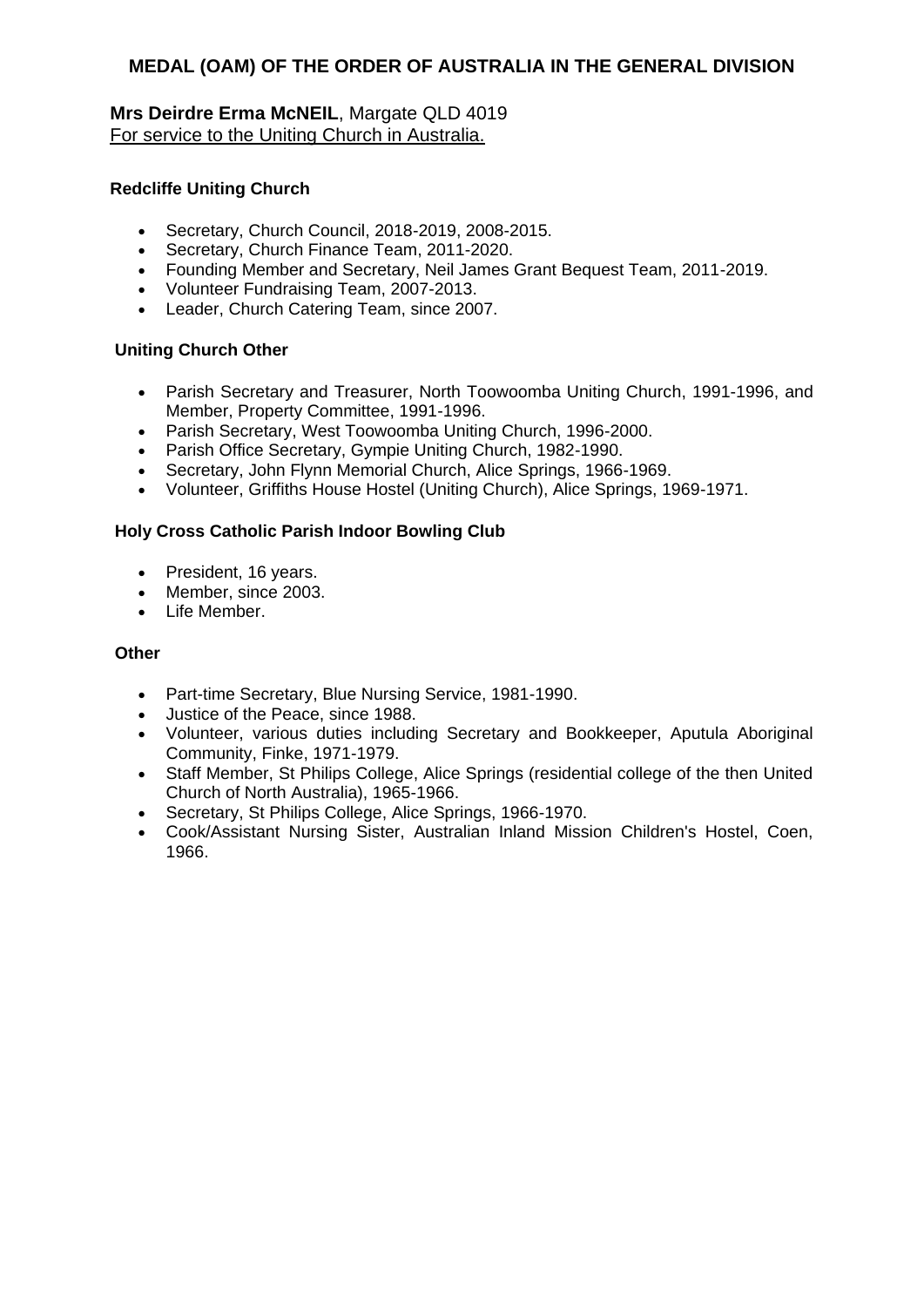## MEDAL (OAM) OF THE ORDER OF AUSTRALIA IN THE GENERAL DIVISION

**Mrs Deirdre Erma McNEIL**, Margate QLD 4019
For service to the Uniting Church in Australia.

**Redcliffe Uniting Church**

- Secretary, Church Council, 2018-2019, 2008-2015.
- Secretary, Church Finance Team, 2011-2020.
- Founding Member and Secretary, Neil James Grant Bequest Team, 2011-2019.
- Volunteer Fundraising Team, 2007-2013.
- Leader, Church Catering Team, since 2007.

**Uniting Church Other**

- Parish Secretary and Treasurer, North Toowoomba Uniting Church, 1991-1996, and Member, Property Committee, 1991-1996.
- Parish Secretary, West Toowoomba Uniting Church, 1996-2000.
- Parish Office Secretary, Gympie Uniting Church, 1982-1990.
- Secretary, John Flynn Memorial Church, Alice Springs, 1966-1969.
- Volunteer, Griffiths House Hostel (Uniting Church), Alice Springs, 1969-1971.

**Holy Cross Catholic Parish Indoor Bowling Club**

- President, 16 years.
- Member, since 2003.
- Life Member.

**Other**

- Part-time Secretary, Blue Nursing Service, 1981-1990.
- Justice of the Peace, since 1988.
- Volunteer, various duties including Secretary and Bookkeeper, Aputula Aboriginal Community, Finke, 1971-1979.
- Staff Member, St Philips College, Alice Springs (residential college of the then United Church of North Australia), 1965-1966.
- Secretary, St Philips College, Alice Springs, 1966-1970.
- Cook/Assistant Nursing Sister, Australian Inland Mission Children's Hostel, Coen, 1966.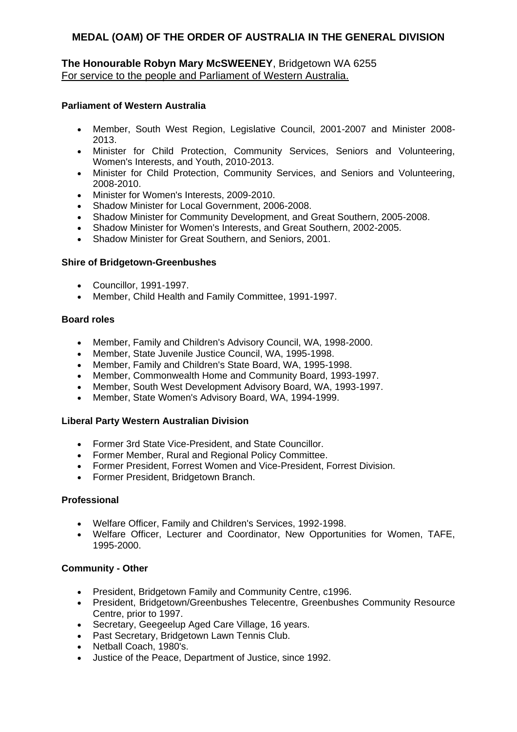## MEDAL (OAM) OF THE ORDER OF AUSTRALIA IN THE GENERAL DIVISION

**The Honourable Robyn Mary McSWEENEY**, Bridgetown WA 6255
For service to the people and Parliament of Western Australia.

**Parliament of Western Australia**

- Member, South West Region, Legislative Council, 2001-2007 and Minister 2008-2013.
- Minister for Child Protection, Community Services, Seniors and Volunteering, Women's Interests, and Youth, 2010-2013.
- Minister for Child Protection, Community Services, and Seniors and Volunteering, 2008-2010.
- Minister for Women's Interests, 2009-2010.
- Shadow Minister for Local Government, 2006-2008.
- Shadow Minister for Community Development, and Great Southern, 2005-2008.
- Shadow Minister for Women's Interests, and Great Southern, 2002-2005.
- Shadow Minister for Great Southern, and Seniors, 2001.

**Shire of Bridgetown-Greenbushes**

- Councillor, 1991-1997.
- Member, Child Health and Family Committee, 1991-1997.

**Board roles**

- Member, Family and Children's Advisory Council, WA, 1998-2000.
- Member, State Juvenile Justice Council, WA, 1995-1998.
- Member, Family and Children's State Board, WA, 1995-1998.
- Member, Commonwealth Home and Community Board, 1993-1997.
- Member, South West Development Advisory Board, WA, 1993-1997.
- Member, State Women's Advisory Board, WA, 1994-1999.

**Liberal Party Western Australian Division**

- Former 3rd State Vice-President, and State Councillor.
- Former Member, Rural and Regional Policy Committee.
- Former President, Forrest Women and Vice-President, Forrest Division.
- Former President, Bridgetown Branch.

**Professional**

- Welfare Officer, Family and Children's Services, 1992-1998.
- Welfare Officer, Lecturer and Coordinator, New Opportunities for Women, TAFE, 1995-2000.

**Community - Other**

- President, Bridgetown Family and Community Centre, c1996.
- President, Bridgetown/Greenbushes Telecentre, Greenbushes Community Resource Centre, prior to 1997.
- Secretary, Geegeelup Aged Care Village, 16 years.
- Past Secretary, Bridgetown Lawn Tennis Club.
- Netball Coach, 1980's.
- Justice of the Peace, Department of Justice, since 1992.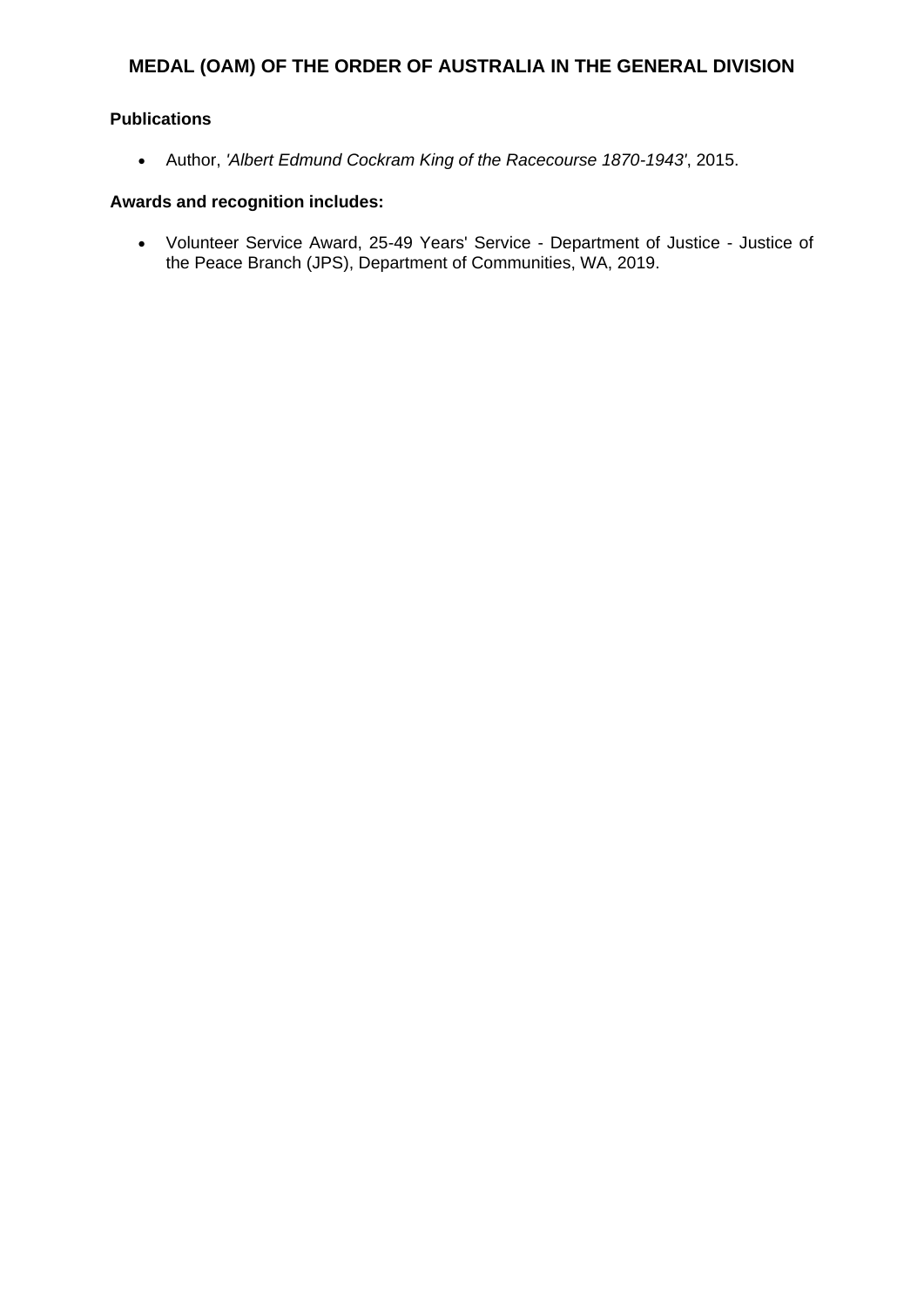## MEDAL (OAM) OF THE ORDER OF AUSTRALIA IN THE GENERAL DIVISION

**Publications**

- Author, *'Albert Edmund Cockram King of the Racecourse 1870-1943'*, 2015.

**Awards and recognition includes:**

- Volunteer Service Award, 25-49 Years' Service - Department of Justice - Justice of the Peace Branch (JPS), Department of Communities, WA, 2019.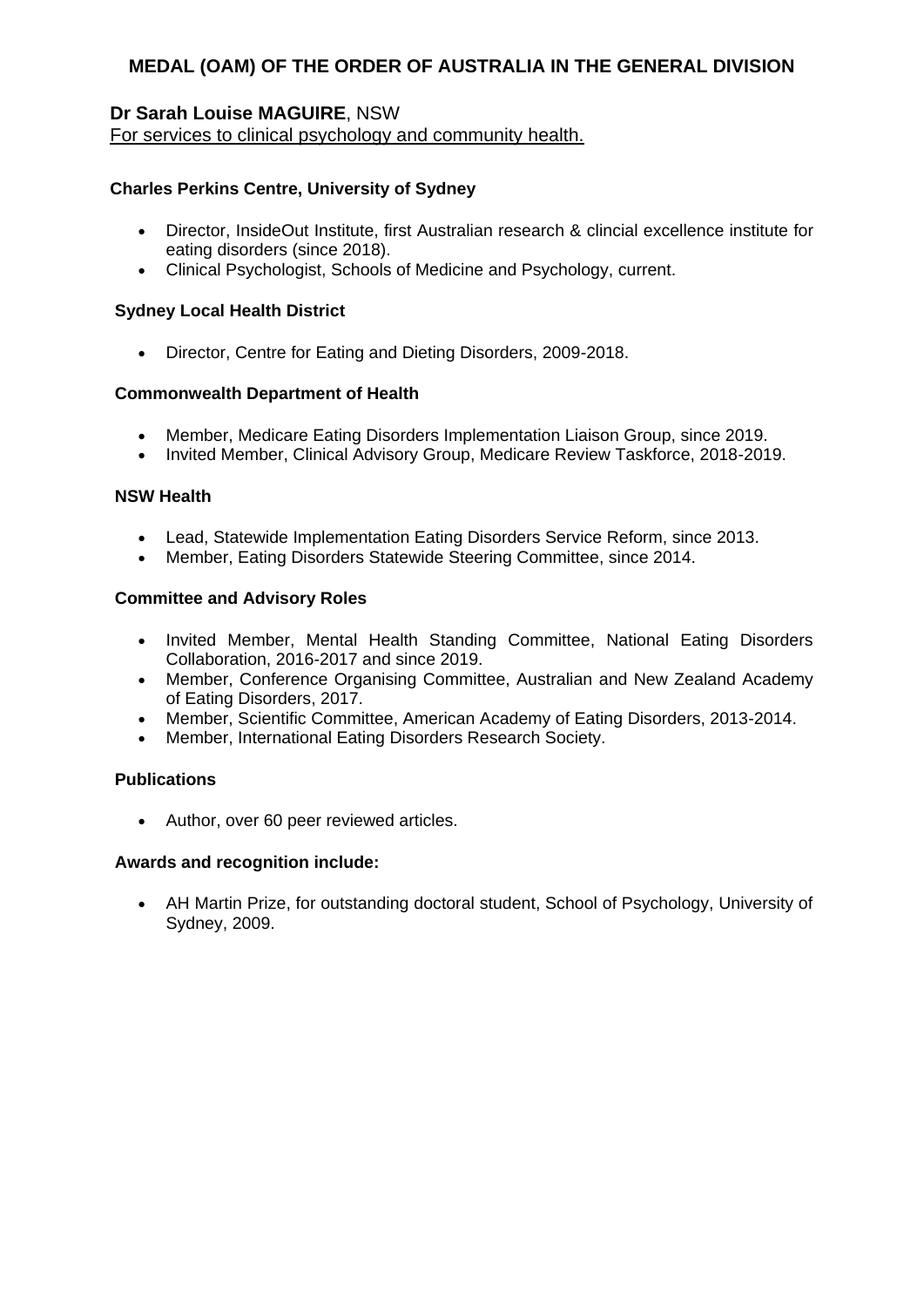# MEDAL (OAM) OF THE ORDER OF AUSTRALIA IN THE GENERAL DIVISION

## **Dr Sarah Louise MAGUIRE**, NSW

For services to clinical psychology and community health.

### Charles Perkins Centre, University of Sydney

- Director, InsideOut Institute, first Australian research & clincial excellence institute for eating disorders (since 2018).
- Clinical Psychologist, Schools of Medicine and Psychology, current.

### Sydney Local Health District

- Director, Centre for Eating and Dieting Disorders, 2009-2018.

### Commonwealth Department of Health

- Member, Medicare Eating Disorders Implementation Liaison Group, since 2019.
- Invited Member, Clinical Advisory Group, Medicare Review Taskforce, 2018-2019.

### NSW Health

- Lead, Statewide Implementation Eating Disorders Service Reform, since 2013.
- Member, Eating Disorders Statewide Steering Committee, since 2014.

### Committee and Advisory Roles

- Invited Member, Mental Health Standing Committee, National Eating Disorders Collaboration, 2016-2017 and since 2019.
- Member, Conference Organising Committee, Australian and New Zealand Academy of Eating Disorders, 2017.
- Member, Scientific Committee, American Academy of Eating Disorders, 2013-2014.
- Member, International Eating Disorders Research Society.

### Publications

- Author, over 60 peer reviewed articles.

### Awards and recognition include:

- AH Martin Prize, for outstanding doctoral student, School of Psychology, University of Sydney, 2009.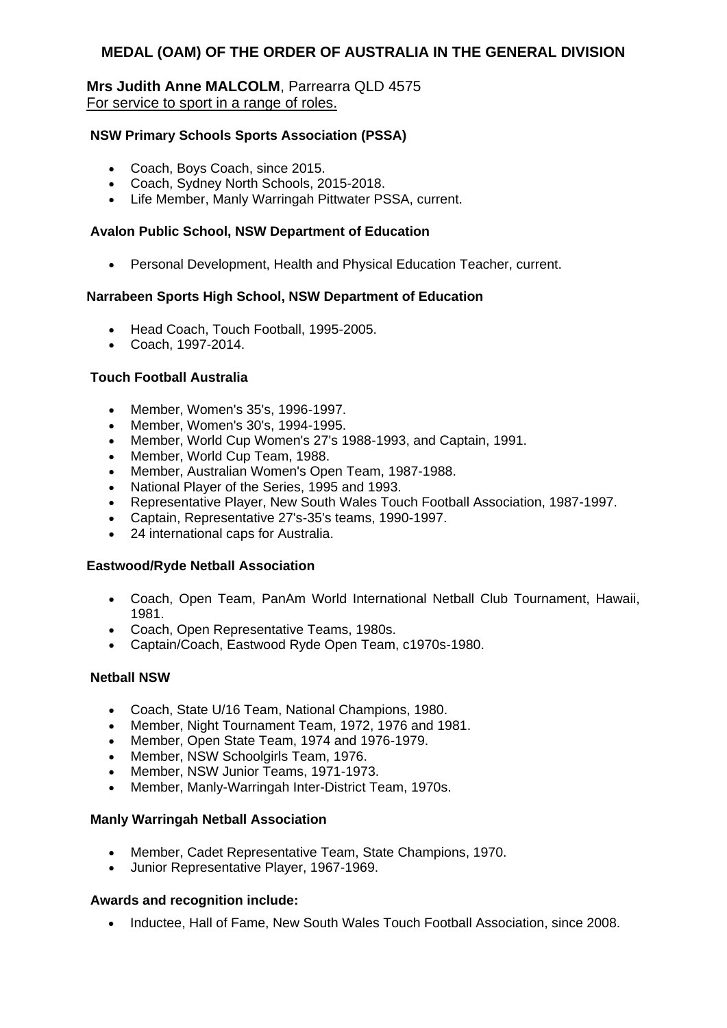## MEDAL (OAM) OF THE ORDER OF AUSTRALIA IN THE GENERAL DIVISION

**Mrs Judith Anne MALCOLM**, Parrearra QLD 4575
For service to sport in a range of roles.

**NSW Primary Schools Sports Association (PSSA)**

- Coach, Boys Coach, since 2015.
- Coach, Sydney North Schools, 2015-2018.
- Life Member, Manly Warringah Pittwater PSSA, current.

**Avalon Public School, NSW Department of Education**

- Personal Development, Health and Physical Education Teacher, current.

**Narrabeen Sports High School, NSW Department of Education**

- Head Coach, Touch Football, 1995-2005.
- Coach, 1997-2014.

**Touch Football Australia**

- Member, Women's 35's, 1996-1997.
- Member, Women's 30's, 1994-1995.
- Member, World Cup Women's 27's 1988-1993, and Captain, 1991.
- Member, World Cup Team, 1988.
- Member, Australian Women's Open Team, 1987-1988.
- National Player of the Series, 1995 and 1993.
- Representative Player, New South Wales Touch Football Association, 1987-1997.
- Captain, Representative 27's-35's teams, 1990-1997.
- 24 international caps for Australia.

**Eastwood/Ryde Netball Association**

- Coach, Open Team, PanAm World International Netball Club Tournament, Hawaii, 1981.
- Coach, Open Representative Teams, 1980s.
- Captain/Coach, Eastwood Ryde Open Team, c1970s-1980.

**Netball NSW**

- Coach, State U/16 Team, National Champions, 1980.
- Member, Night Tournament Team, 1972, 1976 and 1981.
- Member, Open State Team, 1974 and 1976-1979.
- Member, NSW Schoolgirls Team, 1976.
- Member, NSW Junior Teams, 1971-1973.
- Member, Manly-Warringah Inter-District Team, 1970s.

**Manly Warringah Netball Association**

- Member, Cadet Representative Team, State Champions, 1970.
- Junior Representative Player, 1967-1969.

**Awards and recognition include:**

- Inductee, Hall of Fame, New South Wales Touch Football Association, since 2008.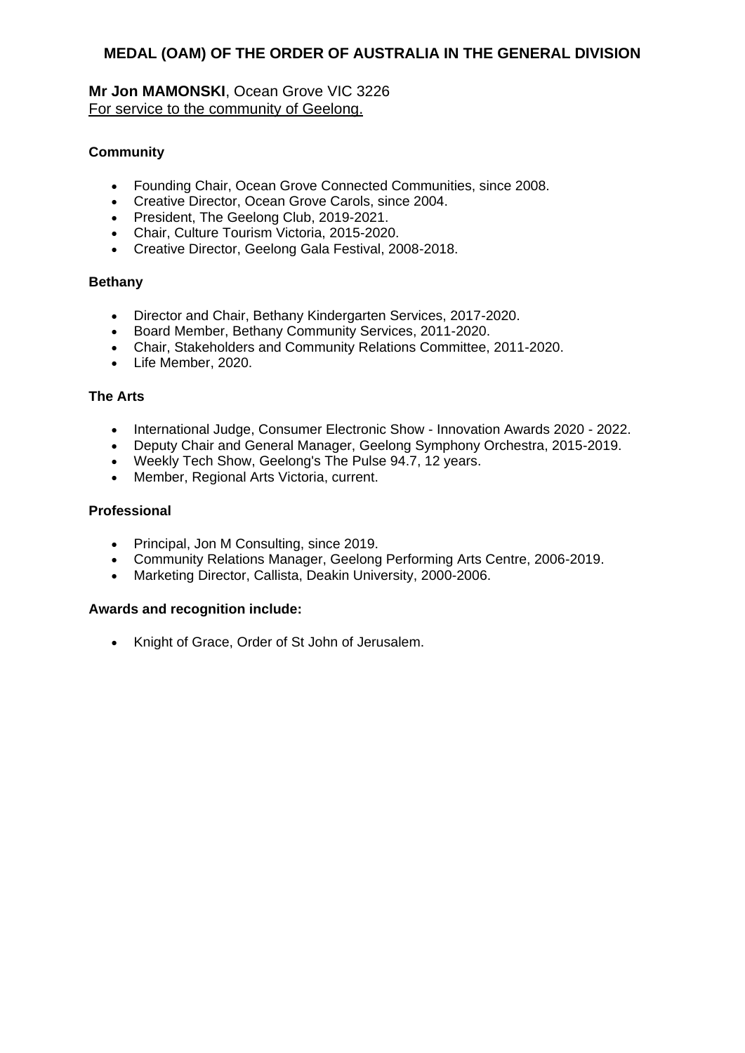## MEDAL (OAM) OF THE ORDER OF AUSTRALIA IN THE GENERAL DIVISION

**Mr Jon MAMONSKI**, Ocean Grove VIC 3226
For service to the community of Geelong.

**Community**

- Founding Chair, Ocean Grove Connected Communities, since 2008.
- Creative Director, Ocean Grove Carols, since 2004.
- President, The Geelong Club, 2019-2021.
- Chair, Culture Tourism Victoria, 2015-2020.
- Creative Director, Geelong Gala Festival, 2008-2018.

**Bethany**

- Director and Chair, Bethany Kindergarten Services, 2017-2020.
- Board Member, Bethany Community Services, 2011-2020.
- Chair, Stakeholders and Community Relations Committee, 2011-2020.
- Life Member, 2020.

**The Arts**

- International Judge, Consumer Electronic Show - Innovation Awards 2020 - 2022.
- Deputy Chair and General Manager, Geelong Symphony Orchestra, 2015-2019.
- Weekly Tech Show, Geelong's The Pulse 94.7, 12 years.
- Member, Regional Arts Victoria, current.

**Professional**

- Principal, Jon M Consulting, since 2019.
- Community Relations Manager, Geelong Performing Arts Centre, 2006-2019.
- Marketing Director, Callista, Deakin University, 2000-2006.

**Awards and recognition include:**

- Knight of Grace, Order of St John of Jerusalem.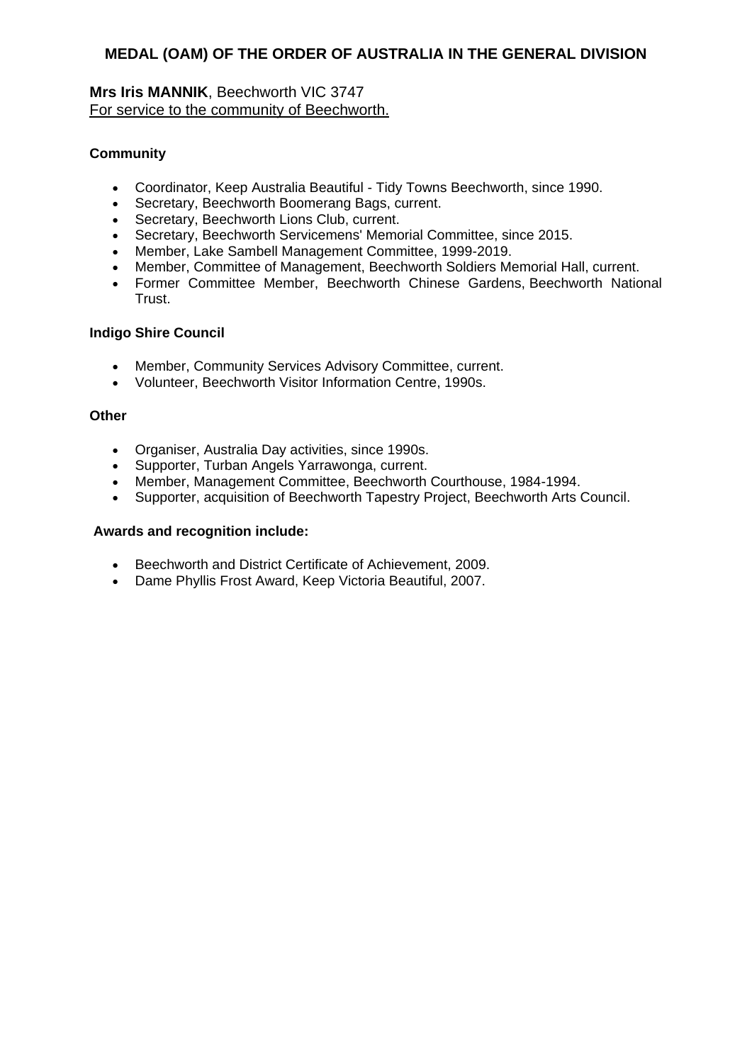## MEDAL (OAM) OF THE ORDER OF AUSTRALIA IN THE GENERAL DIVISION

**Mrs Iris MANNIK**, Beechworth VIC 3747
For service to the community of Beechworth.

**Community**

- Coordinator, Keep Australia Beautiful - Tidy Towns Beechworth, since 1990.
- Secretary, Beechworth Boomerang Bags, current.
- Secretary, Beechworth Lions Club, current.
- Secretary, Beechworth Servicemens' Memorial Committee, since 2015.
- Member, Lake Sambell Management Committee, 1999-2019.
- Member, Committee of Management, Beechworth Soldiers Memorial Hall, current.
- Former Committee Member, Beechworth Chinese Gardens, Beechworth National Trust.

**Indigo Shire Council**

- Member, Community Services Advisory Committee, current.
- Volunteer, Beechworth Visitor Information Centre, 1990s.

**Other**

- Organiser, Australia Day activities, since 1990s.
- Supporter, Turban Angels Yarrawonga, current.
- Member, Management Committee, Beechworth Courthouse, 1984-1994.
- Supporter, acquisition of Beechworth Tapestry Project, Beechworth Arts Council.

**Awards and recognition include:**

- Beechworth and District Certificate of Achievement, 2009.
- Dame Phyllis Frost Award, Keep Victoria Beautiful, 2007.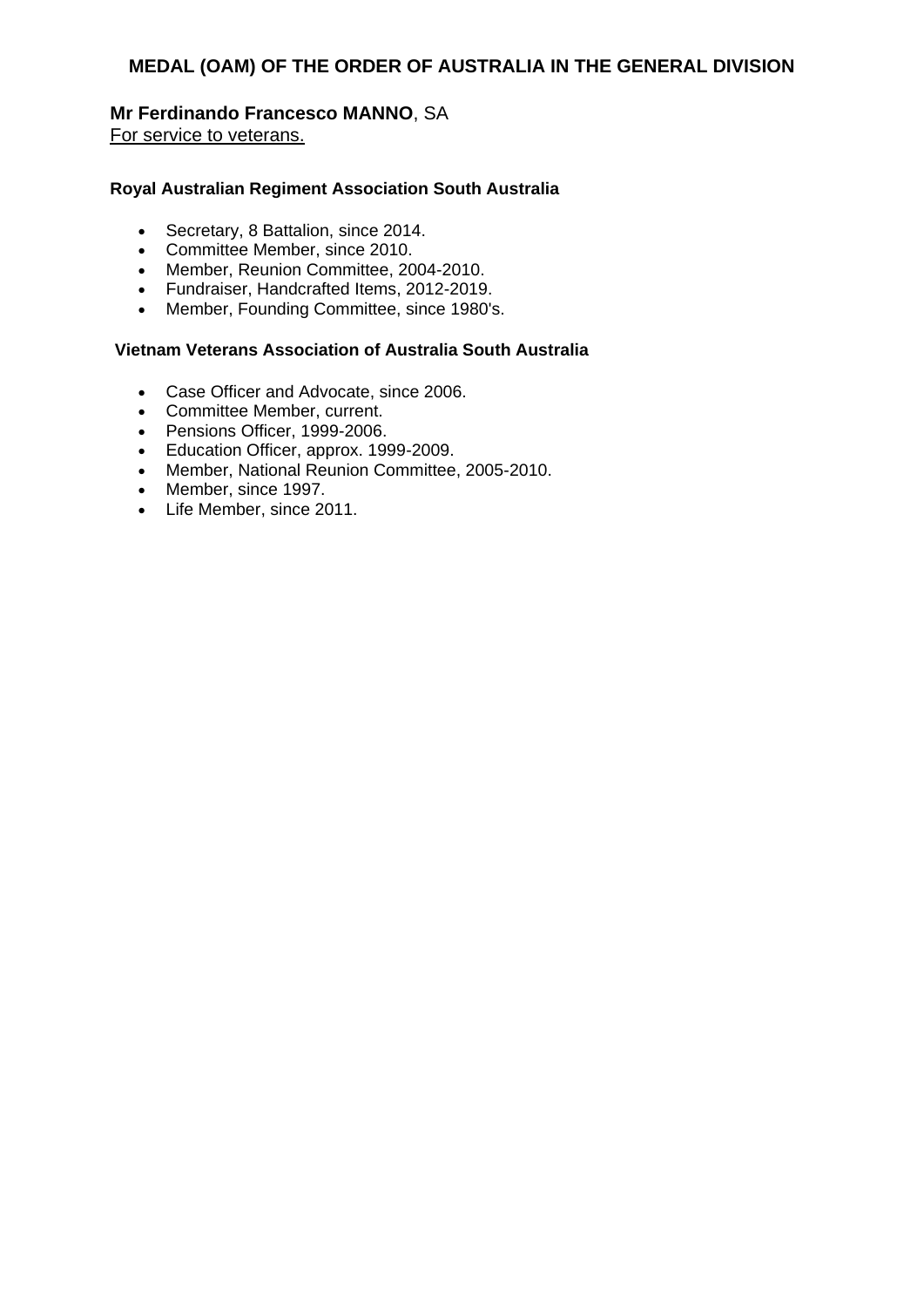## MEDAL (OAM) OF THE ORDER OF AUSTRALIA IN THE GENERAL DIVISION

**Mr Ferdinando Francesco MANNO**, SA
For service to veterans.

**Royal Australian Regiment Association South Australia**

- Secretary, 8 Battalion, since 2014.
- Committee Member, since 2010.
- Member, Reunion Committee, 2004-2010.
- Fundraiser, Handcrafted Items, 2012-2019.
- Member, Founding Committee, since 1980's.

**Vietnam Veterans Association of Australia South Australia**

- Case Officer and Advocate, since 2006.
- Committee Member, current.
- Pensions Officer, 1999-2006.
- Education Officer, approx. 1999-2009.
- Member, National Reunion Committee, 2005-2010.
- Member, since 1997.
- Life Member, since 2011.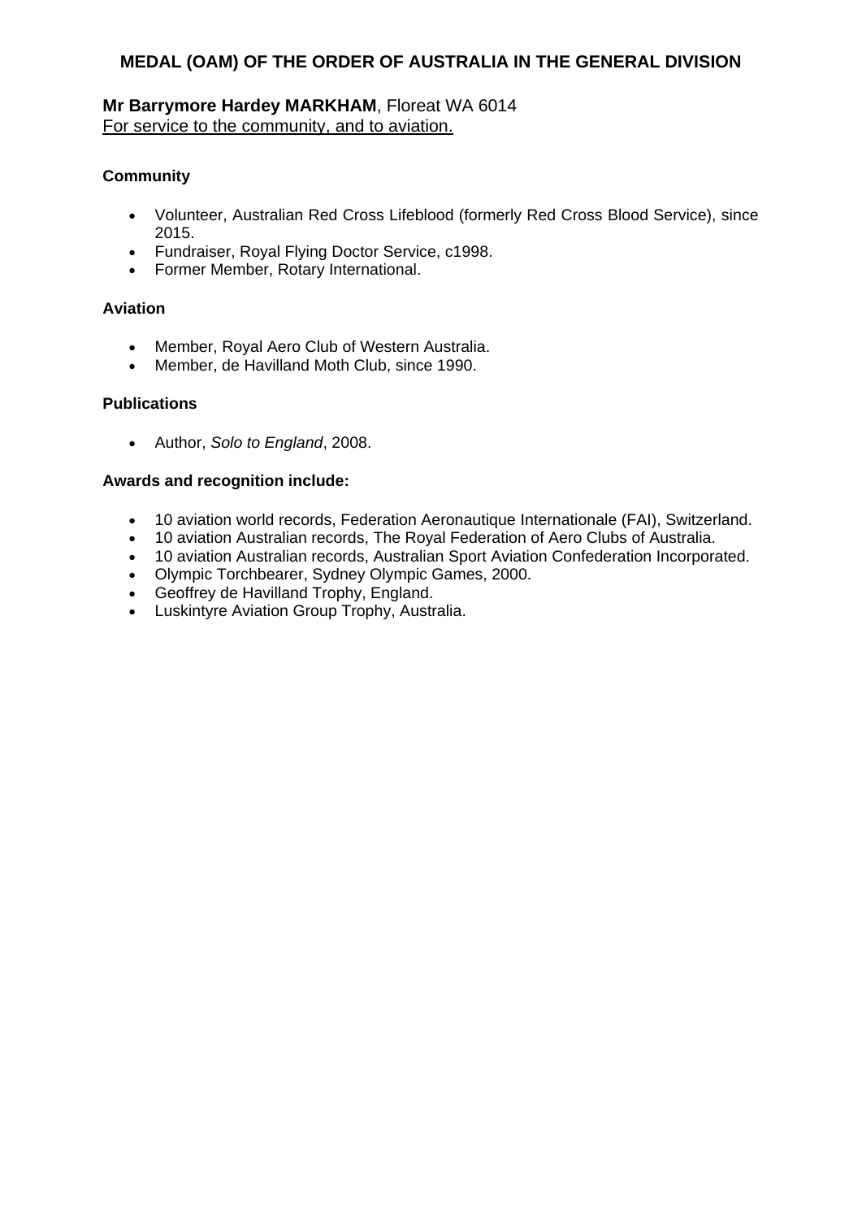# MEDAL (OAM) OF THE ORDER OF AUSTRALIA IN THE GENERAL DIVISION

**Mr Barrymore Hardey MARKHAM**, Floreat WA 6014
For service to the community, and to aviation.

**Community**

- Volunteer, Australian Red Cross Lifeblood (formerly Red Cross Blood Service), since 2015.
- Fundraiser, Royal Flying Doctor Service, c1998.
- Former Member, Rotary International.

**Aviation**

- Member, Royal Aero Club of Western Australia.
- Member, de Havilland Moth Club, since 1990.

**Publications**

- Author, *Solo to England*, 2008.

**Awards and recognition include:**

- 10 aviation world records, Federation Aeronautique Internationale (FAI), Switzerland.
- 10 aviation Australian records, The Royal Federation of Aero Clubs of Australia.
- 10 aviation Australian records, Australian Sport Aviation Confederation Incorporated.
- Olympic Torchbearer, Sydney Olympic Games, 2000.
- Geoffrey de Havilland Trophy, England.
- Luskintyre Aviation Group Trophy, Australia.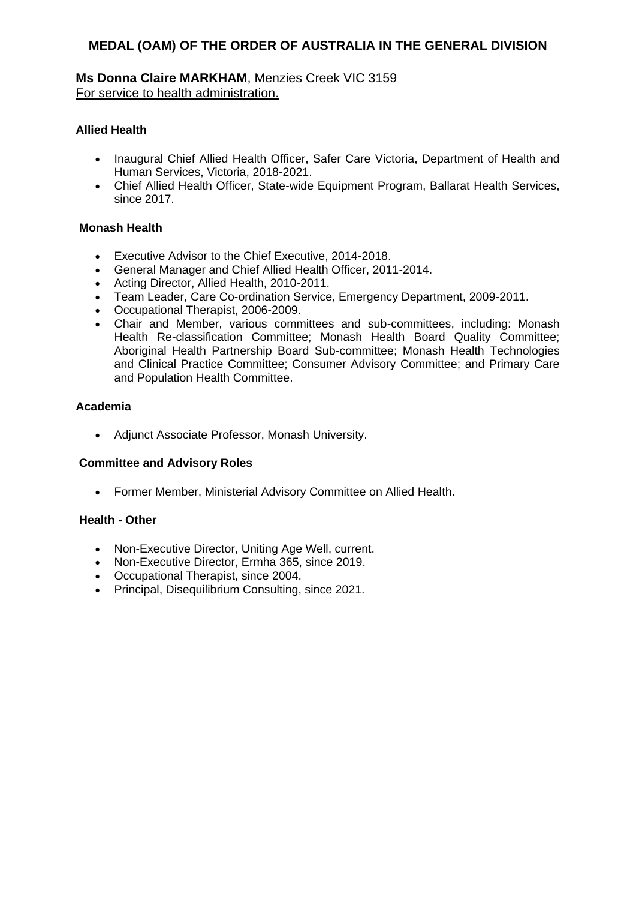## MEDAL (OAM) OF THE ORDER OF AUSTRALIA IN THE GENERAL DIVISION

**Ms Donna Claire MARKHAM**, Menzies Creek VIC 3159
For service to health administration.

**Allied Health**

- Inaugural Chief Allied Health Officer, Safer Care Victoria, Department of Health and Human Services, Victoria, 2018-2021.
- Chief Allied Health Officer, State-wide Equipment Program, Ballarat Health Services, since 2017.

**Monash Health**

- Executive Advisor to the Chief Executive, 2014-2018.
- General Manager and Chief Allied Health Officer, 2011-2014.
- Acting Director, Allied Health, 2010-2011.
- Team Leader, Care Co-ordination Service, Emergency Department, 2009-2011.
- Occupational Therapist, 2006-2009.
- Chair and Member, various committees and sub-committees, including: Monash Health Re-classification Committee; Monash Health Board Quality Committee; Aboriginal Health Partnership Board Sub-committee; Monash Health Technologies and Clinical Practice Committee; Consumer Advisory Committee; and Primary Care and Population Health Committee.

**Academia**

- Adjunct Associate Professor, Monash University.

**Committee and Advisory Roles**

- Former Member, Ministerial Advisory Committee on Allied Health.

**Health - Other**

- Non-Executive Director, Uniting Age Well, current.
- Non-Executive Director, Ermha 365, since 2019.
- Occupational Therapist, since 2004.
- Principal, Disequilibrium Consulting, since 2021.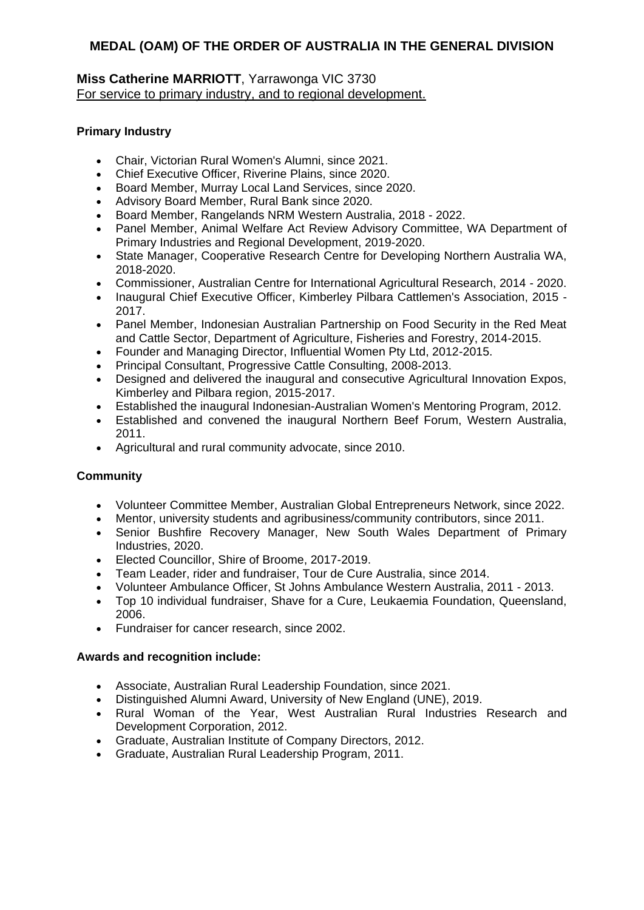## MEDAL (OAM) OF THE ORDER OF AUSTRALIA IN THE GENERAL DIVISION

**Miss Catherine MARRIOTT**, Yarrawonga VIC 3730
For service to primary industry, and to regional development.

**Primary Industry**

- Chair, Victorian Rural Women's Alumni, since 2021.
- Chief Executive Officer, Riverine Plains, since 2020.
- Board Member, Murray Local Land Services, since 2020.
- Advisory Board Member, Rural Bank since 2020.
- Board Member, Rangelands NRM Western Australia, 2018 - 2022.
- Panel Member, Animal Welfare Act Review Advisory Committee, WA Department of Primary Industries and Regional Development, 2019-2020.
- State Manager, Cooperative Research Centre for Developing Northern Australia WA, 2018-2020.
- Commissioner, Australian Centre for International Agricultural Research, 2014 - 2020.
- Inaugural Chief Executive Officer, Kimberley Pilbara Cattlemen's Association, 2015 - 2017.
- Panel Member, Indonesian Australian Partnership on Food Security in the Red Meat and Cattle Sector, Department of Agriculture, Fisheries and Forestry, 2014-2015.
- Founder and Managing Director, Influential Women Pty Ltd, 2012-2015.
- Principal Consultant, Progressive Cattle Consulting, 2008-2013.
- Designed and delivered the inaugural and consecutive Agricultural Innovation Expos, Kimberley and Pilbara region, 2015-2017.
- Established the inaugural Indonesian-Australian Women's Mentoring Program, 2012.
- Established and convened the inaugural Northern Beef Forum, Western Australia, 2011.
- Agricultural and rural community advocate, since 2010.

**Community**

- Volunteer Committee Member, Australian Global Entrepreneurs Network, since 2022.
- Mentor, university students and agribusiness/community contributors, since 2011.
- Senior Bushfire Recovery Manager, New South Wales Department of Primary Industries, 2020.
- Elected Councillor, Shire of Broome, 2017-2019.
- Team Leader, rider and fundraiser, Tour de Cure Australia, since 2014.
- Volunteer Ambulance Officer, St Johns Ambulance Western Australia, 2011 - 2013.
- Top 10 individual fundraiser, Shave for a Cure, Leukaemia Foundation, Queensland, 2006.
- Fundraiser for cancer research, since 2002.

**Awards and recognition include:**

- Associate, Australian Rural Leadership Foundation, since 2021.
- Distinguished Alumni Award, University of New England (UNE), 2019.
- Rural Woman of the Year, West Australian Rural Industries Research and Development Corporation, 2012.
- Graduate, Australian Institute of Company Directors, 2012.
- Graduate, Australian Rural Leadership Program, 2011.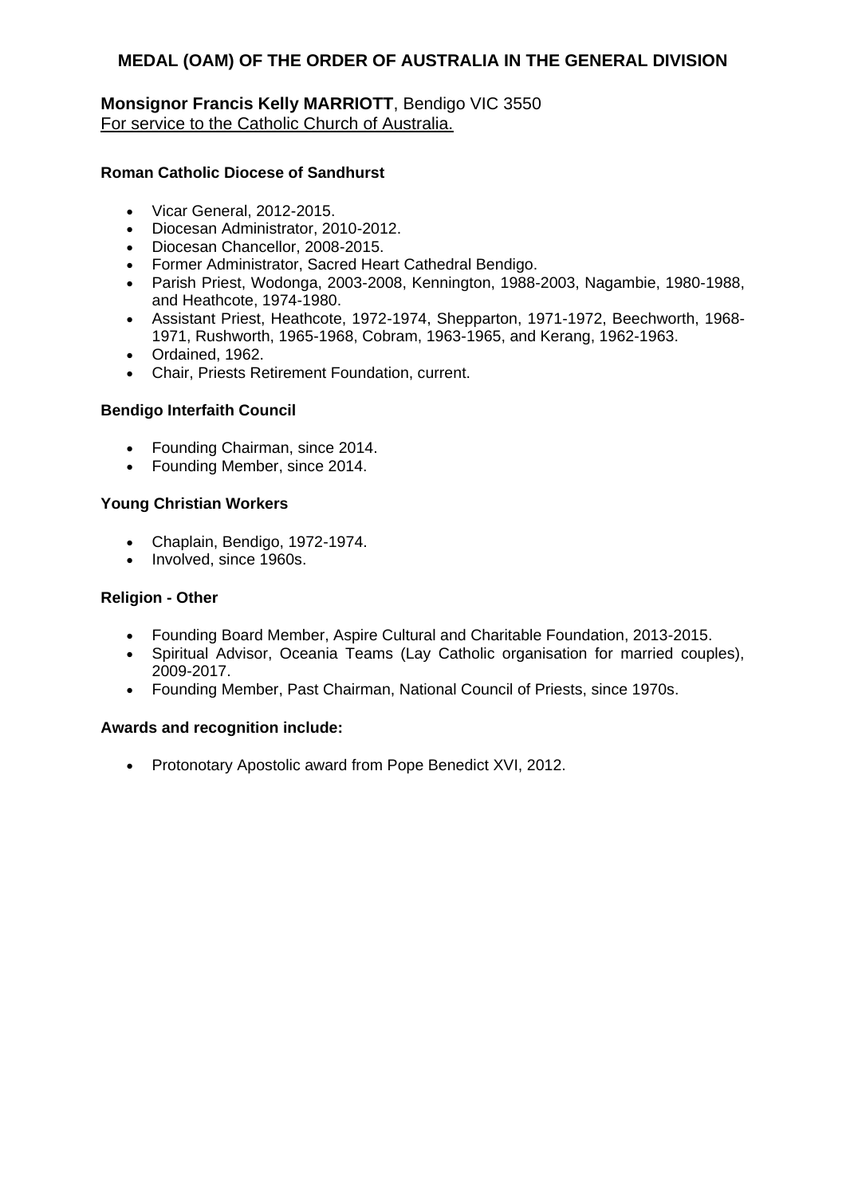## MEDAL (OAM) OF THE ORDER OF AUSTRALIA IN THE GENERAL DIVISION

**Monsignor Francis Kelly MARRIOTT**, Bendigo VIC 3550
For service to the Catholic Church of Australia.

**Roman Catholic Diocese of Sandhurst**

- Vicar General, 2012-2015.
- Diocesan Administrator, 2010-2012.
- Diocesan Chancellor, 2008-2015.
- Former Administrator, Sacred Heart Cathedral Bendigo.
- Parish Priest, Wodonga, 2003-2008, Kennington, 1988-2003, Nagambie, 1980-1988, and Heathcote, 1974-1980.
- Assistant Priest, Heathcote, 1972-1974, Shepparton, 1971-1972, Beechworth, 1968-1971, Rushworth, 1965-1968, Cobram, 1963-1965, and Kerang, 1962-1963.
- Ordained, 1962.
- Chair, Priests Retirement Foundation, current.

**Bendigo Interfaith Council**

- Founding Chairman, since 2014.
- Founding Member, since 2014.

**Young Christian Workers**

- Chaplain, Bendigo, 1972-1974.
- Involved, since 1960s.

**Religion - Other**

- Founding Board Member, Aspire Cultural and Charitable Foundation, 2013-2015.
- Spiritual Advisor, Oceania Teams (Lay Catholic organisation for married couples), 2009-2017.
- Founding Member, Past Chairman, National Council of Priests, since 1970s.

**Awards and recognition include:**

- Protonotary Apostolic award from Pope Benedict XVI, 2012.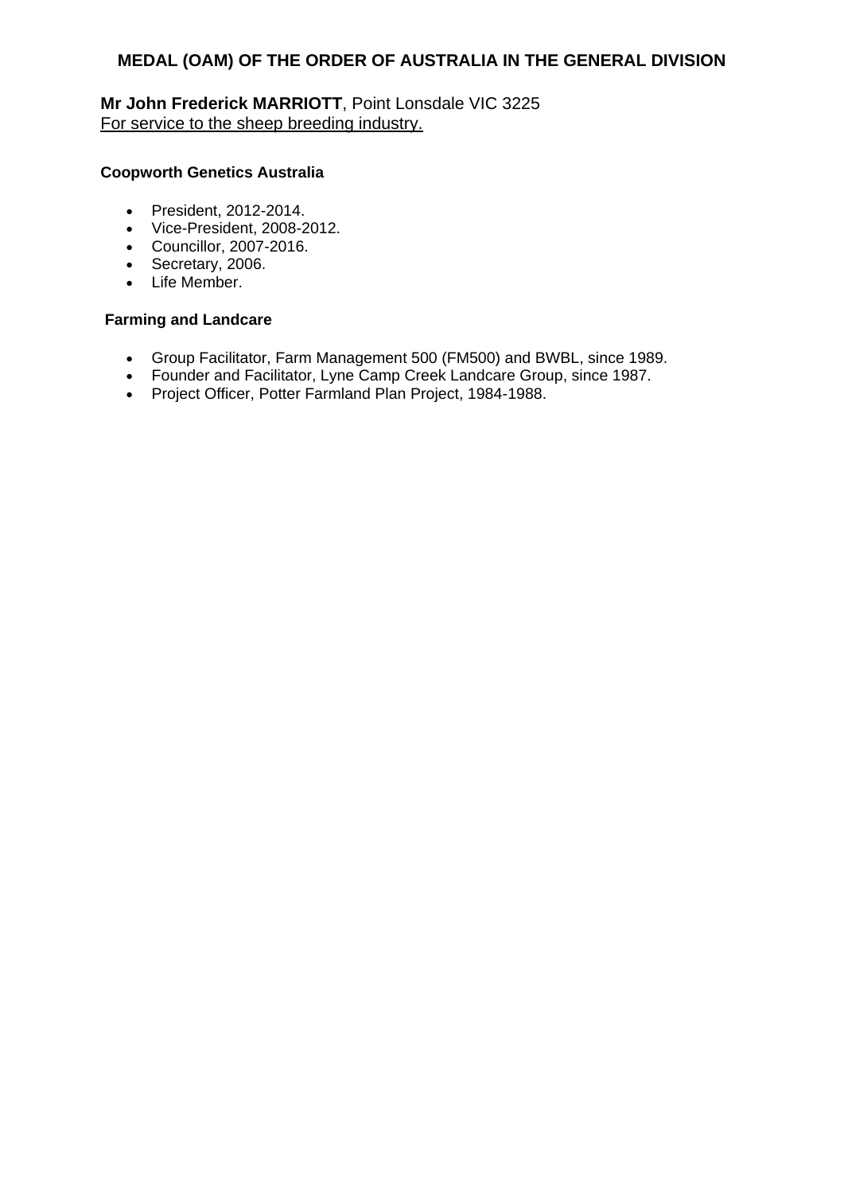## MEDAL (OAM) OF THE ORDER OF AUSTRALIA IN THE GENERAL DIVISION

**Mr John Frederick MARRIOTT**, Point Lonsdale VIC 3225
For service to the sheep breeding industry.

**Coopworth Genetics Australia**

- President, 2012-2014.
- Vice-President, 2008-2012.
- Councillor, 2007-2016.
- Secretary, 2006.
- Life Member.

**Farming and Landcare**

- Group Facilitator, Farm Management 500 (FM500) and BWBL, since 1989.
- Founder and Facilitator, Lyne Camp Creek Landcare Group, since 1987.
- Project Officer, Potter Farmland Plan Project, 1984-1988.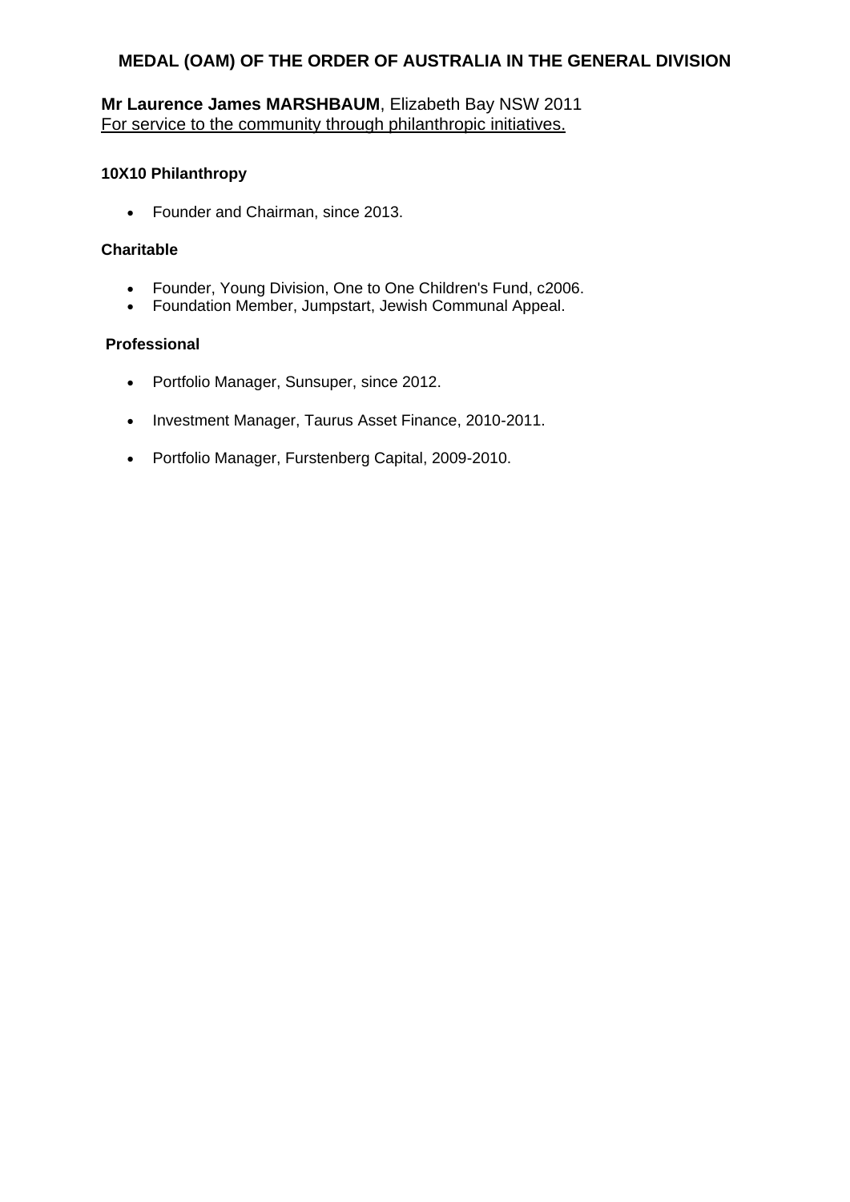## MEDAL (OAM) OF THE ORDER OF AUSTRALIA IN THE GENERAL DIVISION

**Mr Laurence James MARSHBAUM**, Elizabeth Bay NSW 2011
For service to the community through philanthropic initiatives.

**10X10 Philanthropy**

- Founder and Chairman, since 2013.

**Charitable**

- Founder, Young Division, One to One Children's Fund, c2006.
- Foundation Member, Jumpstart, Jewish Communal Appeal.

**Professional**

- Portfolio Manager, Sunsuper, since 2012.
- Investment Manager, Taurus Asset Finance, 2010-2011.
- Portfolio Manager, Furstenberg Capital, 2009-2010.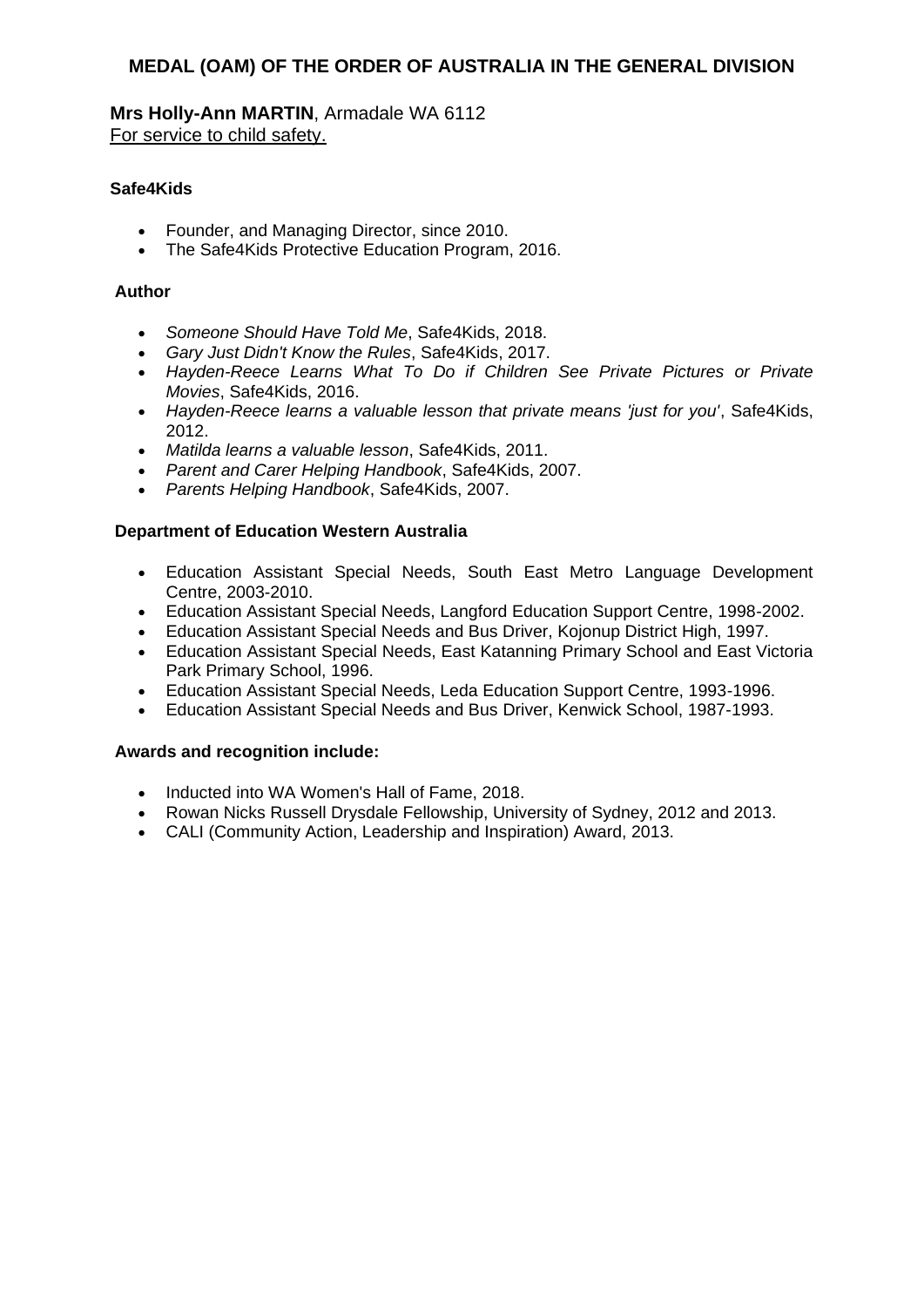## MEDAL (OAM) OF THE ORDER OF AUSTRALIA IN THE GENERAL DIVISION

**Mrs Holly-Ann MARTIN**, Armadale WA 6112
For service to child safety.

**Safe4Kids**

- Founder, and Managing Director, since 2010.
- The Safe4Kids Protective Education Program, 2016.

**Author**

- *Someone Should Have Told Me*, Safe4Kids, 2018.
- *Gary Just Didn't Know the Rules*, Safe4Kids, 2017.
- *Hayden-Reece Learns What To Do if Children See Private Pictures or Private Movies*, Safe4Kids, 2016.
- *Hayden-Reece learns a valuable lesson that private means 'just for you'*, Safe4Kids, 2012.
- *Matilda learns a valuable lesson*, Safe4Kids, 2011.
- *Parent and Carer Helping Handbook*, Safe4Kids, 2007.
- *Parents Helping Handbook*, Safe4Kids, 2007.

**Department of Education Western Australia**

- Education Assistant Special Needs, South East Metro Language Development Centre, 2003-2010.
- Education Assistant Special Needs, Langford Education Support Centre, 1998-2002.
- Education Assistant Special Needs and Bus Driver, Kojonup District High, 1997.
- Education Assistant Special Needs, East Katanning Primary School and East Victoria Park Primary School, 1996.
- Education Assistant Special Needs, Leda Education Support Centre, 1993-1996.
- Education Assistant Special Needs and Bus Driver, Kenwick School, 1987-1993.

**Awards and recognition include:**

- Inducted into WA Women's Hall of Fame, 2018.
- Rowan Nicks Russell Drysdale Fellowship, University of Sydney, 2012 and 2013.
- CALI (Community Action, Leadership and Inspiration) Award, 2013.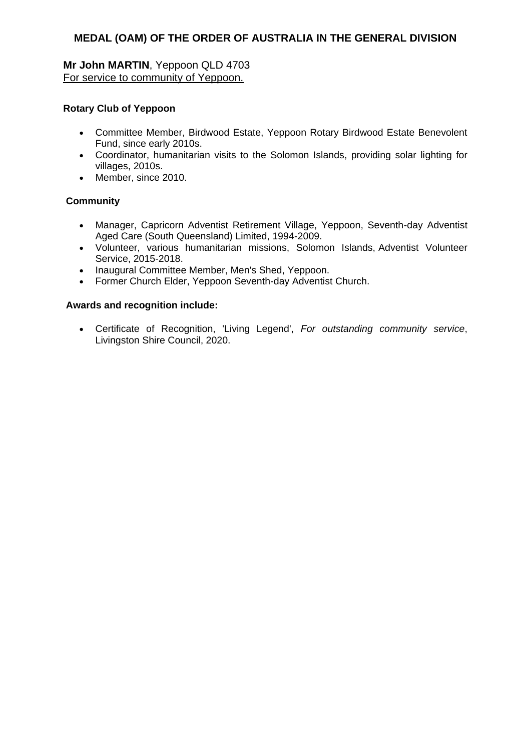## MEDAL (OAM) OF THE ORDER OF AUSTRALIA IN THE GENERAL DIVISION

**Mr John MARTIN**, Yeppoon QLD 4703
For service to community of Yeppoon.

**Rotary Club of Yeppoon**

- Committee Member, Birdwood Estate, Yeppoon Rotary Birdwood Estate Benevolent Fund, since early 2010s.
- Coordinator, humanitarian visits to the Solomon Islands, providing solar lighting for villages, 2010s.
- Member, since 2010.

**Community**

- Manager, Capricorn Adventist Retirement Village, Yeppoon, Seventh-day Adventist Aged Care (South Queensland) Limited, 1994-2009.
- Volunteer, various humanitarian missions, Solomon Islands, Adventist Volunteer Service, 2015-2018.
- Inaugural Committee Member, Men's Shed, Yeppoon.
- Former Church Elder, Yeppoon Seventh-day Adventist Church.

**Awards and recognition include:**

- Certificate of Recognition, 'Living Legend', *For outstanding community service*, Livingston Shire Council, 2020.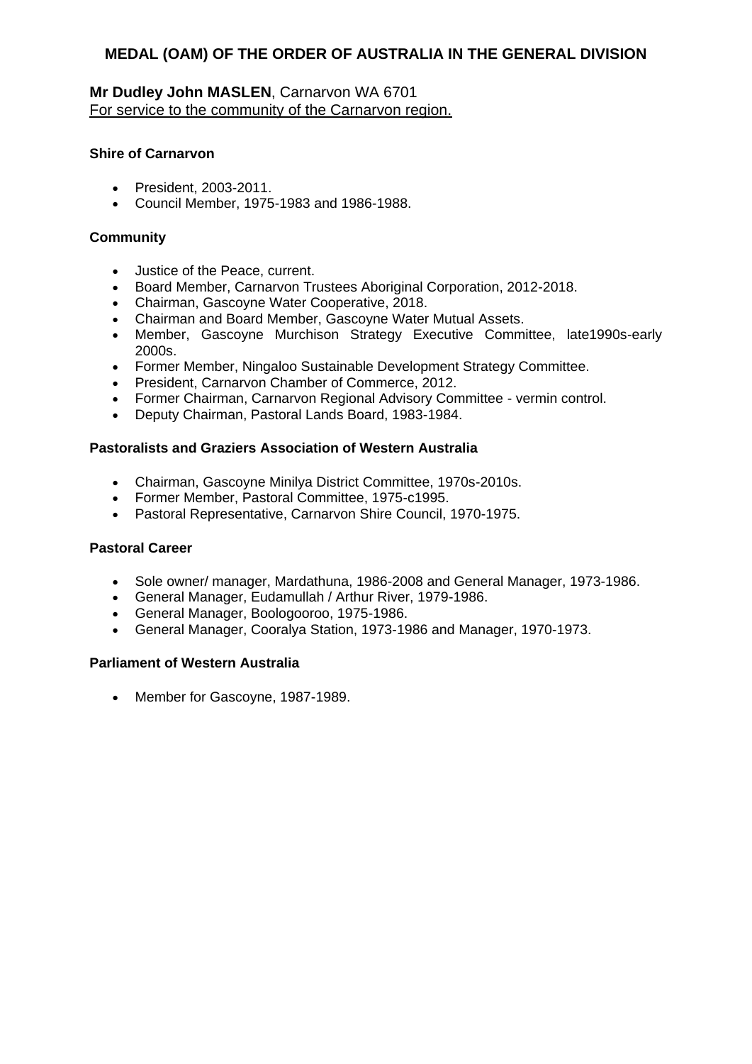## MEDAL (OAM) OF THE ORDER OF AUSTRALIA IN THE GENERAL DIVISION

**Mr Dudley John MASLEN**, Carnarvon WA 6701
For service to the community of the Carnarvon region.

**Shire of Carnarvon**

- President, 2003-2011.
- Council Member, 1975-1983 and 1986-1988.

**Community**

- Justice of the Peace, current.
- Board Member, Carnarvon Trustees Aboriginal Corporation, 2012-2018.
- Chairman, Gascoyne Water Cooperative, 2018.
- Chairman and Board Member, Gascoyne Water Mutual Assets.
- Member, Gascoyne Murchison Strategy Executive Committee, late1990s-early 2000s.
- Former Member, Ningaloo Sustainable Development Strategy Committee.
- President, Carnarvon Chamber of Commerce, 2012.
- Former Chairman, Carnarvon Regional Advisory Committee - vermin control.
- Deputy Chairman, Pastoral Lands Board, 1983-1984.

**Pastoralists and Graziers Association of Western Australia**

- Chairman, Gascoyne Minilya District Committee, 1970s-2010s.
- Former Member, Pastoral Committee, 1975-c1995.
- Pastoral Representative, Carnarvon Shire Council, 1970-1975.

**Pastoral Career**

- Sole owner/ manager, Mardathuna, 1986-2008 and General Manager, 1973-1986.
- General Manager, Eudamullah / Arthur River, 1979-1986.
- General Manager, Boologooroo, 1975-1986.
- General Manager, Cooralya Station, 1973-1986 and Manager, 1970-1973.

**Parliament of Western Australia**

- Member for Gascoyne, 1987-1989.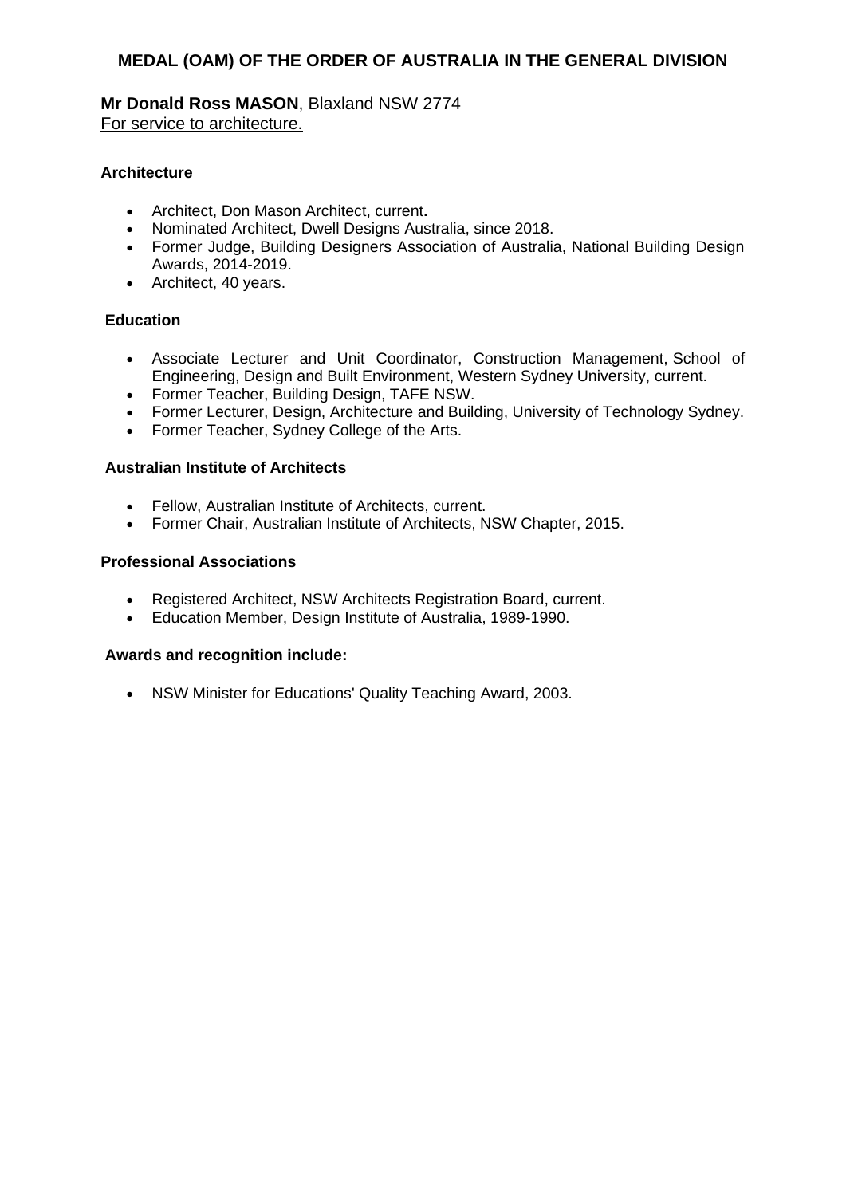## MEDAL (OAM) OF THE ORDER OF AUSTRALIA IN THE GENERAL DIVISION

**Mr Donald Ross MASON**, Blaxland NSW 2774
For service to architecture.

**Architecture**

- Architect, Don Mason Architect, current**.**
- Nominated Architect, Dwell Designs Australia, since 2018.
- Former Judge, Building Designers Association of Australia, National Building Design Awards, 2014-2019.
- Architect, 40 years.

**Education**

- Associate Lecturer and Unit Coordinator, Construction Management, School of Engineering, Design and Built Environment, Western Sydney University, current.
- Former Teacher, Building Design, TAFE NSW.
- Former Lecturer, Design, Architecture and Building, University of Technology Sydney.
- Former Teacher, Sydney College of the Arts.

**Australian Institute of Architects**

- Fellow, Australian Institute of Architects, current.
- Former Chair, Australian Institute of Architects, NSW Chapter, 2015.

**Professional Associations**

- Registered Architect, NSW Architects Registration Board, current.
- Education Member, Design Institute of Australia, 1989-1990.

**Awards and recognition include:**

- NSW Minister for Educations' Quality Teaching Award, 2003.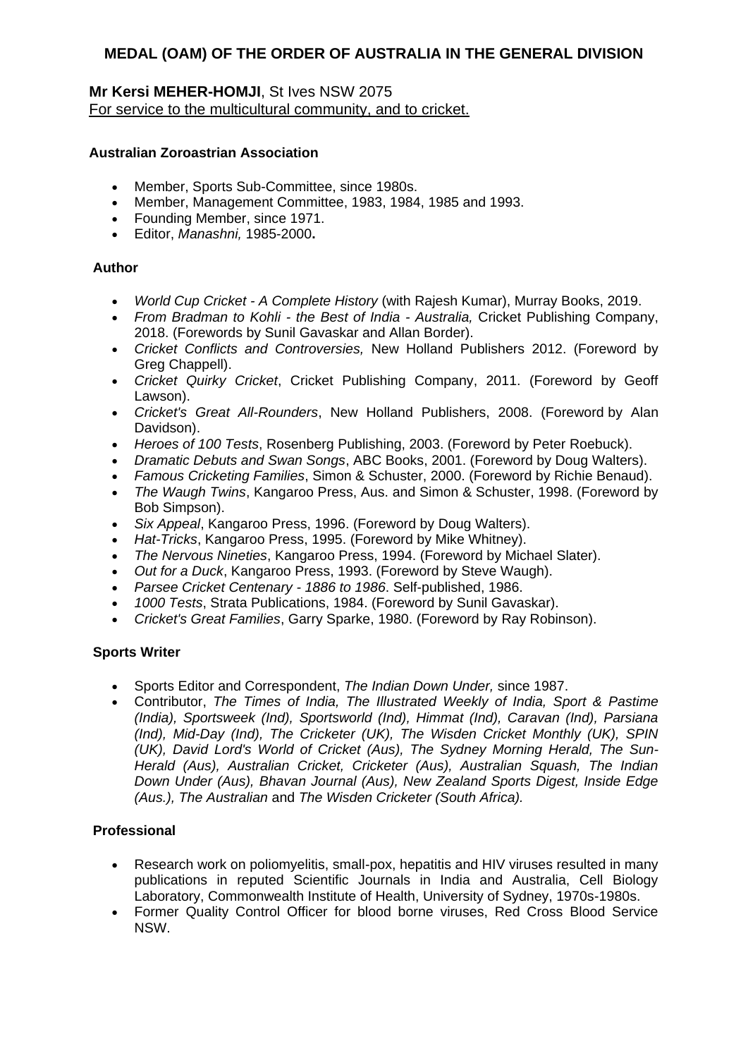## MEDAL (OAM) OF THE ORDER OF AUSTRALIA IN THE GENERAL DIVISION

**Mr Kersi MEHER-HOMJI**, St Ives NSW 2075
For service to the multicultural community, and to cricket.

**Australian Zoroastrian Association**

- Member, Sports Sub-Committee, since 1980s.
- Member, Management Committee, 1983, 1984, 1985 and 1993.
- Founding Member, since 1971.
- Editor, *Manashni,* 1985-2000**.**

**Author**

- *World Cup Cricket - A Complete History* (with Rajesh Kumar), Murray Books, 2019.
- *From Bradman to Kohli - the Best of India - Australia,* Cricket Publishing Company, 2018. (Forewords by Sunil Gavaskar and Allan Border).
- *Cricket Conflicts and Controversies,* New Holland Publishers 2012. (Foreword by Greg Chappell).
- *Cricket Quirky Cricket*, Cricket Publishing Company, 2011. (Foreword by Geoff Lawson).
- *Cricket's Great All-Rounders*, New Holland Publishers, 2008. (Foreword by Alan Davidson).
- *Heroes of 100 Tests*, Rosenberg Publishing, 2003. (Foreword by Peter Roebuck).
- *Dramatic Debuts and Swan Songs*, ABC Books, 2001. (Foreword by Doug Walters).
- *Famous Cricketing Families*, Simon & Schuster, 2000. (Foreword by Richie Benaud).
- *The Waugh Twins*, Kangaroo Press, Aus. and Simon & Schuster, 1998. (Foreword by Bob Simpson).
- *Six Appeal*, Kangaroo Press, 1996. (Foreword by Doug Walters).
- *Hat-Tricks*, Kangaroo Press, 1995. (Foreword by Mike Whitney).
- *The Nervous Nineties*, Kangaroo Press, 1994. (Foreword by Michael Slater).
- *Out for a Duck*, Kangaroo Press, 1993. (Foreword by Steve Waugh).
- *Parsee Cricket Centenary - 1886 to 1986*. Self-published, 1986.
- *1000 Tests*, Strata Publications, 1984. (Foreword by Sunil Gavaskar).
- *Cricket's Great Families*, Garry Sparke, 1980. (Foreword by Ray Robinson).

**Sports Writer**

- Sports Editor and Correspondent, *The Indian Down Under,* since 1987.
- Contributor, *The Times of India, The Illustrated Weekly of India, Sport & Pastime (India), Sportsweek (Ind), Sportsworld (Ind), Himmat (Ind), Caravan (Ind), Parsiana (Ind), Mid-Day (Ind), The Cricketer (UK), The Wisden Cricket Monthly (UK), SPIN (UK), David Lord's World of Cricket (Aus), The Sydney Morning Herald, The Sun-Herald (Aus), Australian Cricket, Cricketer (Aus), Australian Squash, The Indian Down Under (Aus), Bhavan Journal (Aus), New Zealand Sports Digest, Inside Edge (Aus.), The Australian* and *The Wisden Cricketer (South Africa).*

**Professional**

- Research work on poliomyelitis, small-pox, hepatitis and HIV viruses resulted in many publications in reputed Scientific Journals in India and Australia, Cell Biology Laboratory, Commonwealth Institute of Health, University of Sydney, 1970s-1980s.
- Former Quality Control Officer for blood borne viruses, Red Cross Blood Service NSW.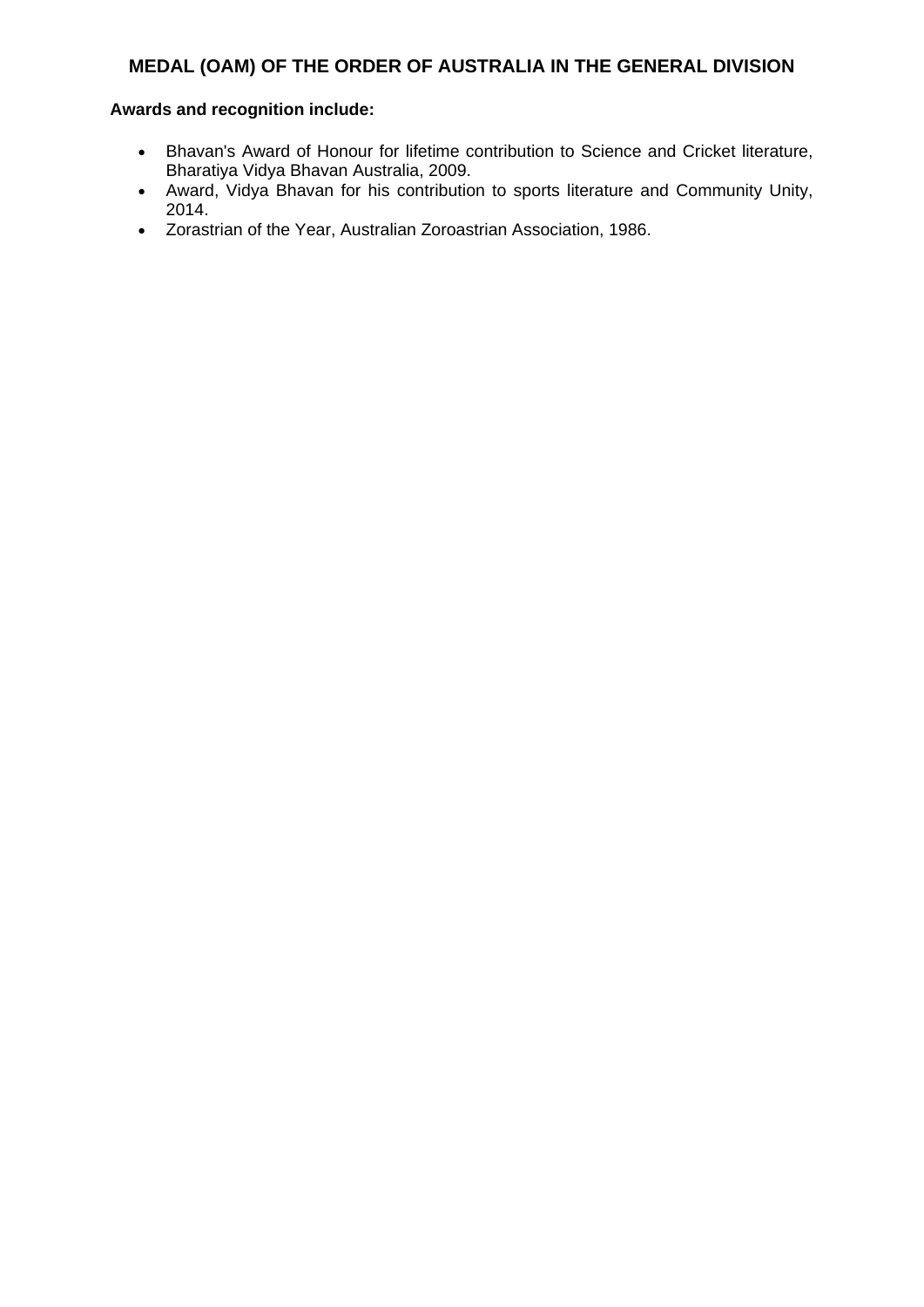## MEDAL (OAM) OF THE ORDER OF AUSTRALIA IN THE GENERAL DIVISION

**Awards and recognition include:**

- Bhavan's Award of Honour for lifetime contribution to Science and Cricket literature, Bharatiya Vidya Bhavan Australia, 2009.
- Award, Vidya Bhavan for his contribution to sports literature and Community Unity, 2014.
- Zorastrian of the Year, Australian Zoroastrian Association, 1986.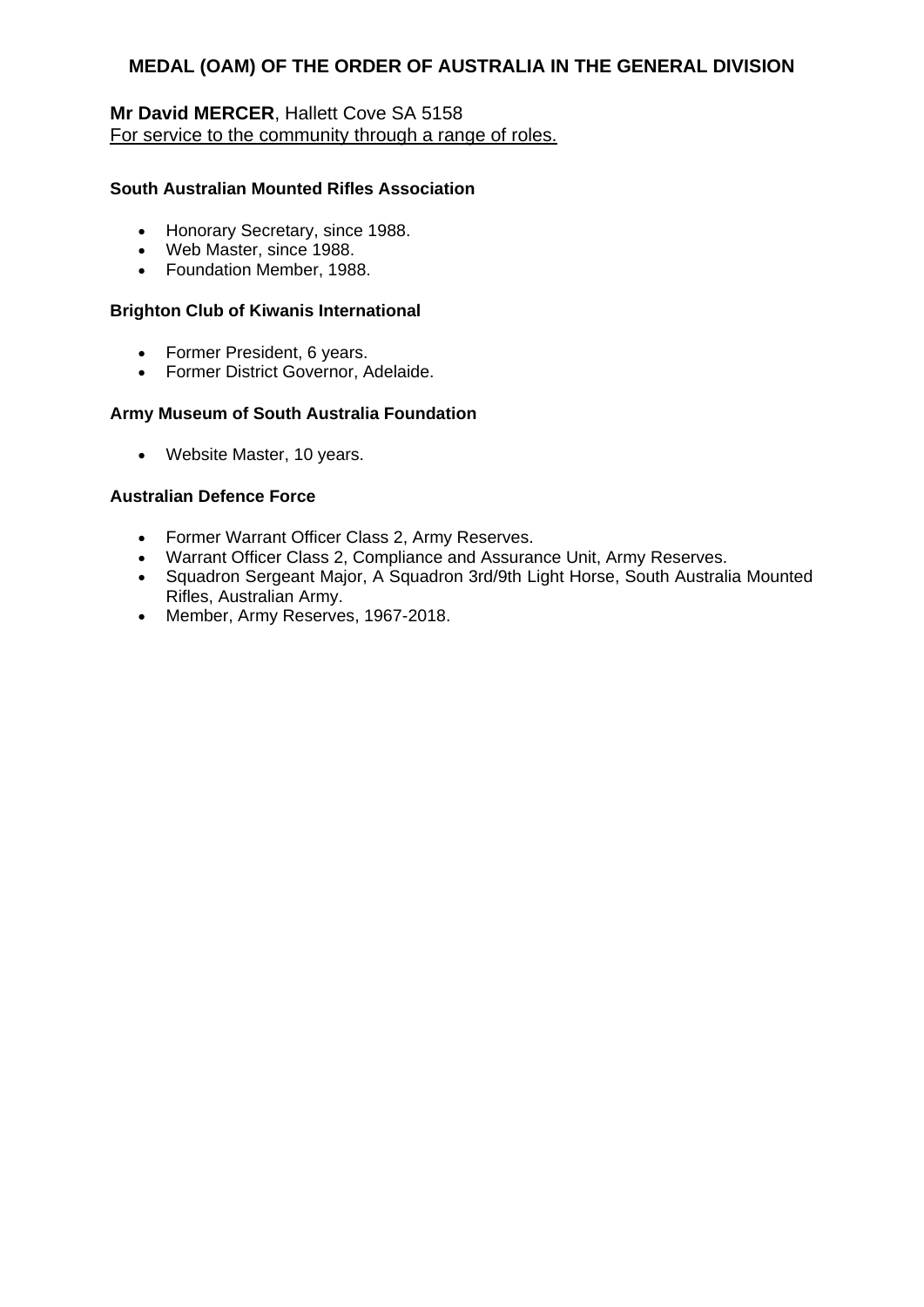## MEDAL (OAM) OF THE ORDER OF AUSTRALIA IN THE GENERAL DIVISION

**Mr David MERCER**, Hallett Cove SA 5158
For service to the community through a range of roles.

**South Australian Mounted Rifles Association**

- Honorary Secretary, since 1988.
- Web Master, since 1988.
- Foundation Member, 1988.

**Brighton Club of Kiwanis International**

- Former President, 6 years.
- Former District Governor, Adelaide.

**Army Museum of South Australia Foundation**

- Website Master, 10 years.

**Australian Defence Force**

- Former Warrant Officer Class 2, Army Reserves.
- Warrant Officer Class 2, Compliance and Assurance Unit, Army Reserves.
- Squadron Sergeant Major, A Squadron 3rd/9th Light Horse, South Australia Mounted Rifles, Australian Army.
- Member, Army Reserves, 1967-2018.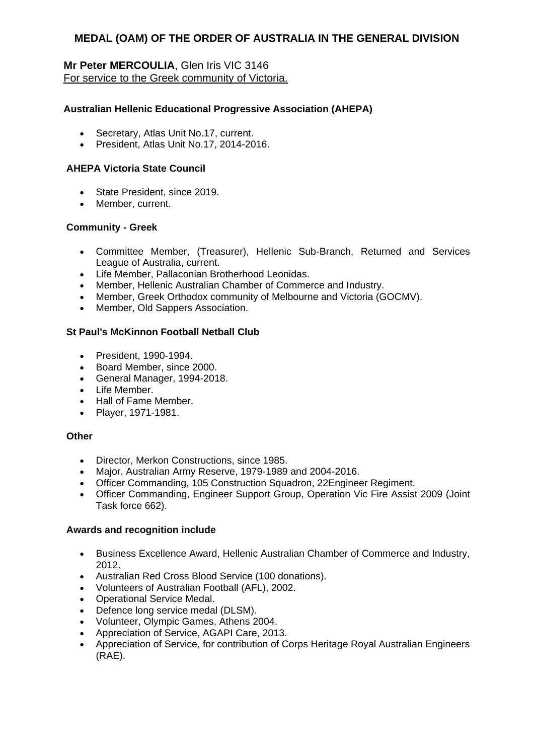## MEDAL (OAM) OF THE ORDER OF AUSTRALIA IN THE GENERAL DIVISION

**Mr Peter MERCOULIA**, Glen Iris VIC 3146
For service to the Greek community of Victoria.

**Australian Hellenic Educational Progressive Association (AHEPA)**

- Secretary, Atlas Unit No.17, current.
- President, Atlas Unit No.17, 2014-2016.

**AHEPA Victoria State Council**

- State President, since 2019.
- Member, current.

**Community - Greek**

- Committee Member, (Treasurer), Hellenic Sub-Branch, Returned and Services League of Australia, current.
- Life Member, Pallaconian Brotherhood Leonidas.
- Member, Hellenic Australian Chamber of Commerce and Industry.
- Member, Greek Orthodox community of Melbourne and Victoria (GOCMV).
- Member, Old Sappers Association.

**St Paul's McKinnon Football Netball Club**

- President, 1990-1994.
- Board Member, since 2000.
- General Manager, 1994-2018.
- Life Member.
- Hall of Fame Member.
- Player, 1971-1981.

**Other**

- Director, Merkon Constructions, since 1985.
- Major, Australian Army Reserve, 1979-1989 and 2004-2016.
- Officer Commanding, 105 Construction Squadron, 22Engineer Regiment.
- Officer Commanding, Engineer Support Group, Operation Vic Fire Assist 2009 (Joint Task force 662).

**Awards and recognition include**

- Business Excellence Award, Hellenic Australian Chamber of Commerce and Industry, 2012.
- Australian Red Cross Blood Service (100 donations).
- Volunteers of Australian Football (AFL), 2002.
- Operational Service Medal.
- Defence long service medal (DLSM).
- Volunteer, Olympic Games, Athens 2004.
- Appreciation of Service, AGAPI Care, 2013.
- Appreciation of Service, for contribution of Corps Heritage Royal Australian Engineers (RAE).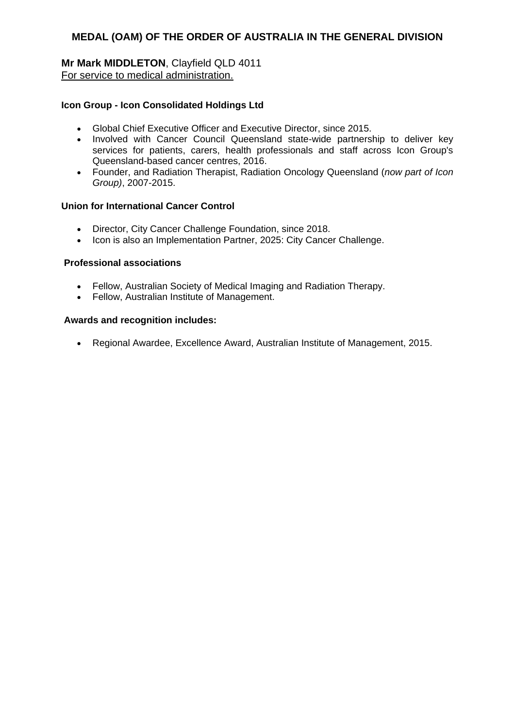## MEDAL (OAM) OF THE ORDER OF AUSTRALIA IN THE GENERAL DIVISION

**Mr Mark MIDDLETON**, Clayfield QLD 4011
For service to medical administration.

**Icon Group - Icon Consolidated Holdings Ltd**

- Global Chief Executive Officer and Executive Director, since 2015.
- Involved with Cancer Council Queensland state-wide partnership to deliver key services for patients, carers, health professionals and staff across Icon Group's Queensland-based cancer centres, 2016.
- Founder, and Radiation Therapist, Radiation Oncology Queensland (*now part of Icon Group)*, 2007-2015.

**Union for International Cancer Control**

- Director, City Cancer Challenge Foundation, since 2018.
- Icon is also an Implementation Partner, 2025: City Cancer Challenge.

**Professional associations**

- Fellow, Australian Society of Medical Imaging and Radiation Therapy.
- Fellow, Australian Institute of Management.

**Awards and recognition includes:**

- Regional Awardee, Excellence Award, Australian Institute of Management, 2015.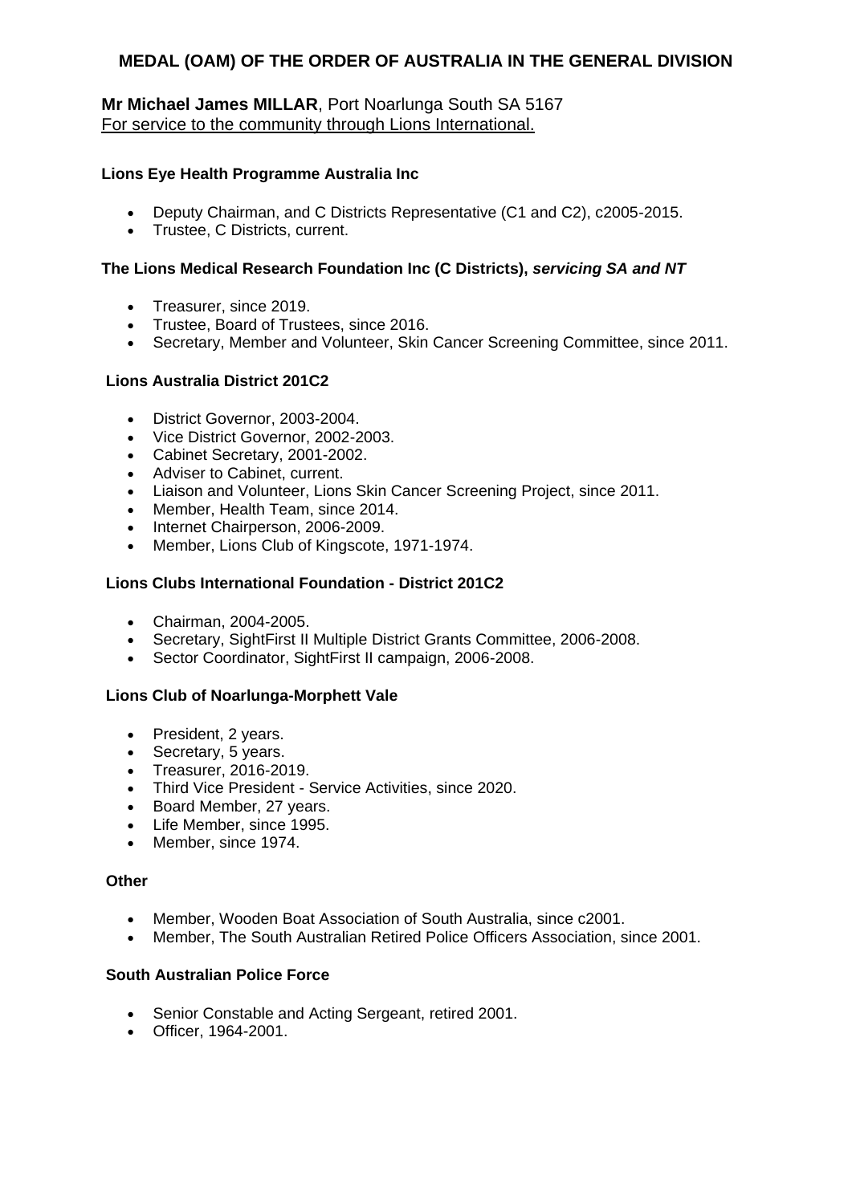## MEDAL (OAM) OF THE ORDER OF AUSTRALIA IN THE GENERAL DIVISION

**Mr Michael James MILLAR**, Port Noarlunga South SA 5167
For service to the community through Lions International.

**Lions Eye Health Programme Australia Inc**

- Deputy Chairman, and C Districts Representative (C1 and C2), c2005-2015.
- Trustee, C Districts, current.

**The Lions Medical Research Foundation Inc (C Districts),** ***servicing SA and NT***

- Treasurer, since 2019.
- Trustee, Board of Trustees, since 2016.
- Secretary, Member and Volunteer, Skin Cancer Screening Committee, since 2011.

**Lions Australia District 201C2**

- District Governor, 2003-2004.
- Vice District Governor, 2002-2003.
- Cabinet Secretary, 2001-2002.
- Adviser to Cabinet, current.
- Liaison and Volunteer, Lions Skin Cancer Screening Project, since 2011.
- Member, Health Team, since 2014.
- Internet Chairperson, 2006-2009.
- Member, Lions Club of Kingscote, 1971-1974.

**Lions Clubs International Foundation - District 201C2**

- Chairman, 2004-2005.
- Secretary, SightFirst II Multiple District Grants Committee, 2006-2008.
- Sector Coordinator, SightFirst II campaign, 2006-2008.

**Lions Club of Noarlunga-Morphett Vale**

- President, 2 years.
- Secretary, 5 years.
- Treasurer, 2016-2019.
- Third Vice President - Service Activities, since 2020.
- Board Member, 27 years.
- Life Member, since 1995.
- Member, since 1974.

**Other**

- Member, Wooden Boat Association of South Australia, since c2001.
- Member, The South Australian Retired Police Officers Association, since 2001.

**South Australian Police Force**

- Senior Constable and Acting Sergeant, retired 2001.
- Officer, 1964-2001.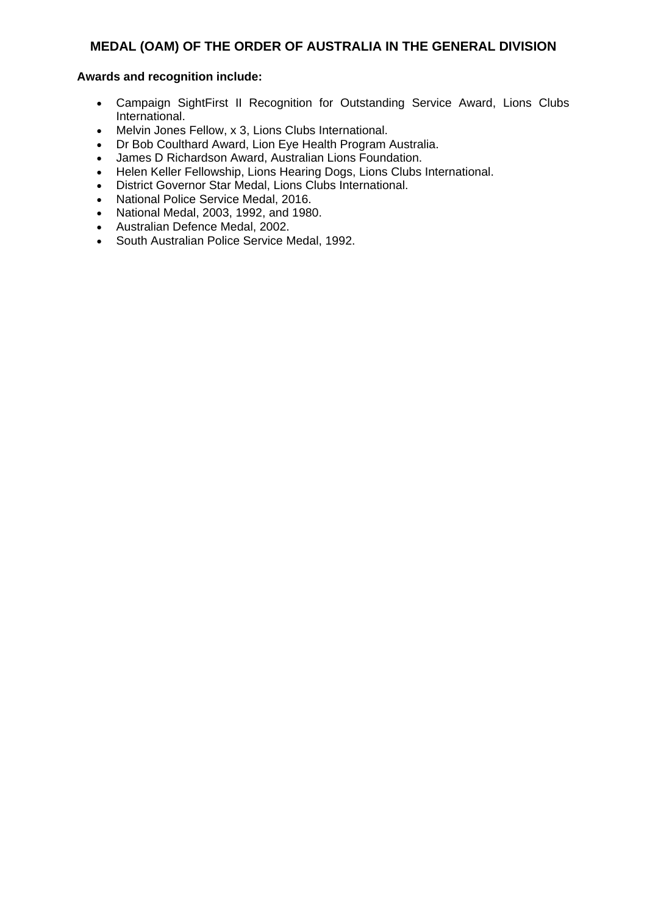## MEDAL (OAM) OF THE ORDER OF AUSTRALIA IN THE GENERAL DIVISION

**Awards and recognition include:**

- Campaign SightFirst II Recognition for Outstanding Service Award, Lions Clubs International.
- Melvin Jones Fellow, x 3, Lions Clubs International.
- Dr Bob Coulthard Award, Lion Eye Health Program Australia.
- James D Richardson Award, Australian Lions Foundation.
- Helen Keller Fellowship, Lions Hearing Dogs, Lions Clubs International.
- District Governor Star Medal, Lions Clubs International.
- National Police Service Medal, 2016.
- National Medal, 2003, 1992, and 1980.
- Australian Defence Medal, 2002.
- South Australian Police Service Medal, 1992.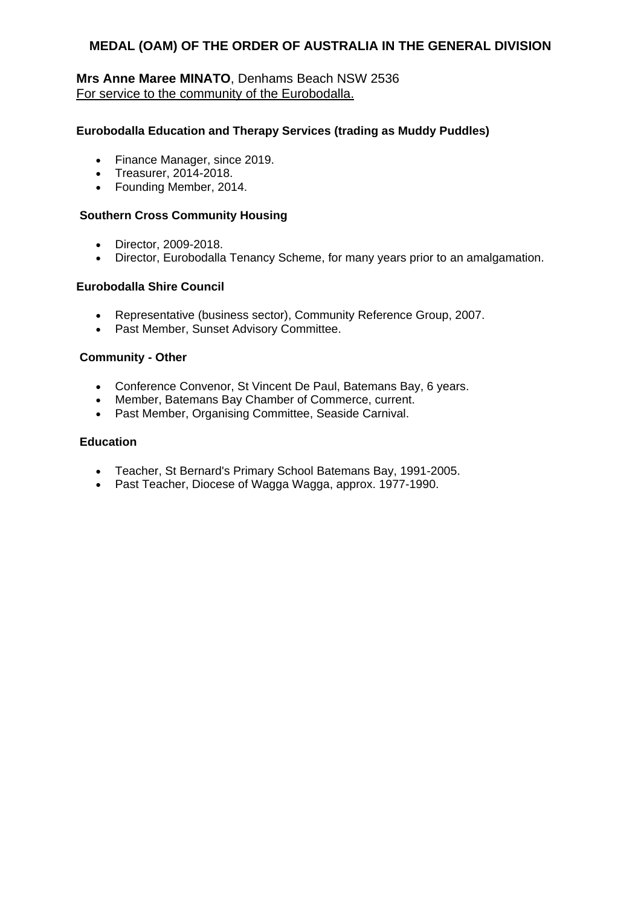## MEDAL (OAM) OF THE ORDER OF AUSTRALIA IN THE GENERAL DIVISION

**Mrs Anne Maree MINATO**, Denhams Beach NSW 2536
For service to the community of the Eurobodalla.

**Eurobodalla Education and Therapy Services (trading as Muddy Puddles)**

- Finance Manager, since 2019.
- Treasurer, 2014-2018.
- Founding Member, 2014.

**Southern Cross Community Housing**

- Director, 2009-2018.
- Director, Eurobodalla Tenancy Scheme, for many years prior to an amalgamation.

**Eurobodalla Shire Council**

- Representative (business sector), Community Reference Group, 2007.
- Past Member, Sunset Advisory Committee.

**Community - Other**

- Conference Convenor, St Vincent De Paul, Batemans Bay, 6 years.
- Member, Batemans Bay Chamber of Commerce, current.
- Past Member, Organising Committee, Seaside Carnival.

**Education**

- Teacher, St Bernard's Primary School Batemans Bay, 1991-2005.
- Past Teacher, Diocese of Wagga Wagga, approx. 1977-1990.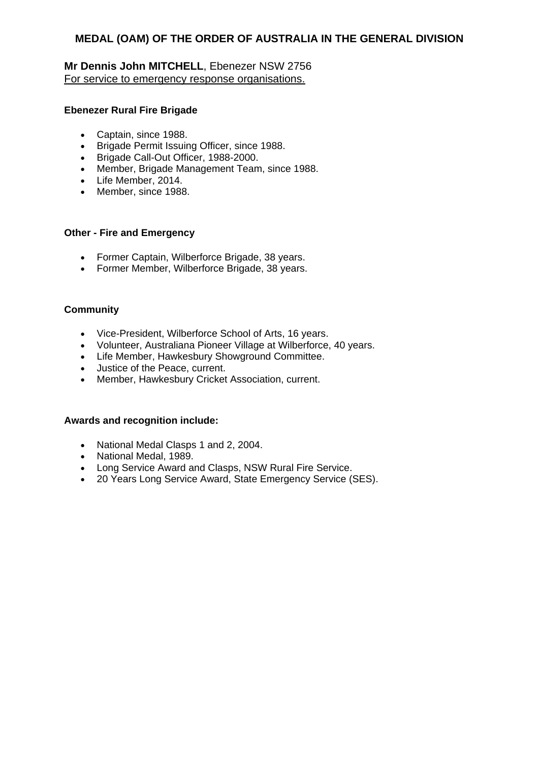## MEDAL (OAM) OF THE ORDER OF AUSTRALIA IN THE GENERAL DIVISION

**Mr Dennis John MITCHELL**, Ebenezer NSW 2756
For service to emergency response organisations.

**Ebenezer Rural Fire Brigade**

- Captain, since 1988.
- Brigade Permit Issuing Officer, since 1988.
- Brigade Call-Out Officer, 1988-2000.
- Member, Brigade Management Team, since 1988.
- Life Member, 2014.
- Member, since 1988.

**Other - Fire and Emergency**

- Former Captain, Wilberforce Brigade, 38 years.
- Former Member, Wilberforce Brigade, 38 years.

**Community**

- Vice-President, Wilberforce School of Arts, 16 years.
- Volunteer, Australiana Pioneer Village at Wilberforce, 40 years.
- Life Member, Hawkesbury Showground Committee.
- Justice of the Peace, current.
- Member, Hawkesbury Cricket Association, current.

**Awards and recognition include:**

- National Medal Clasps 1 and 2, 2004.
- National Medal, 1989.
- Long Service Award and Clasps, NSW Rural Fire Service.
- 20 Years Long Service Award, State Emergency Service (SES).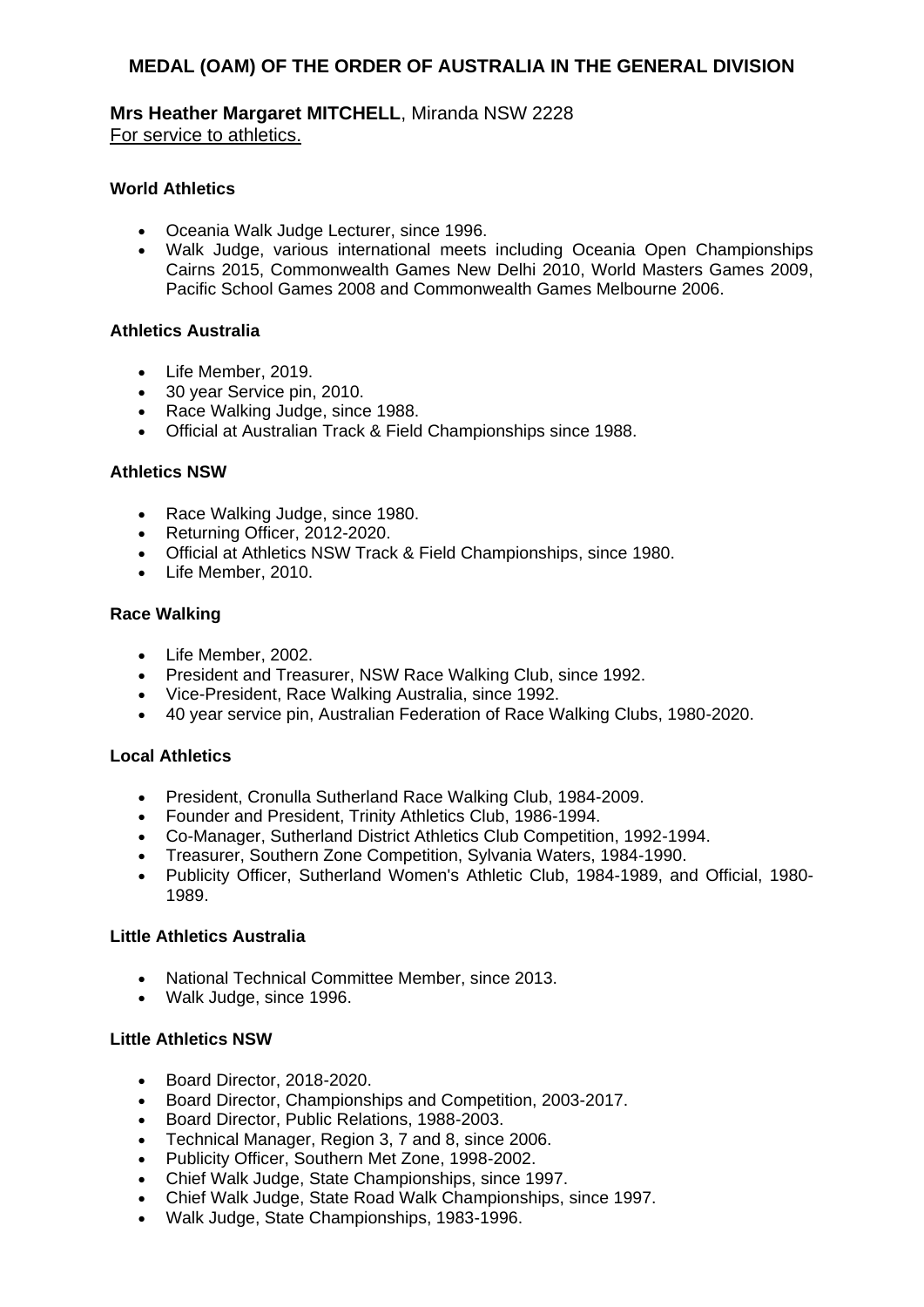## MEDAL (OAM) OF THE ORDER OF AUSTRALIA IN THE GENERAL DIVISION

**Mrs Heather Margaret MITCHELL**, Miranda NSW 2228
For service to athletics.

**World Athletics**

- Oceania Walk Judge Lecturer, since 1996.
- Walk Judge, various international meets including Oceania Open Championships Cairns 2015, Commonwealth Games New Delhi 2010, World Masters Games 2009, Pacific School Games 2008 and Commonwealth Games Melbourne 2006.

**Athletics Australia**

- Life Member, 2019.
- 30 year Service pin, 2010.
- Race Walking Judge, since 1988.
- Official at Australian Track & Field Championships since 1988.

**Athletics NSW**

- Race Walking Judge, since 1980.
- Returning Officer, 2012-2020.
- Official at Athletics NSW Track & Field Championships, since 1980.
- Life Member, 2010.

**Race Walking**

- Life Member, 2002.
- President and Treasurer, NSW Race Walking Club, since 1992.
- Vice-President, Race Walking Australia, since 1992.
- 40 year service pin, Australian Federation of Race Walking Clubs, 1980-2020.

**Local Athletics**

- President, Cronulla Sutherland Race Walking Club, 1984-2009.
- Founder and President, Trinity Athletics Club, 1986-1994.
- Co-Manager, Sutherland District Athletics Club Competition, 1992-1994.
- Treasurer, Southern Zone Competition, Sylvania Waters, 1984-1990.
- Publicity Officer, Sutherland Women's Athletic Club, 1984-1989, and Official, 1980-1989.

**Little Athletics Australia**

- National Technical Committee Member, since 2013.
- Walk Judge, since 1996.

**Little Athletics NSW**

- Board Director, 2018-2020.
- Board Director, Championships and Competition, 2003-2017.
- Board Director, Public Relations, 1988-2003.
- Technical Manager, Region 3, 7 and 8, since 2006.
- Publicity Officer, Southern Met Zone, 1998-2002.
- Chief Walk Judge, State Championships, since 1997.
- Chief Walk Judge, State Road Walk Championships, since 1997.
- Walk Judge, State Championships, 1983-1996.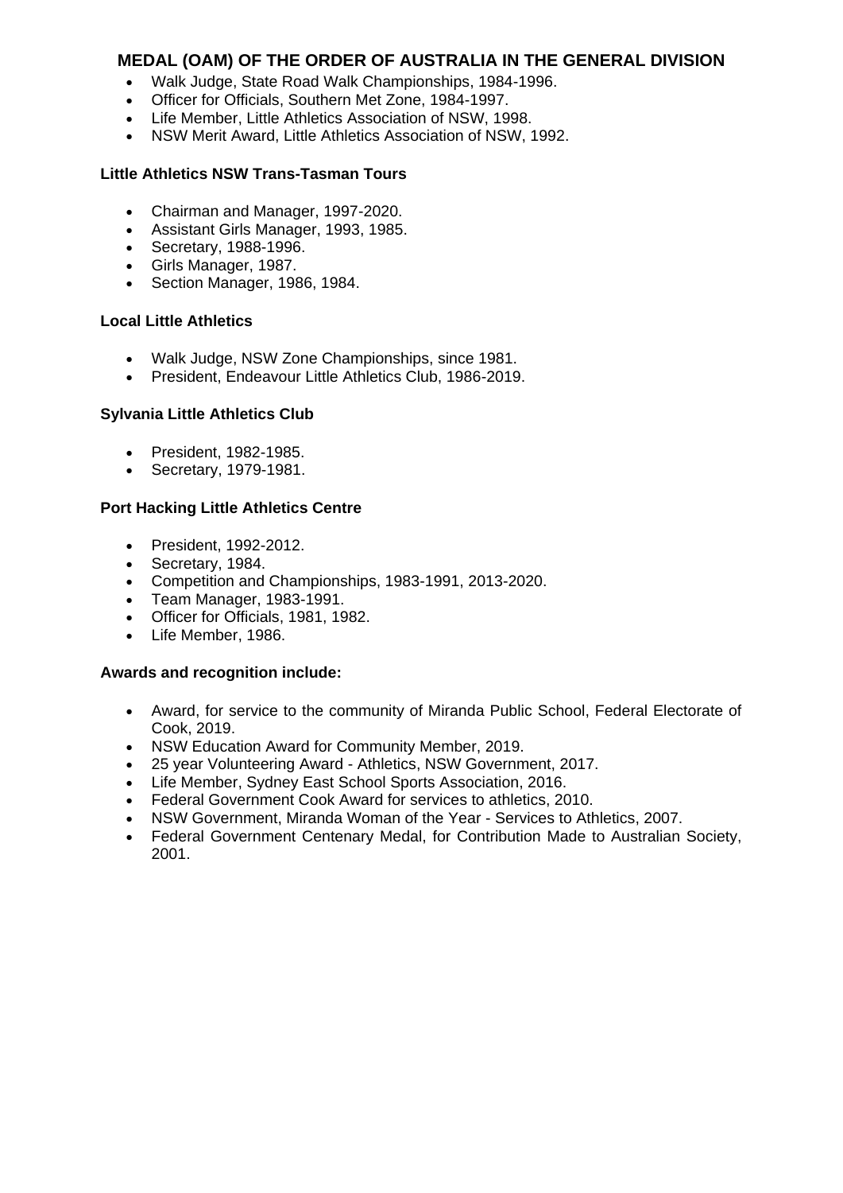## MEDAL (OAM) OF THE ORDER OF AUSTRALIA IN THE GENERAL DIVISION

- Walk Judge, State Road Walk Championships, 1984-1996.
- Officer for Officials, Southern Met Zone, 1984-1997.
- Life Member, Little Athletics Association of NSW, 1998.
- NSW Merit Award, Little Athletics Association of NSW, 1992.

**Little Athletics NSW Trans-Tasman Tours**

- Chairman and Manager, 1997-2020.
- Assistant Girls Manager, 1993, 1985.
- Secretary, 1988-1996.
- Girls Manager, 1987.
- Section Manager, 1986, 1984.

**Local Little Athletics**

- Walk Judge, NSW Zone Championships, since 1981.
- President, Endeavour Little Athletics Club, 1986-2019.

**Sylvania Little Athletics Club**

- President, 1982-1985.
- Secretary, 1979-1981.

**Port Hacking Little Athletics Centre**

- President, 1992-2012.
- Secretary, 1984.
- Competition and Championships, 1983-1991, 2013-2020.
- Team Manager, 1983-1991.
- Officer for Officials, 1981, 1982.
- Life Member, 1986.

**Awards and recognition include:**

- Award, for service to the community of Miranda Public School, Federal Electorate of Cook, 2019.
- NSW Education Award for Community Member, 2019.
- 25 year Volunteering Award - Athletics, NSW Government, 2017.
- Life Member, Sydney East School Sports Association, 2016.
- Federal Government Cook Award for services to athletics, 2010.
- NSW Government, Miranda Woman of the Year - Services to Athletics, 2007.
- Federal Government Centenary Medal, for Contribution Made to Australian Society, 2001.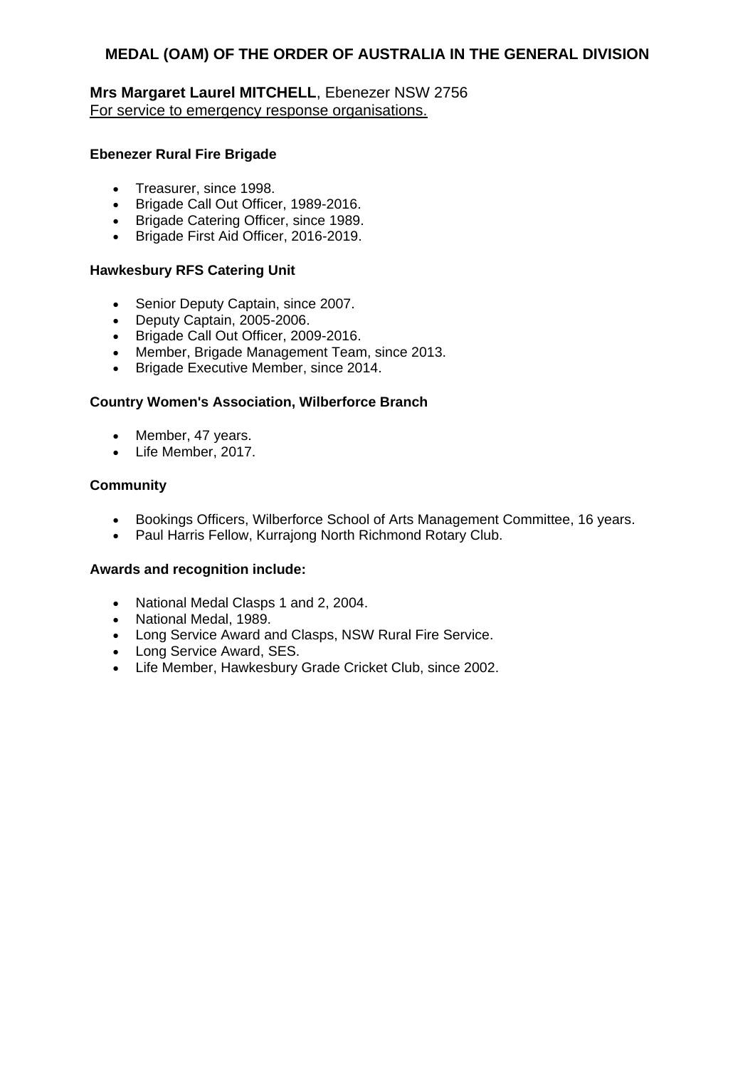## MEDAL (OAM) OF THE ORDER OF AUSTRALIA IN THE GENERAL DIVISION

**Mrs Margaret Laurel MITCHELL**, Ebenezer NSW 2756
For service to emergency response organisations.

**Ebenezer Rural Fire Brigade**

- Treasurer, since 1998.
- Brigade Call Out Officer, 1989-2016.
- Brigade Catering Officer, since 1989.
- Brigade First Aid Officer, 2016-2019.

**Hawkesbury RFS Catering Unit**

- Senior Deputy Captain, since 2007.
- Deputy Captain, 2005-2006.
- Brigade Call Out Officer, 2009-2016.
- Member, Brigade Management Team, since 2013.
- Brigade Executive Member, since 2014.

**Country Women's Association, Wilberforce Branch**

- Member, 47 years.
- Life Member, 2017.

**Community**

- Bookings Officers, Wilberforce School of Arts Management Committee, 16 years.
- Paul Harris Fellow, Kurrajong North Richmond Rotary Club.

**Awards and recognition include:**

- National Medal Clasps 1 and 2, 2004.
- National Medal, 1989.
- Long Service Award and Clasps, NSW Rural Fire Service.
- Long Service Award, SES.
- Life Member, Hawkesbury Grade Cricket Club, since 2002.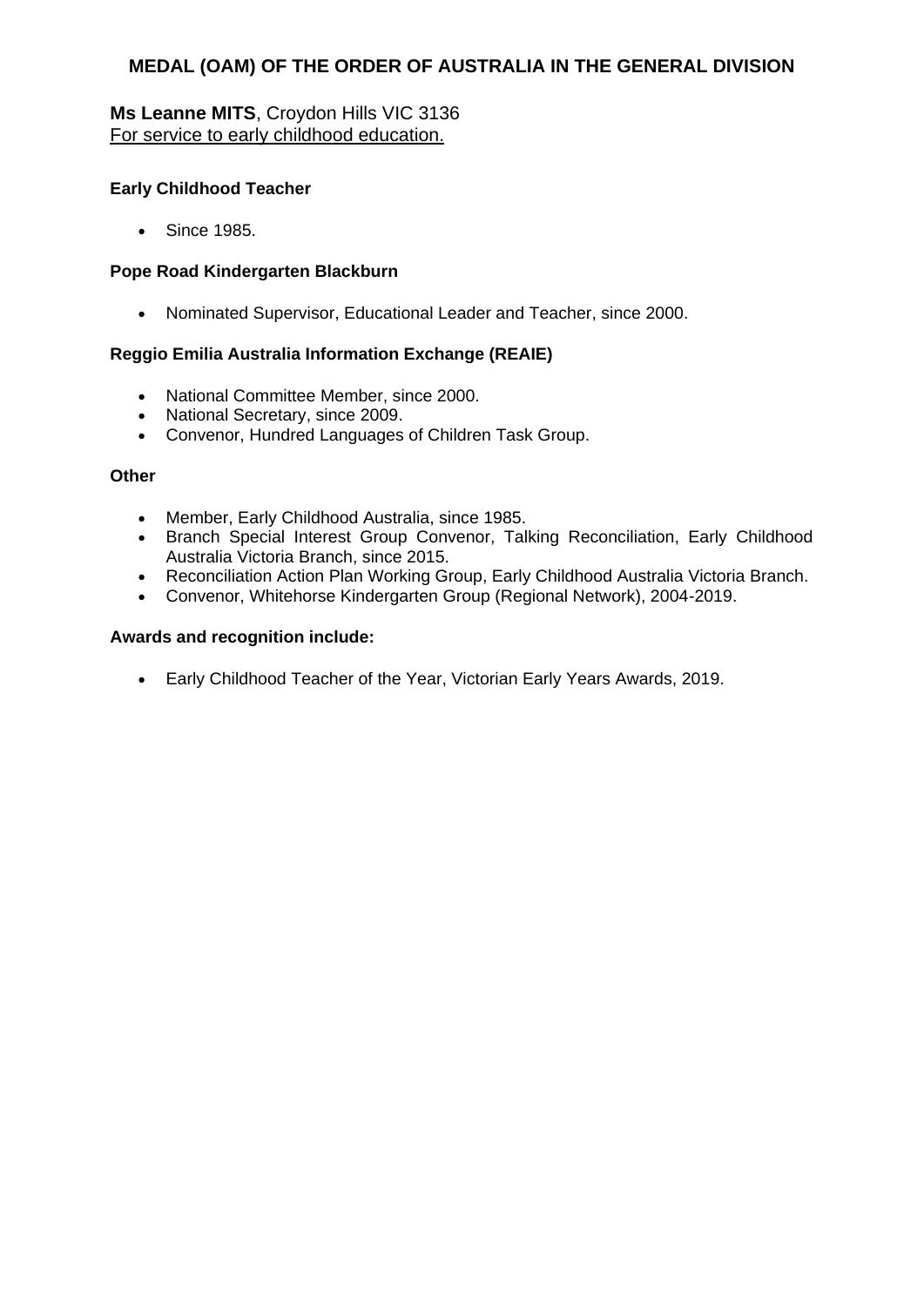## MEDAL (OAM) OF THE ORDER OF AUSTRALIA IN THE GENERAL DIVISION

**Ms Leanne MITS**, Croydon Hills VIC 3136
For service to early childhood education.

**Early Childhood Teacher**

- Since 1985.

**Pope Road Kindergarten Blackburn**

- Nominated Supervisor, Educational Leader and Teacher, since 2000.

**Reggio Emilia Australia Information Exchange (REAIE)**

- National Committee Member, since 2000.
- National Secretary, since 2009.
- Convenor, Hundred Languages of Children Task Group.

**Other**

- Member, Early Childhood Australia, since 1985.
- Branch Special Interest Group Convenor, Talking Reconciliation, Early Childhood Australia Victoria Branch, since 2015.
- Reconciliation Action Plan Working Group, Early Childhood Australia Victoria Branch.
- Convenor, Whitehorse Kindergarten Group (Regional Network), 2004-2019.

**Awards and recognition include:**

- Early Childhood Teacher of the Year, Victorian Early Years Awards, 2019.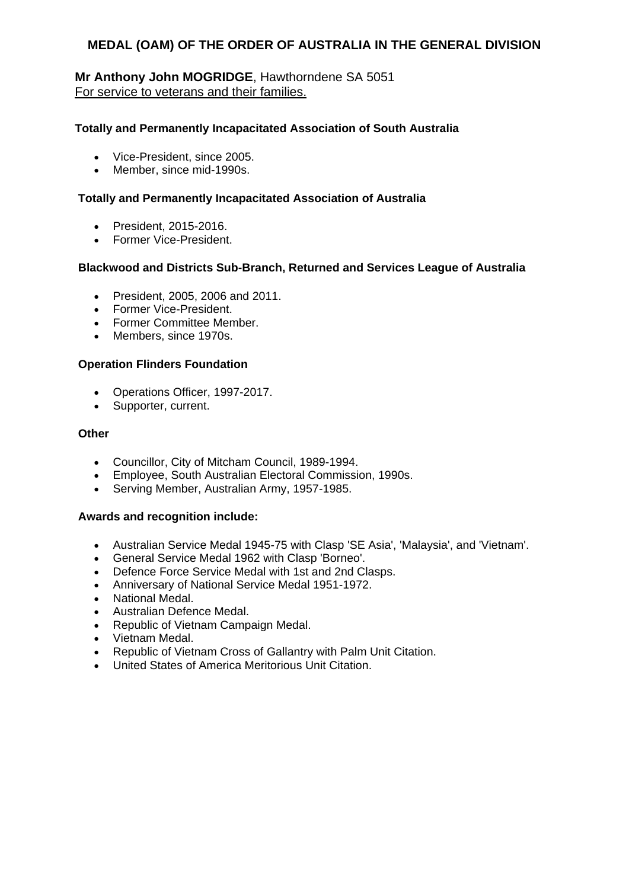## MEDAL (OAM) OF THE ORDER OF AUSTRALIA IN THE GENERAL DIVISION

**Mr Anthony John MOGRIDGE**, Hawthorndene SA 5051
For service to veterans and their families.

**Totally and Permanently Incapacitated Association of South Australia**

- Vice-President, since 2005.
- Member, since mid-1990s.

**Totally and Permanently Incapacitated Association of Australia**

- President, 2015-2016.
- Former Vice-President.

**Blackwood and Districts Sub-Branch, Returned and Services League of Australia**

- President, 2005, 2006 and 2011.
- Former Vice-President.
- Former Committee Member.
- Members, since 1970s.

**Operation Flinders Foundation**

- Operations Officer, 1997-2017.
- Supporter, current.

**Other**

- Councillor, City of Mitcham Council, 1989-1994.
- Employee, South Australian Electoral Commission, 1990s.
- Serving Member, Australian Army, 1957-1985.

**Awards and recognition include:**

- Australian Service Medal 1945-75 with Clasp 'SE Asia', 'Malaysia', and 'Vietnam'.
- General Service Medal 1962 with Clasp 'Borneo'.
- Defence Force Service Medal with 1st and 2nd Clasps.
- Anniversary of National Service Medal 1951-1972.
- National Medal.
- Australian Defence Medal.
- Republic of Vietnam Campaign Medal.
- Vietnam Medal.
- Republic of Vietnam Cross of Gallantry with Palm Unit Citation.
- United States of America Meritorious Unit Citation.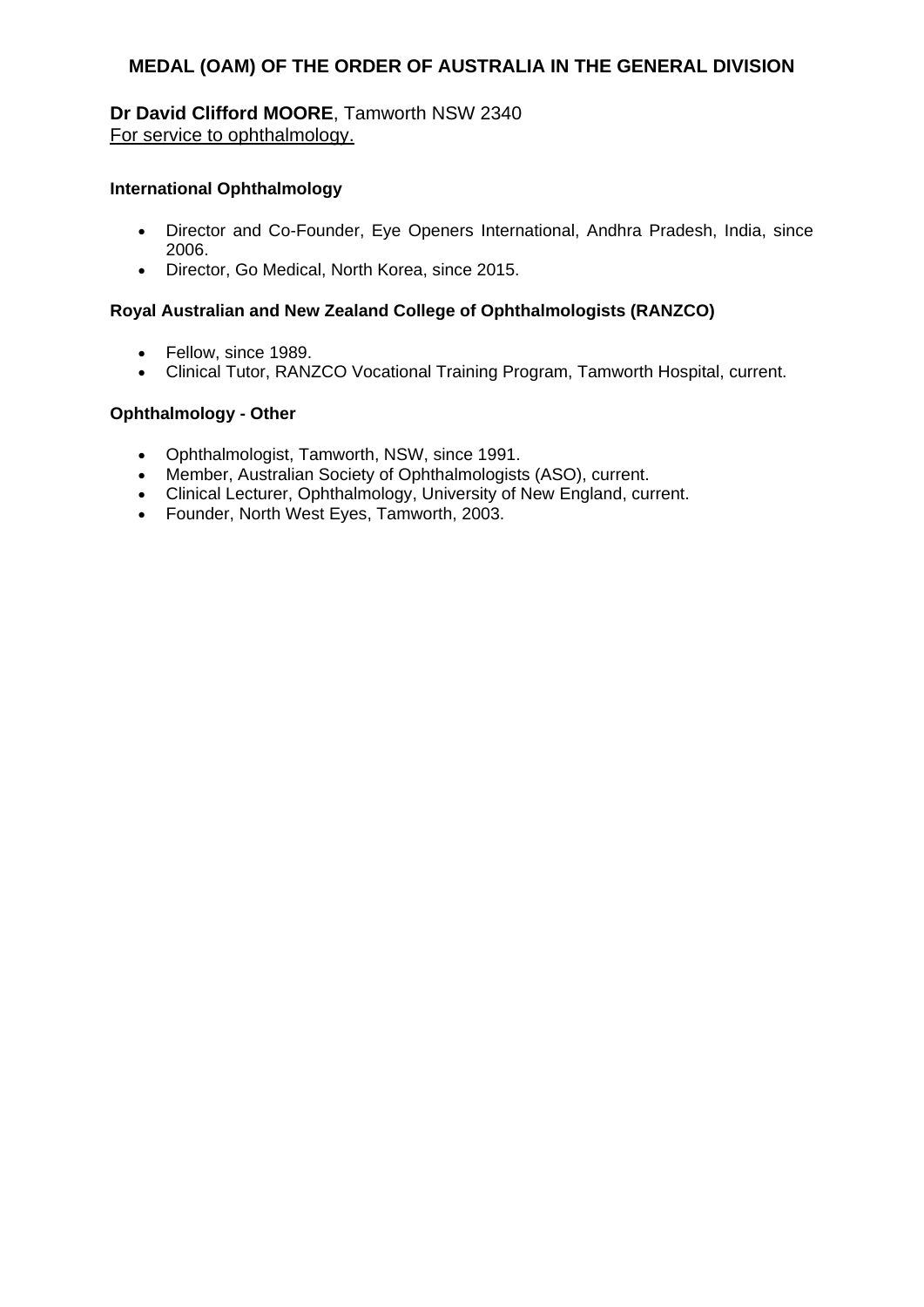## MEDAL (OAM) OF THE ORDER OF AUSTRALIA IN THE GENERAL DIVISION

**Dr David Clifford MOORE**, Tamworth NSW 2340
For service to ophthalmology.

**International Ophthalmology**

- Director and Co-Founder, Eye Openers International, Andhra Pradesh, India, since 2006.
- Director, Go Medical, North Korea, since 2015.

**Royal Australian and New Zealand College of Ophthalmologists (RANZCO)**

- Fellow, since 1989.
- Clinical Tutor, RANZCO Vocational Training Program, Tamworth Hospital, current.

**Ophthalmology - Other**

- Ophthalmologist, Tamworth, NSW, since 1991.
- Member, Australian Society of Ophthalmologists (ASO), current.
- Clinical Lecturer, Ophthalmology, University of New England, current.
- Founder, North West Eyes, Tamworth, 2003.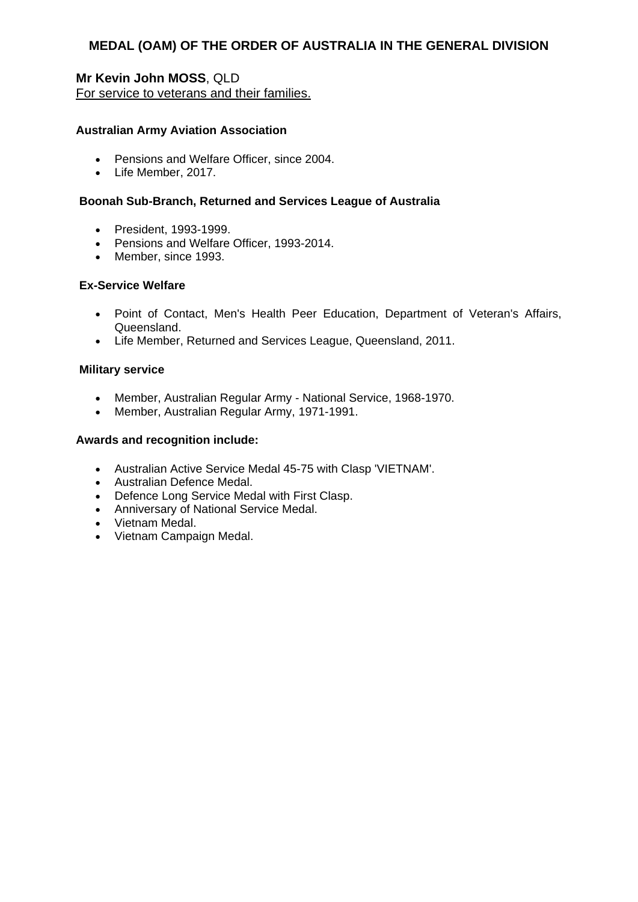## MEDAL (OAM) OF THE ORDER OF AUSTRALIA IN THE GENERAL DIVISION

**Mr Kevin John MOSS**, QLD
For service to veterans and their families.

**Australian Army Aviation Association**

- Pensions and Welfare Officer, since 2004.
- Life Member, 2017.

**Boonah Sub-Branch, Returned and Services League of Australia**

- President, 1993-1999.
- Pensions and Welfare Officer, 1993-2014.
- Member, since 1993.

**Ex-Service Welfare**

- Point of Contact, Men's Health Peer Education, Department of Veteran's Affairs, Queensland.
- Life Member, Returned and Services League, Queensland, 2011.

**Military service**

- Member, Australian Regular Army - National Service, 1968-1970.
- Member, Australian Regular Army, 1971-1991.

**Awards and recognition include:**

- Australian Active Service Medal 45-75 with Clasp 'VIETNAM'.
- Australian Defence Medal.
- Defence Long Service Medal with First Clasp.
- Anniversary of National Service Medal.
- Vietnam Medal.
- Vietnam Campaign Medal.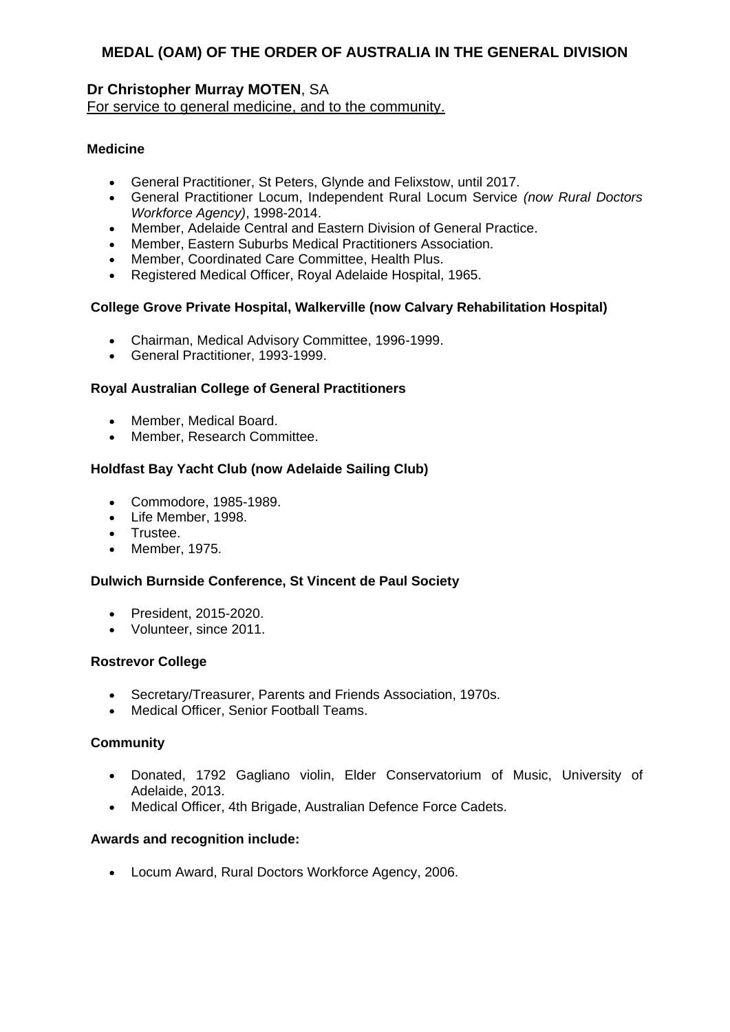## MEDAL (OAM) OF THE ORDER OF AUSTRALIA IN THE GENERAL DIVISION

**Dr Christopher Murray MOTEN**, SA
For service to general medicine, and to the community.

**Medicine**

- General Practitioner, St Peters, Glynde and Felixstow, until 2017.
- General Practitioner Locum, Independent Rural Locum Service *(now Rural Doctors Workforce Agency)*, 1998-2014.
- Member, Adelaide Central and Eastern Division of General Practice.
- Member, Eastern Suburbs Medical Practitioners Association.
- Member, Coordinated Care Committee, Health Plus.
- Registered Medical Officer, Royal Adelaide Hospital, 1965.

**College Grove Private Hospital, Walkerville (now Calvary Rehabilitation Hospital)**

- Chairman, Medical Advisory Committee, 1996-1999.
- General Practitioner, 1993-1999.

**Royal Australian College of General Practitioners**

- Member, Medical Board.
- Member, Research Committee.

**Holdfast Bay Yacht Club (now Adelaide Sailing Club)**

- Commodore, 1985-1989.
- Life Member, 1998.
- Trustee.
- Member, 1975.

**Dulwich Burnside Conference, St Vincent de Paul Society**

- President, 2015-2020.
- Volunteer, since 2011.

**Rostrevor College**

- Secretary/Treasurer, Parents and Friends Association, 1970s.
- Medical Officer, Senior Football Teams.

**Community**

- Donated, 1792 Gagliano violin, Elder Conservatorium of Music, University of Adelaide, 2013.
- Medical Officer, 4th Brigade, Australian Defence Force Cadets.

**Awards and recognition include:**

- Locum Award, Rural Doctors Workforce Agency, 2006.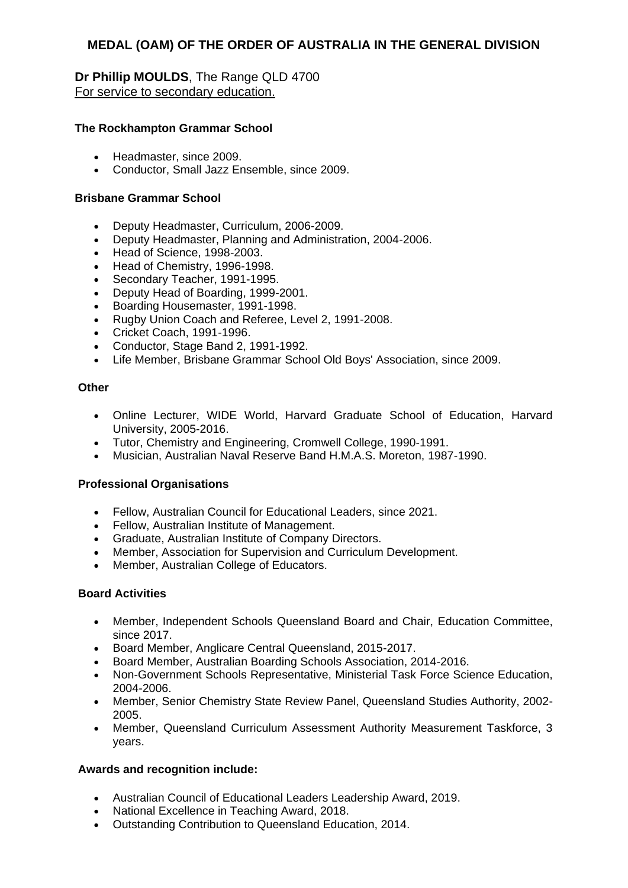## MEDAL (OAM) OF THE ORDER OF AUSTRALIA IN THE GENERAL DIVISION

**Dr Phillip MOULDS**, The Range QLD 4700
For service to secondary education.

**The Rockhampton Grammar School**

- Headmaster, since 2009.
- Conductor, Small Jazz Ensemble, since 2009.

**Brisbane Grammar School**

- Deputy Headmaster, Curriculum, 2006-2009.
- Deputy Headmaster, Planning and Administration, 2004-2006.
- Head of Science, 1998-2003.
- Head of Chemistry, 1996-1998.
- Secondary Teacher, 1991-1995.
- Deputy Head of Boarding, 1999-2001.
- Boarding Housemaster, 1991-1998.
- Rugby Union Coach and Referee, Level 2, 1991-2008.
- Cricket Coach, 1991-1996.
- Conductor, Stage Band 2, 1991-1992.
- Life Member, Brisbane Grammar School Old Boys' Association, since 2009.

**Other**

- Online Lecturer, WIDE World, Harvard Graduate School of Education, Harvard University, 2005-2016.
- Tutor, Chemistry and Engineering, Cromwell College, 1990-1991.
- Musician, Australian Naval Reserve Band H.M.A.S. Moreton, 1987-1990.

**Professional Organisations**

- Fellow, Australian Council for Educational Leaders, since 2021.
- Fellow, Australian Institute of Management.
- Graduate, Australian Institute of Company Directors.
- Member, Association for Supervision and Curriculum Development.
- Member, Australian College of Educators.

**Board Activities**

- Member, Independent Schools Queensland Board and Chair, Education Committee, since 2017.
- Board Member, Anglicare Central Queensland, 2015-2017.
- Board Member, Australian Boarding Schools Association, 2014-2016.
- Non-Government Schools Representative, Ministerial Task Force Science Education, 2004-2006.
- Member, Senior Chemistry State Review Panel, Queensland Studies Authority, 2002-2005.
- Member, Queensland Curriculum Assessment Authority Measurement Taskforce, 3 years.

**Awards and recognition include:**

- Australian Council of Educational Leaders Leadership Award, 2019.
- National Excellence in Teaching Award, 2018.
- Outstanding Contribution to Queensland Education, 2014.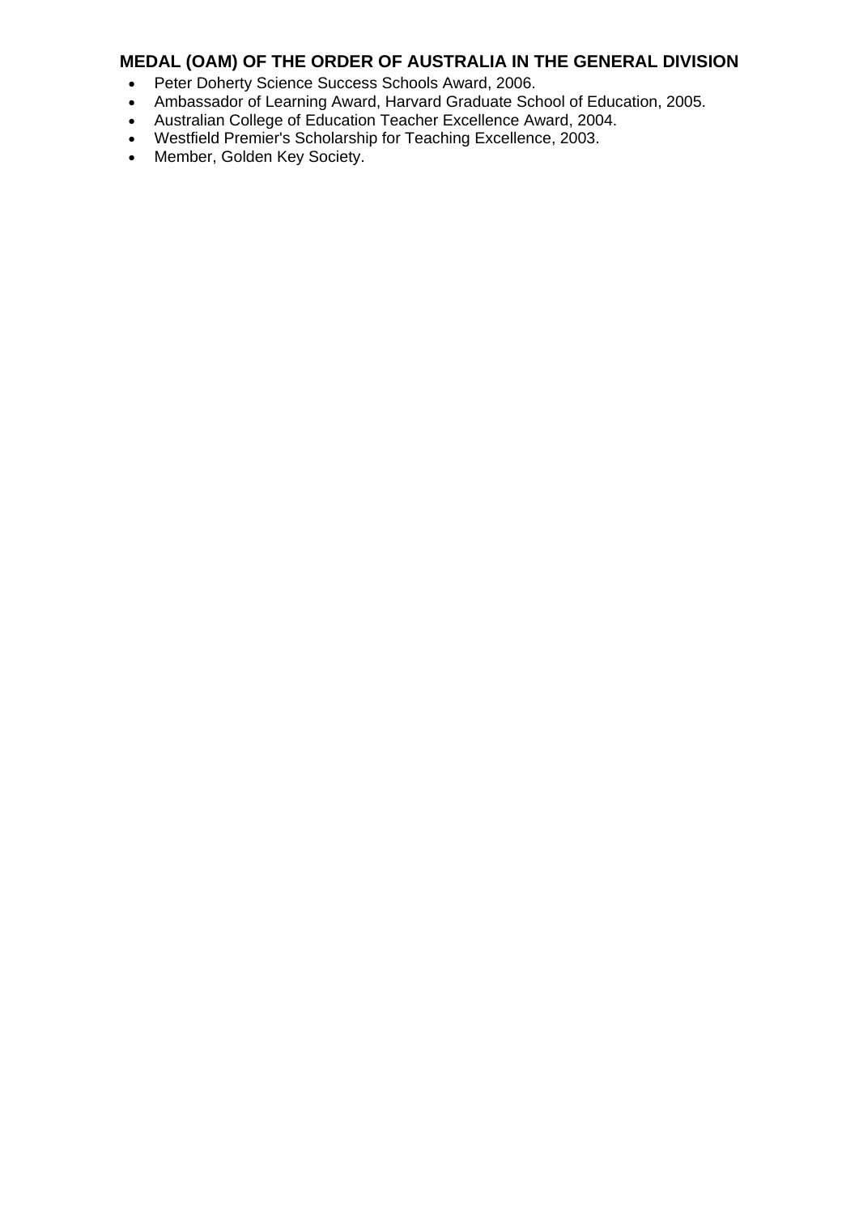## MEDAL (OAM) OF THE ORDER OF AUSTRALIA IN THE GENERAL DIVISION

- Peter Doherty Science Success Schools Award, 2006.
- Ambassador of Learning Award, Harvard Graduate School of Education, 2005.
- Australian College of Education Teacher Excellence Award, 2004.
- Westfield Premier's Scholarship for Teaching Excellence, 2003.
- Member, Golden Key Society.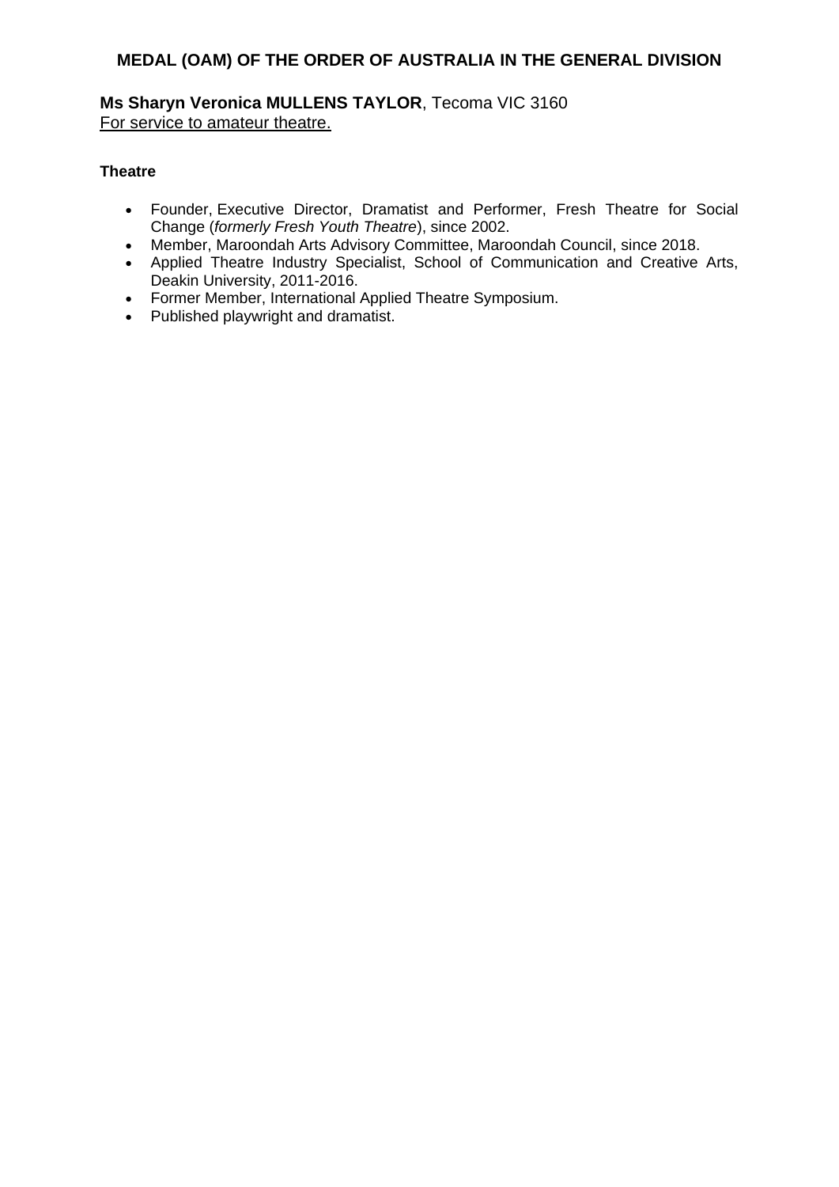## MEDAL (OAM) OF THE ORDER OF AUSTRALIA IN THE GENERAL DIVISION

**Ms Sharyn Veronica MULLENS TAYLOR**, Tecoma VIC 3160
For service to amateur theatre.

**Theatre**

- Founder, Executive Director, Dramatist and Performer, Fresh Theatre for Social Change (*formerly Fresh Youth Theatre*), since 2002.
- Member, Maroondah Arts Advisory Committee, Maroondah Council, since 2018.
- Applied Theatre Industry Specialist, School of Communication and Creative Arts, Deakin University, 2011-2016.
- Former Member, International Applied Theatre Symposium.
- Published playwright and dramatist.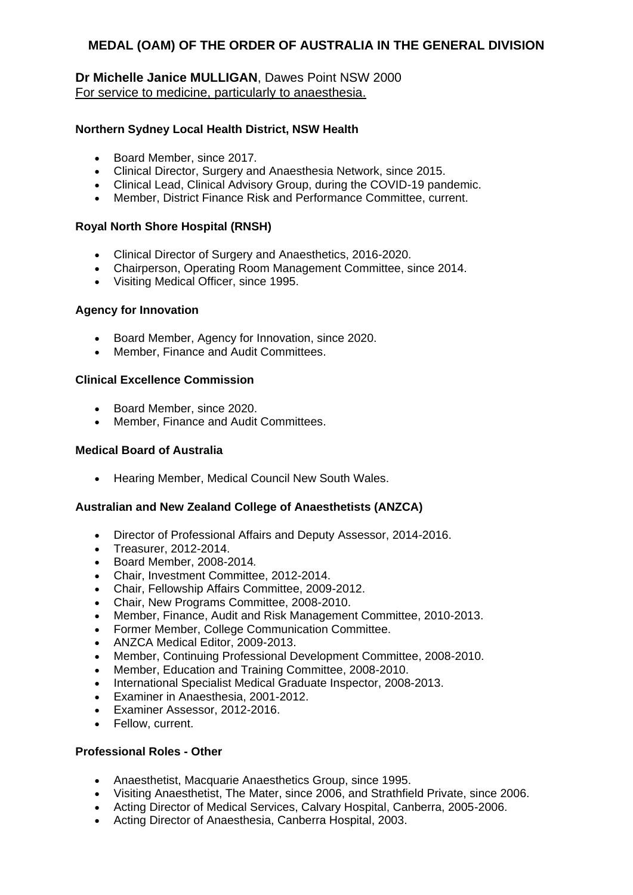## MEDAL (OAM) OF THE ORDER OF AUSTRALIA IN THE GENERAL DIVISION

**Dr Michelle Janice MULLIGAN**, Dawes Point NSW 2000
For service to medicine, particularly to anaesthesia.

**Northern Sydney Local Health District, NSW Health**

- Board Member, since 2017.
- Clinical Director, Surgery and Anaesthesia Network, since 2015.
- Clinical Lead, Clinical Advisory Group, during the COVID-19 pandemic.
- Member, District Finance Risk and Performance Committee, current.

**Royal North Shore Hospital (RNSH)**

- Clinical Director of Surgery and Anaesthetics, 2016-2020.
- Chairperson, Operating Room Management Committee, since 2014.
- Visiting Medical Officer, since 1995.

**Agency for Innovation**

- Board Member, Agency for Innovation, since 2020.
- Member, Finance and Audit Committees.

**Clinical Excellence Commission**

- Board Member, since 2020.
- Member, Finance and Audit Committees.

**Medical Board of Australia**

- Hearing Member, Medical Council New South Wales.

**Australian and New Zealand College of Anaesthetists (ANZCA)**

- Director of Professional Affairs and Deputy Assessor, 2014-2016.
- Treasurer, 2012-2014.
- Board Member, 2008-2014.
- Chair, Investment Committee, 2012-2014.
- Chair, Fellowship Affairs Committee, 2009-2012.
- Chair, New Programs Committee, 2008-2010.
- Member, Finance, Audit and Risk Management Committee, 2010-2013.
- Former Member, College Communication Committee.
- ANZCA Medical Editor, 2009-2013.
- Member, Continuing Professional Development Committee, 2008-2010.
- Member, Education and Training Committee, 2008-2010.
- International Specialist Medical Graduate Inspector, 2008-2013.
- Examiner in Anaesthesia, 2001-2012.
- Examiner Assessor, 2012-2016.
- Fellow, current.

**Professional Roles - Other**

- Anaesthetist, Macquarie Anaesthetics Group, since 1995.
- Visiting Anaesthetist, The Mater, since 2006, and Strathfield Private, since 2006.
- Acting Director of Medical Services, Calvary Hospital, Canberra, 2005-2006.
- Acting Director of Anaesthesia, Canberra Hospital, 2003.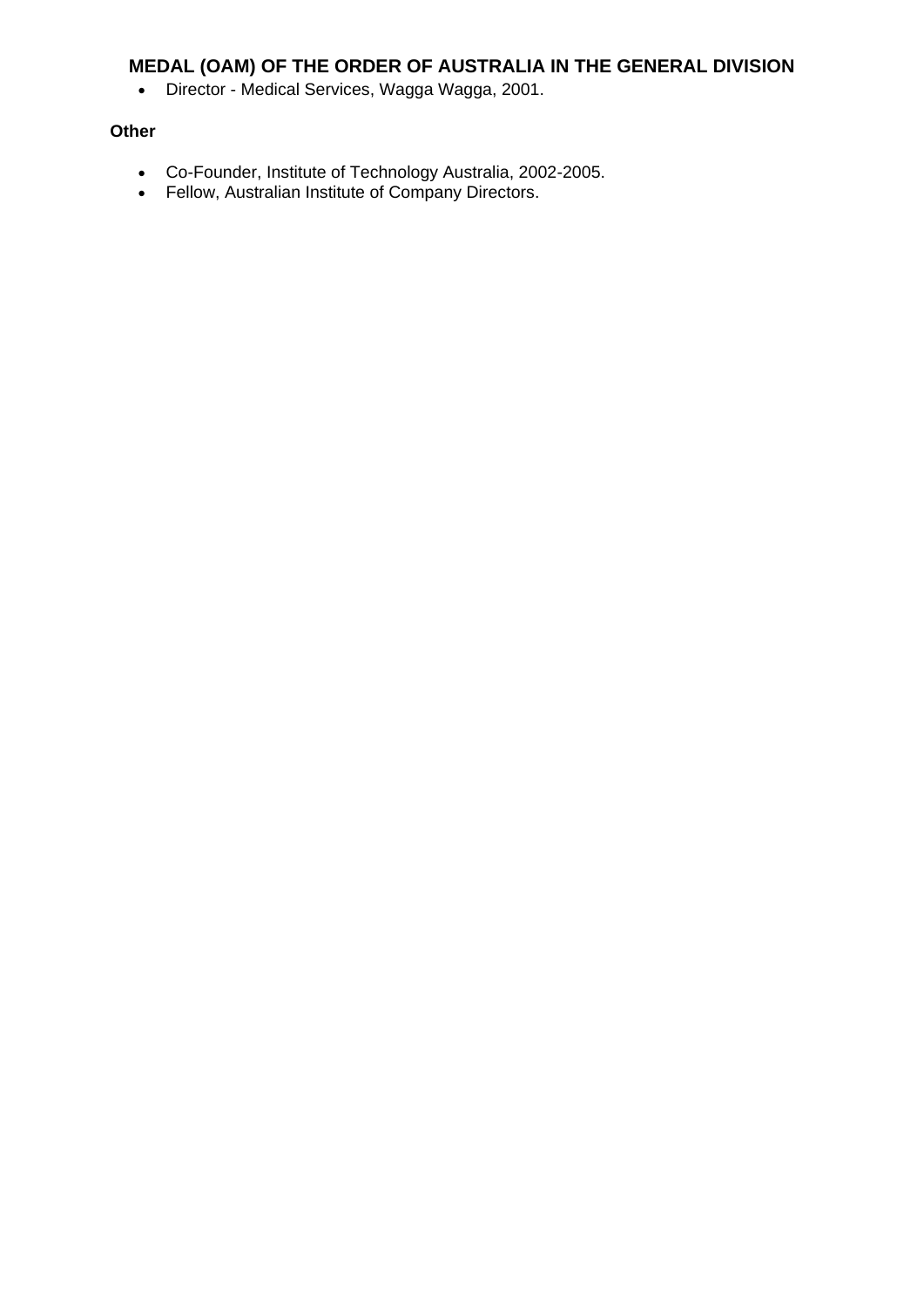## MEDAL (OAM) OF THE ORDER OF AUSTRALIA IN THE GENERAL DIVISION

- Director - Medical Services, Wagga Wagga, 2001.

### Other

- Co-Founder, Institute of Technology Australia, 2002-2005.
- Fellow, Australian Institute of Company Directors.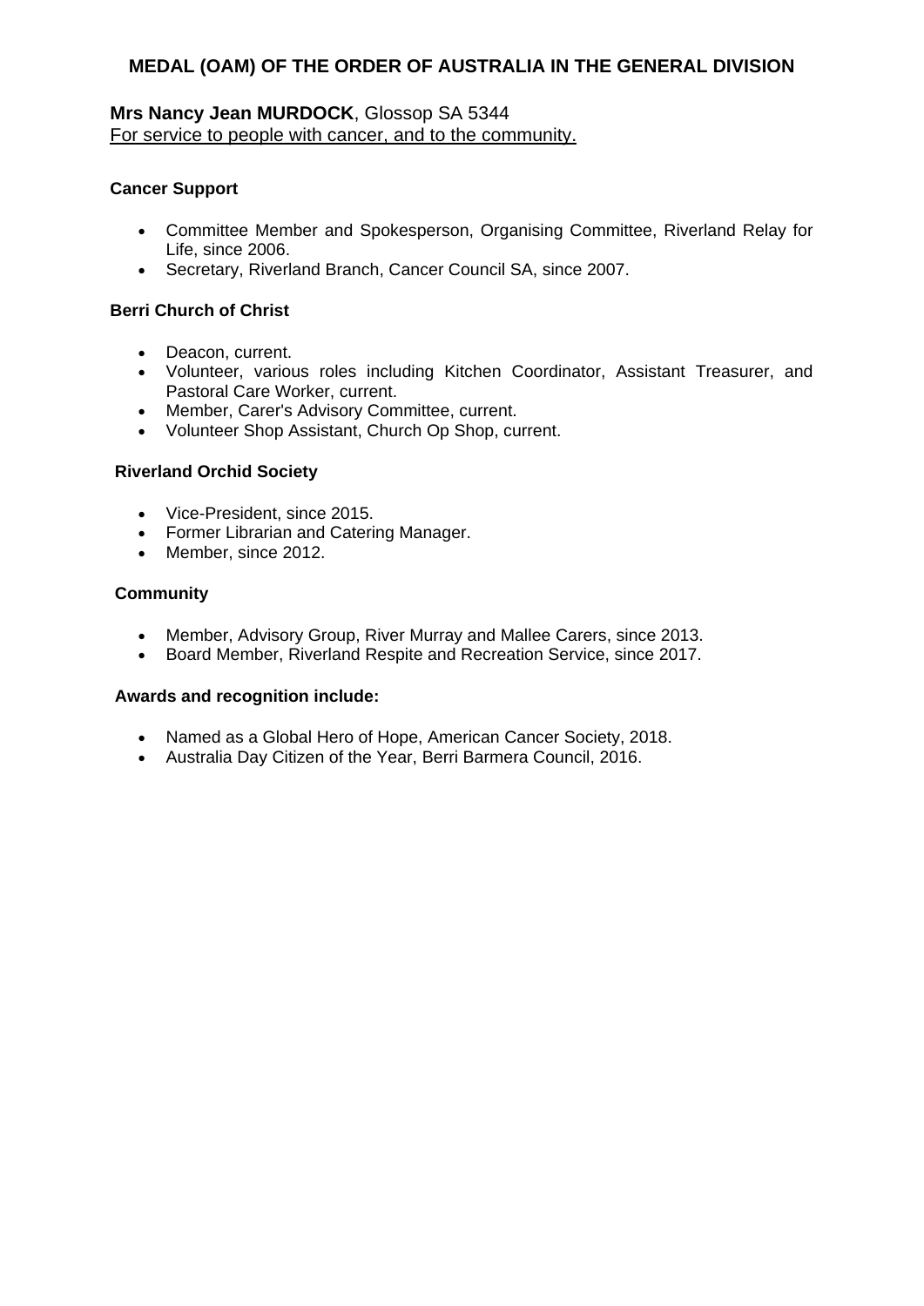## MEDAL (OAM) OF THE ORDER OF AUSTRALIA IN THE GENERAL DIVISION

**Mrs Nancy Jean MURDOCK**, Glossop SA 5344
For service to people with cancer, and to the community.

**Cancer Support**

- Committee Member and Spokesperson, Organising Committee, Riverland Relay for Life, since 2006.
- Secretary, Riverland Branch, Cancer Council SA, since 2007.

**Berri Church of Christ**

- Deacon, current.
- Volunteer, various roles including Kitchen Coordinator, Assistant Treasurer, and Pastoral Care Worker, current.
- Member, Carer's Advisory Committee, current.
- Volunteer Shop Assistant, Church Op Shop, current.

**Riverland Orchid Society**

- Vice-President, since 2015.
- Former Librarian and Catering Manager.
- Member, since 2012.

**Community**

- Member, Advisory Group, River Murray and Mallee Carers, since 2013.
- Board Member, Riverland Respite and Recreation Service, since 2017.

**Awards and recognition include:**

- Named as a Global Hero of Hope, American Cancer Society, 2018.
- Australia Day Citizen of the Year, Berri Barmera Council, 2016.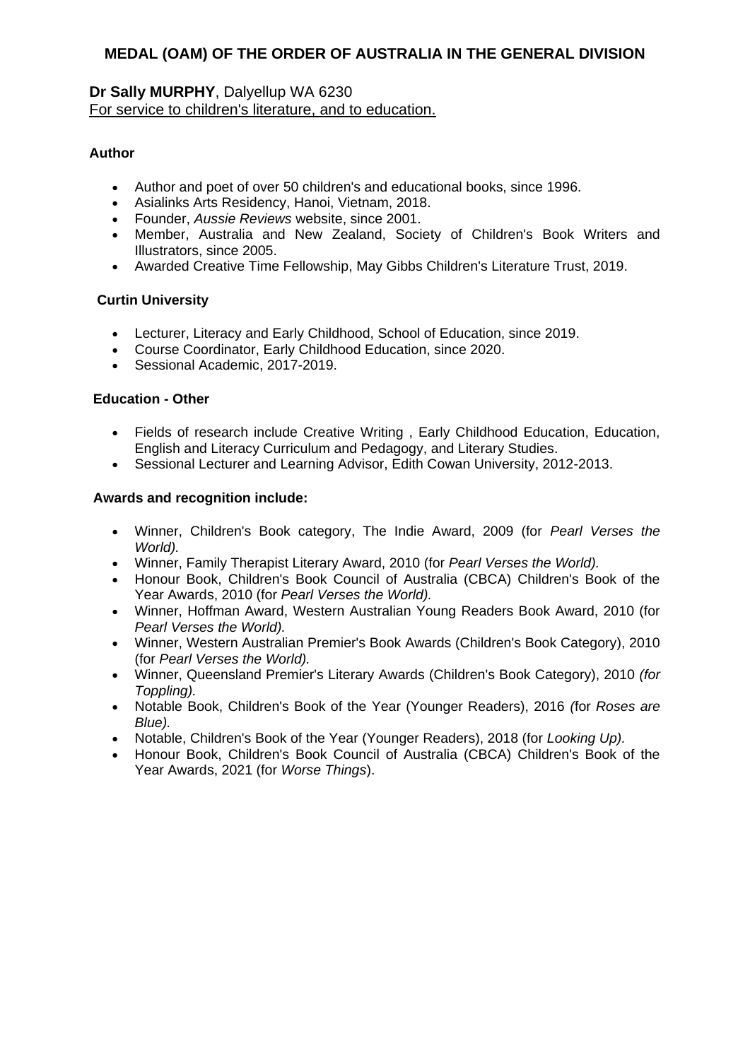# MEDAL (OAM) OF THE ORDER OF AUSTRALIA IN THE GENERAL DIVISION

**Dr Sally MURPHY**, Dalyellup WA 6230
For service to children's literature, and to education.

### Author

- Author and poet of over 50 children's and educational books, since 1996.
- Asialinks Arts Residency, Hanoi, Vietnam, 2018.
- Founder, *Aussie Reviews* website, since 2001.
- Member, Australia and New Zealand, Society of Children's Book Writers and Illustrators, since 2005.
- Awarded Creative Time Fellowship, May Gibbs Children's Literature Trust, 2019.

### Curtin University

- Lecturer, Literacy and Early Childhood, School of Education, since 2019.
- Course Coordinator, Early Childhood Education, since 2020.
- Sessional Academic, 2017-2019.

### Education - Other

- Fields of research include Creative Writing , Early Childhood Education, Education, English and Literacy Curriculum and Pedagogy, and Literary Studies.
- Sessional Lecturer and Learning Advisor, Edith Cowan University, 2012-2013.

### Awards and recognition include:

- Winner, Children's Book category, The Indie Award, 2009 (for *Pearl Verses the World).*
- Winner, Family Therapist Literary Award, 2010 (for *Pearl Verses the World).*
- Honour Book, Children's Book Council of Australia (CBCA) Children's Book of the Year Awards, 2010 (for *Pearl Verses the World).*
- Winner, Hoffman Award, Western Australian Young Readers Book Award, 2010 (for *Pearl Verses the World).*
- Winner, Western Australian Premier's Book Awards (Children's Book Category), 2010 (for *Pearl Verses the World).*
- Winner, Queensland Premier's Literary Awards (Children's Book Category), 2010 *(for Toppling).*
- Notable Book, Children's Book of the Year (Younger Readers), 2016 *(*for *Roses are Blue).*
- Notable, Children's Book of the Year (Younger Readers), 2018 (for *Looking Up).*
- Honour Book, Children's Book Council of Australia (CBCA) Children's Book of the Year Awards, 2021 (for *Worse Things*).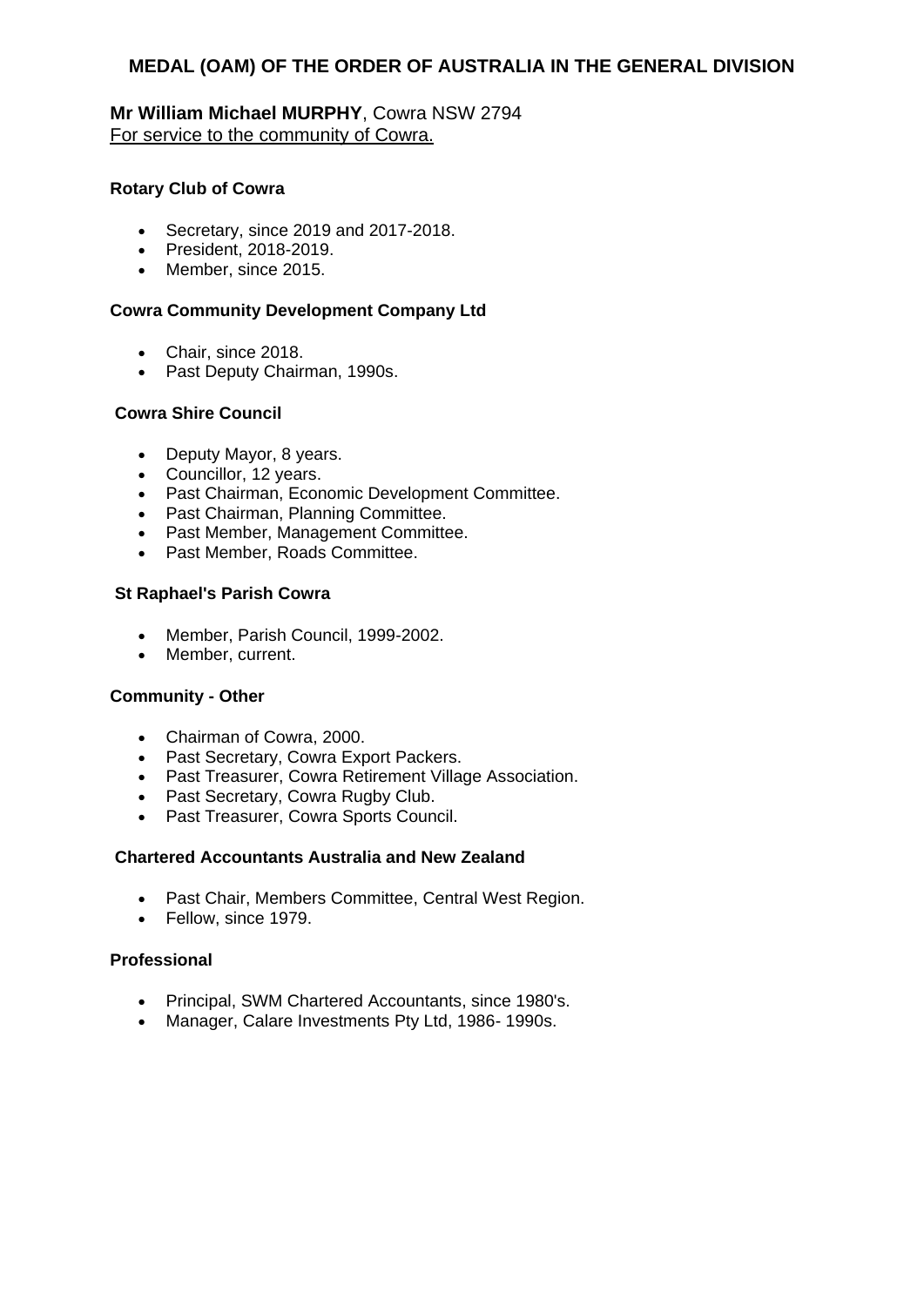## MEDAL (OAM) OF THE ORDER OF AUSTRALIA IN THE GENERAL DIVISION

**Mr William Michael MURPHY**, Cowra NSW 2794
For service to the community of Cowra.

**Rotary Club of Cowra**

- Secretary, since 2019 and 2017-2018.
- President, 2018-2019.
- Member, since 2015.

**Cowra Community Development Company Ltd**

- Chair, since 2018.
- Past Deputy Chairman, 1990s.

**Cowra Shire Council**

- Deputy Mayor, 8 years.
- Councillor, 12 years.
- Past Chairman, Economic Development Committee.
- Past Chairman, Planning Committee.
- Past Member, Management Committee.
- Past Member, Roads Committee.

**St Raphael's Parish Cowra**

- Member, Parish Council, 1999-2002.
- Member, current.

**Community - Other**

- Chairman of Cowra, 2000.
- Past Secretary, Cowra Export Packers.
- Past Treasurer, Cowra Retirement Village Association.
- Past Secretary, Cowra Rugby Club.
- Past Treasurer, Cowra Sports Council.

**Chartered Accountants Australia and New Zealand**

- Past Chair, Members Committee, Central West Region.
- Fellow, since 1979.

**Professional**

- Principal, SWM Chartered Accountants, since 1980's.
- Manager, Calare Investments Pty Ltd, 1986- 1990s.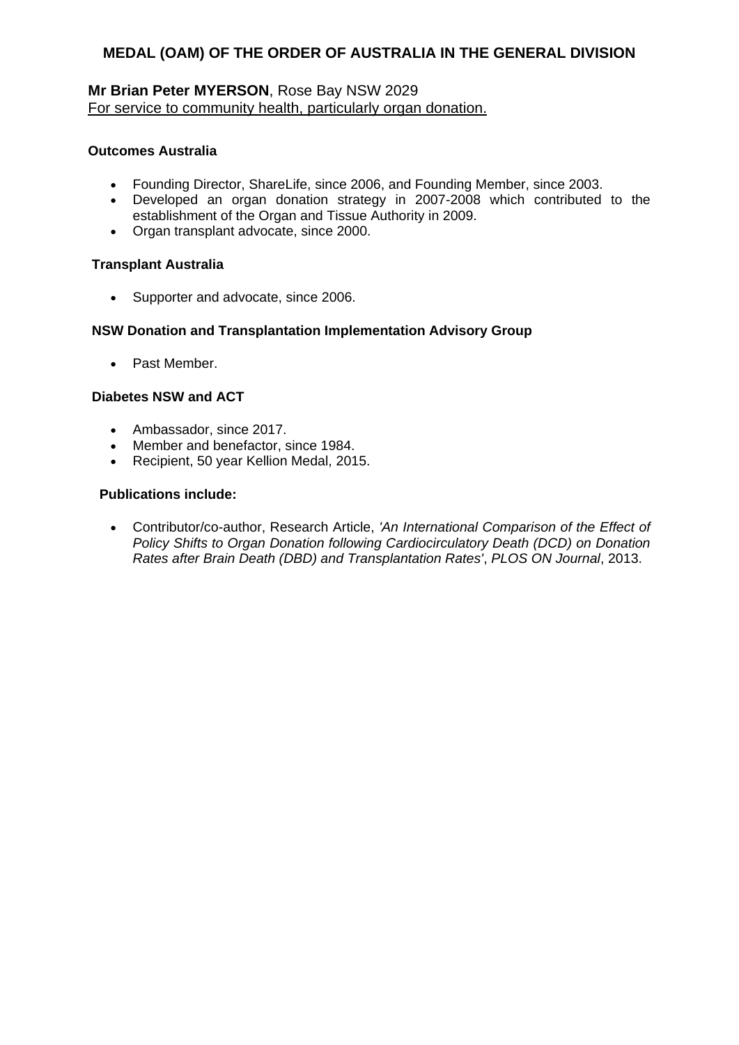## MEDAL (OAM) OF THE ORDER OF AUSTRALIA IN THE GENERAL DIVISION

**Mr Brian Peter MYERSON**, Rose Bay NSW 2029
For service to community health, particularly organ donation.

**Outcomes Australia**

- Founding Director, ShareLife, since 2006, and Founding Member, since 2003.
- Developed an organ donation strategy in 2007-2008 which contributed to the establishment of the Organ and Tissue Authority in 2009.
- Organ transplant advocate, since 2000.

**Transplant Australia**

- Supporter and advocate, since 2006.

**NSW Donation and Transplantation Implementation Advisory Group**

- Past Member.

**Diabetes NSW and ACT**

- Ambassador, since 2017.
- Member and benefactor, since 1984.
- Recipient, 50 year Kellion Medal, 2015.

**Publications include:**

- Contributor/co-author, Research Article, *'An International Comparison of the Effect of Policy Shifts to Organ Donation following Cardiocirculatory Death (DCD) on Donation Rates after Brain Death (DBD) and Transplantation Rates'*, *PLOS ON Journal*, 2013.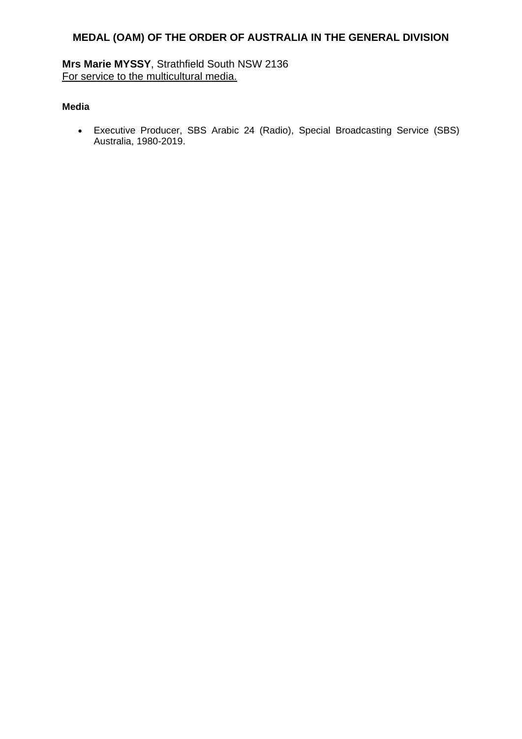## MEDAL (OAM) OF THE ORDER OF AUSTRALIA IN THE GENERAL DIVISION

**Mrs Marie MYSSY**, Strathfield South NSW 2136
For service to the multicultural media.

**Media**

- Executive Producer, SBS Arabic 24 (Radio), Special Broadcasting Service (SBS) Australia, 1980-2019.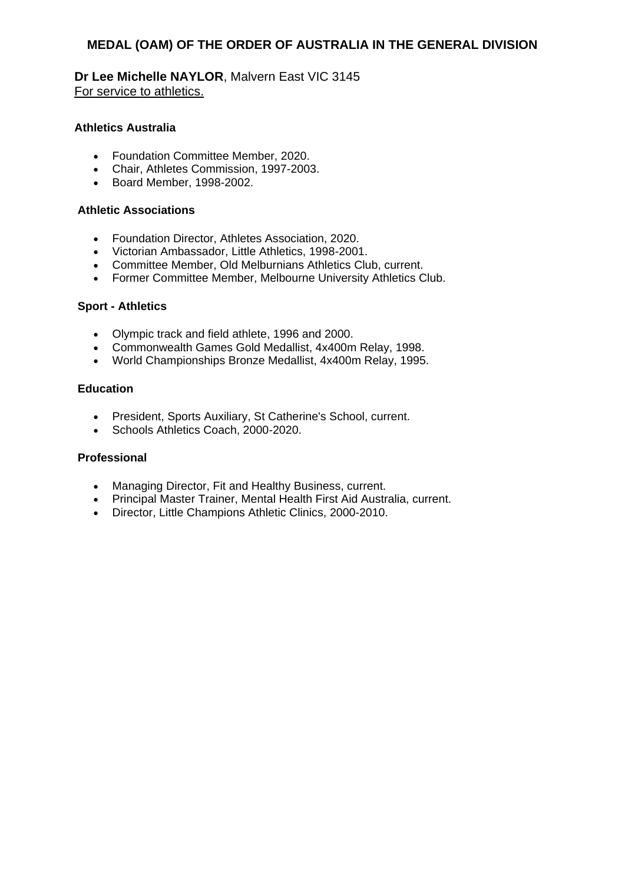## MEDAL (OAM) OF THE ORDER OF AUSTRALIA IN THE GENERAL DIVISION

**Dr Lee Michelle NAYLOR**, Malvern East VIC 3145
For service to athletics.

**Athletics Australia**

- Foundation Committee Member, 2020.
- Chair, Athletes Commission, 1997-2003.
- Board Member, 1998-2002.

**Athletic Associations**

- Foundation Director, Athletes Association, 2020.
- Victorian Ambassador, Little Athletics, 1998-2001.
- Committee Member, Old Melburnians Athletics Club, current.
- Former Committee Member, Melbourne University Athletics Club.

**Sport - Athletics**

- Olympic track and field athlete, 1996 and 2000.
- Commonwealth Games Gold Medallist, 4x400m Relay, 1998.
- World Championships Bronze Medallist, 4x400m Relay, 1995.

**Education**

- President, Sports Auxiliary, St Catherine's School, current.
- Schools Athletics Coach, 2000-2020.

**Professional**

- Managing Director, Fit and Healthy Business, current.
- Principal Master Trainer, Mental Health First Aid Australia, current.
- Director, Little Champions Athletic Clinics, 2000-2010.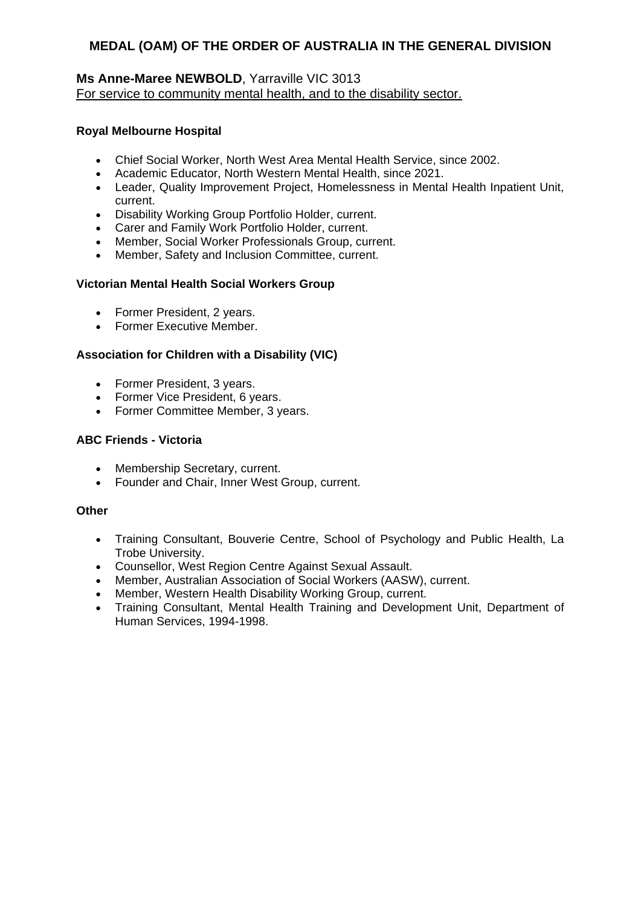## MEDAL (OAM) OF THE ORDER OF AUSTRALIA IN THE GENERAL DIVISION

**Ms Anne-Maree NEWBOLD**, Yarraville VIC 3013
For service to community mental health, and to the disability sector.

**Royal Melbourne Hospital**

- Chief Social Worker, North West Area Mental Health Service, since 2002.
- Academic Educator, North Western Mental Health, since 2021.
- Leader, Quality Improvement Project, Homelessness in Mental Health Inpatient Unit, current.
- Disability Working Group Portfolio Holder, current.
- Carer and Family Work Portfolio Holder, current.
- Member, Social Worker Professionals Group, current.
- Member, Safety and Inclusion Committee, current.

**Victorian Mental Health Social Workers Group**

- Former President, 2 years.
- Former Executive Member.

**Association for Children with a Disability (VIC)**

- Former President, 3 years.
- Former Vice President, 6 years.
- Former Committee Member, 3 years.

**ABC Friends - Victoria**

- Membership Secretary, current.
- Founder and Chair, Inner West Group, current.

**Other**

- Training Consultant, Bouverie Centre, School of Psychology and Public Health, La Trobe University.
- Counsellor, West Region Centre Against Sexual Assault.
- Member, Australian Association of Social Workers (AASW), current.
- Member, Western Health Disability Working Group, current.
- Training Consultant, Mental Health Training and Development Unit, Department of Human Services, 1994-1998.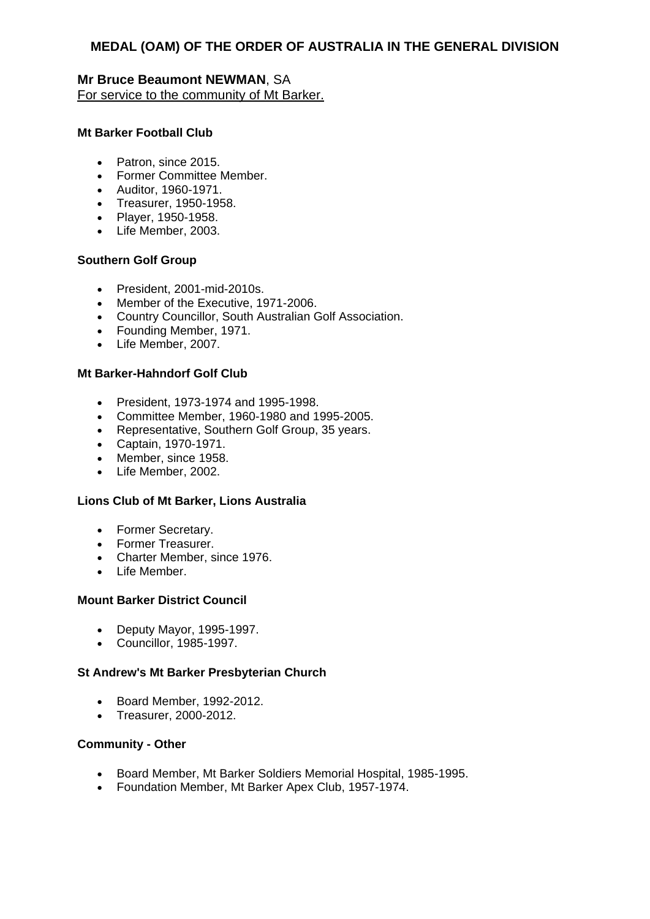## MEDAL (OAM) OF THE ORDER OF AUSTRALIA IN THE GENERAL DIVISION

**Mr Bruce Beaumont NEWMAN**, SA
For service to the community of Mt Barker.

**Mt Barker Football Club**

- Patron, since 2015.
- Former Committee Member.
- Auditor, 1960-1971.
- Treasurer, 1950-1958.
- Player, 1950-1958.
- Life Member, 2003.

**Southern Golf Group**

- President, 2001-mid-2010s.
- Member of the Executive, 1971-2006.
- Country Councillor, South Australian Golf Association.
- Founding Member, 1971.
- Life Member, 2007.

**Mt Barker-Hahndorf Golf Club**

- President, 1973-1974 and 1995-1998.
- Committee Member, 1960-1980 and 1995-2005.
- Representative, Southern Golf Group, 35 years.
- Captain, 1970-1971.
- Member, since 1958.
- Life Member, 2002.

**Lions Club of Mt Barker, Lions Australia**

- Former Secretary.
- Former Treasurer.
- Charter Member, since 1976.
- Life Member.

**Mount Barker District Council**

- Deputy Mayor, 1995-1997.
- Councillor, 1985-1997.

**St Andrew's Mt Barker Presbyterian Church**

- Board Member, 1992-2012.
- Treasurer, 2000-2012.

**Community - Other**

- Board Member, Mt Barker Soldiers Memorial Hospital, 1985-1995.
- Foundation Member, Mt Barker Apex Club, 1957-1974.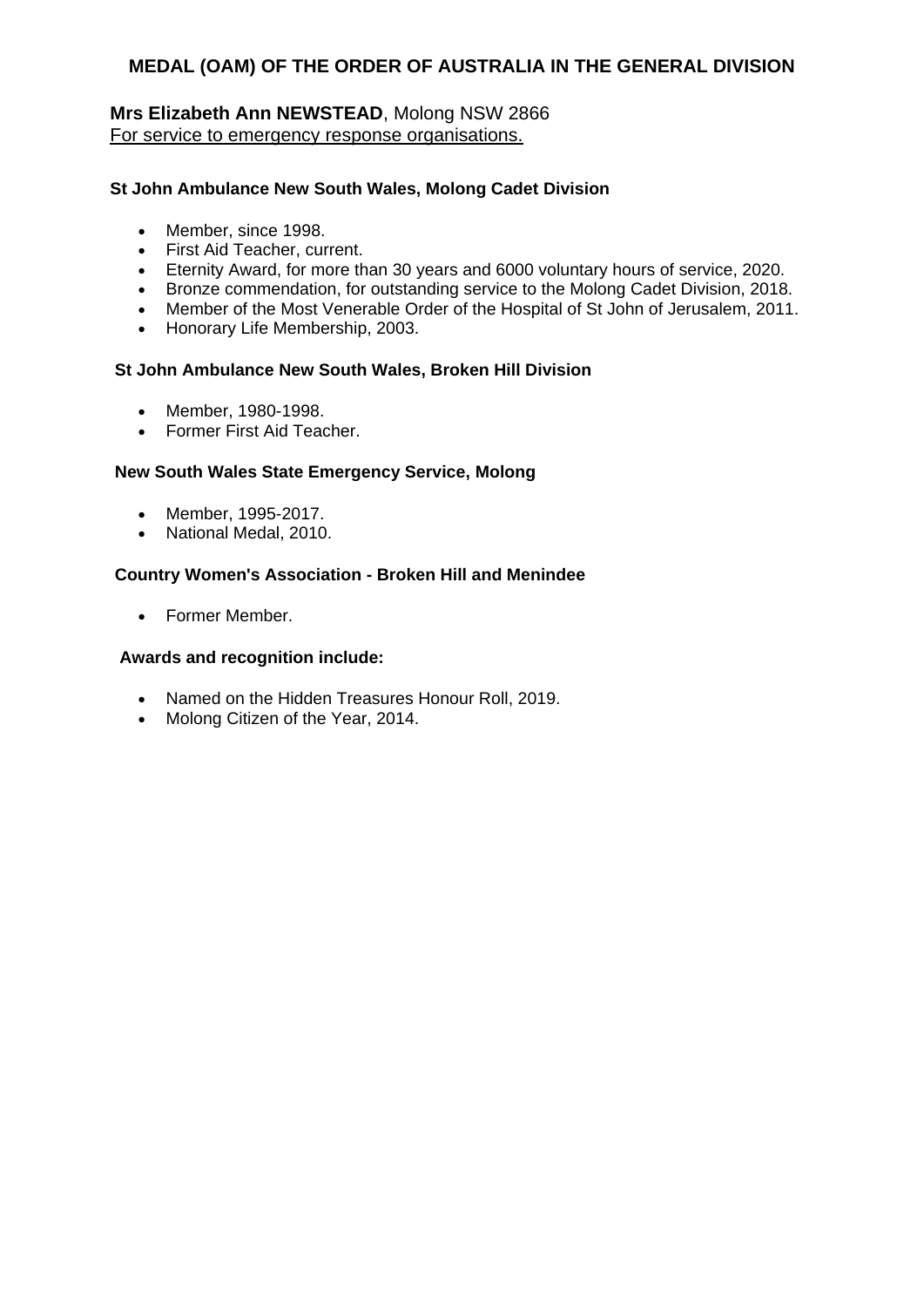## MEDAL (OAM) OF THE ORDER OF AUSTRALIA IN THE GENERAL DIVISION

**Mrs Elizabeth Ann NEWSTEAD**, Molong NSW 2866
For service to emergency response organisations.

**St John Ambulance New South Wales, Molong Cadet Division**

- Member, since 1998.
- First Aid Teacher, current.
- Eternity Award, for more than 30 years and 6000 voluntary hours of service, 2020.
- Bronze commendation, for outstanding service to the Molong Cadet Division, 2018.
- Member of the Most Venerable Order of the Hospital of St John of Jerusalem, 2011.
- Honorary Life Membership, 2003.

**St John Ambulance New South Wales, Broken Hill Division**

- Member, 1980-1998.
- Former First Aid Teacher.

**New South Wales State Emergency Service, Molong**

- Member, 1995-2017.
- National Medal, 2010.

**Country Women's Association - Broken Hill and Menindee**

- Former Member.

**Awards and recognition include:**

- Named on the Hidden Treasures Honour Roll, 2019.
- Molong Citizen of the Year, 2014.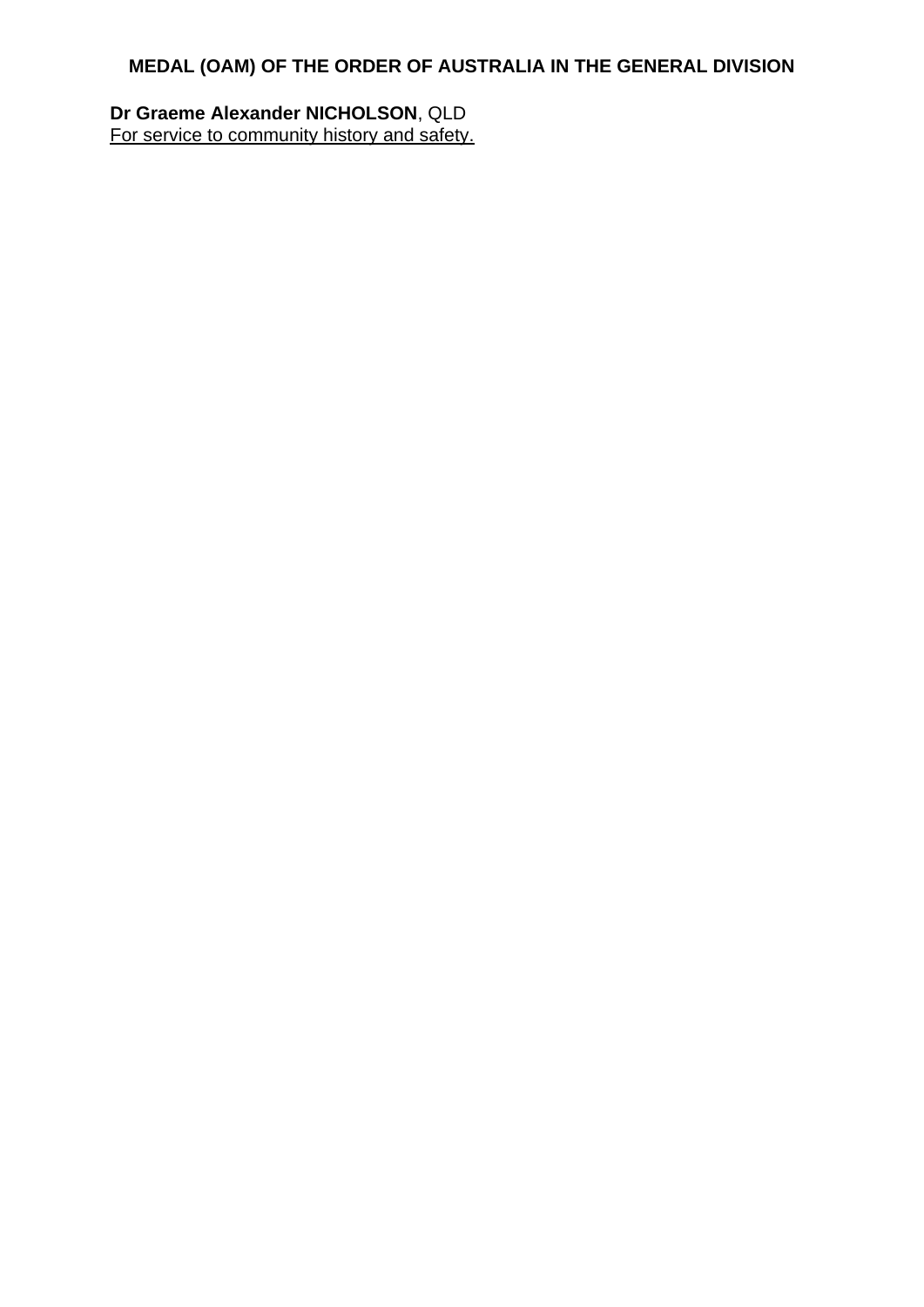## MEDAL (OAM) OF THE ORDER OF AUSTRALIA IN THE GENERAL DIVISION

**Dr Graeme Alexander NICHOLSON**, QLD
For service to community history and safety.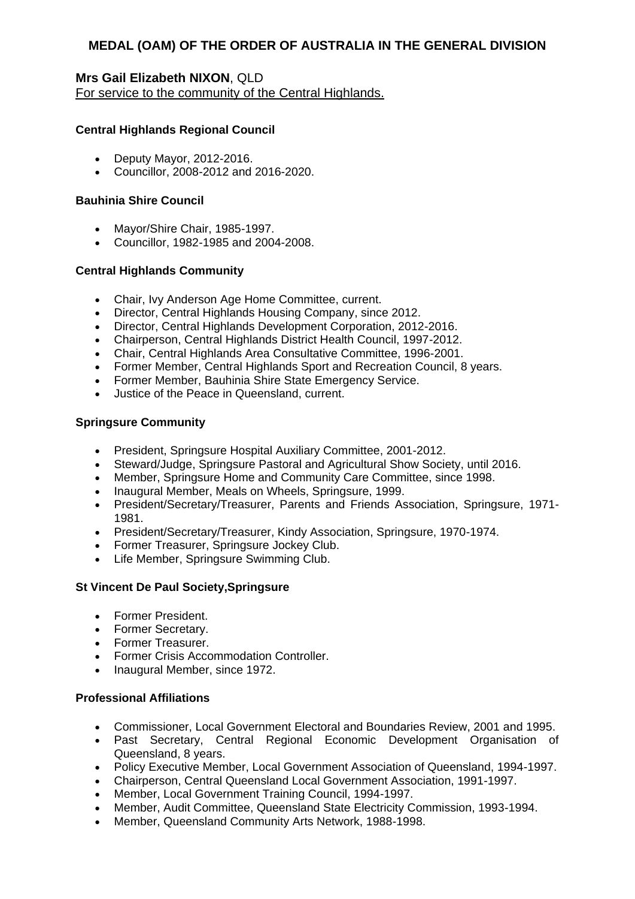## MEDAL (OAM) OF THE ORDER OF AUSTRALIA IN THE GENERAL DIVISION

**Mrs Gail Elizabeth NIXON**, QLD
For service to the community of the Central Highlands.

**Central Highlands Regional Council**

- Deputy Mayor, 2012-2016.
- Councillor, 2008-2012 and 2016-2020.

**Bauhinia Shire Council**

- Mayor/Shire Chair, 1985-1997.
- Councillor, 1982-1985 and 2004-2008.

**Central Highlands Community**

- Chair, Ivy Anderson Age Home Committee, current.
- Director, Central Highlands Housing Company, since 2012.
- Director, Central Highlands Development Corporation, 2012-2016.
- Chairperson, Central Highlands District Health Council, 1997-2012.
- Chair, Central Highlands Area Consultative Committee, 1996-2001.
- Former Member, Central Highlands Sport and Recreation Council, 8 years.
- Former Member, Bauhinia Shire State Emergency Service.
- Justice of the Peace in Queensland, current.

**Springsure Community**

- President, Springsure Hospital Auxiliary Committee, 2001-2012.
- Steward/Judge, Springsure Pastoral and Agricultural Show Society, until 2016.
- Member, Springsure Home and Community Care Committee, since 1998.
- Inaugural Member, Meals on Wheels, Springsure, 1999.
- President/Secretary/Treasurer, Parents and Friends Association, Springsure, 1971-1981.
- President/Secretary/Treasurer, Kindy Association, Springsure, 1970-1974.
- Former Treasurer, Springsure Jockey Club.
- Life Member, Springsure Swimming Club.

**St Vincent De Paul Society,Springsure**

- Former President.
- Former Secretary.
- Former Treasurer.
- Former Crisis Accommodation Controller.
- Inaugural Member, since 1972.

**Professional Affiliations**

- Commissioner, Local Government Electoral and Boundaries Review, 2001 and 1995.
- Past Secretary, Central Regional Economic Development Organisation of Queensland, 8 years.
- Policy Executive Member, Local Government Association of Queensland, 1994-1997.
- Chairperson, Central Queensland Local Government Association, 1991-1997.
- Member, Local Government Training Council, 1994-1997.
- Member, Audit Committee, Queensland State Electricity Commission, 1993-1994.
- Member, Queensland Community Arts Network, 1988-1998.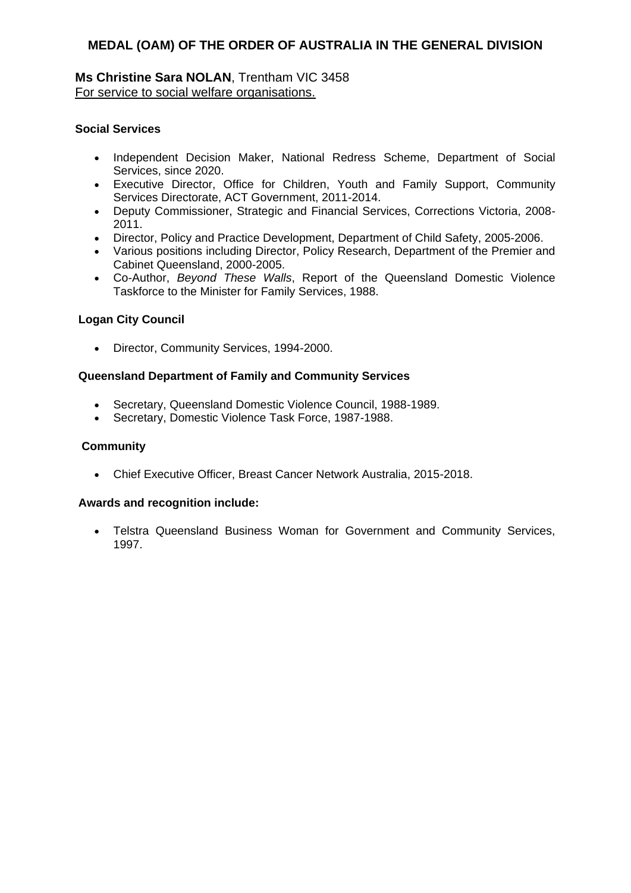## MEDAL (OAM) OF THE ORDER OF AUSTRALIA IN THE GENERAL DIVISION

**Ms Christine Sara NOLAN**, Trentham VIC 3458
For service to social welfare organisations.

**Social Services**

- Independent Decision Maker, National Redress Scheme, Department of Social Services, since 2020.
- Executive Director, Office for Children, Youth and Family Support, Community Services Directorate, ACT Government, 2011-2014.
- Deputy Commissioner, Strategic and Financial Services, Corrections Victoria, 2008-2011.
- Director, Policy and Practice Development, Department of Child Safety, 2005-2006.
- Various positions including Director, Policy Research, Department of the Premier and Cabinet Queensland, 2000-2005.
- Co-Author, *Beyond These Walls*, Report of the Queensland Domestic Violence Taskforce to the Minister for Family Services, 1988.

**Logan City Council**

- Director, Community Services, 1994-2000.

**Queensland Department of Family and Community Services**

- Secretary, Queensland Domestic Violence Council, 1988-1989.
- Secretary, Domestic Violence Task Force, 1987-1988.

**Community**

- Chief Executive Officer, Breast Cancer Network Australia, 2015-2018.

**Awards and recognition include:**

- Telstra Queensland Business Woman for Government and Community Services, 1997.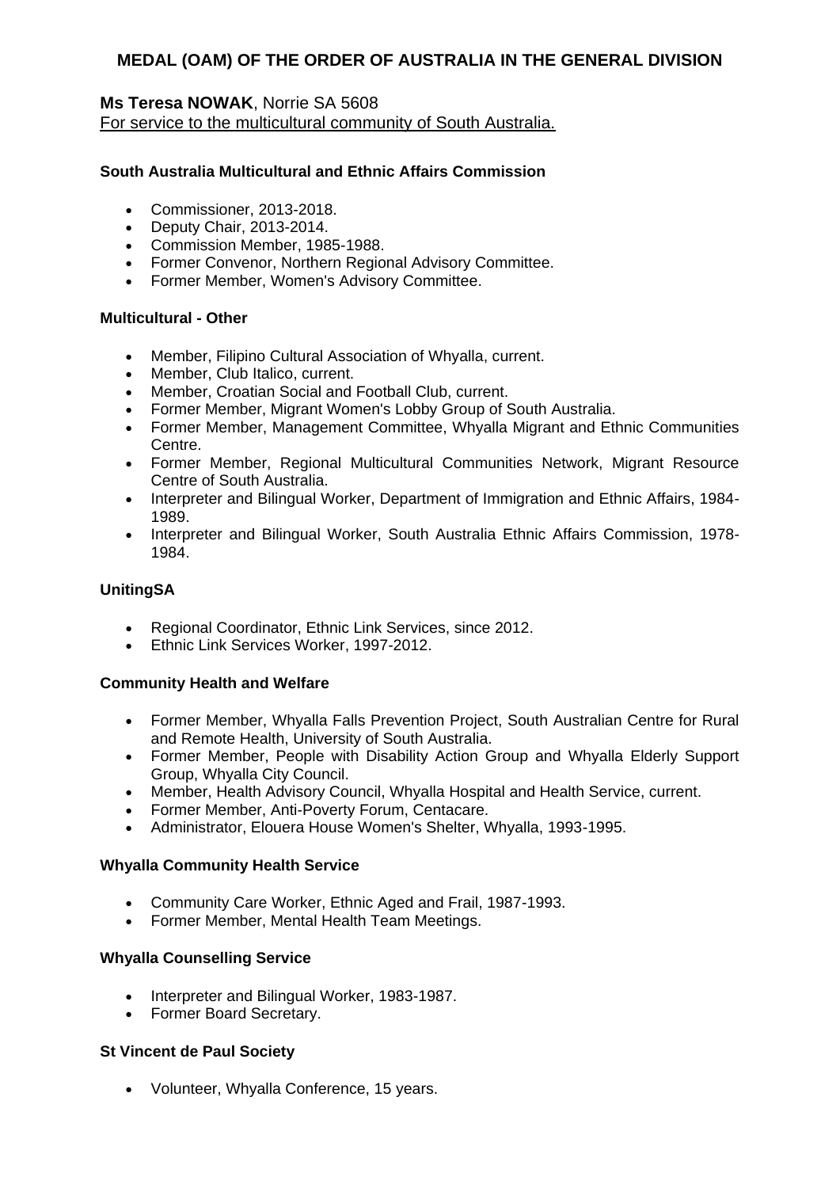## MEDAL (OAM) OF THE ORDER OF AUSTRALIA IN THE GENERAL DIVISION

**Ms Teresa NOWAK**, Norrie SA 5608
For service to the multicultural community of South Australia.

**South Australia Multicultural and Ethnic Affairs Commission**

- Commissioner, 2013-2018.
- Deputy Chair, 2013-2014.
- Commission Member, 1985-1988.
- Former Convenor, Northern Regional Advisory Committee.
- Former Member, Women's Advisory Committee.

**Multicultural - Other**

- Member, Filipino Cultural Association of Whyalla, current.
- Member, Club Italico, current.
- Member, Croatian Social and Football Club, current.
- Former Member, Migrant Women's Lobby Group of South Australia.
- Former Member, Management Committee, Whyalla Migrant and Ethnic Communities Centre.
- Former Member, Regional Multicultural Communities Network, Migrant Resource Centre of South Australia.
- Interpreter and Bilingual Worker, Department of Immigration and Ethnic Affairs, 1984-1989.
- Interpreter and Bilingual Worker, South Australia Ethnic Affairs Commission, 1978-1984.

**UnitingSA**

- Regional Coordinator, Ethnic Link Services, since 2012.
- Ethnic Link Services Worker, 1997-2012.

**Community Health and Welfare**

- Former Member, Whyalla Falls Prevention Project, South Australian Centre for Rural and Remote Health, University of South Australia.
- Former Member, People with Disability Action Group and Whyalla Elderly Support Group, Whyalla City Council.
- Member, Health Advisory Council, Whyalla Hospital and Health Service, current.
- Former Member, Anti-Poverty Forum, Centacare.
- Administrator, Elouera House Women's Shelter, Whyalla, 1993-1995.

**Whyalla Community Health Service**

- Community Care Worker, Ethnic Aged and Frail, 1987-1993.
- Former Member, Mental Health Team Meetings.

**Whyalla Counselling Service**

- Interpreter and Bilingual Worker, 1983-1987.
- Former Board Secretary.

**St Vincent de Paul Society**

- Volunteer, Whyalla Conference, 15 years.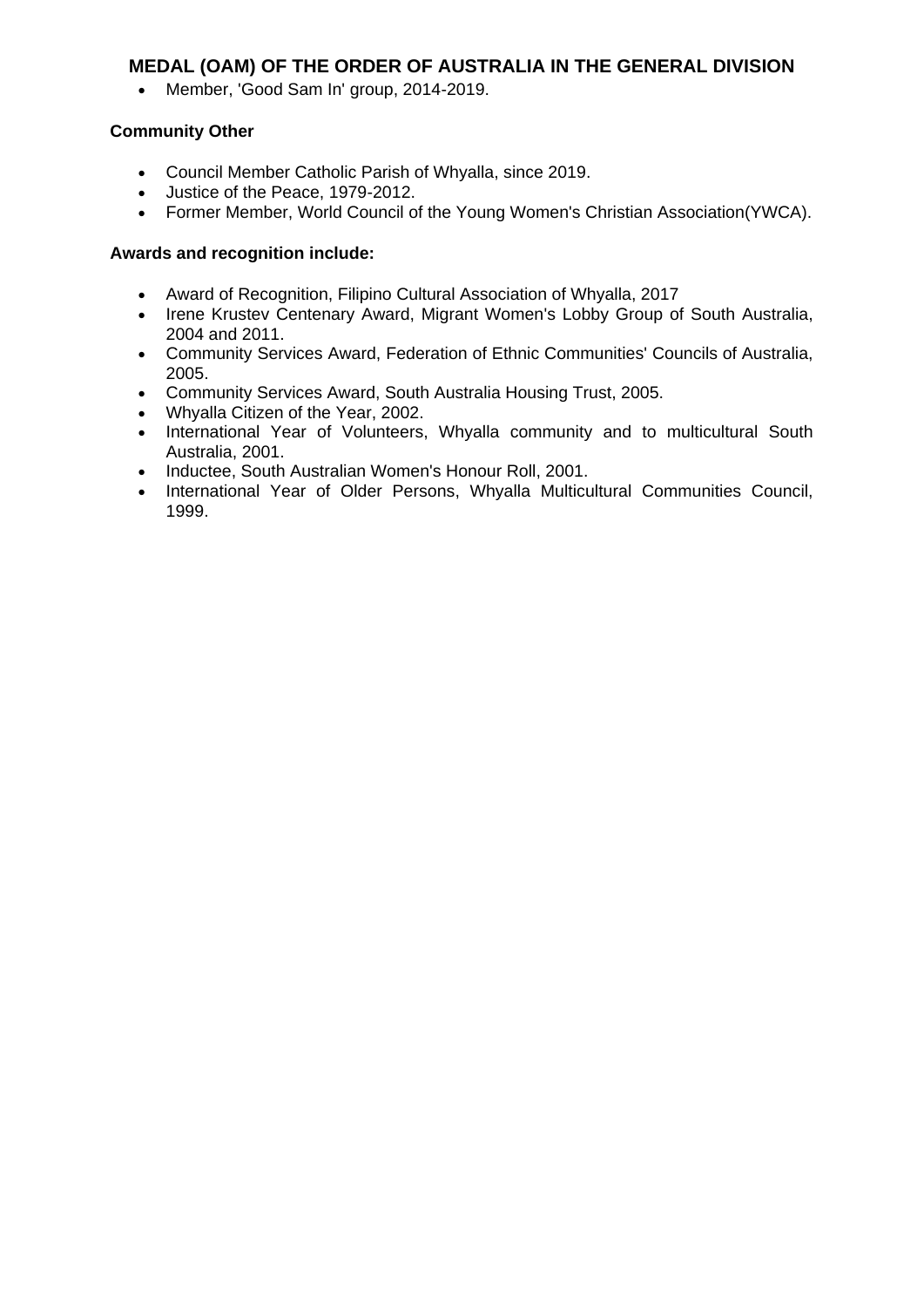## MEDAL (OAM) OF THE ORDER OF AUSTRALIA IN THE GENERAL DIVISION

- Member, 'Good Sam In' group, 2014-2019.

**Community Other**

- Council Member Catholic Parish of Whyalla, since 2019.
- Justice of the Peace, 1979-2012.
- Former Member, World Council of the Young Women's Christian Association(YWCA).

**Awards and recognition include:**

- Award of Recognition, Filipino Cultural Association of Whyalla, 2017
- Irene Krustev Centenary Award, Migrant Women's Lobby Group of South Australia, 2004 and 2011.
- Community Services Award, Federation of Ethnic Communities' Councils of Australia, 2005.
- Community Services Award, South Australia Housing Trust, 2005.
- Whyalla Citizen of the Year, 2002.
- International Year of Volunteers, Whyalla community and to multicultural South Australia, 2001.
- Inductee, South Australian Women's Honour Roll, 2001.
- International Year of Older Persons, Whyalla Multicultural Communities Council, 1999.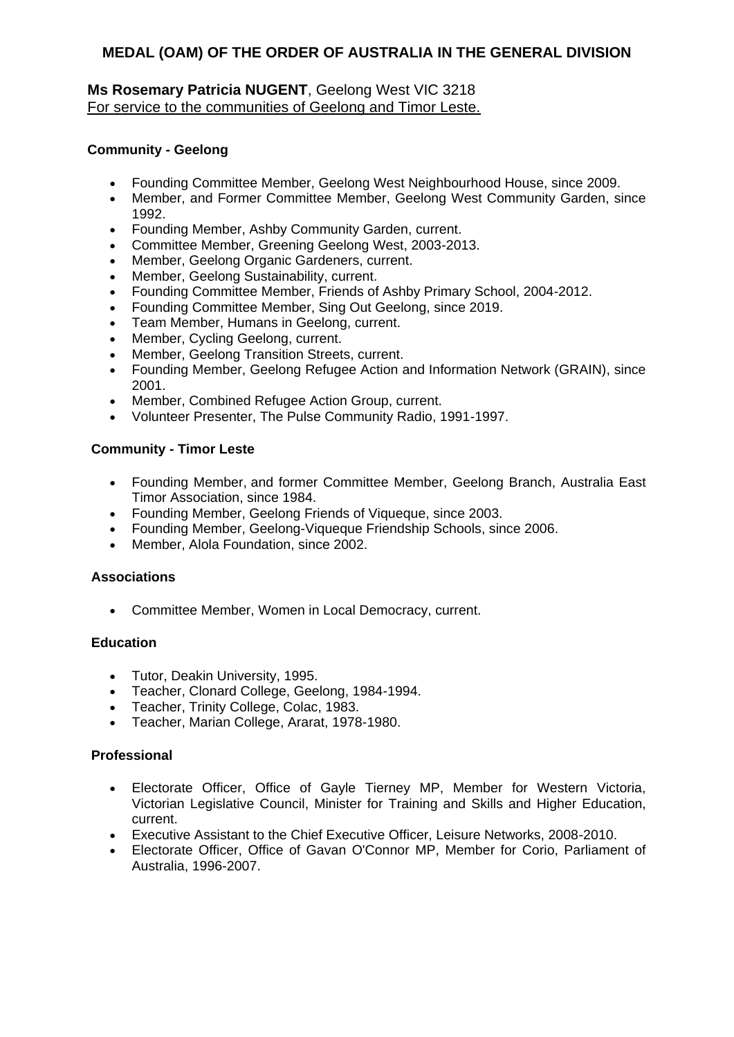## MEDAL (OAM) OF THE ORDER OF AUSTRALIA IN THE GENERAL DIVISION

**Ms Rosemary Patricia NUGENT**, Geelong West VIC 3218
For service to the communities of Geelong and Timor Leste.

**Community - Geelong**

- Founding Committee Member, Geelong West Neighbourhood House, since 2009.
- Member, and Former Committee Member, Geelong West Community Garden, since 1992.
- Founding Member, Ashby Community Garden, current.
- Committee Member, Greening Geelong West, 2003-2013.
- Member, Geelong Organic Gardeners, current.
- Member, Geelong Sustainability, current.
- Founding Committee Member, Friends of Ashby Primary School, 2004-2012.
- Founding Committee Member, Sing Out Geelong, since 2019.
- Team Member, Humans in Geelong, current.
- Member, Cycling Geelong, current.
- Member, Geelong Transition Streets, current.
- Founding Member, Geelong Refugee Action and Information Network (GRAIN), since 2001.
- Member, Combined Refugee Action Group, current.
- Volunteer Presenter, The Pulse Community Radio, 1991-1997.

**Community - Timor Leste**

- Founding Member, and former Committee Member, Geelong Branch, Australia East Timor Association, since 1984.
- Founding Member, Geelong Friends of Viqueque, since 2003.
- Founding Member, Geelong-Viqueque Friendship Schools, since 2006.
- Member, Alola Foundation, since 2002.

**Associations**

- Committee Member, Women in Local Democracy, current.

**Education**

- Tutor, Deakin University, 1995.
- Teacher, Clonard College, Geelong, 1984-1994.
- Teacher, Trinity College, Colac, 1983.
- Teacher, Marian College, Ararat, 1978-1980.

**Professional**

- Electorate Officer, Office of Gayle Tierney MP, Member for Western Victoria, Victorian Legislative Council, Minister for Training and Skills and Higher Education, current.
- Executive Assistant to the Chief Executive Officer, Leisure Networks, 2008-2010.
- Electorate Officer, Office of Gavan O'Connor MP, Member for Corio, Parliament of Australia, 1996-2007.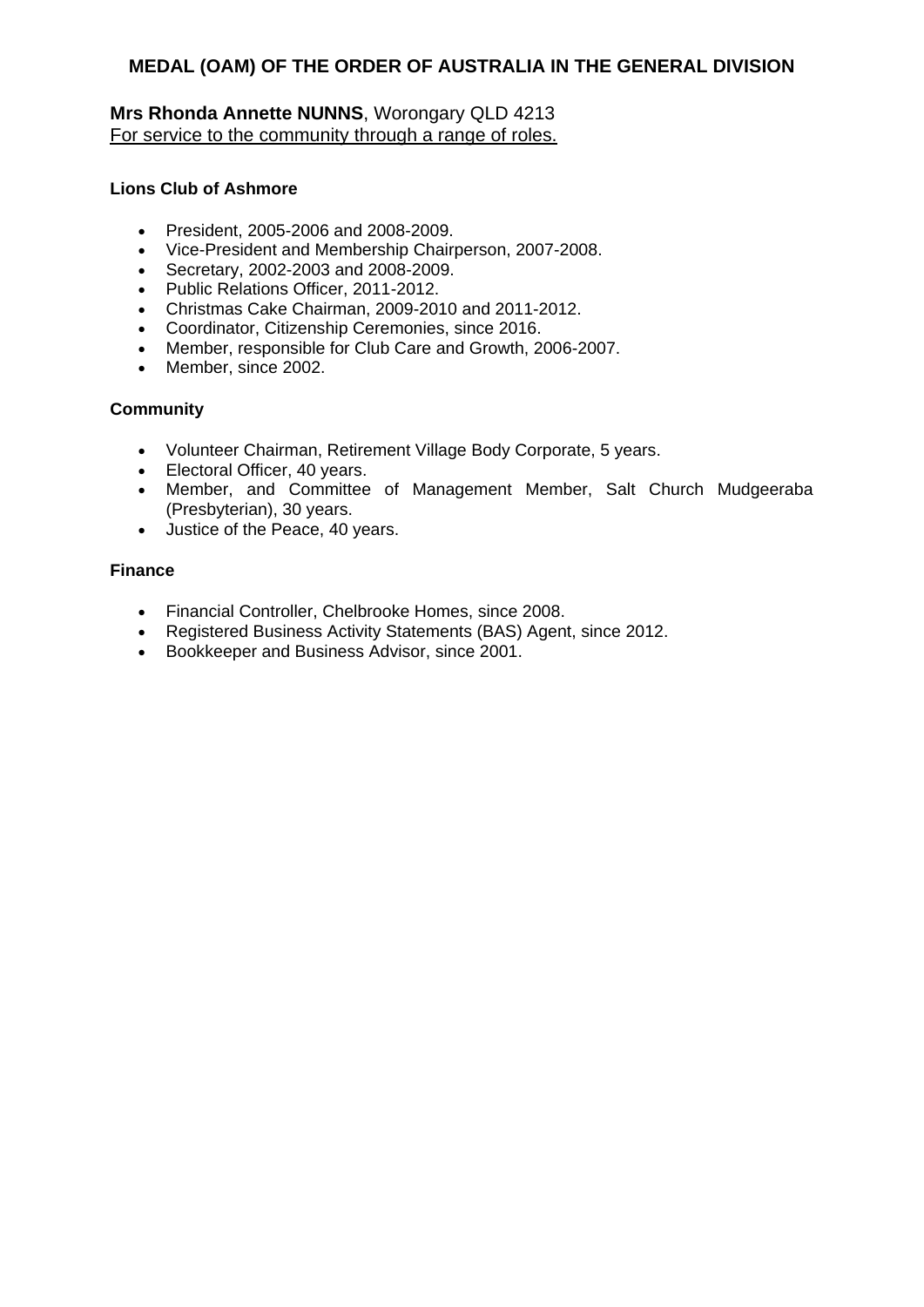## MEDAL (OAM) OF THE ORDER OF AUSTRALIA IN THE GENERAL DIVISION

**Mrs Rhonda Annette NUNNS**, Worongary QLD 4213
For service to the community through a range of roles.

**Lions Club of Ashmore**

- President, 2005-2006 and 2008-2009.
- Vice-President and Membership Chairperson, 2007-2008.
- Secretary, 2002-2003 and 2008-2009.
- Public Relations Officer, 2011-2012.
- Christmas Cake Chairman, 2009-2010 and 2011-2012.
- Coordinator, Citizenship Ceremonies, since 2016.
- Member, responsible for Club Care and Growth, 2006-2007.
- Member, since 2002.

**Community**

- Volunteer Chairman, Retirement Village Body Corporate, 5 years.
- Electoral Officer, 40 years.
- Member, and Committee of Management Member, Salt Church Mudgeeraba (Presbyterian), 30 years.
- Justice of the Peace, 40 years.

**Finance**

- Financial Controller, Chelbrooke Homes, since 2008.
- Registered Business Activity Statements (BAS) Agent, since 2012.
- Bookkeeper and Business Advisor, since 2001.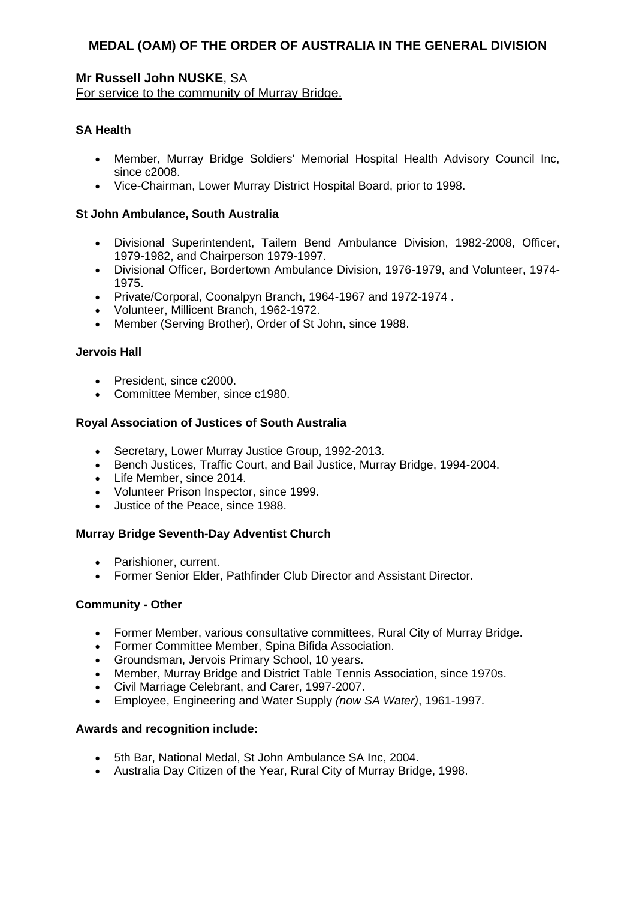# MEDAL (OAM) OF THE ORDER OF AUSTRALIA IN THE GENERAL DIVISION

**Mr Russell John NUSKE**, SA
For service to the community of Murray Bridge.

**SA Health**

- Member, Murray Bridge Soldiers' Memorial Hospital Health Advisory Council Inc, since c2008.
- Vice-Chairman, Lower Murray District Hospital Board, prior to 1998.

**St John Ambulance, South Australia**

- Divisional Superintendent, Tailem Bend Ambulance Division, 1982-2008, Officer, 1979-1982, and Chairperson 1979-1997.
- Divisional Officer, Bordertown Ambulance Division, 1976-1979, and Volunteer, 1974-1975.
- Private/Corporal, Coonalpyn Branch, 1964-1967 and 1972-1974 .
- Volunteer, Millicent Branch, 1962-1972.
- Member (Serving Brother), Order of St John, since 1988.

**Jervois Hall**

- President, since c2000.
- Committee Member, since c1980.

**Royal Association of Justices of South Australia**

- Secretary, Lower Murray Justice Group, 1992-2013.
- Bench Justices, Traffic Court, and Bail Justice, Murray Bridge, 1994-2004.
- Life Member, since 2014.
- Volunteer Prison Inspector, since 1999.
- Justice of the Peace, since 1988.

**Murray Bridge Seventh-Day Adventist Church**

- Parishioner, current.
- Former Senior Elder, Pathfinder Club Director and Assistant Director.

**Community - Other**

- Former Member, various consultative committees, Rural City of Murray Bridge.
- Former Committee Member, Spina Bifida Association.
- Groundsman, Jervois Primary School, 10 years.
- Member, Murray Bridge and District Table Tennis Association, since 1970s.
- Civil Marriage Celebrant, and Carer, 1997-2007.
- Employee, Engineering and Water Supply *(now SA Water)*, 1961-1997.

**Awards and recognition include:**

- 5th Bar, National Medal, St John Ambulance SA Inc, 2004.
- Australia Day Citizen of the Year, Rural City of Murray Bridge, 1998.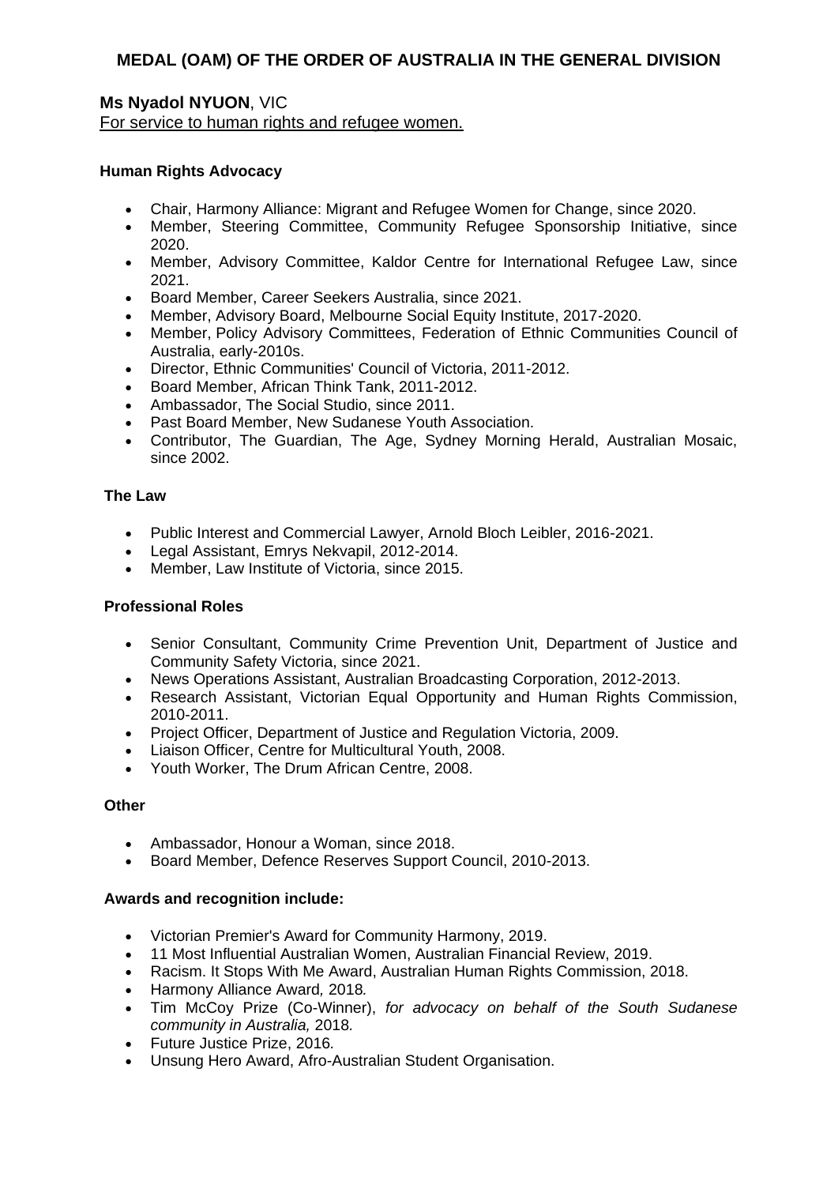## MEDAL (OAM) OF THE ORDER OF AUSTRALIA IN THE GENERAL DIVISION

**Ms Nyadol NYUON**, VIC
For service to human rights and refugee women.

**Human Rights Advocacy**

- Chair, Harmony Alliance: Migrant and Refugee Women for Change, since 2020.
- Member, Steering Committee, Community Refugee Sponsorship Initiative, since 2020.
- Member, Advisory Committee, Kaldor Centre for International Refugee Law, since 2021.
- Board Member, Career Seekers Australia, since 2021.
- Member, Advisory Board, Melbourne Social Equity Institute, 2017-2020.
- Member, Policy Advisory Committees, Federation of Ethnic Communities Council of Australia, early-2010s.
- Director, Ethnic Communities' Council of Victoria, 2011-2012.
- Board Member, African Think Tank, 2011-2012.
- Ambassador, The Social Studio, since 2011.
- Past Board Member, New Sudanese Youth Association.
- Contributor, The Guardian, The Age, Sydney Morning Herald, Australian Mosaic, since 2002.

**The Law**

- Public Interest and Commercial Lawyer, Arnold Bloch Leibler, 2016-2021.
- Legal Assistant, Emrys Nekvapil, 2012-2014.
- Member, Law Institute of Victoria, since 2015.

**Professional Roles**

- Senior Consultant, Community Crime Prevention Unit, Department of Justice and Community Safety Victoria, since 2021.
- News Operations Assistant, Australian Broadcasting Corporation, 2012-2013.
- Research Assistant, Victorian Equal Opportunity and Human Rights Commission, 2010-2011.
- Project Officer, Department of Justice and Regulation Victoria, 2009.
- Liaison Officer, Centre for Multicultural Youth, 2008.
- Youth Worker, The Drum African Centre, 2008.

**Other**

- Ambassador, Honour a Woman, since 2018.
- Board Member, Defence Reserves Support Council, 2010-2013.

**Awards and recognition include:**

- Victorian Premier's Award for Community Harmony, 2019.
- 11 Most Influential Australian Women, Australian Financial Review, 2019.
- Racism. It Stops With Me Award, Australian Human Rights Commission, 2018.
- Harmony Alliance Award*, 2018.*
- Tim McCoy Prize (Co-Winner), *for advocacy on behalf of the South Sudanese community in Australia,* 2018*.*
- Future Justice Prize, 2016*.*
- Unsung Hero Award, Afro-Australian Student Organisation.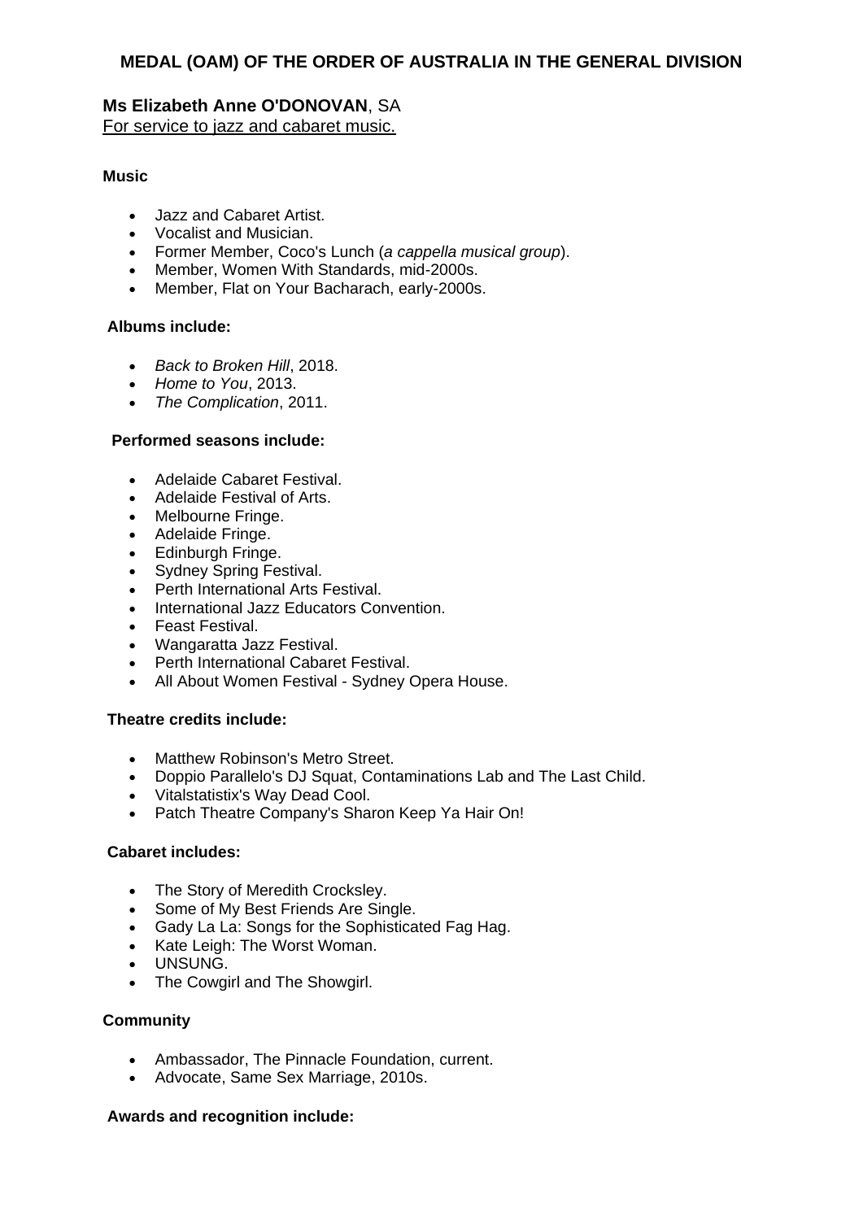## MEDAL (OAM) OF THE ORDER OF AUSTRALIA IN THE GENERAL DIVISION

**Ms Elizabeth Anne O'DONOVAN**, SA
For service to jazz and cabaret music.

**Music**

- Jazz and Cabaret Artist.
- Vocalist and Musician.
- Former Member, Coco's Lunch (*a cappella musical group*).
- Member, Women With Standards, mid-2000s.
- Member, Flat on Your Bacharach, early-2000s.

**Albums include:**

- *Back to Broken Hill*, 2018.
- *Home to You*, 2013.
- *The Complication*, 2011.

**Performed seasons include:**

- Adelaide Cabaret Festival.
- Adelaide Festival of Arts.
- Melbourne Fringe.
- Adelaide Fringe.
- Edinburgh Fringe.
- Sydney Spring Festival.
- Perth International Arts Festival.
- International Jazz Educators Convention.
- Feast Festival.
- Wangaratta Jazz Festival.
- Perth International Cabaret Festival.
- All About Women Festival - Sydney Opera House.

**Theatre credits include:**

- Matthew Robinson's Metro Street.
- Doppio Parallelo's DJ Squat, Contaminations Lab and The Last Child.
- Vitalstatistix's Way Dead Cool.
- Patch Theatre Company's Sharon Keep Ya Hair On!

**Cabaret includes:**

- The Story of Meredith Crocksley.
- Some of My Best Friends Are Single.
- Gady La La: Songs for the Sophisticated Fag Hag.
- Kate Leigh: The Worst Woman.
- UNSUNG.
- The Cowgirl and The Showgirl.

**Community**

- Ambassador, The Pinnacle Foundation, current.
- Advocate, Same Sex Marriage, 2010s.

**Awards and recognition include:**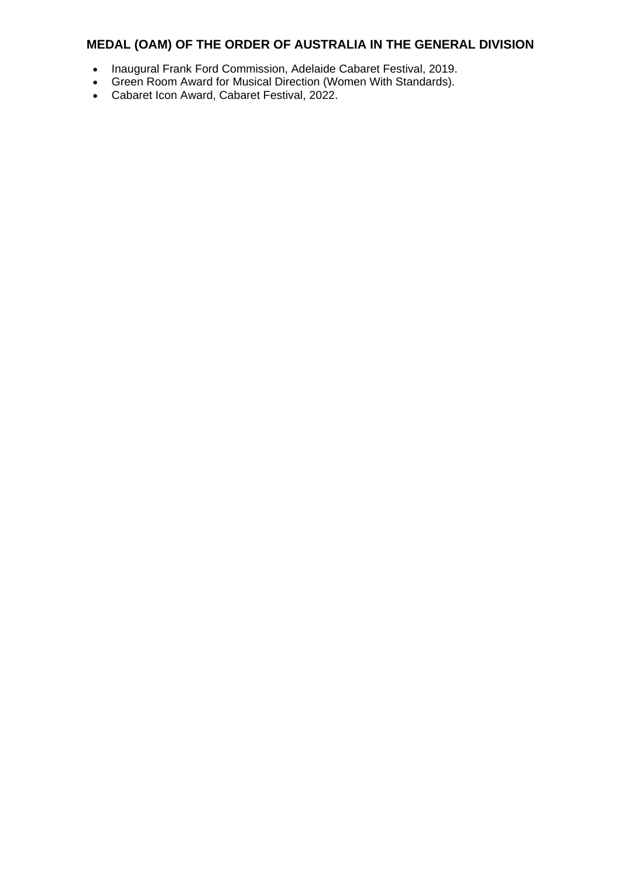## MEDAL (OAM) OF THE ORDER OF AUSTRALIA IN THE GENERAL DIVISION

- Inaugural Frank Ford Commission, Adelaide Cabaret Festival, 2019.
- Green Room Award for Musical Direction (Women With Standards).
- Cabaret Icon Award, Cabaret Festival, 2022.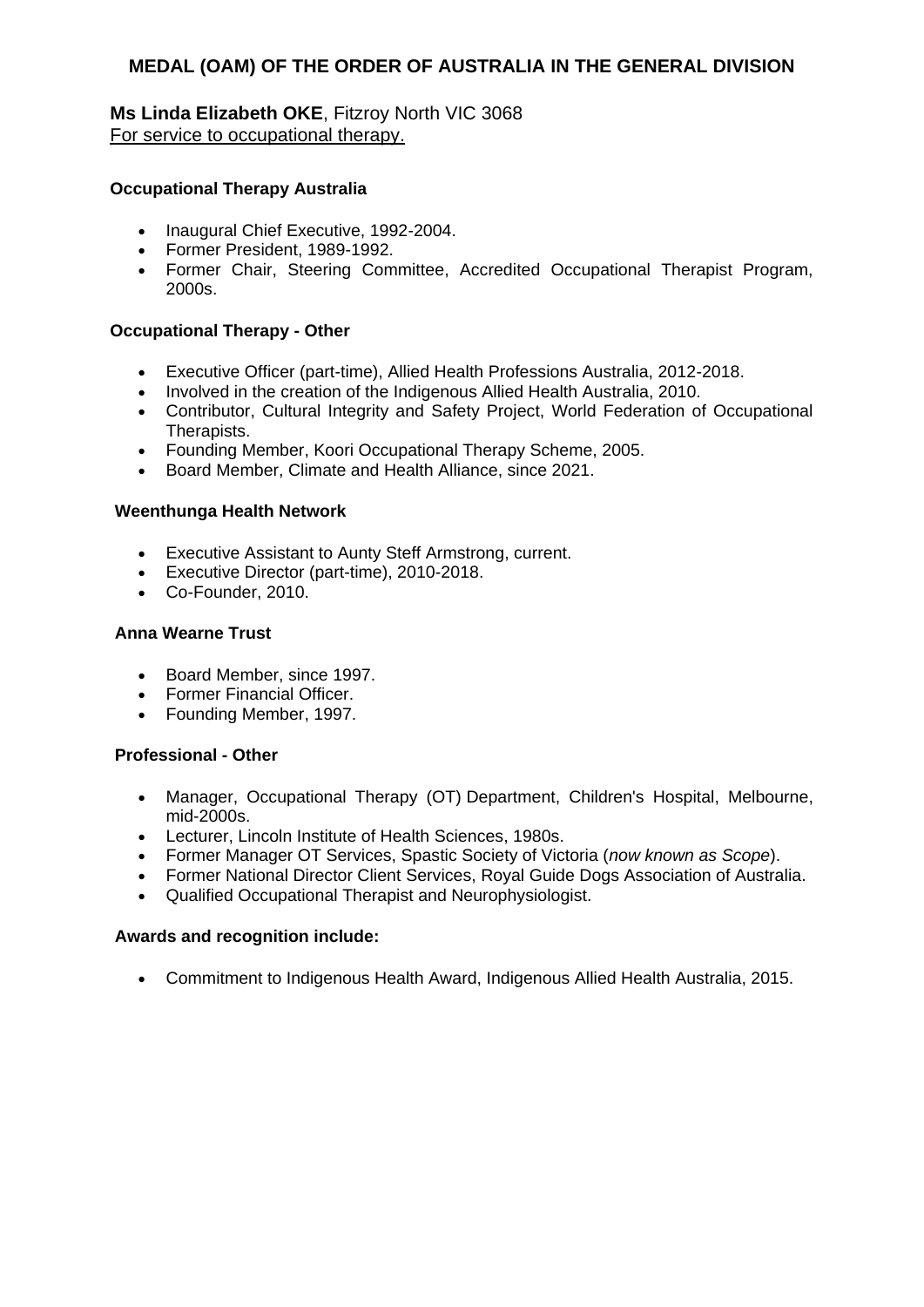## MEDAL (OAM) OF THE ORDER OF AUSTRALIA IN THE GENERAL DIVISION

**Ms Linda Elizabeth OKE**, Fitzroy North VIC 3068
For service to occupational therapy.

**Occupational Therapy Australia**

- Inaugural Chief Executive, 1992-2004.
- Former President, 1989-1992.
- Former Chair, Steering Committee, Accredited Occupational Therapist Program, 2000s.

**Occupational Therapy - Other**

- Executive Officer (part-time), Allied Health Professions Australia, 2012-2018.
- Involved in the creation of the Indigenous Allied Health Australia, 2010.
- Contributor, Cultural Integrity and Safety Project, World Federation of Occupational Therapists.
- Founding Member, Koori Occupational Therapy Scheme, 2005.
- Board Member, Climate and Health Alliance, since 2021.

**Weenthunga Health Network**

- Executive Assistant to Aunty Steff Armstrong, current.
- Executive Director (part-time), 2010-2018.
- Co-Founder, 2010.

**Anna Wearne Trust**

- Board Member, since 1997.
- Former Financial Officer.
- Founding Member, 1997.

**Professional - Other**

- Manager, Occupational Therapy (OT) Department, Children's Hospital, Melbourne, mid-2000s.
- Lecturer, Lincoln Institute of Health Sciences, 1980s.
- Former Manager OT Services, Spastic Society of Victoria (*now known as Scope*).
- Former National Director Client Services, Royal Guide Dogs Association of Australia.
- Qualified Occupational Therapist and Neurophysiologist.

**Awards and recognition include:**

- Commitment to Indigenous Health Award, Indigenous Allied Health Australia, 2015.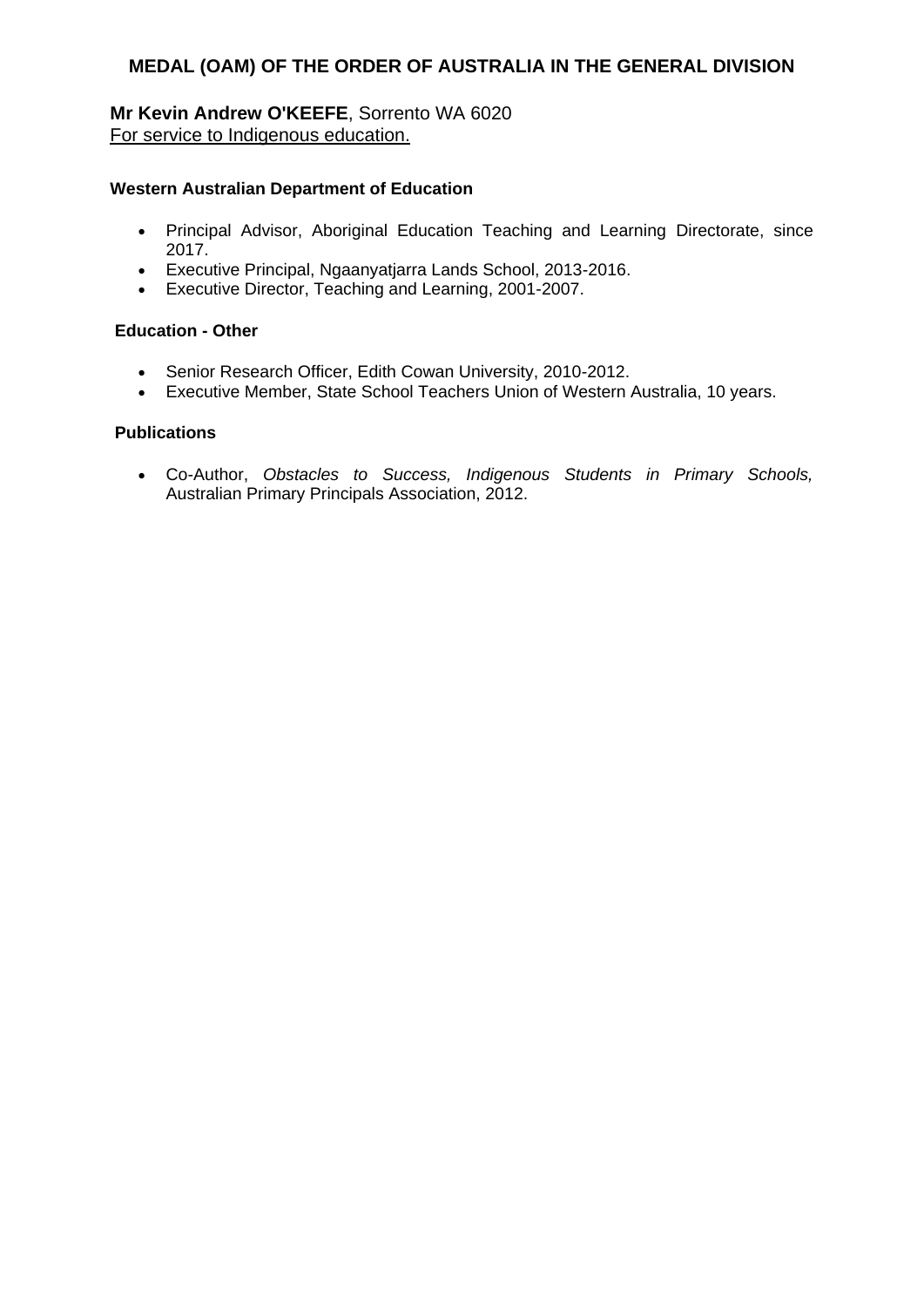## MEDAL (OAM) OF THE ORDER OF AUSTRALIA IN THE GENERAL DIVISION

**Mr Kevin Andrew O'KEEFE**, Sorrento WA 6020
For service to Indigenous education.

**Western Australian Department of Education**

- Principal Advisor, Aboriginal Education Teaching and Learning Directorate, since 2017.
- Executive Principal, Ngaanyatjarra Lands School, 2013-2016.
- Executive Director, Teaching and Learning, 2001-2007.

**Education - Other**

- Senior Research Officer, Edith Cowan University, 2010-2012.
- Executive Member, State School Teachers Union of Western Australia, 10 years.

**Publications**

- Co-Author, *Obstacles to Success, Indigenous Students in Primary Schools,* Australian Primary Principals Association, 2012.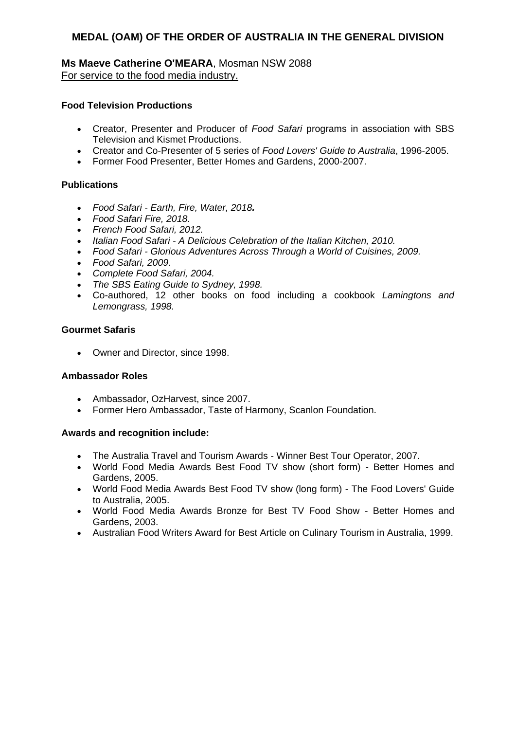## MEDAL (OAM) OF THE ORDER OF AUSTRALIA IN THE GENERAL DIVISION

**Ms Maeve Catherine O'MEARA**, Mosman NSW 2088
For service to the food media industry.

**Food Television Productions**

- Creator, Presenter and Producer of *Food Safari* programs in association with SBS Television and Kismet Productions.
- Creator and Co-Presenter of 5 series of *Food Lovers' Guide to Australia*, 1996-2005.
- Former Food Presenter, Better Homes and Gardens, 2000-2007.

**Publications**

- *Food Safari - Earth, Fire, Water, 2018.*
- *Food Safari Fire, 2018.*
- *French Food Safari, 2012.*
- *Italian Food Safari - A Delicious Celebration of the Italian Kitchen, 2010.*
- *Food Safari - Glorious Adventures Across Through a World of Cuisines, 2009.*
- *Food Safari, 2009.*
- *Complete Food Safari, 2004.*
- *The SBS Eating Guide to Sydney, 1998.*
- Co-authored, 12 other books on food including a cookbook *Lamingtons and Lemongrass, 1998.*

**Gourmet Safaris**

- Owner and Director, since 1998.

**Ambassador Roles**

- Ambassador, OzHarvest, since 2007.
- Former Hero Ambassador, Taste of Harmony, Scanlon Foundation.

**Awards and recognition include:**

- The Australia Travel and Tourism Awards - Winner Best Tour Operator, 2007.
- World Food Media Awards Best Food TV show (short form) - Better Homes and Gardens, 2005.
- World Food Media Awards Best Food TV show (long form) - The Food Lovers' Guide to Australia, 2005.
- World Food Media Awards Bronze for Best TV Food Show - Better Homes and Gardens, 2003.
- Australian Food Writers Award for Best Article on Culinary Tourism in Australia, 1999.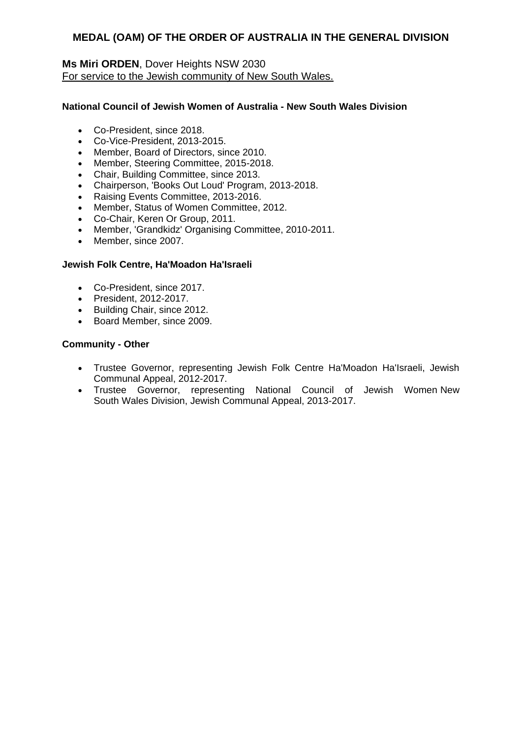## MEDAL (OAM) OF THE ORDER OF AUSTRALIA IN THE GENERAL DIVISION

**Ms Miri ORDEN**, Dover Heights NSW 2030
For service to the Jewish community of New South Wales.

**National Council of Jewish Women of Australia - New South Wales Division**

- Co-President, since 2018.
- Co-Vice-President, 2013-2015.
- Member, Board of Directors, since 2010.
- Member, Steering Committee, 2015-2018.
- Chair, Building Committee, since 2013.
- Chairperson, 'Books Out Loud' Program, 2013-2018.
- Raising Events Committee, 2013-2016.
- Member, Status of Women Committee, 2012.
- Co-Chair, Keren Or Group, 2011.
- Member, 'Grandkidz' Organising Committee, 2010-2011.
- Member, since 2007.

**Jewish Folk Centre, Ha'Moadon Ha'Israeli**

- Co-President, since 2017.
- President, 2012-2017.
- Building Chair, since 2012.
- Board Member, since 2009.

**Community - Other**

- Trustee Governor, representing Jewish Folk Centre Ha'Moadon Ha'Israeli, Jewish Communal Appeal, 2012-2017.
- Trustee Governor, representing National Council of Jewish Women New South Wales Division, Jewish Communal Appeal, 2013-2017.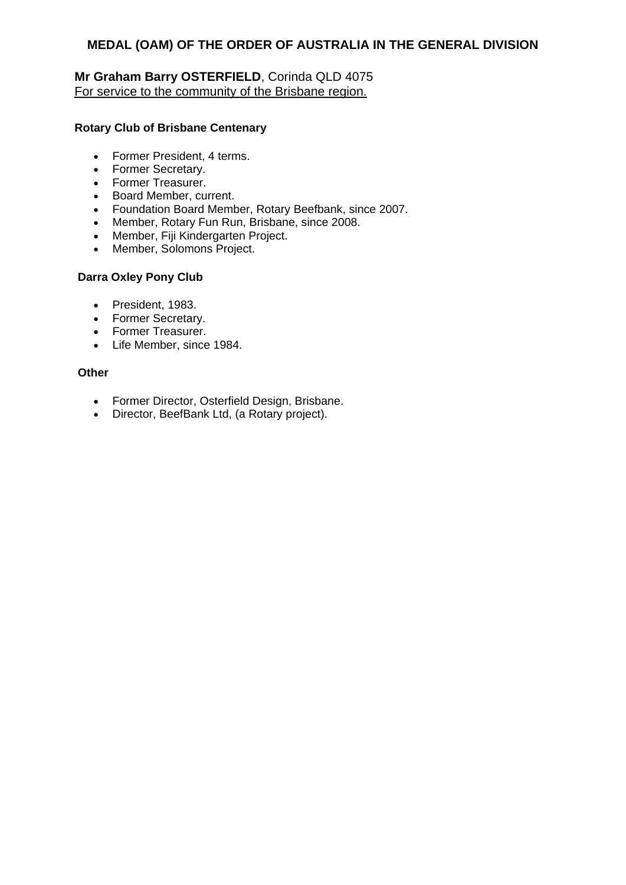## MEDAL (OAM) OF THE ORDER OF AUSTRALIA IN THE GENERAL DIVISION

**Mr Graham Barry OSTERFIELD**, Corinda QLD 4075
For service to the community of the Brisbane region.

**Rotary Club of Brisbane Centenary**

- Former President, 4 terms.
- Former Secretary.
- Former Treasurer.
- Board Member, current.
- Foundation Board Member, Rotary Beefbank, since 2007.
- Member, Rotary Fun Run, Brisbane, since 2008.
- Member, Fiji Kindergarten Project.
- Member, Solomons Project.

**Darra Oxley Pony Club**

- President, 1983.
- Former Secretary.
- Former Treasurer.
- Life Member, since 1984.

**Other**

- Former Director, Osterfield Design, Brisbane.
- Director, BeefBank Ltd, (a Rotary project).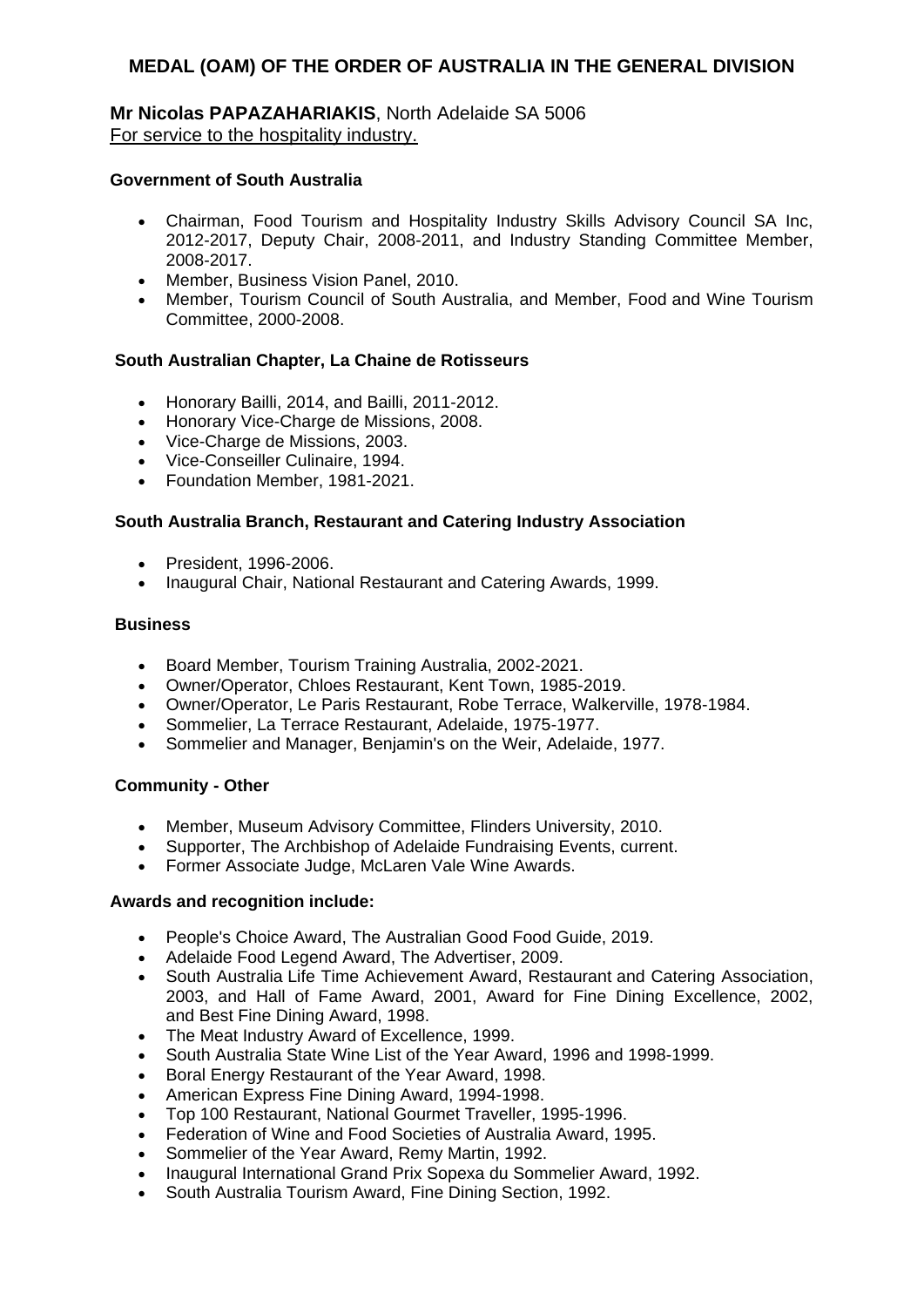## MEDAL (OAM) OF THE ORDER OF AUSTRALIA IN THE GENERAL DIVISION

**Mr Nicolas PAPAZAHARIAKIS**, North Adelaide SA 5006
For service to the hospitality industry.

**Government of South Australia**

- Chairman, Food Tourism and Hospitality Industry Skills Advisory Council SA Inc, 2012-2017, Deputy Chair, 2008-2011, and Industry Standing Committee Member, 2008-2017.
- Member, Business Vision Panel, 2010.
- Member, Tourism Council of South Australia, and Member, Food and Wine Tourism Committee, 2000-2008.

**South Australian Chapter, La Chaine de Rotisseurs**

- Honorary Bailli, 2014, and Bailli, 2011-2012.
- Honorary Vice-Charge de Missions, 2008.
- Vice-Charge de Missions, 2003.
- Vice-Conseiller Culinaire, 1994.
- Foundation Member, 1981-2021.

**South Australia Branch, Restaurant and Catering Industry Association**

- President, 1996-2006.
- Inaugural Chair, National Restaurant and Catering Awards, 1999.

**Business**

- Board Member, Tourism Training Australia, 2002-2021.
- Owner/Operator, Chloes Restaurant, Kent Town, 1985-2019.
- Owner/Operator, Le Paris Restaurant, Robe Terrace, Walkerville, 1978-1984.
- Sommelier, La Terrace Restaurant, Adelaide, 1975-1977.
- Sommelier and Manager, Benjamin's on the Weir, Adelaide, 1977.

**Community - Other**

- Member, Museum Advisory Committee, Flinders University, 2010.
- Supporter, The Archbishop of Adelaide Fundraising Events, current.
- Former Associate Judge, McLaren Vale Wine Awards.

**Awards and recognition include:**

- People's Choice Award, The Australian Good Food Guide, 2019.
- Adelaide Food Legend Award, The Advertiser, 2009.
- South Australia Life Time Achievement Award, Restaurant and Catering Association, 2003, and Hall of Fame Award, 2001, Award for Fine Dining Excellence, 2002, and Best Fine Dining Award, 1998.
- The Meat Industry Award of Excellence, 1999.
- South Australia State Wine List of the Year Award, 1996 and 1998-1999.
- Boral Energy Restaurant of the Year Award, 1998.
- American Express Fine Dining Award, 1994-1998.
- Top 100 Restaurant, National Gourmet Traveller, 1995-1996.
- Federation of Wine and Food Societies of Australia Award, 1995.
- Sommelier of the Year Award, Remy Martin, 1992.
- Inaugural International Grand Prix Sopexa du Sommelier Award, 1992.
- South Australia Tourism Award, Fine Dining Section, 1992.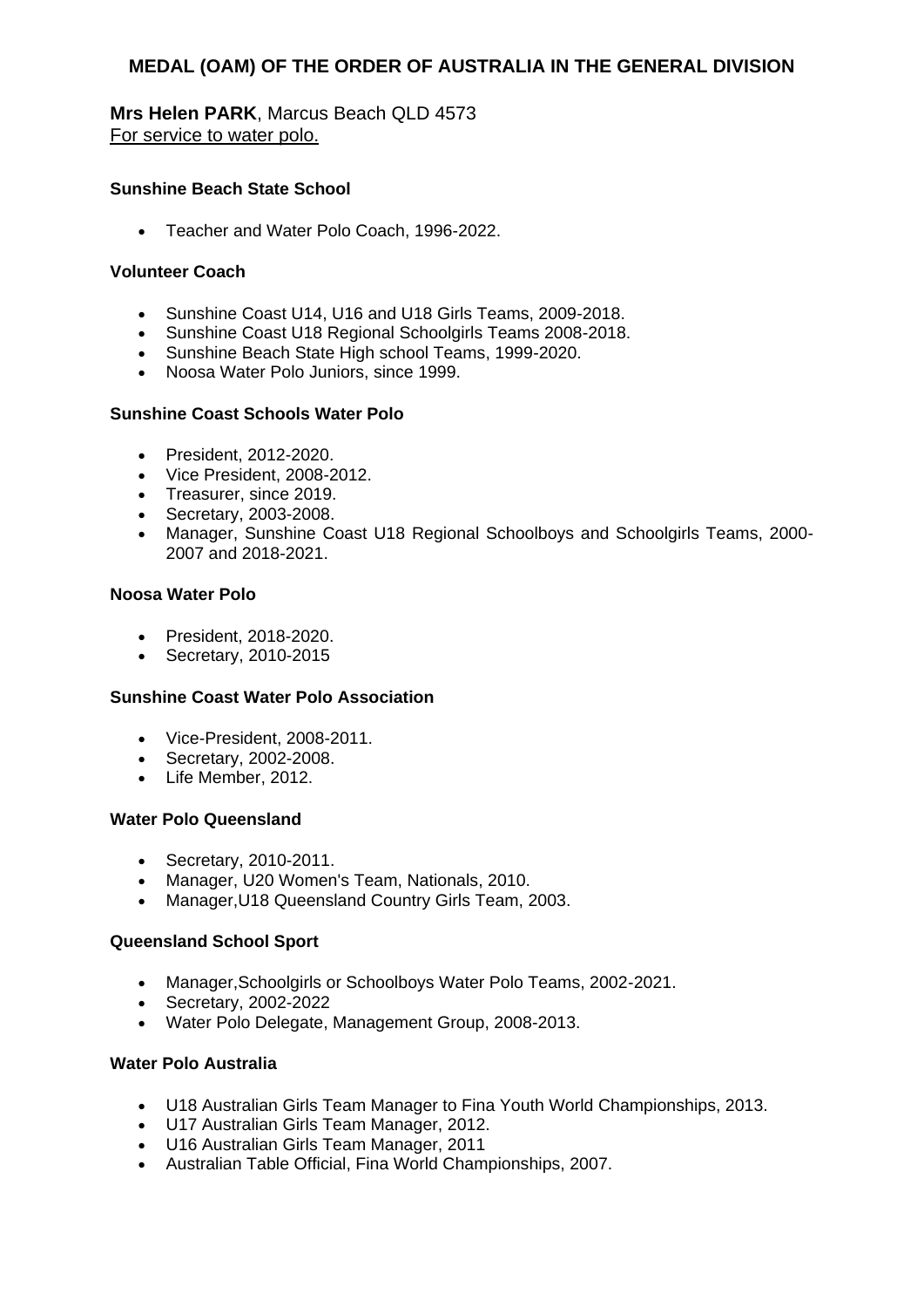## MEDAL (OAM) OF THE ORDER OF AUSTRALIA IN THE GENERAL DIVISION

**Mrs Helen PARK**, Marcus Beach QLD 4573
For service to water polo.

**Sunshine Beach State School**

- Teacher and Water Polo Coach, 1996-2022.

**Volunteer Coach**

- Sunshine Coast U14, U16 and U18 Girls Teams, 2009-2018.
- Sunshine Coast U18 Regional Schoolgirls Teams 2008-2018.
- Sunshine Beach State High school Teams, 1999-2020.
- Noosa Water Polo Juniors, since 1999.

**Sunshine Coast Schools Water Polo**

- President, 2012-2020.
- Vice President, 2008-2012.
- Treasurer, since 2019.
- Secretary, 2003-2008.
- Manager, Sunshine Coast U18 Regional Schoolboys and Schoolgirls Teams, 2000-2007 and 2018-2021.

**Noosa Water Polo**

- President, 2018-2020.
- Secretary, 2010-2015

**Sunshine Coast Water Polo Association**

- Vice-President, 2008-2011.
- Secretary, 2002-2008.
- Life Member, 2012.

**Water Polo Queensland**

- Secretary, 2010-2011.
- Manager, U20 Women's Team, Nationals, 2010.
- Manager,U18 Queensland Country Girls Team, 2003.

**Queensland School Sport**

- Manager,Schoolgirls or Schoolboys Water Polo Teams, 2002-2021.
- Secretary, 2002-2022
- Water Polo Delegate, Management Group, 2008-2013.

**Water Polo Australia**

- U18 Australian Girls Team Manager to Fina Youth World Championships, 2013.
- U17 Australian Girls Team Manager, 2012.
- U16 Australian Girls Team Manager, 2011
- Australian Table Official, Fina World Championships, 2007.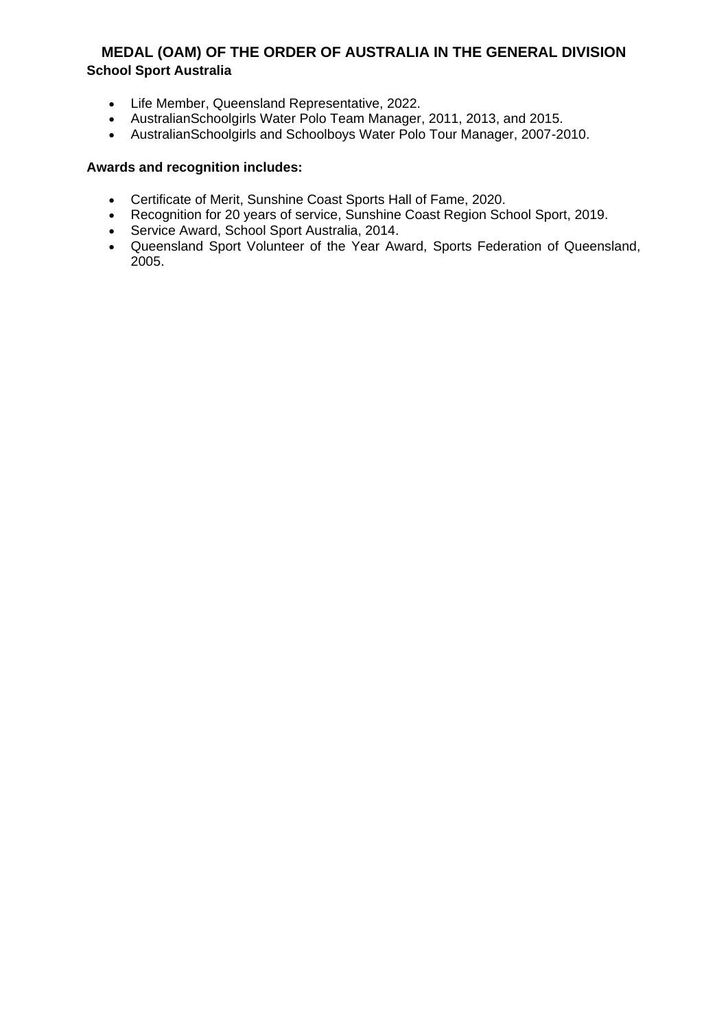## MEDAL (OAM) OF THE ORDER OF AUSTRALIA IN THE GENERAL DIVISION

**School Sport Australia**

- Life Member, Queensland Representative, 2022.
- AustralianSchoolgirls Water Polo Team Manager, 2011, 2013, and 2015.
- AustralianSchoolgirls and Schoolboys Water Polo Tour Manager, 2007-2010.

**Awards and recognition includes:**

- Certificate of Merit, Sunshine Coast Sports Hall of Fame, 2020.
- Recognition for 20 years of service, Sunshine Coast Region School Sport, 2019.
- Service Award, School Sport Australia, 2014.
- Queensland Sport Volunteer of the Year Award, Sports Federation of Queensland, 2005.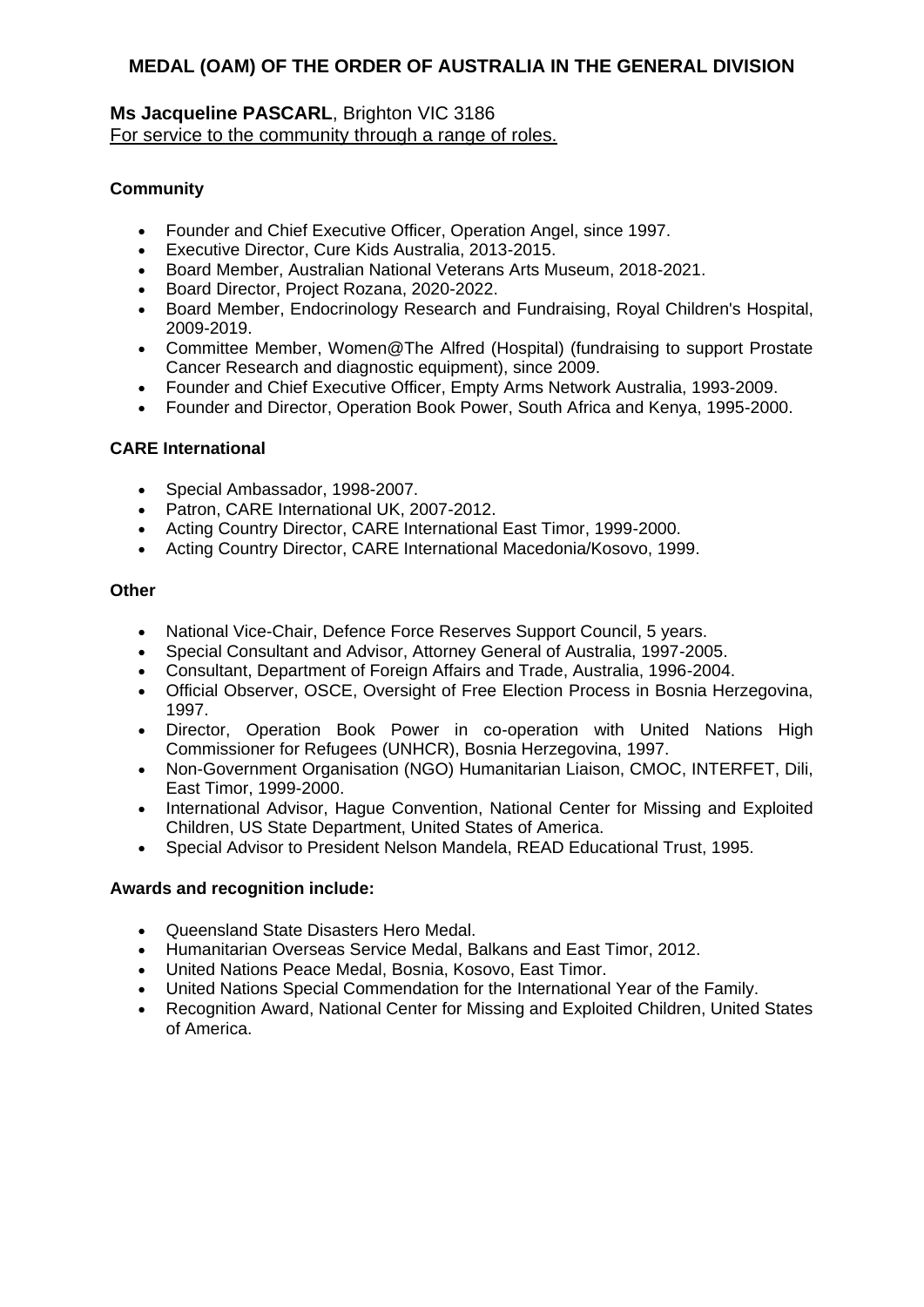## MEDAL (OAM) OF THE ORDER OF AUSTRALIA IN THE GENERAL DIVISION

**Ms Jacqueline PASCARL**, Brighton VIC 3186
For service to the community through a range of roles.

**Community**

- Founder and Chief Executive Officer, Operation Angel, since 1997.
- Executive Director, Cure Kids Australia, 2013-2015.
- Board Member, Australian National Veterans Arts Museum, 2018-2021.
- Board Director, Project Rozana, 2020-2022.
- Board Member, Endocrinology Research and Fundraising, Royal Children's Hospital, 2009-2019.
- Committee Member, Women@The Alfred (Hospital) (fundraising to support Prostate Cancer Research and diagnostic equipment), since 2009.
- Founder and Chief Executive Officer, Empty Arms Network Australia, 1993-2009.
- Founder and Director, Operation Book Power, South Africa and Kenya, 1995-2000.

**CARE International**

- Special Ambassador, 1998-2007.
- Patron, CARE International UK, 2007-2012.
- Acting Country Director, CARE International East Timor, 1999-2000.
- Acting Country Director, CARE International Macedonia/Kosovo, 1999.

**Other**

- National Vice-Chair, Defence Force Reserves Support Council, 5 years.
- Special Consultant and Advisor, Attorney General of Australia, 1997-2005.
- Consultant, Department of Foreign Affairs and Trade, Australia, 1996-2004.
- Official Observer, OSCE, Oversight of Free Election Process in Bosnia Herzegovina, 1997.
- Director, Operation Book Power in co-operation with United Nations High Commissioner for Refugees (UNHCR), Bosnia Herzegovina, 1997.
- Non-Government Organisation (NGO) Humanitarian Liaison, CMOC, INTERFET, Dili, East Timor, 1999-2000.
- International Advisor, Hague Convention, National Center for Missing and Exploited Children, US State Department, United States of America.
- Special Advisor to President Nelson Mandela, READ Educational Trust, 1995.

**Awards and recognition include:**

- Queensland State Disasters Hero Medal.
- Humanitarian Overseas Service Medal, Balkans and East Timor, 2012.
- United Nations Peace Medal, Bosnia, Kosovo, East Timor.
- United Nations Special Commendation for the International Year of the Family.
- Recognition Award, National Center for Missing and Exploited Children, United States of America.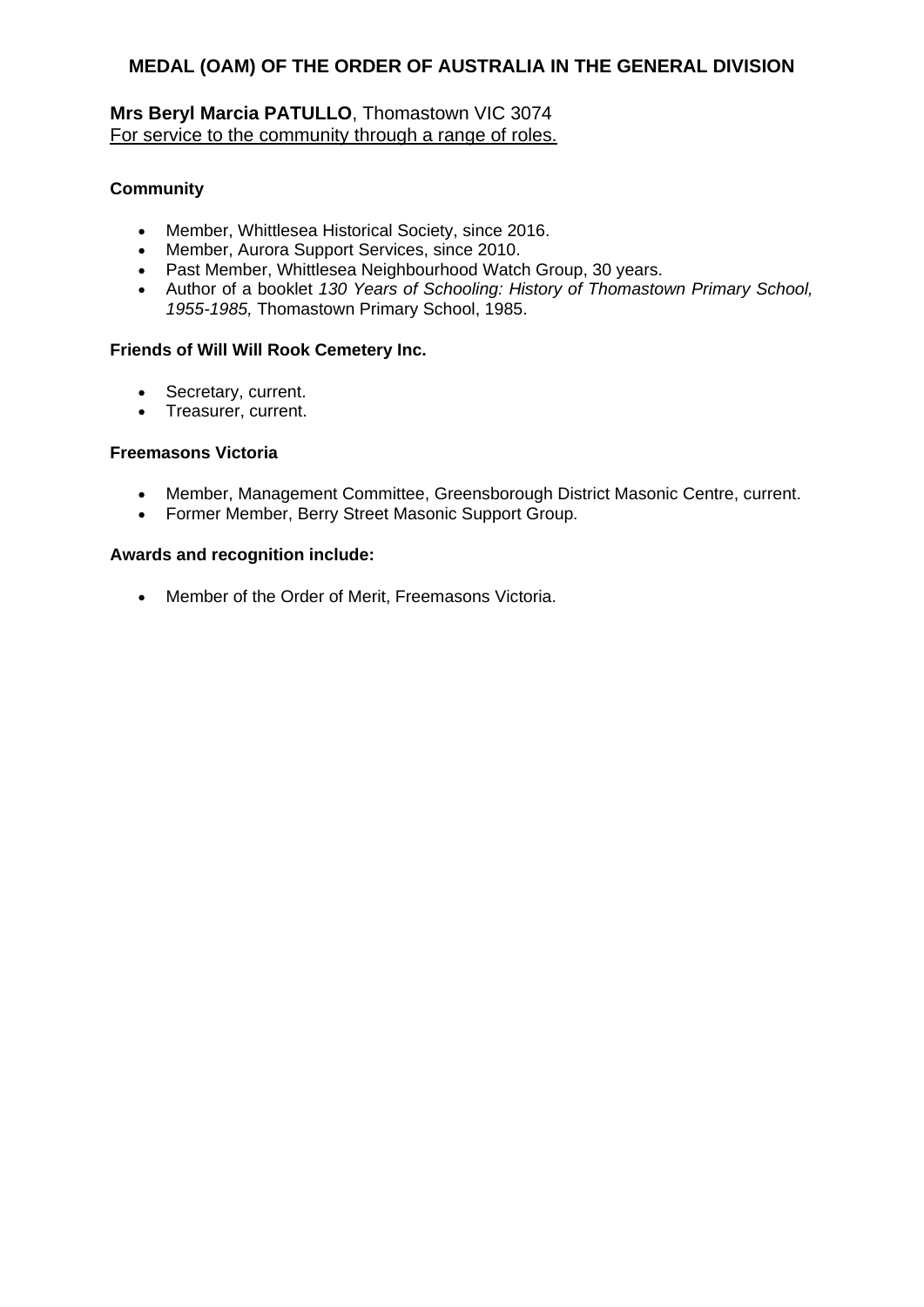## MEDAL (OAM) OF THE ORDER OF AUSTRALIA IN THE GENERAL DIVISION

**Mrs Beryl Marcia PATULLO**, Thomastown VIC 3074
For service to the community through a range of roles.

**Community**

- Member, Whittlesea Historical Society, since 2016.
- Member, Aurora Support Services, since 2010.
- Past Member, Whittlesea Neighbourhood Watch Group, 30 years.
- Author of a booklet *130 Years of Schooling: History of Thomastown Primary School, 1955-1985,* Thomastown Primary School, 1985.

**Friends of Will Will Rook Cemetery Inc.**

- Secretary, current.
- Treasurer, current.

**Freemasons Victoria**

- Member, Management Committee, Greensborough District Masonic Centre, current.
- Former Member, Berry Street Masonic Support Group.

**Awards and recognition include:**

- Member of the Order of Merit, Freemasons Victoria.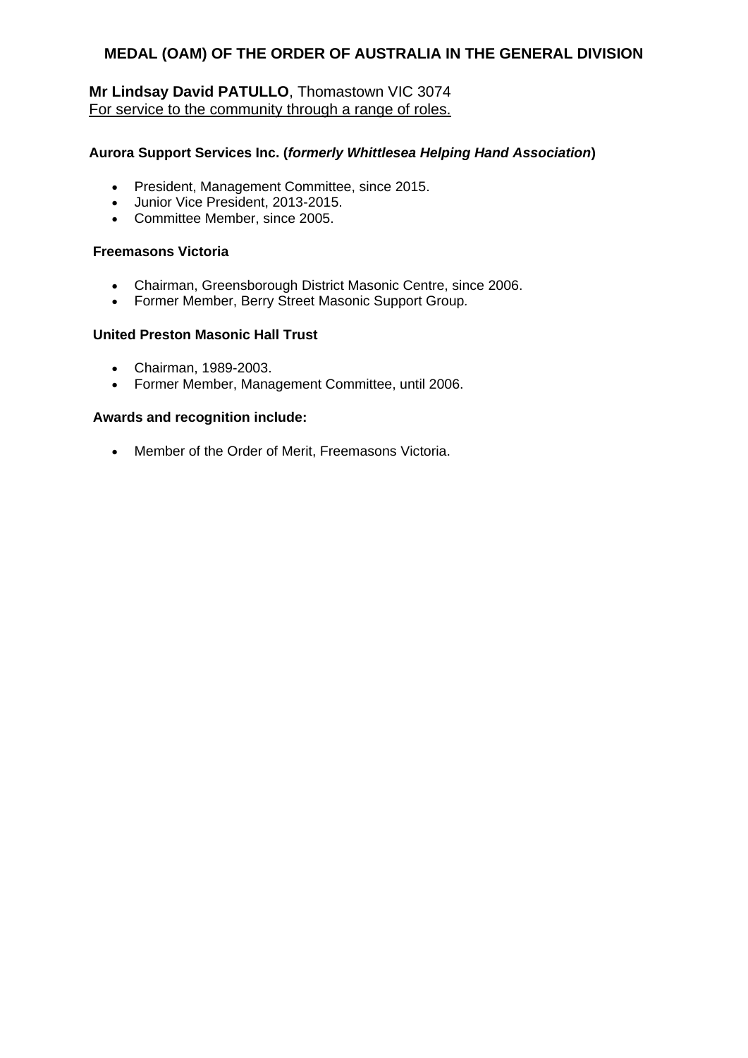## MEDAL (OAM) OF THE ORDER OF AUSTRALIA IN THE GENERAL DIVISION

**Mr Lindsay David PATULLO**, Thomastown VIC 3074
For service to the community through a range of roles.

**Aurora Support Services Inc. (*formerly Whittlesea Helping Hand Association*)**

- President, Management Committee, since 2015.
- Junior Vice President, 2013-2015.
- Committee Member, since 2005.

**Freemasons Victoria**

- Chairman, Greensborough District Masonic Centre, since 2006.
- Former Member, Berry Street Masonic Support Group.

**United Preston Masonic Hall Trust**

- Chairman, 1989-2003.
- Former Member, Management Committee, until 2006.

**Awards and recognition include:**

- Member of the Order of Merit, Freemasons Victoria.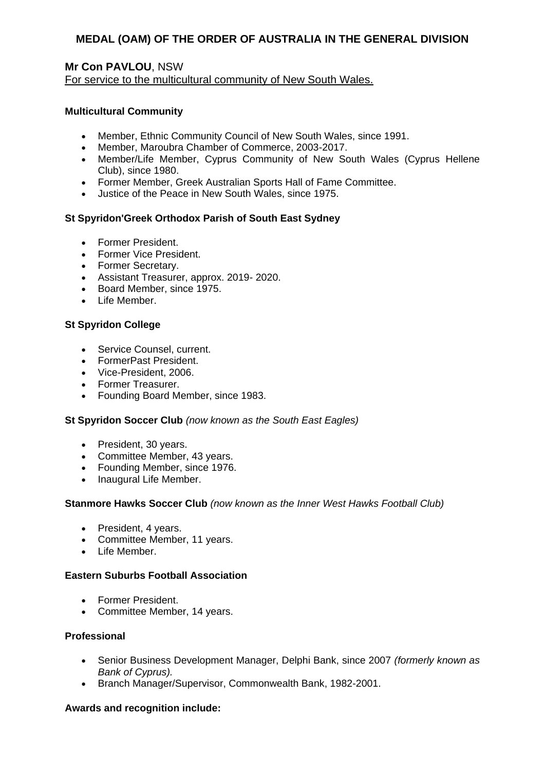## MEDAL (OAM) OF THE ORDER OF AUSTRALIA IN THE GENERAL DIVISION

**Mr Con PAVLOU**, NSW
For service to the multicultural community of New South Wales.

**Multicultural Community**

- Member, Ethnic Community Council of New South Wales, since 1991.
- Member, Maroubra Chamber of Commerce, 2003-2017.
- Member/Life Member, Cyprus Community of New South Wales (Cyprus Hellene Club), since 1980.
- Former Member, Greek Australian Sports Hall of Fame Committee.
- Justice of the Peace in New South Wales, since 1975.

**St Spyridon'Greek Orthodox Parish of South East Sydney**

- Former President.
- Former Vice President.
- Former Secretary.
- Assistant Treasurer, approx. 2019- 2020.
- Board Member, since 1975.
- Life Member.

**St Spyridon College**

- Service Counsel, current.
- FormerPast President.
- Vice-President, 2006.
- Former Treasurer.
- Founding Board Member, since 1983.

**St Spyridon Soccer Club** *(now known as the South East Eagles)*

- President, 30 years.
- Committee Member, 43 years.
- Founding Member, since 1976.
- Inaugural Life Member.

**Stanmore Hawks Soccer Club** *(now known as the Inner West Hawks Football Club)*

- President, 4 years.
- Committee Member, 11 years.
- Life Member.

**Eastern Suburbs Football Association**

- Former President.
- Committee Member, 14 years.

**Professional**

- Senior Business Development Manager, Delphi Bank, since 2007 *(formerly known as Bank of Cyprus).*
- Branch Manager/Supervisor, Commonwealth Bank, 1982-2001.

**Awards and recognition include:**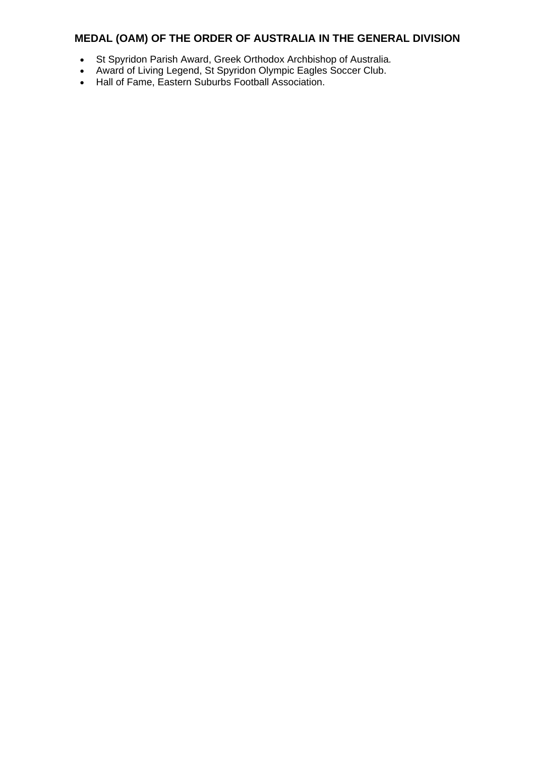**MEDAL (OAM) OF THE ORDER OF AUSTRALIA IN THE GENERAL DIVISION**

- St Spyridon Parish Award, Greek Orthodox Archbishop of Australia.
- Award of Living Legend, St Spyridon Olympic Eagles Soccer Club.
- Hall of Fame, Eastern Suburbs Football Association.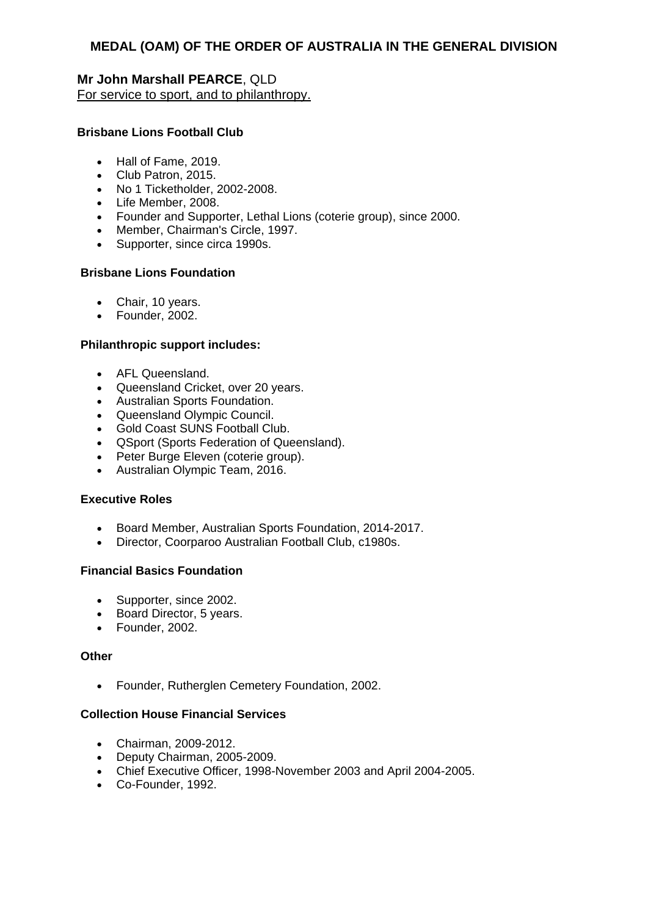## MEDAL (OAM) OF THE ORDER OF AUSTRALIA IN THE GENERAL DIVISION

**Mr John Marshall PEARCE**, QLD
For service to sport, and to philanthropy.

**Brisbane Lions Football Club**

- Hall of Fame, 2019.
- Club Patron, 2015.
- No 1 Ticketholder, 2002-2008.
- Life Member, 2008.
- Founder and Supporter, Lethal Lions (coterie group), since 2000.
- Member, Chairman's Circle, 1997.
- Supporter, since circa 1990s.

**Brisbane Lions Foundation**

- Chair, 10 years.
- Founder, 2002.

**Philanthropic support includes:**

- AFL Queensland.
- Queensland Cricket, over 20 years.
- Australian Sports Foundation.
- Queensland Olympic Council.
- Gold Coast SUNS Football Club.
- QSport (Sports Federation of Queensland).
- Peter Burge Eleven (coterie group).
- Australian Olympic Team, 2016.

**Executive Roles**

- Board Member, Australian Sports Foundation, 2014-2017.
- Director, Coorparoo Australian Football Club, c1980s.

**Financial Basics Foundation**

- Supporter, since 2002.
- Board Director, 5 years.
- Founder, 2002.

**Other**

- Founder, Rutherglen Cemetery Foundation, 2002.

**Collection House Financial Services**

- Chairman, 2009-2012.
- Deputy Chairman, 2005-2009.
- Chief Executive Officer, 1998-November 2003 and April 2004-2005.
- Co-Founder, 1992.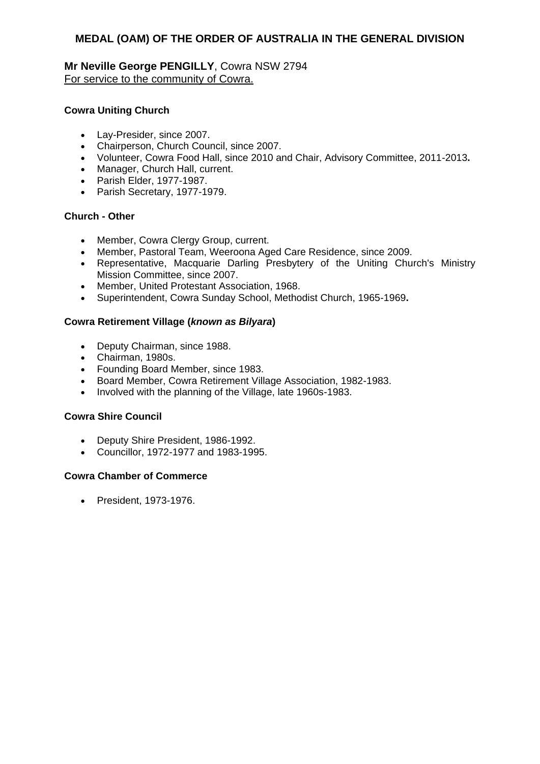## MEDAL (OAM) OF THE ORDER OF AUSTRALIA IN THE GENERAL DIVISION

**Mr Neville George PENGILLY**, Cowra NSW 2794
For service to the community of Cowra.

**Cowra Uniting Church**

- Lay-Presider, since 2007.
- Chairperson, Church Council, since 2007.
- Volunteer, Cowra Food Hall, since 2010 and Chair, Advisory Committee, 2011-2013**.**
- Manager, Church Hall, current.
- Parish Elder, 1977-1987.
- Parish Secretary, 1977-1979.

**Church - Other**

- Member, Cowra Clergy Group, current.
- Member, Pastoral Team, Weeroona Aged Care Residence, since 2009.
- Representative, Macquarie Darling Presbytery of the Uniting Church's Ministry Mission Committee, since 2007.
- Member, United Protestant Association, 1968.
- Superintendent, Cowra Sunday School, Methodist Church, 1965-1969**.**

**Cowra Retirement Village (*known as Bilyara*)**

- Deputy Chairman, since 1988.
- Chairman, 1980s.
- Founding Board Member, since 1983.
- Board Member, Cowra Retirement Village Association, 1982-1983.
- Involved with the planning of the Village, late 1960s-1983.

**Cowra Shire Council**

- Deputy Shire President, 1986-1992.
- Councillor, 1972-1977 and 1983-1995.

**Cowra Chamber of Commerce**

- President, 1973-1976.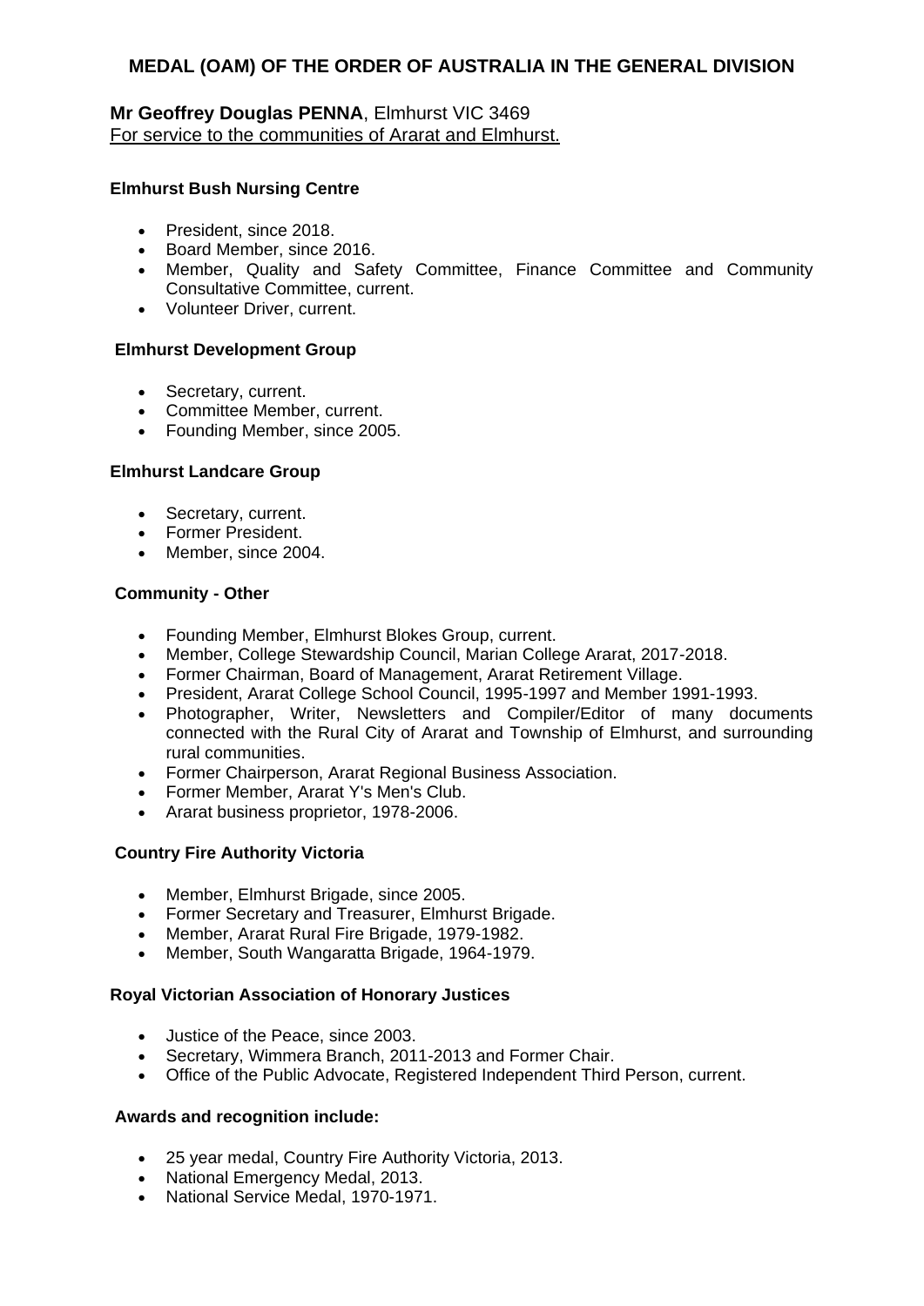## MEDAL (OAM) OF THE ORDER OF AUSTRALIA IN THE GENERAL DIVISION

**Mr Geoffrey Douglas PENNA**, Elmhurst VIC 3469
For service to the communities of Ararat and Elmhurst.

**Elmhurst Bush Nursing Centre**

- President, since 2018.
- Board Member, since 2016.
- Member, Quality and Safety Committee, Finance Committee and Community Consultative Committee, current.
- Volunteer Driver, current.

**Elmhurst Development Group**

- Secretary, current.
- Committee Member, current.
- Founding Member, since 2005.

**Elmhurst Landcare Group**

- Secretary, current.
- Former President.
- Member, since 2004.

**Community - Other**

- Founding Member, Elmhurst Blokes Group, current.
- Member, College Stewardship Council, Marian College Ararat, 2017-2018.
- Former Chairman, Board of Management, Ararat Retirement Village.
- President, Ararat College School Council, 1995-1997 and Member 1991-1993.
- Photographer, Writer, Newsletters and Compiler/Editor of many documents connected with the Rural City of Ararat and Township of Elmhurst, and surrounding rural communities.
- Former Chairperson, Ararat Regional Business Association.
- Former Member, Ararat Y's Men's Club.
- Ararat business proprietor, 1978-2006.

**Country Fire Authority Victoria**

- Member, Elmhurst Brigade, since 2005.
- Former Secretary and Treasurer, Elmhurst Brigade.
- Member, Ararat Rural Fire Brigade, 1979-1982.
- Member, South Wangaratta Brigade, 1964-1979.

**Royal Victorian Association of Honorary Justices**

- Justice of the Peace, since 2003.
- Secretary, Wimmera Branch, 2011-2013 and Former Chair.
- Office of the Public Advocate, Registered Independent Third Person, current.

**Awards and recognition include:**

- 25 year medal, Country Fire Authority Victoria, 2013.
- National Emergency Medal, 2013.
- National Service Medal, 1970-1971.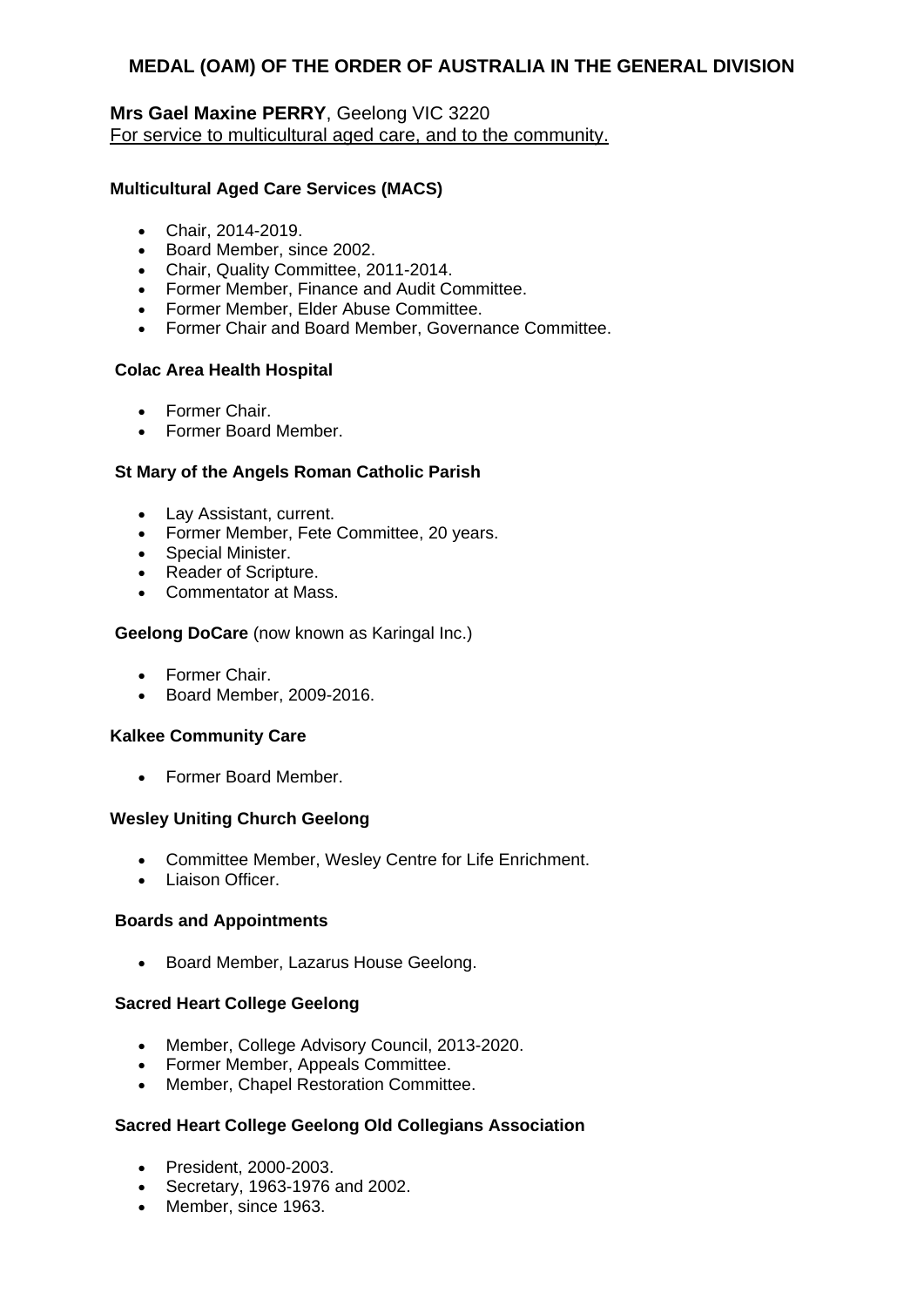## MEDAL (OAM) OF THE ORDER OF AUSTRALIA IN THE GENERAL DIVISION

**Mrs Gael Maxine PERRY**, Geelong VIC 3220
For service to multicultural aged care, and to the community.

**Multicultural Aged Care Services (MACS)**

- Chair, 2014-2019.
- Board Member, since 2002.
- Chair, Quality Committee, 2011-2014.
- Former Member, Finance and Audit Committee.
- Former Member, Elder Abuse Committee.
- Former Chair and Board Member, Governance Committee.

**Colac Area Health Hospital**

- Former Chair.
- Former Board Member.

**St Mary of the Angels Roman Catholic Parish**

- Lay Assistant, current.
- Former Member, Fete Committee, 20 years.
- Special Minister.
- Reader of Scripture.
- Commentator at Mass.

**Geelong DoCare** (now known as Karingal Inc.)

- Former Chair.
- Board Member, 2009-2016.

**Kalkee Community Care**

- Former Board Member.

**Wesley Uniting Church Geelong**

- Committee Member, Wesley Centre for Life Enrichment.
- Liaison Officer.

**Boards and Appointments**

- Board Member, Lazarus House Geelong.

**Sacred Heart College Geelong**

- Member, College Advisory Council, 2013-2020.
- Former Member, Appeals Committee.
- Member, Chapel Restoration Committee.

**Sacred Heart College Geelong Old Collegians Association**

- President, 2000-2003.
- Secretary, 1963-1976 and 2002.
- Member, since 1963.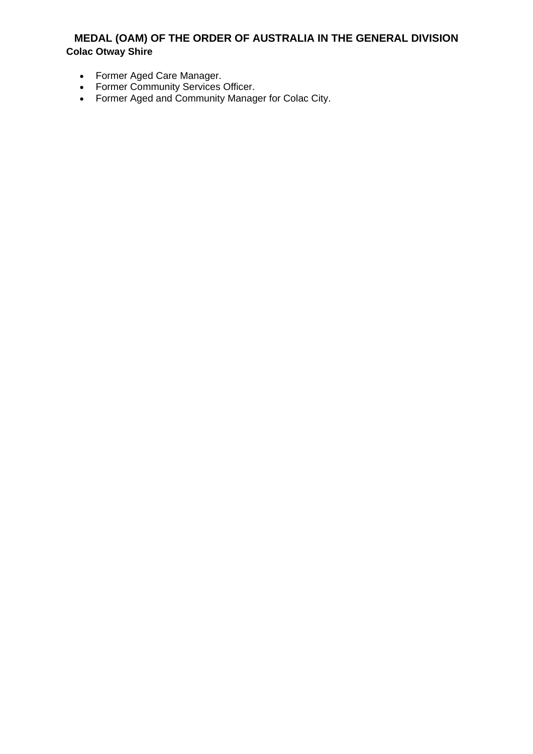**MEDAL (OAM) OF THE ORDER OF AUSTRALIA IN THE GENERAL DIVISION**

**Colac Otway Shire**

- Former Aged Care Manager.
- Former Community Services Officer.
- Former Aged and Community Manager for Colac City.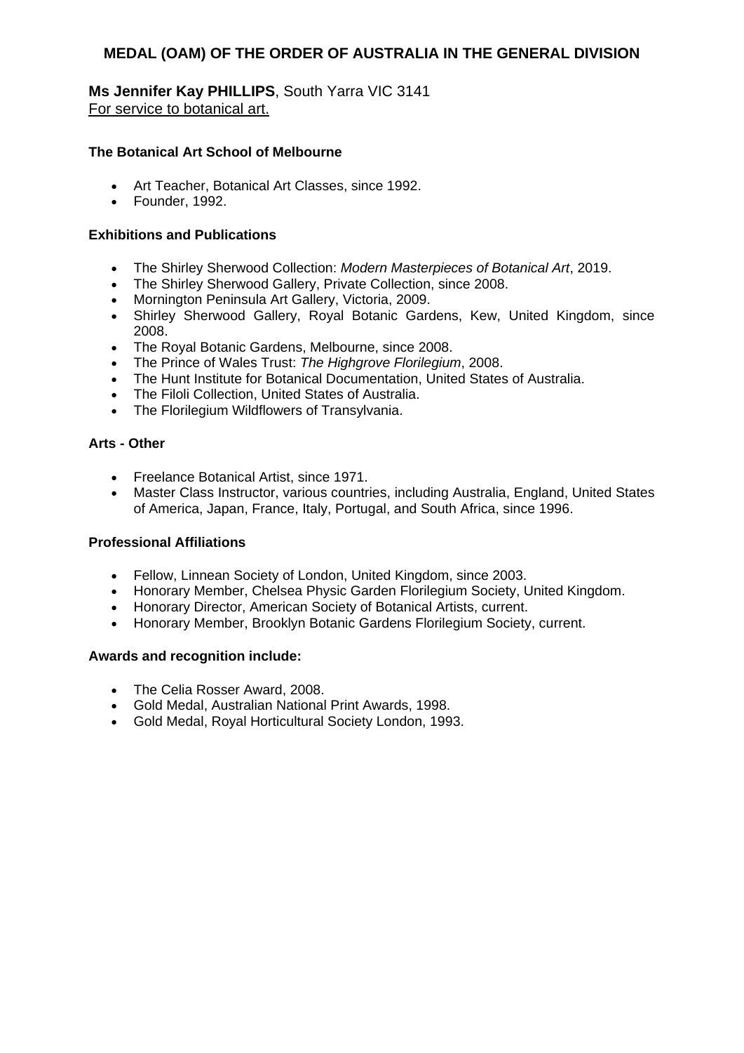# MEDAL (OAM) OF THE ORDER OF AUSTRALIA IN THE GENERAL DIVISION

**Ms Jennifer Kay PHILLIPS**, South Yarra VIC 3141
For service to botanical art.

### The Botanical Art School of Melbourne

- Art Teacher, Botanical Art Classes, since 1992.
- Founder, 1992.

### Exhibitions and Publications

- The Shirley Sherwood Collection: *Modern Masterpieces of Botanical Art*, 2019.
- The Shirley Sherwood Gallery, Private Collection, since 2008.
- Mornington Peninsula Art Gallery, Victoria, 2009.
- Shirley Sherwood Gallery, Royal Botanic Gardens, Kew, United Kingdom, since 2008.
- The Royal Botanic Gardens, Melbourne, since 2008.
- The Prince of Wales Trust: *The Highgrove Florilegium*, 2008.
- The Hunt Institute for Botanical Documentation, United States of Australia.
- The Filoli Collection, United States of Australia.
- The Florilegium Wildflowers of Transylvania.

### Arts - Other

- Freelance Botanical Artist, since 1971.
- Master Class Instructor, various countries, including Australia, England, United States of America, Japan, France, Italy, Portugal, and South Africa, since 1996.

### Professional Affiliations

- Fellow, Linnean Society of London, United Kingdom, since 2003.
- Honorary Member, Chelsea Physic Garden Florilegium Society, United Kingdom.
- Honorary Director, American Society of Botanical Artists, current.
- Honorary Member, Brooklyn Botanic Gardens Florilegium Society, current.

### Awards and recognition include:

- The Celia Rosser Award, 2008.
- Gold Medal, Australian National Print Awards, 1998.
- Gold Medal, Royal Horticultural Society London, 1993.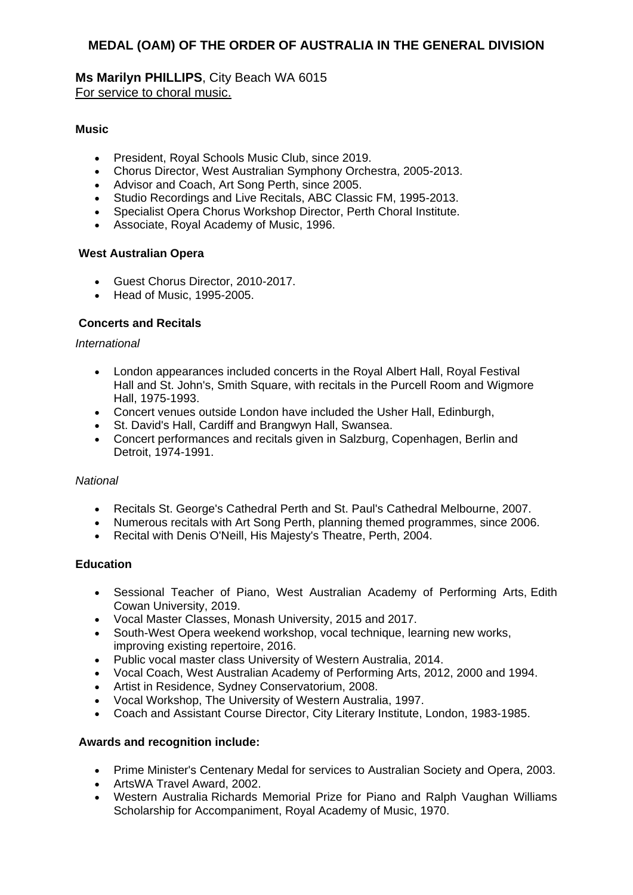## MEDAL (OAM) OF THE ORDER OF AUSTRALIA IN THE GENERAL DIVISION

**Ms Marilyn PHILLIPS**, City Beach WA 6015
For service to choral music.

**Music**

- President, Royal Schools Music Club, since 2019.
- Chorus Director, West Australian Symphony Orchestra, 2005-2013.
- Advisor and Coach, Art Song Perth, since 2005.
- Studio Recordings and Live Recitals, ABC Classic FM, 1995-2013.
- Specialist Opera Chorus Workshop Director, Perth Choral Institute.
- Associate, Royal Academy of Music, 1996.

**West Australian Opera**

- Guest Chorus Director, 2010-2017.
- Head of Music, 1995-2005.

**Concerts and Recitals**

*International*

- London appearances included concerts in the Royal Albert Hall, Royal Festival Hall and St. John's, Smith Square, with recitals in the Purcell Room and Wigmore Hall, 1975-1993.
- Concert venues outside London have included the Usher Hall, Edinburgh,
- St. David's Hall, Cardiff and Brangwyn Hall, Swansea.
- Concert performances and recitals given in Salzburg, Copenhagen, Berlin and Detroit, 1974-1991.

*National*

- Recitals St. George's Cathedral Perth and St. Paul's Cathedral Melbourne, 2007.
- Numerous recitals with Art Song Perth, planning themed programmes, since 2006.
- Recital with Denis O'Neill, His Majesty's Theatre, Perth, 2004.

**Education**

- Sessional Teacher of Piano, West Australian Academy of Performing Arts, Edith Cowan University, 2019.
- Vocal Master Classes, Monash University, 2015 and 2017.
- South-West Opera weekend workshop, vocal technique, learning new works, improving existing repertoire, 2016.
- Public vocal master class University of Western Australia, 2014.
- Vocal Coach, West Australian Academy of Performing Arts, 2012, 2000 and 1994.
- Artist in Residence, Sydney Conservatorium, 2008.
- Vocal Workshop, The University of Western Australia, 1997.
- Coach and Assistant Course Director, City Literary Institute, London, 1983-1985.

**Awards and recognition include:**

- Prime Minister's Centenary Medal for services to Australian Society and Opera, 2003.
- ArtsWA Travel Award, 2002.
- Western Australia Richards Memorial Prize for Piano and Ralph Vaughan Williams Scholarship for Accompaniment, Royal Academy of Music, 1970.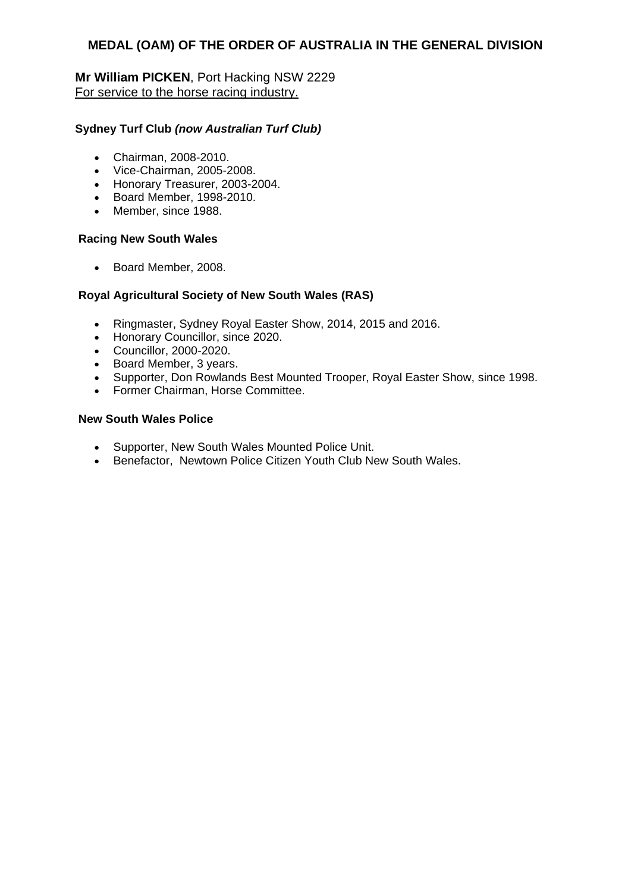## MEDAL (OAM) OF THE ORDER OF AUSTRALIA IN THE GENERAL DIVISION

**Mr William PICKEN**, Port Hacking NSW 2229
For service to the horse racing industry.

**Sydney Turf Club *(now Australian Turf Club)***

- Chairman, 2008-2010.
- Vice-Chairman, 2005-2008.
- Honorary Treasurer, 2003-2004.
- Board Member, 1998-2010.
- Member, since 1988.

**Racing New South Wales**

- Board Member, 2008.

**Royal Agricultural Society of New South Wales (RAS)**

- Ringmaster, Sydney Royal Easter Show, 2014, 2015 and 2016.
- Honorary Councillor, since 2020.
- Councillor, 2000-2020.
- Board Member, 3 years.
- Supporter, Don Rowlands Best Mounted Trooper, Royal Easter Show, since 1998.
- Former Chairman, Horse Committee.

**New South Wales Police**

- Supporter, New South Wales Mounted Police Unit.
- Benefactor, Newtown Police Citizen Youth Club New South Wales.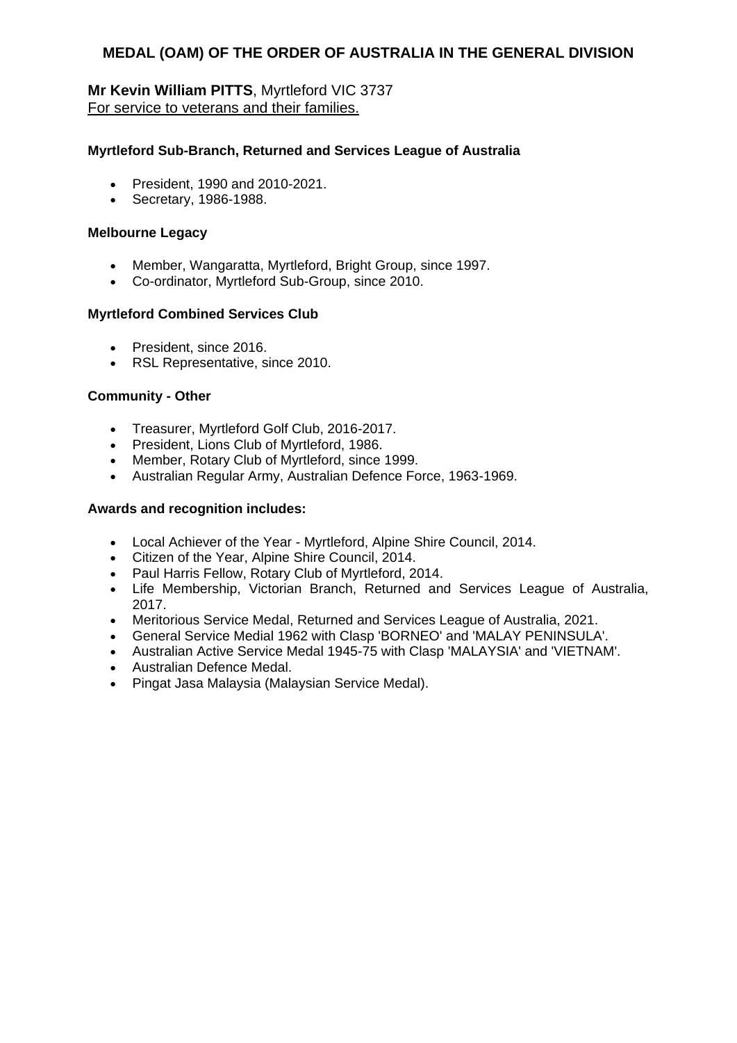## MEDAL (OAM) OF THE ORDER OF AUSTRALIA IN THE GENERAL DIVISION

**Mr Kevin William PITTS**, Myrtleford VIC 3737
For service to veterans and their families.

**Myrtleford Sub-Branch, Returned and Services League of Australia**

- President, 1990 and 2010-2021.
- Secretary, 1986-1988.

**Melbourne Legacy**

- Member, Wangaratta, Myrtleford, Bright Group, since 1997.
- Co-ordinator, Myrtleford Sub-Group, since 2010.

**Myrtleford Combined Services Club**

- President, since 2016.
- RSL Representative, since 2010.

**Community - Other**

- Treasurer, Myrtleford Golf Club, 2016-2017.
- President, Lions Club of Myrtleford, 1986.
- Member, Rotary Club of Myrtleford, since 1999.
- Australian Regular Army, Australian Defence Force, 1963-1969.

**Awards and recognition includes:**

- Local Achiever of the Year - Myrtleford, Alpine Shire Council, 2014.
- Citizen of the Year, Alpine Shire Council, 2014.
- Paul Harris Fellow, Rotary Club of Myrtleford, 2014.
- Life Membership, Victorian Branch, Returned and Services League of Australia, 2017.
- Meritorious Service Medal, Returned and Services League of Australia, 2021.
- General Service Medial 1962 with Clasp 'BORNEO' and 'MALAY PENINSULA'.
- Australian Active Service Medal 1945-75 with Clasp 'MALAYSIA' and 'VIETNAM'.
- Australian Defence Medal.
- Pingat Jasa Malaysia (Malaysian Service Medal).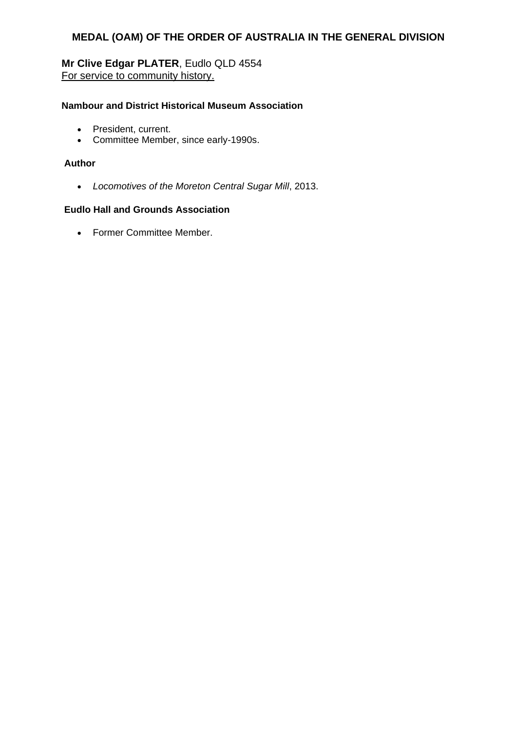## MEDAL (OAM) OF THE ORDER OF AUSTRALIA IN THE GENERAL DIVISION

**Mr Clive Edgar PLATER**, Eudlo QLD 4554
For service to community history.

**Nambour and District Historical Museum Association**

- President, current.
- Committee Member, since early-1990s.

**Author**

- *Locomotives of the Moreton Central Sugar Mill*, 2013.

**Eudlo Hall and Grounds Association**

- Former Committee Member.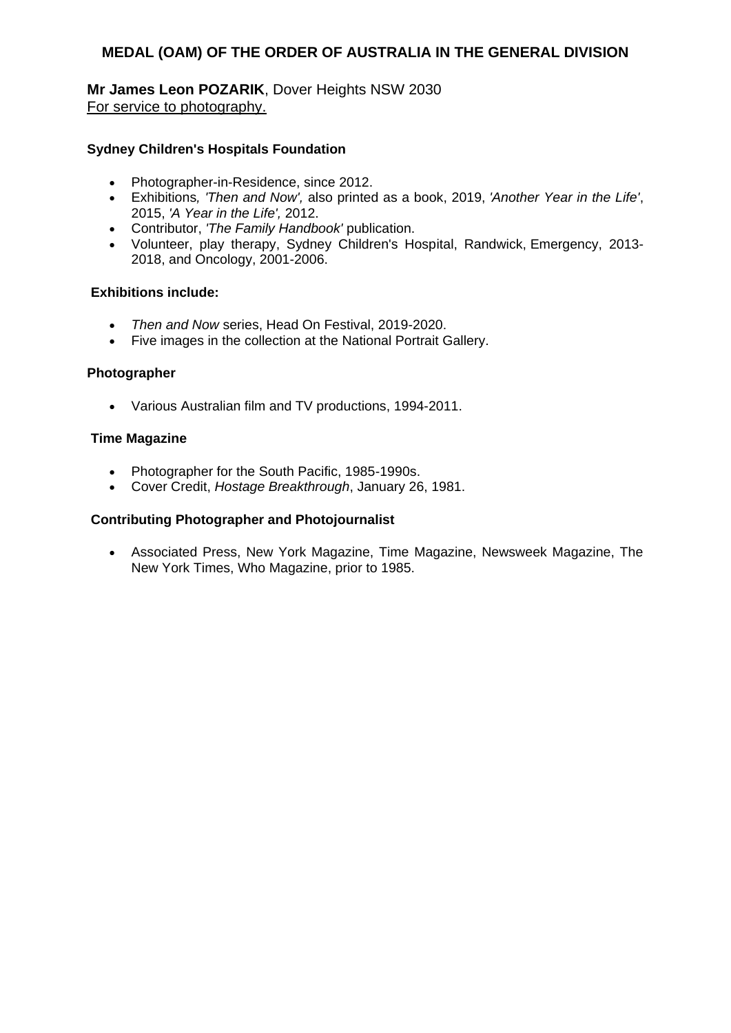## MEDAL (OAM) OF THE ORDER OF AUSTRALIA IN THE GENERAL DIVISION

**Mr James Leon POZARIK**, Dover Heights NSW 2030
For service to photography.

**Sydney Children's Hospitals Foundation**

- Photographer-in-Residence, since 2012.
- Exhibitions*, 'Then and Now',* also printed as a book, 2019, *'Another Year in the Life'*, 2015, *'A Year in the Life',* 2012.
- Contributor, *'The Family Handbook'* publication.
- Volunteer, play therapy, Sydney Children's Hospital, Randwick, Emergency, 2013-2018, and Oncology, 2001-2006.

**Exhibitions include:**

- *Then and Now* series, Head On Festival, 2019-2020.
- Five images in the collection at the National Portrait Gallery.

**Photographer**

- Various Australian film and TV productions, 1994-2011.

**Time Magazine**

- Photographer for the South Pacific, 1985-1990s.
- Cover Credit, *Hostage Breakthrough*, January 26, 1981.

**Contributing Photographer and Photojournalist**

- Associated Press, New York Magazine, Time Magazine, Newsweek Magazine, The New York Times, Who Magazine, prior to 1985.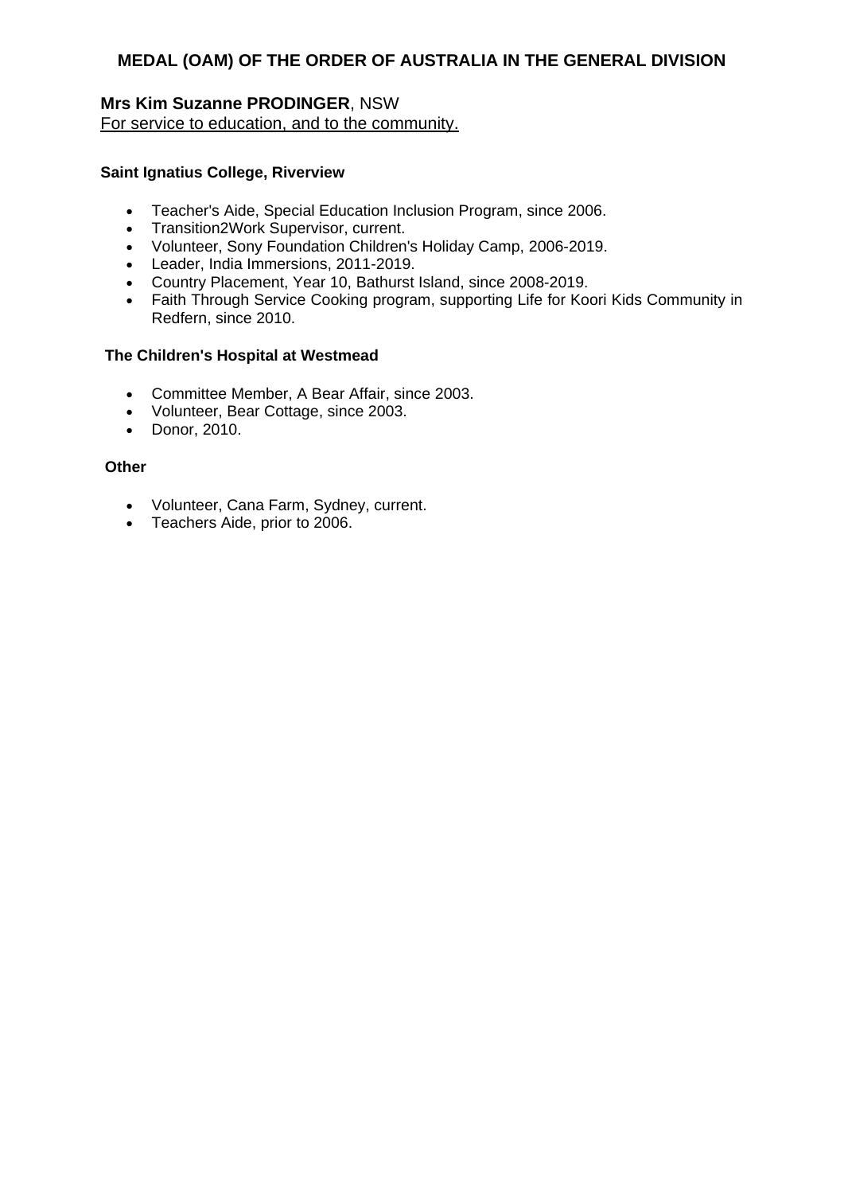## MEDAL (OAM) OF THE ORDER OF AUSTRALIA IN THE GENERAL DIVISION

**Mrs Kim Suzanne PRODINGER**, NSW
For service to education, and to the community.

**Saint Ignatius College, Riverview**

- Teacher's Aide, Special Education Inclusion Program, since 2006.
- Transition2Work Supervisor, current.
- Volunteer, Sony Foundation Children's Holiday Camp, 2006-2019.
- Leader, India Immersions, 2011-2019.
- Country Placement, Year 10, Bathurst Island, since 2008-2019.
- Faith Through Service Cooking program, supporting Life for Koori Kids Community in Redfern, since 2010.

**The Children's Hospital at Westmead**

- Committee Member, A Bear Affair, since 2003.
- Volunteer, Bear Cottage, since 2003.
- Donor, 2010.

**Other**

- Volunteer, Cana Farm, Sydney, current.
- Teachers Aide, prior to 2006.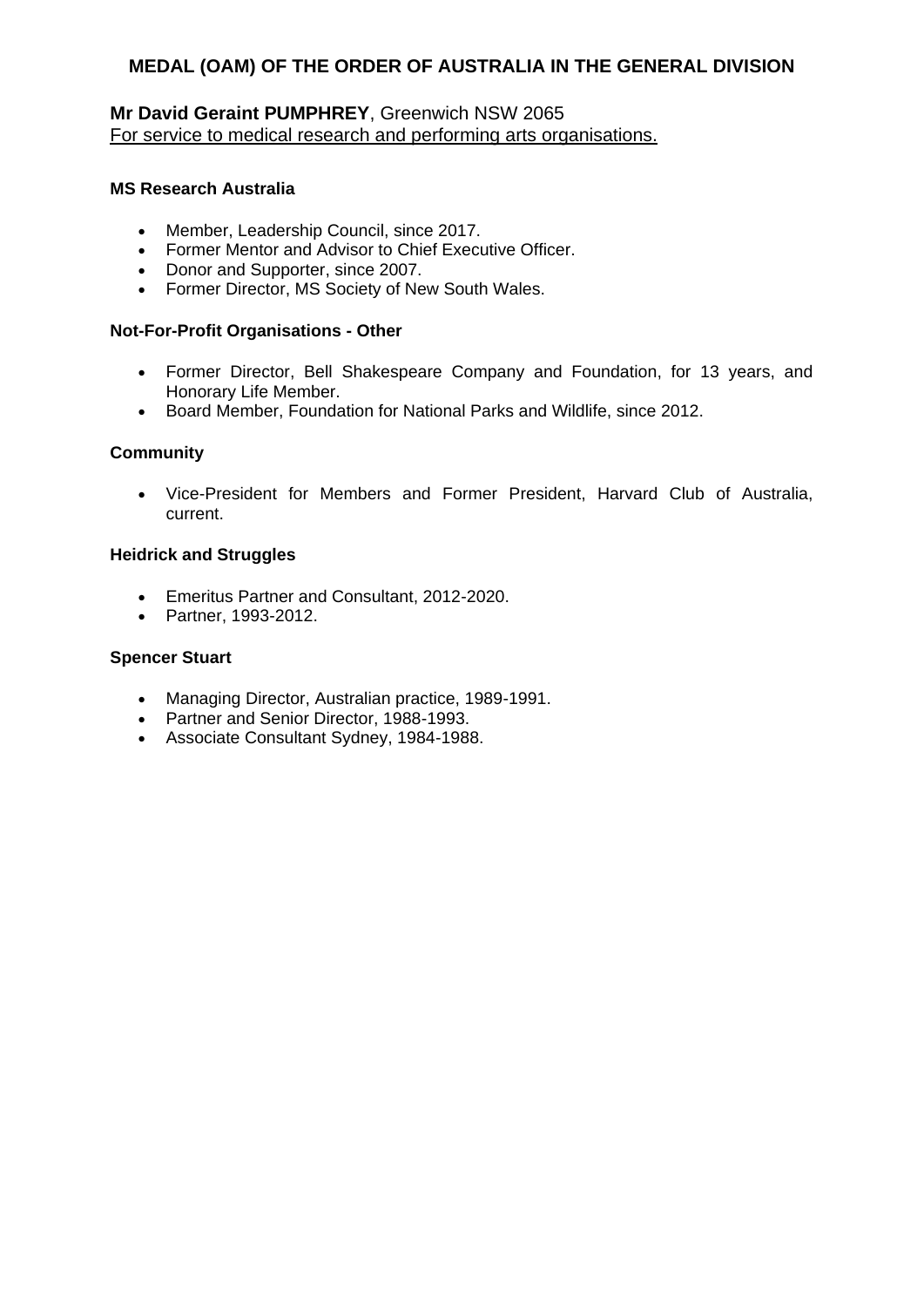## MEDAL (OAM) OF THE ORDER OF AUSTRALIA IN THE GENERAL DIVISION

**Mr David Geraint PUMPHREY**, Greenwich NSW 2065
For service to medical research and performing arts organisations.

**MS Research Australia**

- Member, Leadership Council, since 2017.
- Former Mentor and Advisor to Chief Executive Officer.
- Donor and Supporter, since 2007.
- Former Director, MS Society of New South Wales.

**Not-For-Profit Organisations - Other**

- Former Director, Bell Shakespeare Company and Foundation, for 13 years, and Honorary Life Member.
- Board Member, Foundation for National Parks and Wildlife, since 2012.

**Community**

- Vice-President for Members and Former President, Harvard Club of Australia, current.

**Heidrick and Struggles**

- Emeritus Partner and Consultant, 2012-2020.
- Partner, 1993-2012.

**Spencer Stuart**

- Managing Director, Australian practice, 1989-1991.
- Partner and Senior Director, 1988-1993.
- Associate Consultant Sydney, 1984-1988.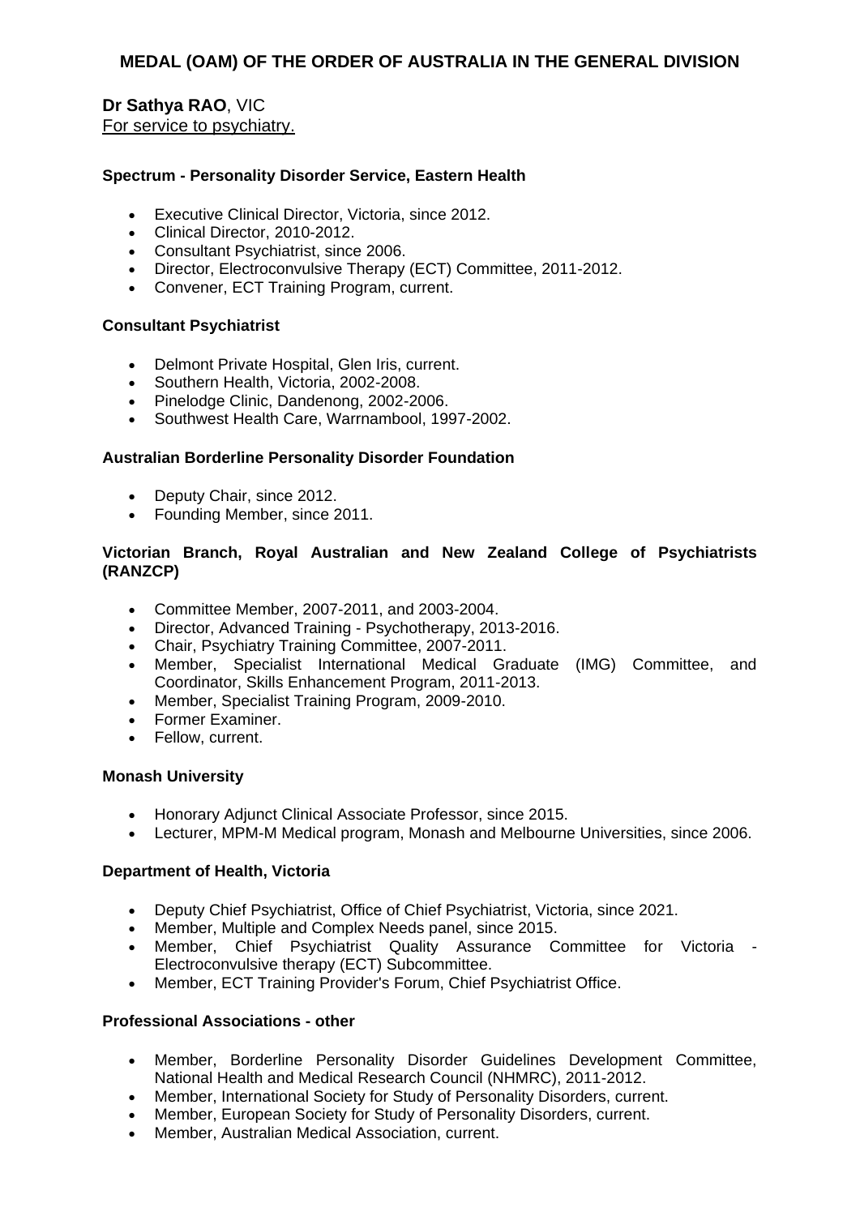## MEDAL (OAM) OF THE ORDER OF AUSTRALIA IN THE GENERAL DIVISION

**Dr Sathya RAO**, VIC
For service to psychiatry.

**Spectrum - Personality Disorder Service, Eastern Health**

- Executive Clinical Director, Victoria, since 2012.
- Clinical Director, 2010-2012.
- Consultant Psychiatrist, since 2006.
- Director, Electroconvulsive Therapy (ECT) Committee, 2011-2012.
- Convener, ECT Training Program, current.

**Consultant Psychiatrist**

- Delmont Private Hospital, Glen Iris, current.
- Southern Health, Victoria, 2002-2008.
- Pinelodge Clinic, Dandenong, 2002-2006.
- Southwest Health Care, Warrnambool, 1997-2002.

**Australian Borderline Personality Disorder Foundation**

- Deputy Chair, since 2012.
- Founding Member, since 2011.

**Victorian Branch, Royal Australian and New Zealand College of Psychiatrists (RANZCP)**

- Committee Member, 2007-2011, and 2003-2004.
- Director, Advanced Training - Psychotherapy, 2013-2016.
- Chair, Psychiatry Training Committee, 2007-2011.
- Member, Specialist International Medical Graduate (IMG) Committee, and Coordinator, Skills Enhancement Program, 2011-2013.
- Member, Specialist Training Program, 2009-2010.
- Former Examiner.
- Fellow, current.

**Monash University**

- Honorary Adjunct Clinical Associate Professor, since 2015.
- Lecturer, MPM-M Medical program, Monash and Melbourne Universities, since 2006.

**Department of Health, Victoria**

- Deputy Chief Psychiatrist, Office of Chief Psychiatrist, Victoria, since 2021.
- Member, Multiple and Complex Needs panel, since 2015.
- Member, Chief Psychiatrist Quality Assurance Committee for Victoria - Electroconvulsive therapy (ECT) Subcommittee.
- Member, ECT Training Provider's Forum, Chief Psychiatrist Office.

**Professional Associations - other**

- Member, Borderline Personality Disorder Guidelines Development Committee, National Health and Medical Research Council (NHMRC), 2011-2012.
- Member, International Society for Study of Personality Disorders, current.
- Member, European Society for Study of Personality Disorders, current.
- Member, Australian Medical Association, current.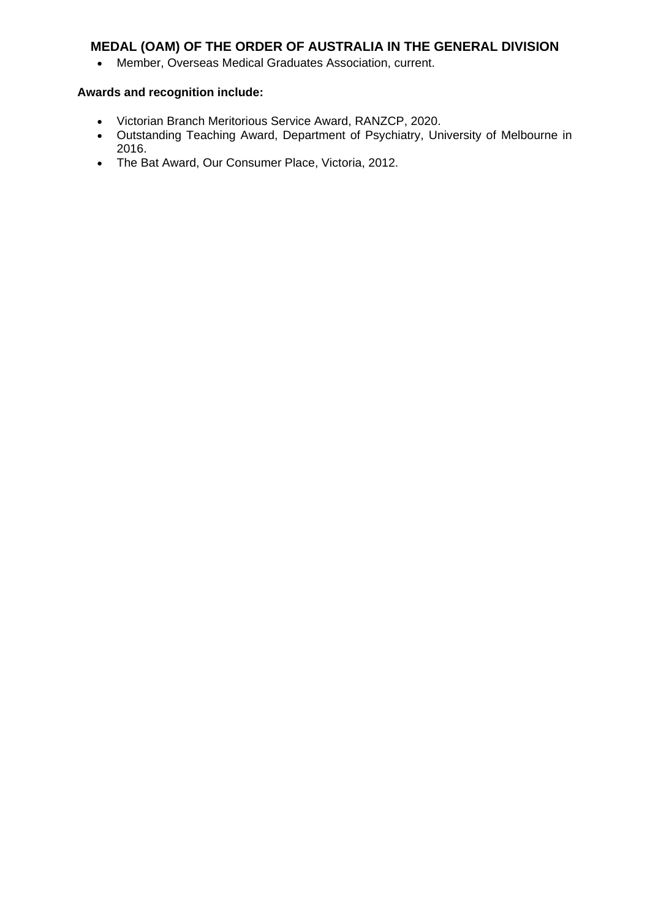## MEDAL (OAM) OF THE ORDER OF AUSTRALIA IN THE GENERAL DIVISION

- Member, Overseas Medical Graduates Association, current.

**Awards and recognition include:**

- Victorian Branch Meritorious Service Award, RANZCP, 2020.
- Outstanding Teaching Award, Department of Psychiatry, University of Melbourne in 2016.
- The Bat Award, Our Consumer Place, Victoria, 2012.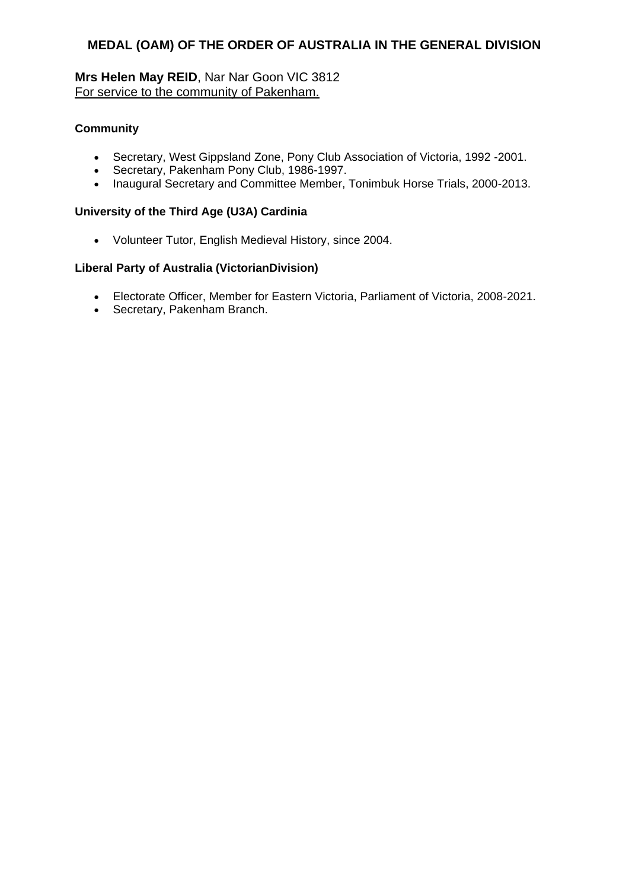## MEDAL (OAM) OF THE ORDER OF AUSTRALIA IN THE GENERAL DIVISION

**Mrs Helen May REID**, Nar Nar Goon VIC 3812
For service to the community of Pakenham.

**Community**

- Secretary, West Gippsland Zone, Pony Club Association of Victoria, 1992 -2001.
- Secretary, Pakenham Pony Club, 1986-1997.
- Inaugural Secretary and Committee Member, Tonimbuk Horse Trials, 2000-2013.

**University of the Third Age (U3A) Cardinia**

- Volunteer Tutor, English Medieval History, since 2004.

**Liberal Party of Australia (VictorianDivision)**

- Electorate Officer, Member for Eastern Victoria, Parliament of Victoria, 2008-2021.
- Secretary, Pakenham Branch.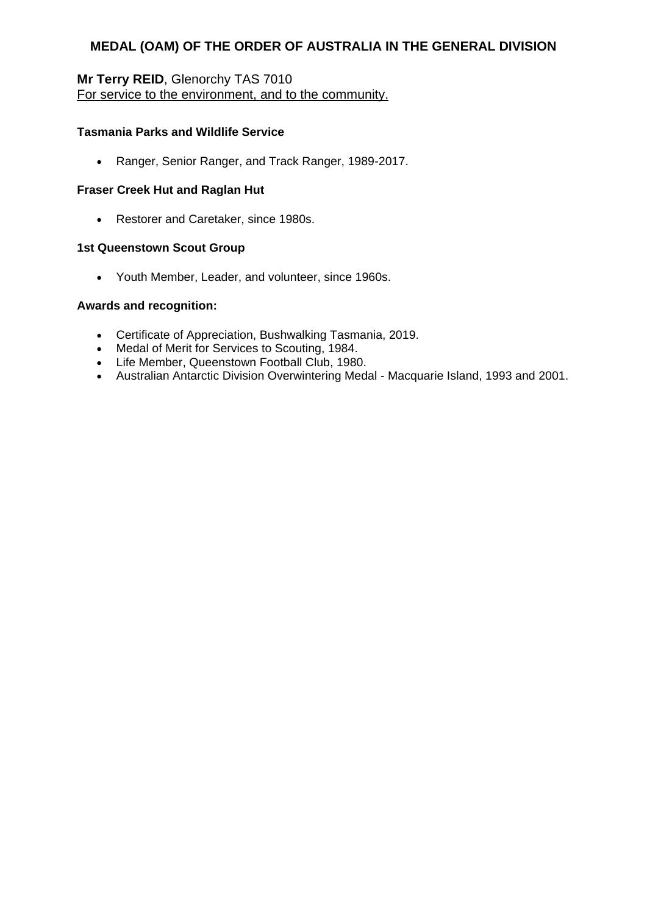## MEDAL (OAM) OF THE ORDER OF AUSTRALIA IN THE GENERAL DIVISION

**Mr Terry REID**, Glenorchy TAS 7010
For service to the environment, and to the community.

**Tasmania Parks and Wildlife Service**

- Ranger, Senior Ranger, and Track Ranger, 1989-2017.

**Fraser Creek Hut and Raglan Hut**

- Restorer and Caretaker, since 1980s.

**1st Queenstown Scout Group**

- Youth Member, Leader, and volunteer, since 1960s.

**Awards and recognition:**

- Certificate of Appreciation, Bushwalking Tasmania, 2019.
- Medal of Merit for Services to Scouting, 1984.
- Life Member, Queenstown Football Club, 1980.
- Australian Antarctic Division Overwintering Medal - Macquarie Island, 1993 and 2001.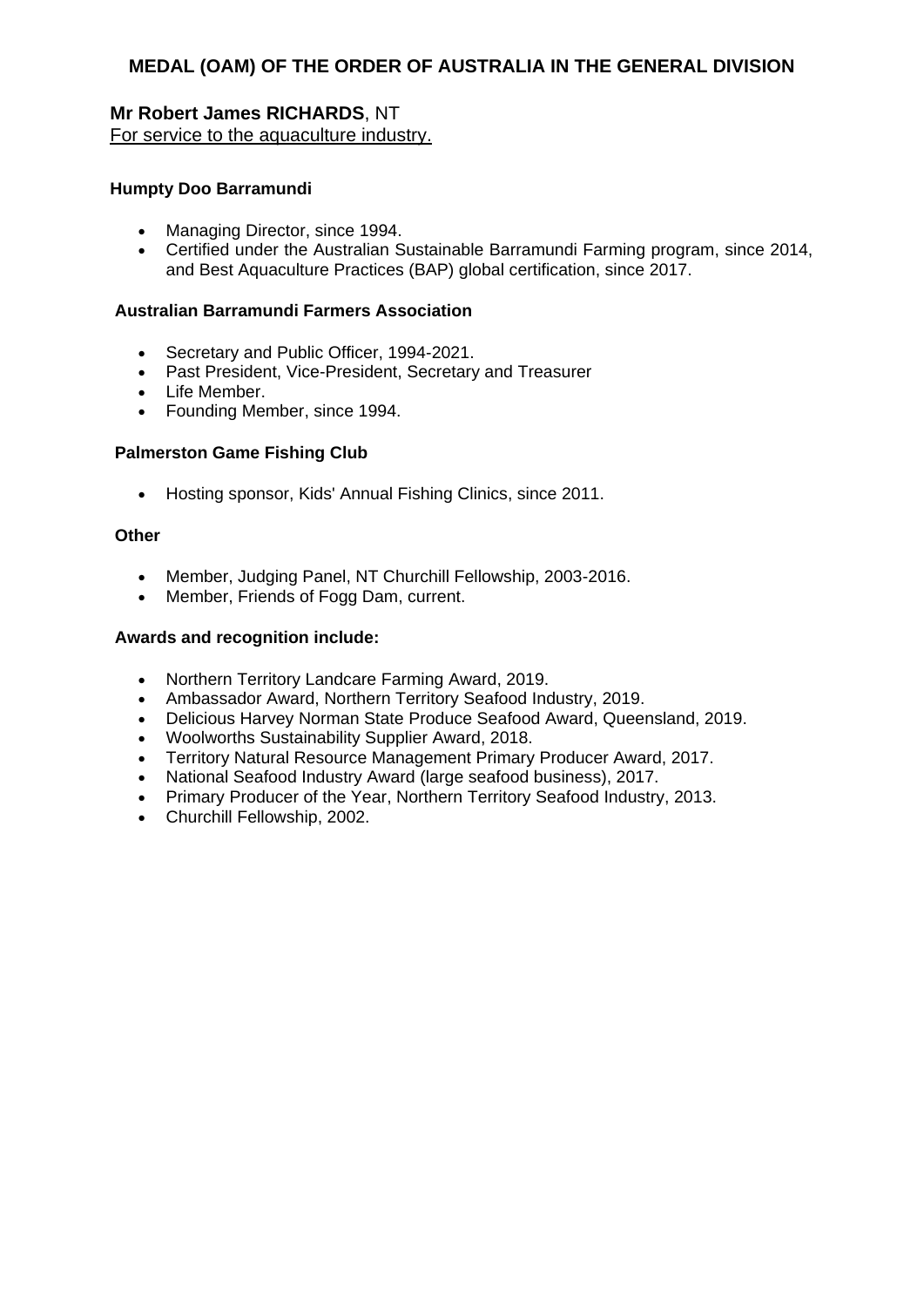## MEDAL (OAM) OF THE ORDER OF AUSTRALIA IN THE GENERAL DIVISION

**Mr Robert James RICHARDS**, NT
For service to the aquaculture industry.

**Humpty Doo Barramundi**

- Managing Director, since 1994.
- Certified under the Australian Sustainable Barramundi Farming program, since 2014, and Best Aquaculture Practices (BAP) global certification, since 2017.

**Australian Barramundi Farmers Association**

- Secretary and Public Officer, 1994-2021.
- Past President, Vice-President, Secretary and Treasurer
- Life Member.
- Founding Member, since 1994.

**Palmerston Game Fishing Club**

- Hosting sponsor, Kids' Annual Fishing Clinics, since 2011.

**Other**

- Member, Judging Panel, NT Churchill Fellowship, 2003-2016.
- Member, Friends of Fogg Dam, current.

**Awards and recognition include:**

- Northern Territory Landcare Farming Award, 2019.
- Ambassador Award, Northern Territory Seafood Industry, 2019.
- Delicious Harvey Norman State Produce Seafood Award, Queensland, 2019.
- Woolworths Sustainability Supplier Award, 2018.
- Territory Natural Resource Management Primary Producer Award, 2017.
- National Seafood Industry Award (large seafood business), 2017.
- Primary Producer of the Year, Northern Territory Seafood Industry, 2013.
- Churchill Fellowship, 2002.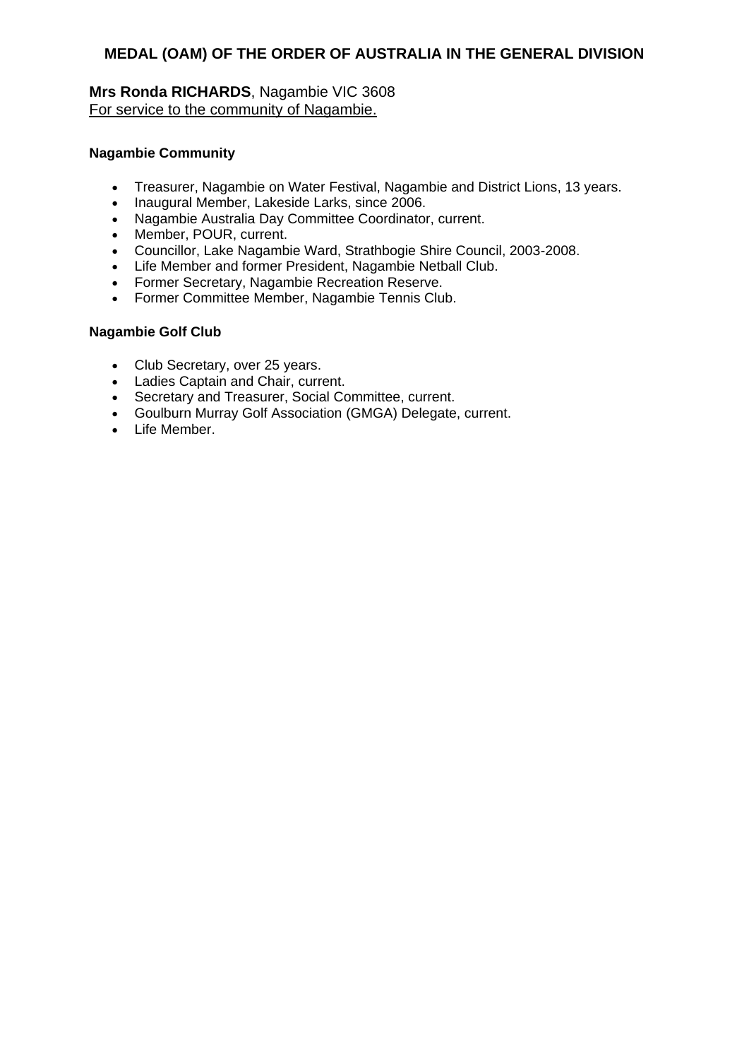## MEDAL (OAM) OF THE ORDER OF AUSTRALIA IN THE GENERAL DIVISION

**Mrs Ronda RICHARDS**, Nagambie VIC 3608
For service to the community of Nagambie.

**Nagambie Community**

- Treasurer, Nagambie on Water Festival, Nagambie and District Lions, 13 years.
- Inaugural Member, Lakeside Larks, since 2006.
- Nagambie Australia Day Committee Coordinator, current.
- Member, POUR, current.
- Councillor, Lake Nagambie Ward, Strathbogie Shire Council, 2003-2008.
- Life Member and former President, Nagambie Netball Club.
- Former Secretary, Nagambie Recreation Reserve.
- Former Committee Member, Nagambie Tennis Club.

**Nagambie Golf Club**

- Club Secretary, over 25 years.
- Ladies Captain and Chair, current.
- Secretary and Treasurer, Social Committee, current.
- Goulburn Murray Golf Association (GMGA) Delegate, current.
- Life Member.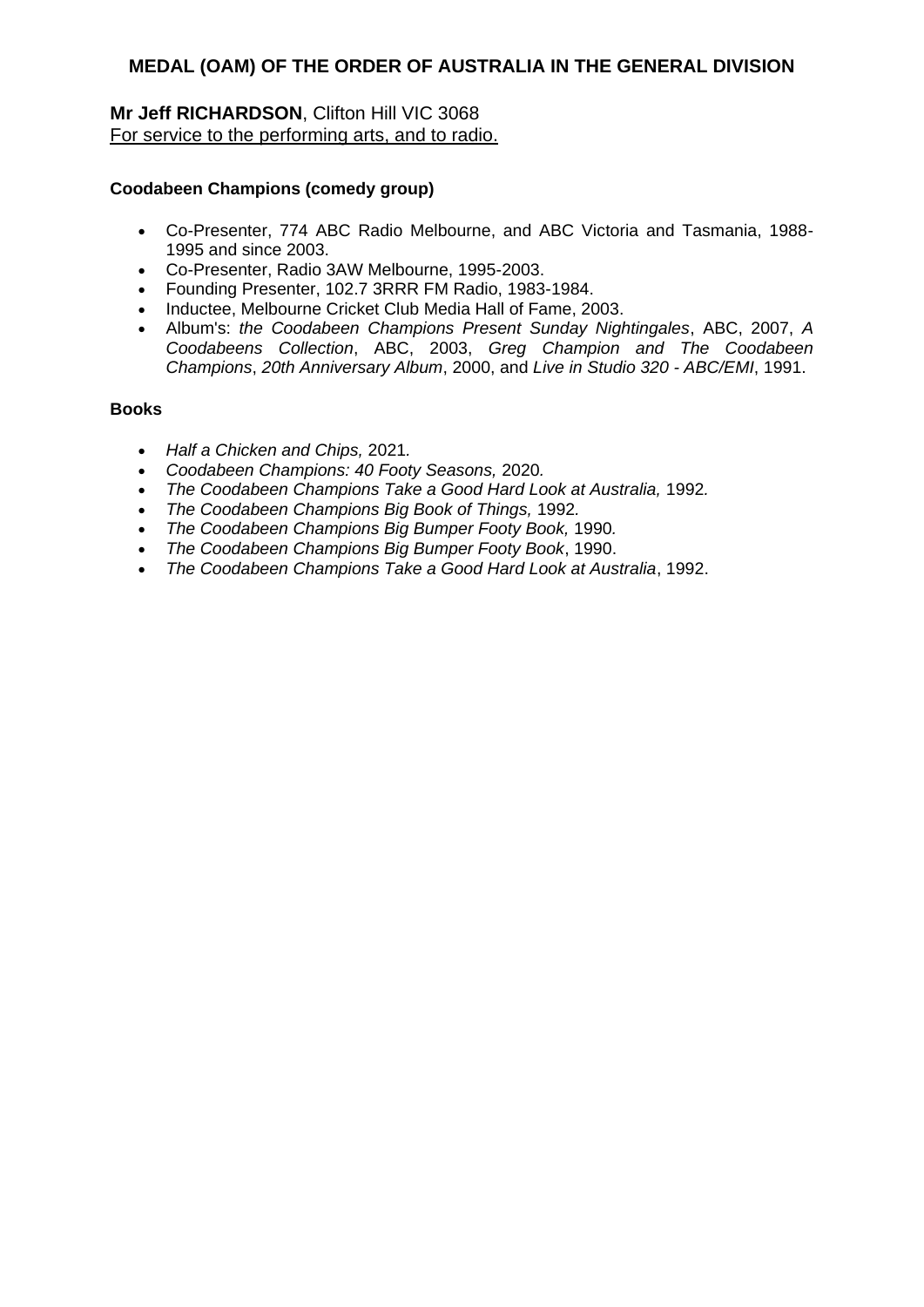## MEDAL (OAM) OF THE ORDER OF AUSTRALIA IN THE GENERAL DIVISION

**Mr Jeff RICHARDSON**, Clifton Hill VIC 3068
For service to the performing arts, and to radio.

**Coodabeen Champions (comedy group)**

- Co-Presenter, 774 ABC Radio Melbourne, and ABC Victoria and Tasmania, 1988-1995 and since 2003.
- Co-Presenter, Radio 3AW Melbourne, 1995-2003.
- Founding Presenter, 102.7 3RRR FM Radio, 1983-1984.
- Inductee, Melbourne Cricket Club Media Hall of Fame, 2003.
- Album's: *the Coodabeen Champions Present Sunday Nightingales*, ABC, 2007, *A Coodabeens Collection*, ABC, 2003, *Greg Champion and The Coodabeen Champions*, *20th Anniversary Album*, 2000, and *Live in Studio 320 - ABC/EMI*, 1991.

**Books**

- *Half a Chicken and Chips,* 2021*.*
- *Coodabeen Champions: 40 Footy Seasons,* 2020*.*
- *The Coodabeen Champions Take a Good Hard Look at Australia,* 1992*.*
- *The Coodabeen Champions Big Book of Things,* 1992*.*
- *The Coodabeen Champions Big Bumper Footy Book,* 1990*.*
- *The Coodabeen Champions Big Bumper Footy Book*, 1990.
- *The Coodabeen Champions Take a Good Hard Look at Australia*, 1992.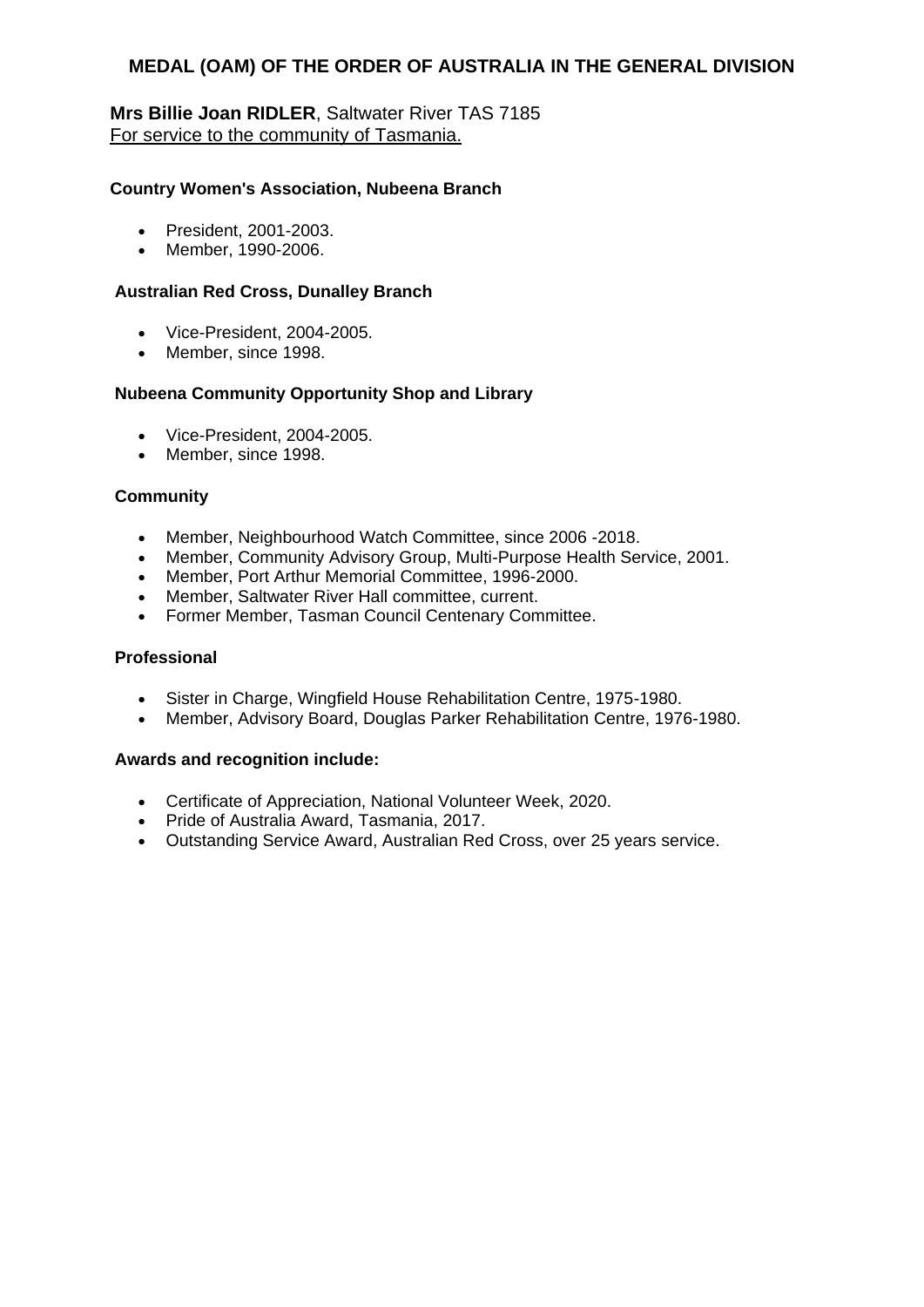## MEDAL (OAM) OF THE ORDER OF AUSTRALIA IN THE GENERAL DIVISION

**Mrs Billie Joan RIDLER**, Saltwater River TAS 7185
For service to the community of Tasmania.

**Country Women's Association, Nubeena Branch**

- President, 2001-2003.
- Member, 1990-2006.

**Australian Red Cross, Dunalley Branch**

- Vice-President, 2004-2005.
- Member, since 1998.

**Nubeena Community Opportunity Shop and Library**

- Vice-President, 2004-2005.
- Member, since 1998.

**Community**

- Member, Neighbourhood Watch Committee, since 2006 -2018.
- Member, Community Advisory Group, Multi-Purpose Health Service, 2001.
- Member, Port Arthur Memorial Committee, 1996-2000.
- Member, Saltwater River Hall committee, current.
- Former Member, Tasman Council Centenary Committee.

**Professional**

- Sister in Charge, Wingfield House Rehabilitation Centre, 1975-1980.
- Member, Advisory Board, Douglas Parker Rehabilitation Centre, 1976-1980.

**Awards and recognition include:**

- Certificate of Appreciation, National Volunteer Week, 2020.
- Pride of Australia Award, Tasmania, 2017.
- Outstanding Service Award, Australian Red Cross, over 25 years service.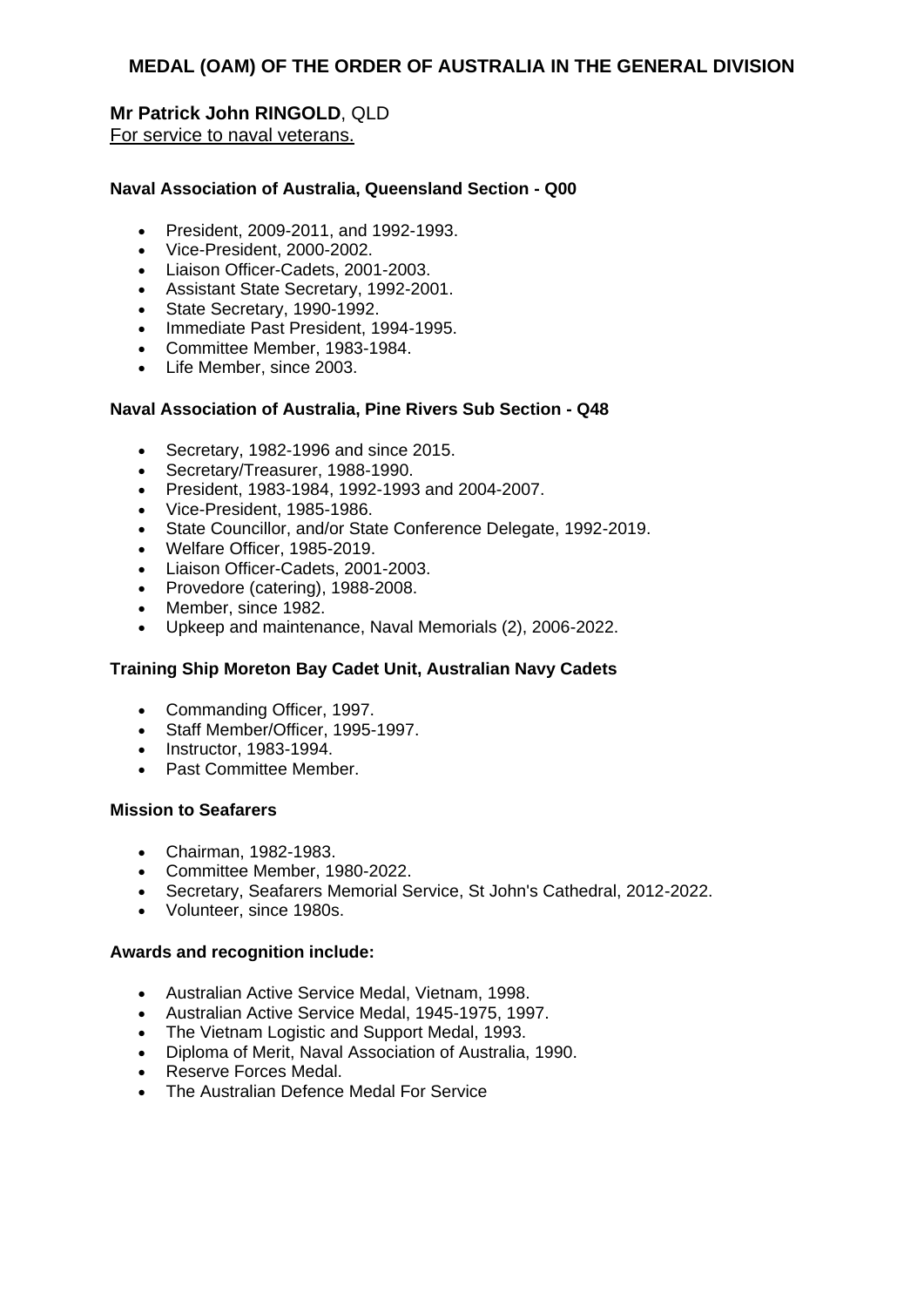## MEDAL (OAM) OF THE ORDER OF AUSTRALIA IN THE GENERAL DIVISION

**Mr Patrick John RINGOLD**, QLD
For service to naval veterans.

**Naval Association of Australia, Queensland Section - Q00**

- President, 2009-2011, and 1992-1993.
- Vice-President, 2000-2002.
- Liaison Officer-Cadets, 2001-2003.
- Assistant State Secretary, 1992-2001.
- State Secretary, 1990-1992.
- Immediate Past President, 1994-1995.
- Committee Member, 1983-1984.
- Life Member, since 2003.

**Naval Association of Australia, Pine Rivers Sub Section - Q48**

- Secretary, 1982-1996 and since 2015.
- Secretary/Treasurer, 1988-1990.
- President, 1983-1984, 1992-1993 and 2004-2007.
- Vice-President, 1985-1986.
- State Councillor, and/or State Conference Delegate, 1992-2019.
- Welfare Officer, 1985-2019.
- Liaison Officer-Cadets, 2001-2003.
- Provedore (catering), 1988-2008.
- Member, since 1982.
- Upkeep and maintenance, Naval Memorials (2), 2006-2022.

**Training Ship Moreton Bay Cadet Unit, Australian Navy Cadets**

- Commanding Officer, 1997.
- Staff Member/Officer, 1995-1997.
- Instructor, 1983-1994.
- Past Committee Member.

**Mission to Seafarers**

- Chairman, 1982-1983.
- Committee Member, 1980-2022.
- Secretary, Seafarers Memorial Service, St John's Cathedral, 2012-2022.
- Volunteer, since 1980s.

**Awards and recognition include:**

- Australian Active Service Medal, Vietnam, 1998.
- Australian Active Service Medal, 1945-1975, 1997.
- The Vietnam Logistic and Support Medal, 1993.
- Diploma of Merit, Naval Association of Australia, 1990.
- Reserve Forces Medal.
- The Australian Defence Medal For Service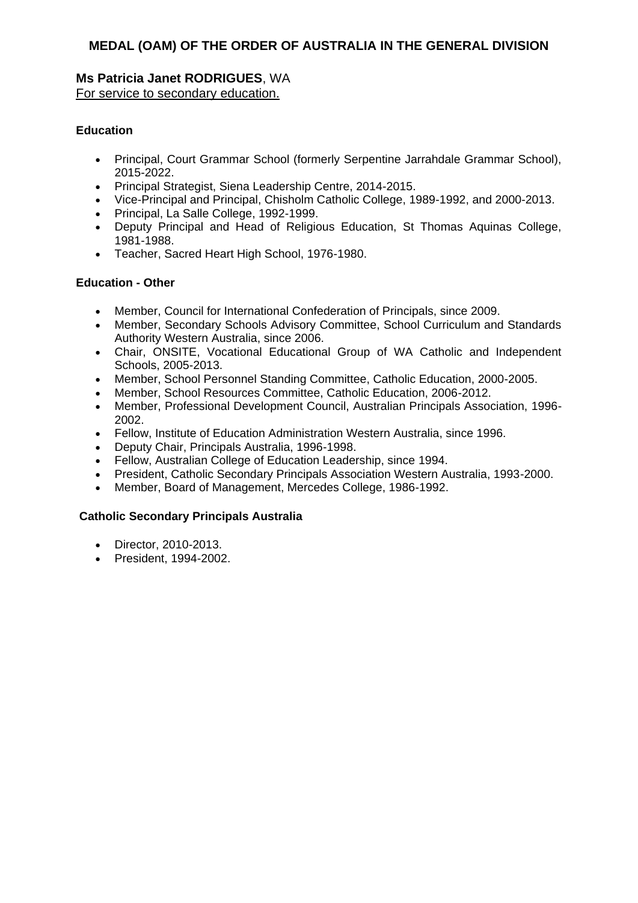## MEDAL (OAM) OF THE ORDER OF AUSTRALIA IN THE GENERAL DIVISION

**Ms Patricia Janet RODRIGUES**, WA
For service to secondary education.

**Education**

- Principal, Court Grammar School (formerly Serpentine Jarrahdale Grammar School), 2015-2022.
- Principal Strategist, Siena Leadership Centre, 2014-2015.
- Vice-Principal and Principal, Chisholm Catholic College, 1989-1992, and 2000-2013.
- Principal, La Salle College, 1992-1999.
- Deputy Principal and Head of Religious Education, St Thomas Aquinas College, 1981-1988.
- Teacher, Sacred Heart High School, 1976-1980.

**Education - Other**

- Member, Council for International Confederation of Principals, since 2009.
- Member, Secondary Schools Advisory Committee, School Curriculum and Standards Authority Western Australia, since 2006.
- Chair, ONSITE, Vocational Educational Group of WA Catholic and Independent Schools, 2005-2013.
- Member, School Personnel Standing Committee, Catholic Education, 2000-2005.
- Member, School Resources Committee, Catholic Education, 2006-2012.
- Member, Professional Development Council, Australian Principals Association, 1996-2002.
- Fellow, Institute of Education Administration Western Australia, since 1996.
- Deputy Chair, Principals Australia, 1996-1998.
- Fellow, Australian College of Education Leadership, since 1994.
- President, Catholic Secondary Principals Association Western Australia, 1993-2000.
- Member, Board of Management, Mercedes College, 1986-1992.

**Catholic Secondary Principals Australia**

- Director, 2010-2013.
- President, 1994-2002.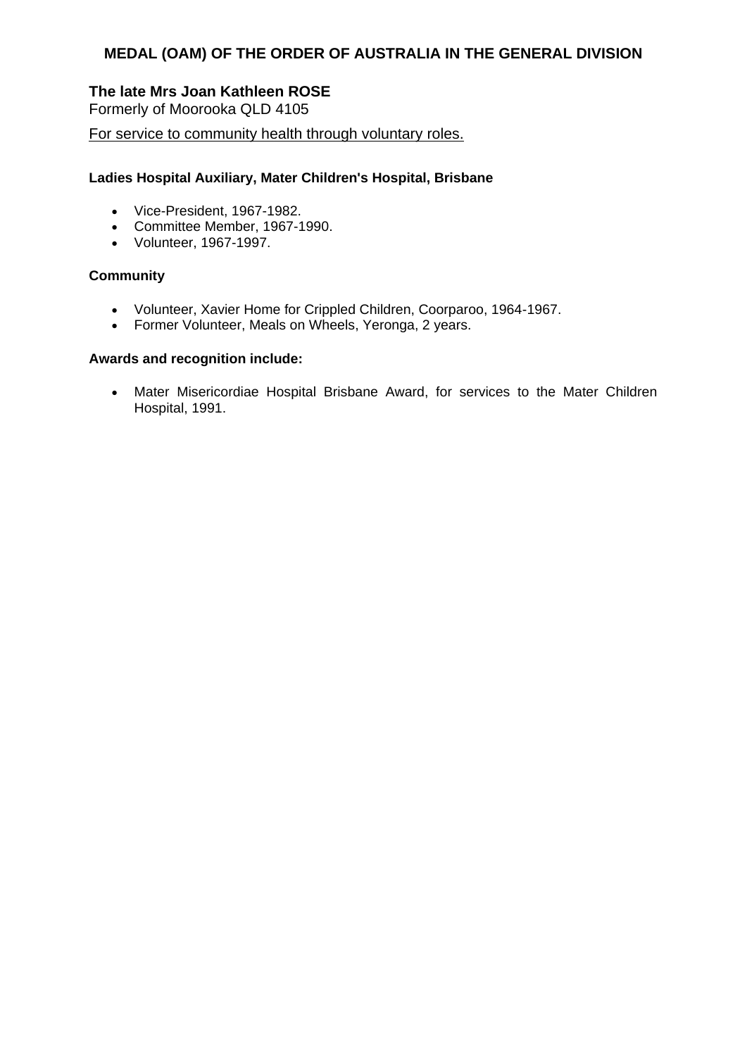## MEDAL (OAM) OF THE ORDER OF AUSTRALIA IN THE GENERAL DIVISION

### The late Mrs Joan Kathleen ROSE

Formerly of Moorooka QLD 4105

<u>For service to community health through voluntary roles.</u>

**Ladies Hospital Auxiliary, Mater Children's Hospital, Brisbane**

- Vice-President, 1967-1982.
- Committee Member, 1967-1990.
- Volunteer, 1967-1997.

**Community**

- Volunteer, Xavier Home for Crippled Children, Coorparoo, 1964-1967.
- Former Volunteer, Meals on Wheels, Yeronga, 2 years.

**Awards and recognition include:**

- Mater Misericordiae Hospital Brisbane Award, for services to the Mater Children Hospital, 1991.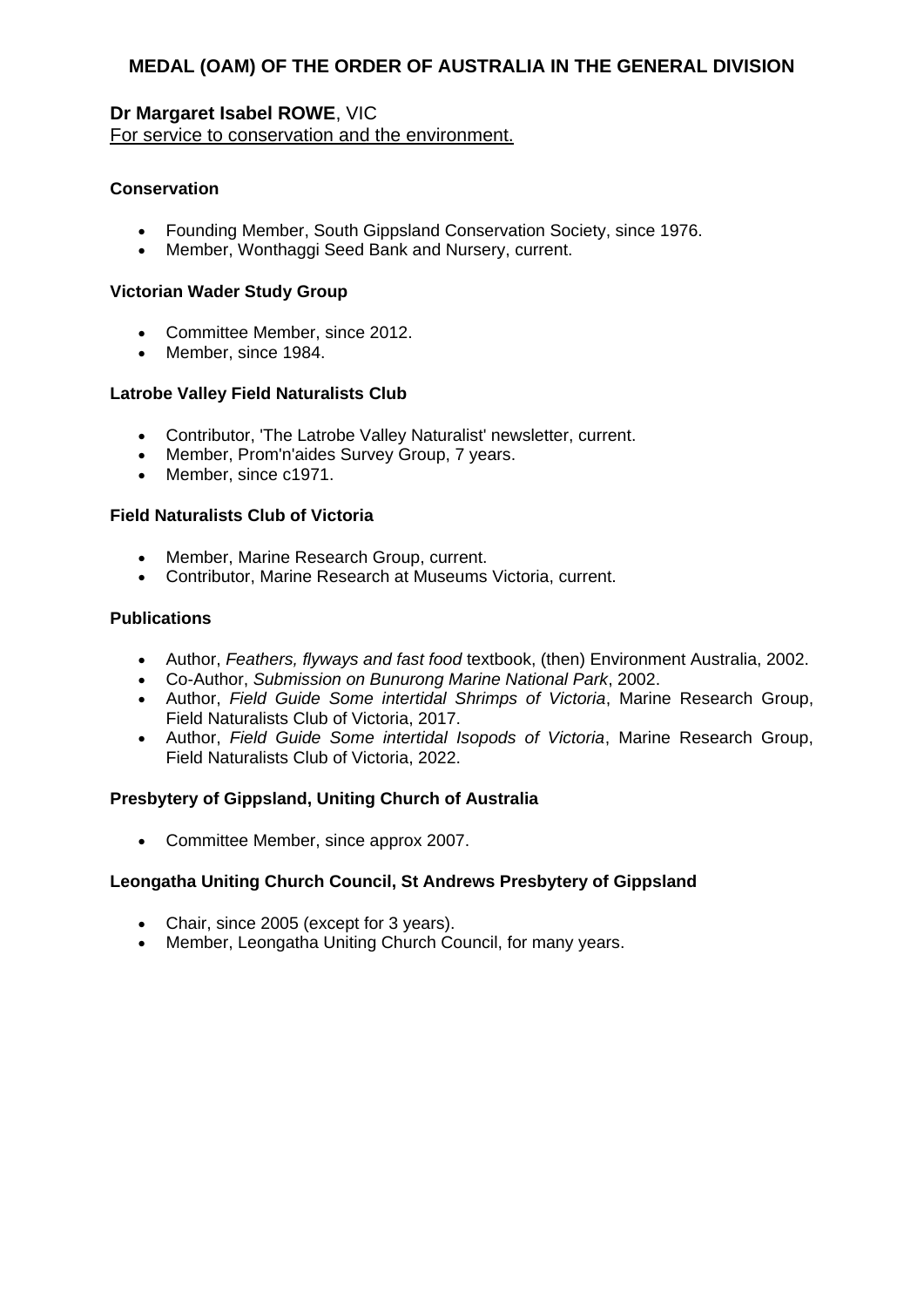## MEDAL (OAM) OF THE ORDER OF AUSTRALIA IN THE GENERAL DIVISION

**Dr Margaret Isabel ROWE**, VIC
For service to conservation and the environment.

**Conservation**

- Founding Member, South Gippsland Conservation Society, since 1976.
- Member, Wonthaggi Seed Bank and Nursery, current.

**Victorian Wader Study Group**

- Committee Member, since 2012.
- Member, since 1984.

**Latrobe Valley Field Naturalists Club**

- Contributor, 'The Latrobe Valley Naturalist' newsletter, current.
- Member, Prom'n'aides Survey Group, 7 years.
- Member, since c1971.

**Field Naturalists Club of Victoria**

- Member, Marine Research Group, current.
- Contributor, Marine Research at Museums Victoria, current.

**Publications**

- Author, *Feathers, flyways and fast food* textbook, (then) Environment Australia, 2002.
- Co-Author, *Submission on Bunurong Marine National Park*, 2002.
- Author, *Field Guide Some intertidal Shrimps of Victoria*, Marine Research Group, Field Naturalists Club of Victoria, 2017.
- Author, *Field Guide Some intertidal Isopods of Victoria*, Marine Research Group, Field Naturalists Club of Victoria, 2022.

**Presbytery of Gippsland, Uniting Church of Australia**

- Committee Member, since approx 2007.

**Leongatha Uniting Church Council, St Andrews Presbytery of Gippsland**

- Chair, since 2005 (except for 3 years).
- Member, Leongatha Uniting Church Council, for many years.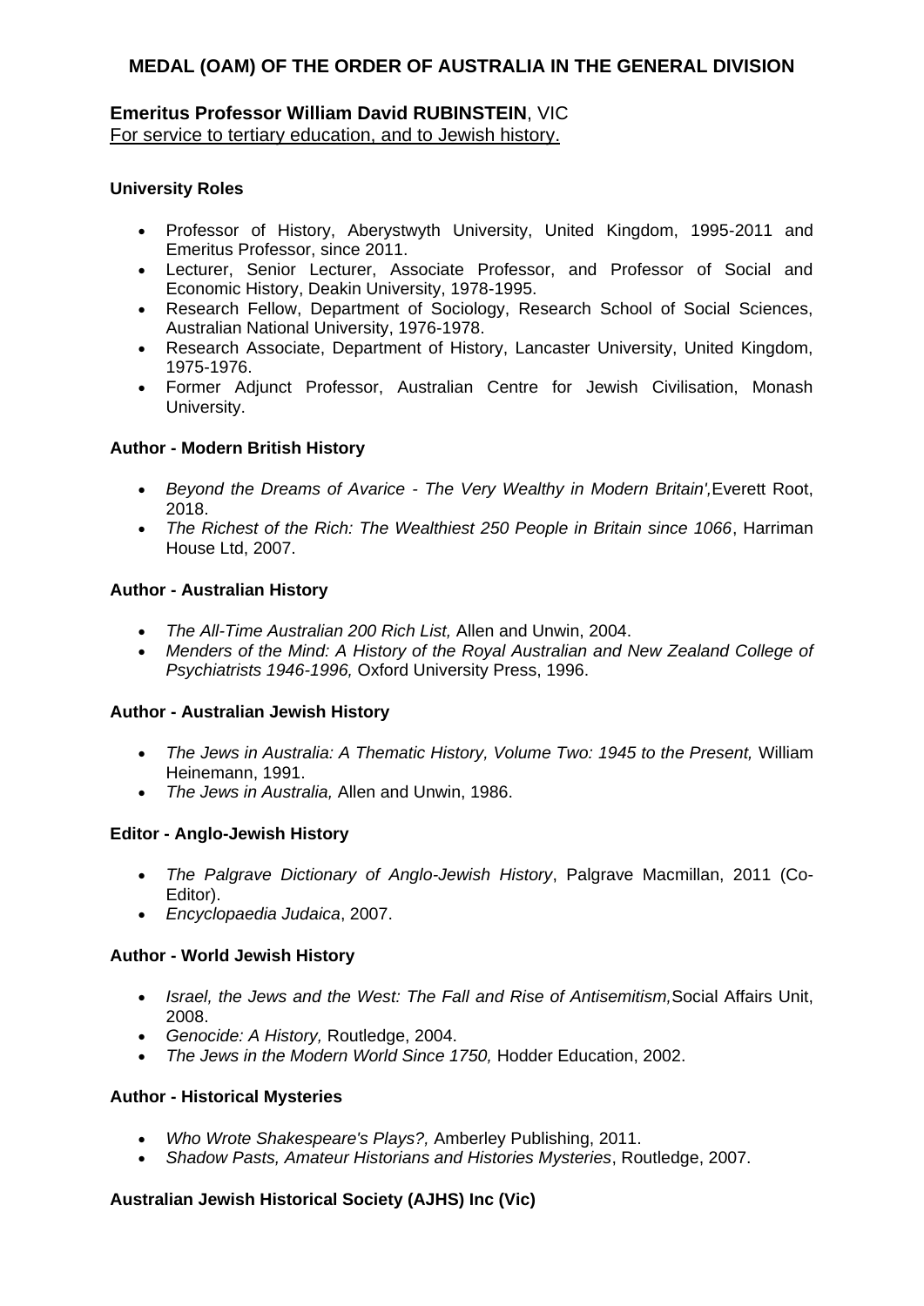## MEDAL (OAM) OF THE ORDER OF AUSTRALIA IN THE GENERAL DIVISION

**Emeritus Professor William David RUBINSTEIN**, VIC
For service to tertiary education, and to Jewish history.

**University Roles**

- Professor of History, Aberystwyth University, United Kingdom, 1995-2011 and Emeritus Professor, since 2011.
- Lecturer, Senior Lecturer, Associate Professor, and Professor of Social and Economic History, Deakin University, 1978-1995.
- Research Fellow, Department of Sociology, Research School of Social Sciences, Australian National University, 1976-1978.
- Research Associate, Department of History, Lancaster University, United Kingdom, 1975-1976.
- Former Adjunct Professor, Australian Centre for Jewish Civilisation, Monash University.

**Author - Modern British History**

- *Beyond the Dreams of Avarice - The Very Wealthy in Modern Britain',* Everett Root, 2018.
- *The Richest of the Rich: The Wealthiest 250 People in Britain since 1066*, Harriman House Ltd, 2007.

**Author - Australian History**

- *The All-Time Australian 200 Rich List,* Allen and Unwin, 2004.
- *Menders of the Mind: A History of the Royal Australian and New Zealand College of Psychiatrists 1946-1996,* Oxford University Press, 1996.

**Author - Australian Jewish History**

- *The Jews in Australia: A Thematic History, Volume Two: 1945 to the Present,* William Heinemann, 1991.
- *The Jews in Australia,* Allen and Unwin, 1986.

**Editor - Anglo-Jewish History**

- *The Palgrave Dictionary of Anglo-Jewish History*, Palgrave Macmillan, 2011 (Co-Editor).
- *Encyclopaedia Judaica*, 2007.

**Author - World Jewish History**

- *Israel, the Jews and the West: The Fall and Rise of Antisemitism,* Social Affairs Unit, 2008.
- *Genocide: A History,* Routledge, 2004.
- *The Jews in the Modern World Since 1750,* Hodder Education, 2002.

**Author - Historical Mysteries**

- *Who Wrote Shakespeare's Plays?,* Amberley Publishing, 2011.
- *Shadow Pasts, Amateur Historians and Histories Mysteries*, Routledge, 2007.

**Australian Jewish Historical Society (AJHS) Inc (Vic)**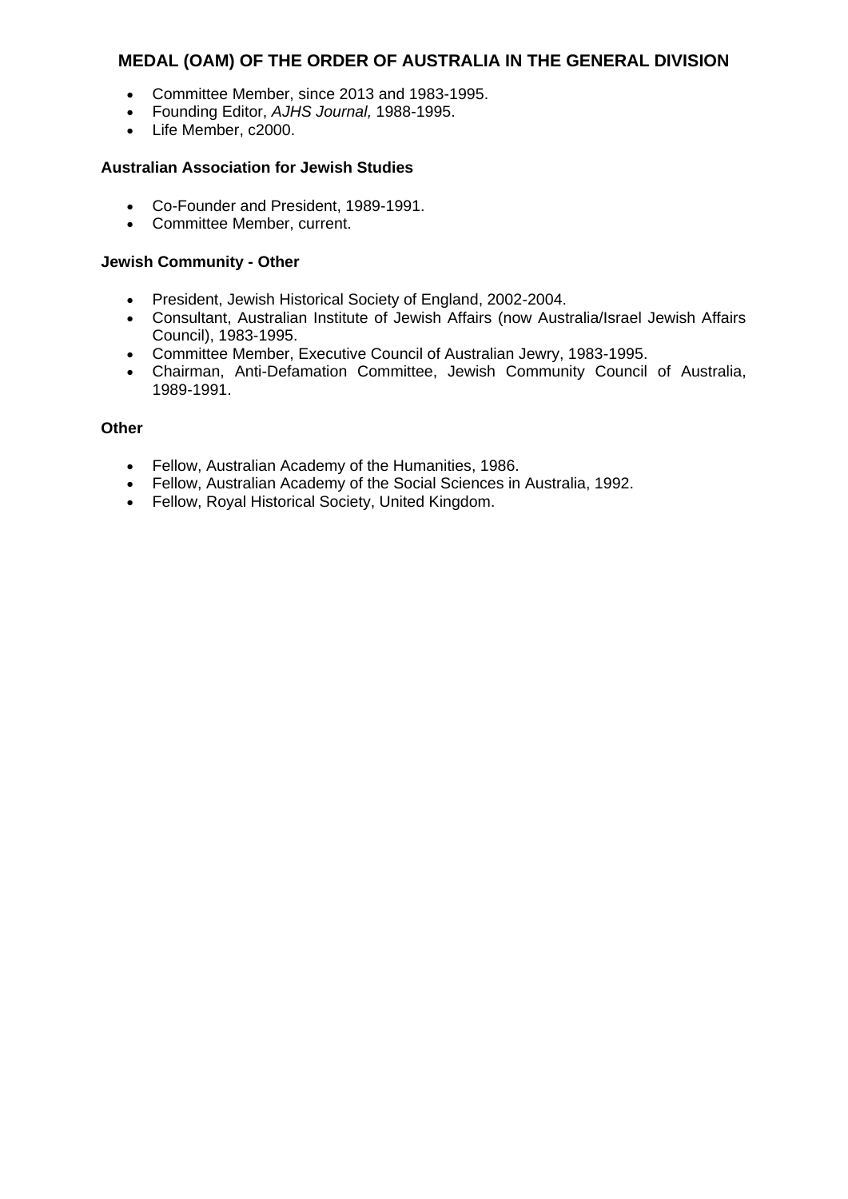## MEDAL (OAM) OF THE ORDER OF AUSTRALIA IN THE GENERAL DIVISION

- Committee Member, since 2013 and 1983-1995.
- Founding Editor, *AJHS Journal,* 1988-1995.
- Life Member, c2000.

**Australian Association for Jewish Studies**

- Co-Founder and President, 1989-1991.
- Committee Member, current.

**Jewish Community - Other**

- President, Jewish Historical Society of England, 2002-2004.
- Consultant, Australian Institute of Jewish Affairs (now Australia/Israel Jewish Affairs Council), 1983-1995.
- Committee Member, Executive Council of Australian Jewry, 1983-1995.
- Chairman, Anti-Defamation Committee, Jewish Community Council of Australia, 1989-1991.

**Other**

- Fellow, Australian Academy of the Humanities, 1986.
- Fellow, Australian Academy of the Social Sciences in Australia, 1992.
- Fellow, Royal Historical Society, United Kingdom.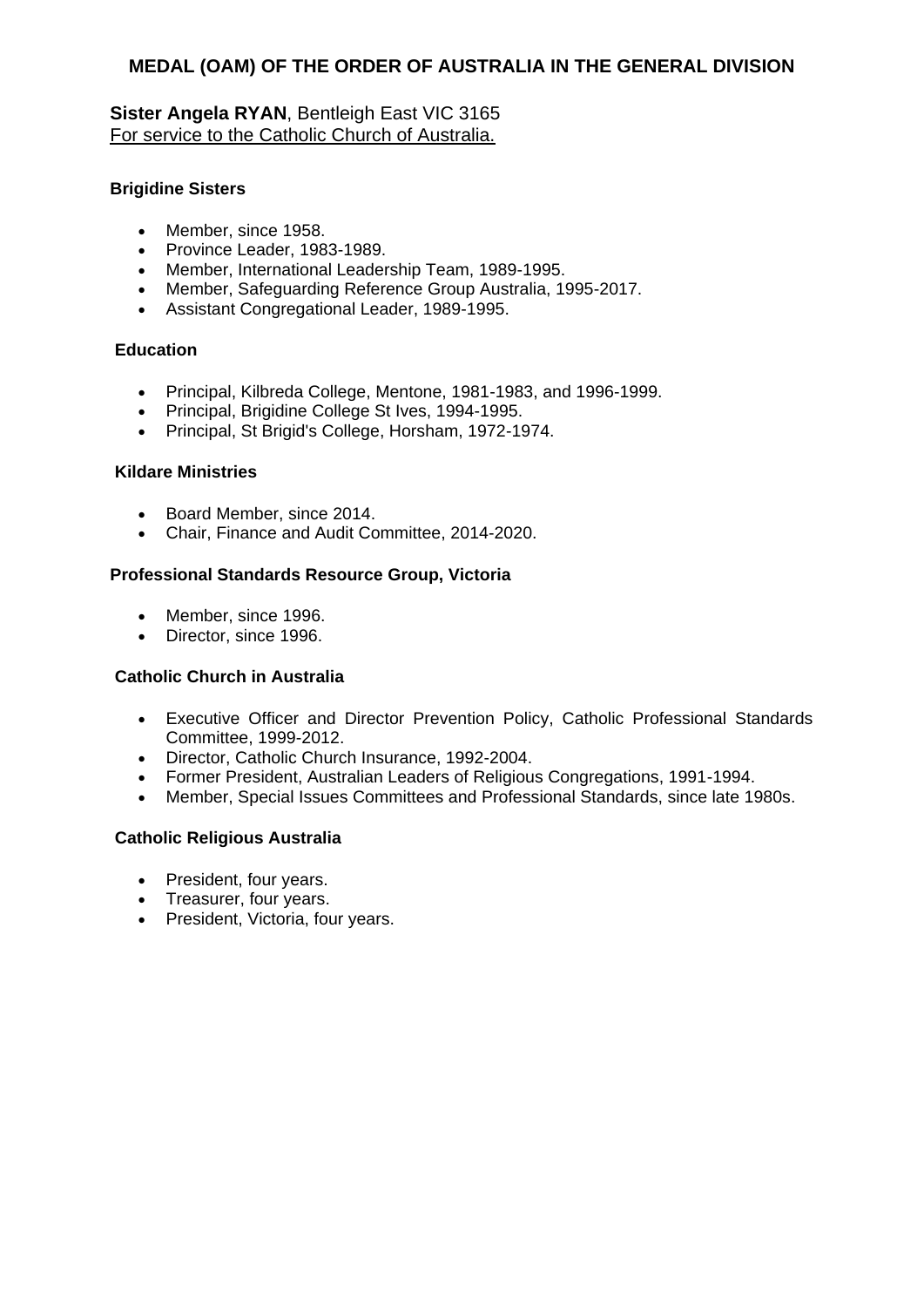## MEDAL (OAM) OF THE ORDER OF AUSTRALIA IN THE GENERAL DIVISION

**Sister Angela RYAN**, Bentleigh East VIC 3165
For service to the Catholic Church of Australia.

**Brigidine Sisters**

- Member, since 1958.
- Province Leader, 1983-1989.
- Member, International Leadership Team, 1989-1995.
- Member, Safeguarding Reference Group Australia, 1995-2017.
- Assistant Congregational Leader, 1989-1995.

**Education**

- Principal, Kilbreda College, Mentone, 1981-1983, and 1996-1999.
- Principal, Brigidine College St Ives, 1994-1995.
- Principal, St Brigid's College, Horsham, 1972-1974.

**Kildare Ministries**

- Board Member, since 2014.
- Chair, Finance and Audit Committee, 2014-2020.

**Professional Standards Resource Group, Victoria**

- Member, since 1996.
- Director, since 1996.

**Catholic Church in Australia**

- Executive Officer and Director Prevention Policy, Catholic Professional Standards Committee, 1999-2012.
- Director, Catholic Church Insurance, 1992-2004.
- Former President, Australian Leaders of Religious Congregations, 1991-1994.
- Member, Special Issues Committees and Professional Standards, since late 1980s.

**Catholic Religious Australia**

- President, four years.
- Treasurer, four years.
- President, Victoria, four years.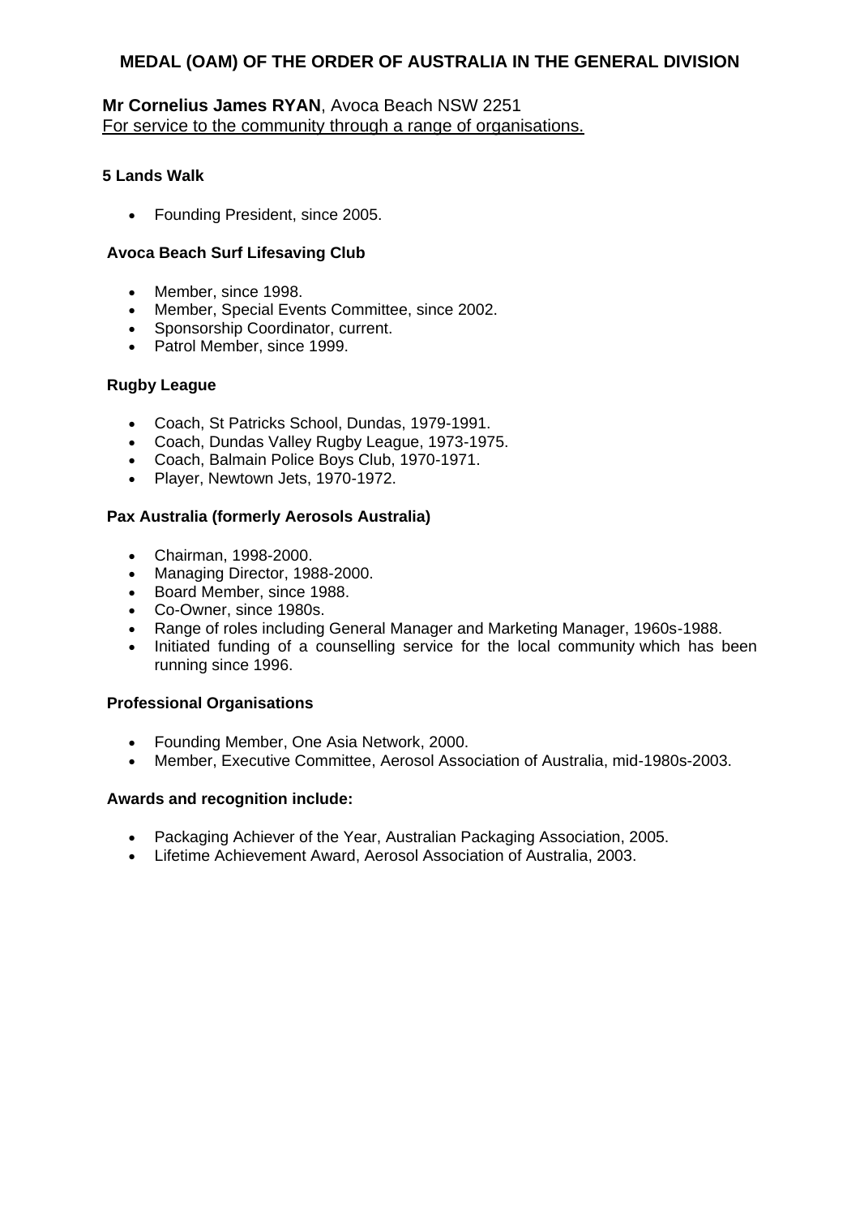## MEDAL (OAM) OF THE ORDER OF AUSTRALIA IN THE GENERAL DIVISION

**Mr Cornelius James RYAN**, Avoca Beach NSW 2251
For service to the community through a range of organisations.

**5 Lands Walk**

- Founding President, since 2005.

**Avoca Beach Surf Lifesaving Club**

- Member, since 1998.
- Member, Special Events Committee, since 2002.
- Sponsorship Coordinator, current.
- Patrol Member, since 1999.

**Rugby League**

- Coach, St Patricks School, Dundas, 1979-1991.
- Coach, Dundas Valley Rugby League, 1973-1975.
- Coach, Balmain Police Boys Club, 1970-1971.
- Player, Newtown Jets, 1970-1972.

**Pax Australia (formerly Aerosols Australia)**

- Chairman, 1998-2000.
- Managing Director, 1988-2000.
- Board Member, since 1988.
- Co-Owner, since 1980s.
- Range of roles including General Manager and Marketing Manager, 1960s-1988.
- Initiated funding of a counselling service for the local community which has been running since 1996.

**Professional Organisations**

- Founding Member, One Asia Network, 2000.
- Member, Executive Committee, Aerosol Association of Australia, mid-1980s-2003.

**Awards and recognition include:**

- Packaging Achiever of the Year, Australian Packaging Association, 2005.
- Lifetime Achievement Award, Aerosol Association of Australia, 2003.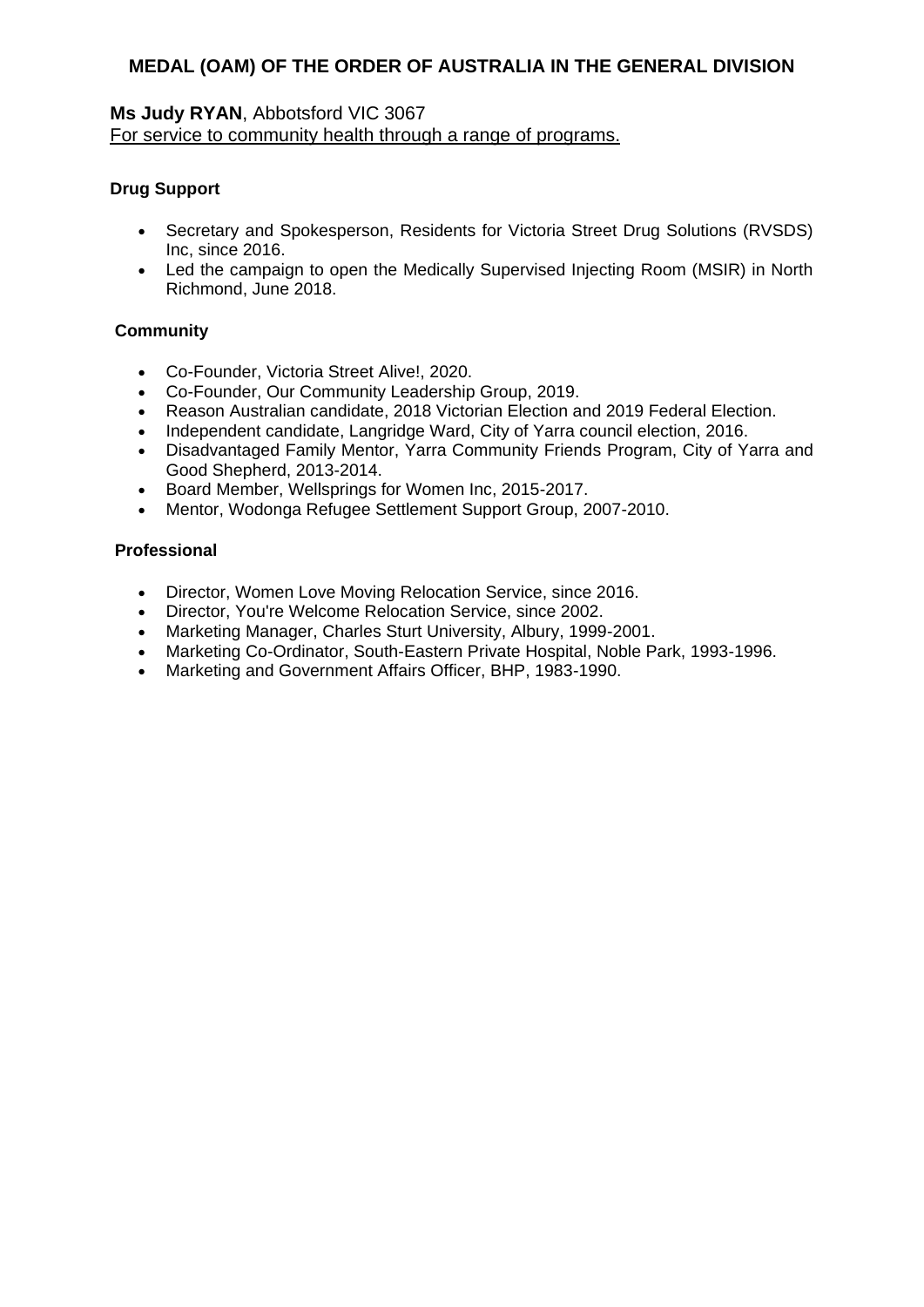## MEDAL (OAM) OF THE ORDER OF AUSTRALIA IN THE GENERAL DIVISION

**Ms Judy RYAN**, Abbotsford VIC 3067
For service to community health through a range of programs.

**Drug Support**

- Secretary and Spokesperson, Residents for Victoria Street Drug Solutions (RVSDS) Inc, since 2016.
- Led the campaign to open the Medically Supervised Injecting Room (MSIR) in North Richmond, June 2018.

**Community**

- Co-Founder, Victoria Street Alive!, 2020.
- Co-Founder, Our Community Leadership Group, 2019.
- Reason Australian candidate, 2018 Victorian Election and 2019 Federal Election.
- Independent candidate, Langridge Ward, City of Yarra council election, 2016.
- Disadvantaged Family Mentor, Yarra Community Friends Program, City of Yarra and Good Shepherd, 2013-2014.
- Board Member, Wellsprings for Women Inc, 2015-2017.
- Mentor, Wodonga Refugee Settlement Support Group, 2007-2010.

**Professional**

- Director, Women Love Moving Relocation Service, since 2016.
- Director, You're Welcome Relocation Service, since 2002.
- Marketing Manager, Charles Sturt University, Albury, 1999-2001.
- Marketing Co-Ordinator, South-Eastern Private Hospital, Noble Park, 1993-1996.
- Marketing and Government Affairs Officer, BHP, 1983-1990.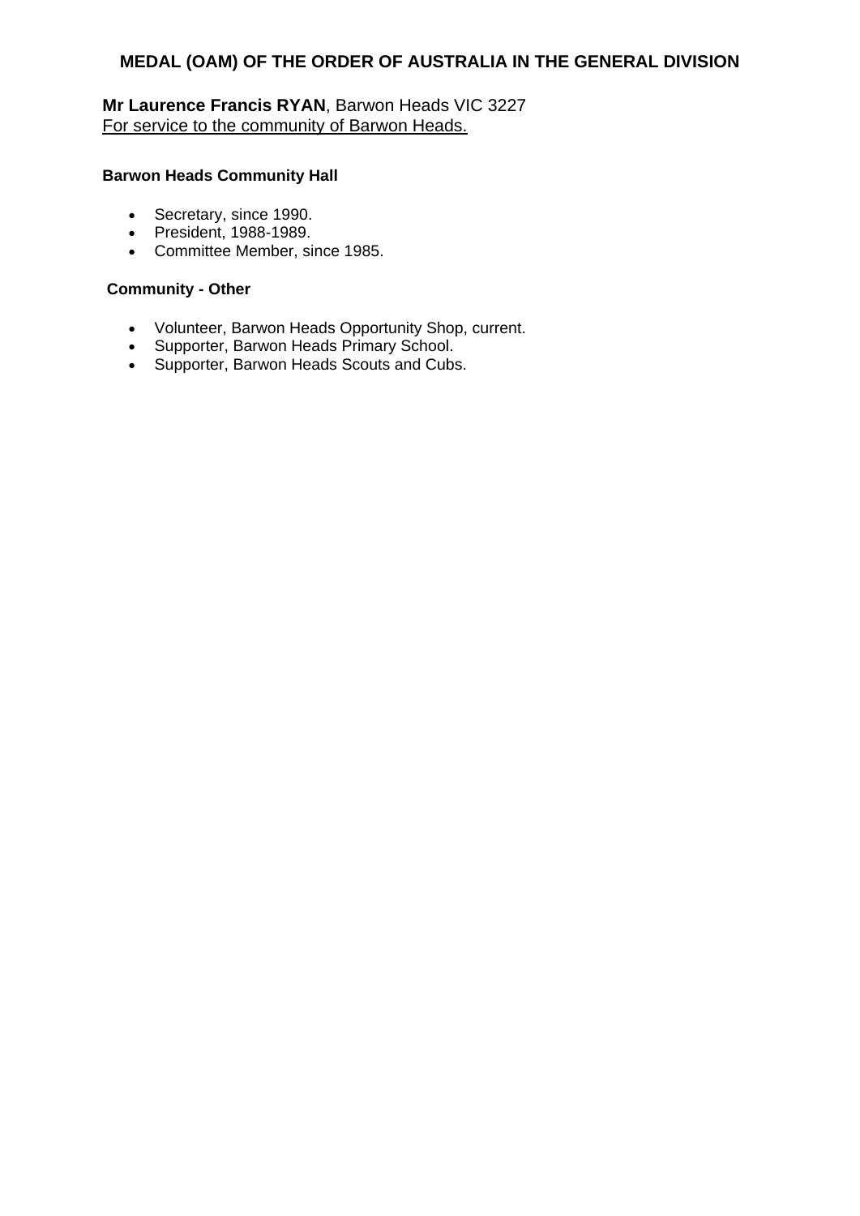## MEDAL (OAM) OF THE ORDER OF AUSTRALIA IN THE GENERAL DIVISION

**Mr Laurence Francis RYAN**, Barwon Heads VIC 3227
For service to the community of Barwon Heads.

**Barwon Heads Community Hall**

- Secretary, since 1990.
- President, 1988-1989.
- Committee Member, since 1985.

**Community - Other**

- Volunteer, Barwon Heads Opportunity Shop, current.
- Supporter, Barwon Heads Primary School.
- Supporter, Barwon Heads Scouts and Cubs.